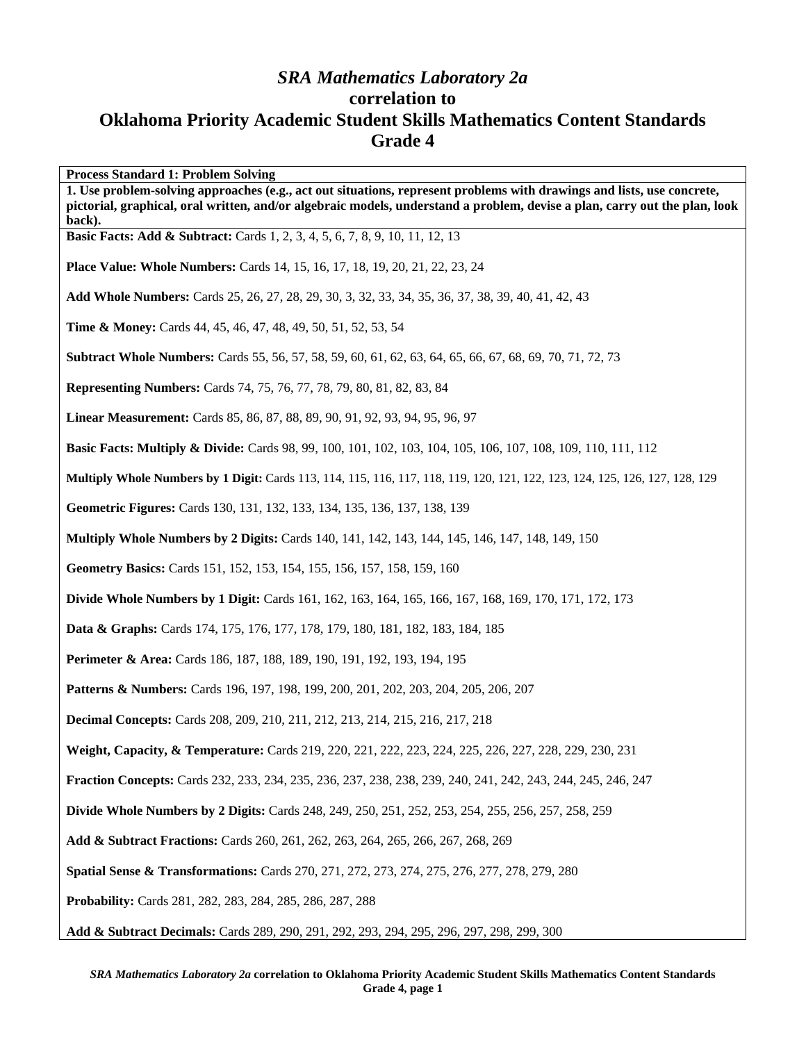# *SRA Mathematics Laboratory 2a* correlation to Oklahoma Priority Academic Student Skills Mathematics Content Standards Grade 4

**Process Standard 1: Problem Solving**

**1. Use problem-solving approaches (e.g., act out situations, represent problems with drawings and lists, use concrete, pictorial, graphical, oral written, and/or algebraic models, understand a problem, devise a plan, carry out the plan, look back).**

**Basic Facts: Add & Subtract:** Cards 1, 2, 3, 4, 5, 6, 7, 8, 9, 10, 11, 12, 13

**Place Value: Whole Numbers:** Cards 14, 15, 16, 17, 18, 19, 20, 21, 22, 23, 24

**Add Whole Numbers:** Cards 25, 26, 27, 28, 29, 30, 3, 32, 33, 34, 35, 36, 37, 38, 39, 40, 41, 42, 43

**Time & Money:** Cards 44, 45, 46, 47, 48, 49, 50, 51, 52, 53, 54

**Subtract Whole Numbers:** Cards 55, 56, 57, 58, 59, 60, 61, 62, 63, 64, 65, 66, 67, 68, 69, 70, 71, 72, 73

**Representing Numbers:** Cards 74, 75, 76, 77, 78, 79, 80, 81, 82, 83, 84

**Linear Measurement:** Cards 85, 86, 87, 88, 89, 90, 91, 92, 93, 94, 95, 96, 97

**Basic Facts: Multiply & Divide:** Cards 98, 99, 100, 101, 102, 103, 104, 105, 106, 107, 108, 109, 110, 111, 112

**Multiply Whole Numbers by 1 Digit:** Cards 113, 114, 115, 116, 117, 118, 119, 120, 121, 122, 123, 124, 125, 126, 127, 128, 129

**Geometric Figures:** Cards 130, 131, 132, 133, 134, 135, 136, 137, 138, 139

**Multiply Whole Numbers by 2 Digits:** Cards 140, 141, 142, 143, 144, 145, 146, 147, 148, 149, 150

**Geometry Basics:** Cards 151, 152, 153, 154, 155, 156, 157, 158, 159, 160

**Divide Whole Numbers by 1 Digit:** Cards 161, 162, 163, 164, 165, 166, 167, 168, 169, 170, 171, 172, 173

**Data & Graphs:** Cards 174, 175, 176, 177, 178, 179, 180, 181, 182, 183, 184, 185

**Perimeter & Area:** Cards 186, 187, 188, 189, 190, 191, 192, 193, 194, 195

**Patterns & Numbers:** Cards 196, 197, 198, 199, 200, 201, 202, 203, 204, 205, 206, 207

**Decimal Concepts:** Cards 208, 209, 210, 211, 212, 213, 214, 215, 216, 217, 218

**Weight, Capacity, & Temperature:** Cards 219, 220, 221, 222, 223, 224, 225, 226, 227, 228, 229, 230, 231

**Fraction Concepts:** Cards 232, 233, 234, 235, 236, 237, 238, 238, 239, 240, 241, 242, 243, 244, 245, 246, 247

**Divide Whole Numbers by 2 Digits:** Cards 248, 249, 250, 251, 252, 253, 254, 255, 256, 257, 258, 259

**Add & Subtract Fractions:** Cards 260, 261, 262, 263, 264, 265, 266, 267, 268, 269

**Spatial Sense & Transformations:** Cards 270, 271, 272, 273, 274, 275, 276, 277, 278, 279, 280

**Probability:** Cards 281, 282, 283, 284, 285, 286, 287, 288

**Add & Subtract Decimals:** Cards 289, 290, 291, 292, 293, 294, 295, 296, 297, 298, 299, 300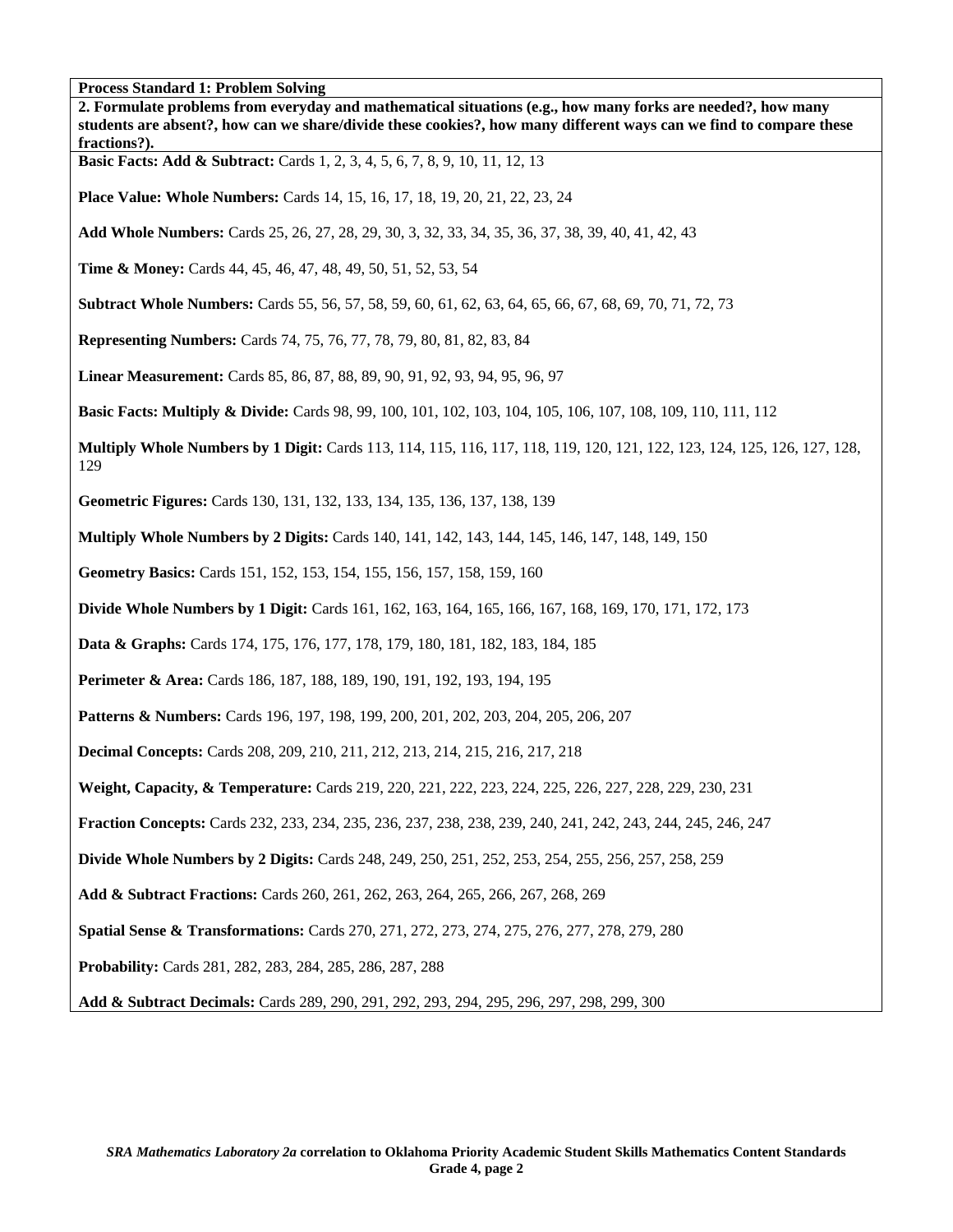**Process Standard 1: Problem Solving**

**2. Formulate problems from everyday and mathematical situations (e.g., how many forks are needed?, how many students are absent?, how can we share/divide these cookies?, how many different ways can we find to compare these fractions?).**

**Basic Facts: Add & Subtract:** Cards 1, 2, 3, 4, 5, 6, 7, 8, 9, 10, 11, 12, 13

**Place Value: Whole Numbers:** Cards 14, 15, 16, 17, 18, 19, 20, 21, 22, 23, 24

**Add Whole Numbers:** Cards 25, 26, 27, 28, 29, 30, 3, 32, 33, 34, 35, 36, 37, 38, 39, 40, 41, 42, 43

**Time & Money:** Cards 44, 45, 46, 47, 48, 49, 50, 51, 52, 53, 54

**Subtract Whole Numbers:** Cards 55, 56, 57, 58, 59, 60, 61, 62, 63, 64, 65, 66, 67, 68, 69, 70, 71, 72, 73

**Representing Numbers:** Cards 74, 75, 76, 77, 78, 79, 80, 81, 82, 83, 84

**Linear Measurement:** Cards 85, 86, 87, 88, 89, 90, 91, 92, 93, 94, 95, 96, 97

**Basic Facts: Multiply & Divide:** Cards 98, 99, 100, 101, 102, 103, 104, 105, 106, 107, 108, 109, 110, 111, 112

**Multiply Whole Numbers by 1 Digit:** Cards 113, 114, 115, 116, 117, 118, 119, 120, 121, 122, 123, 124, 125, 126, 127, 128, 129

**Geometric Figures:** Cards 130, 131, 132, 133, 134, 135, 136, 137, 138, 139

**Multiply Whole Numbers by 2 Digits:** Cards 140, 141, 142, 143, 144, 145, 146, 147, 148, 149, 150

**Geometry Basics:** Cards 151, 152, 153, 154, 155, 156, 157, 158, 159, 160

**Divide Whole Numbers by 1 Digit:** Cards 161, 162, 163, 164, 165, 166, 167, 168, 169, 170, 171, 172, 173

**Data & Graphs:** Cards 174, 175, 176, 177, 178, 179, 180, 181, 182, 183, 184, 185

**Perimeter & Area:** Cards 186, 187, 188, 189, 190, 191, 192, 193, 194, 195

**Patterns & Numbers:** Cards 196, 197, 198, 199, 200, 201, 202, 203, 204, 205, 206, 207

**Decimal Concepts:** Cards 208, 209, 210, 211, 212, 213, 214, 215, 216, 217, 218

**Weight, Capacity, & Temperature:** Cards 219, 220, 221, 222, 223, 224, 225, 226, 227, 228, 229, 230, 231

**Fraction Concepts:** Cards 232, 233, 234, 235, 236, 237, 238, 238, 239, 240, 241, 242, 243, 244, 245, 246, 247

**Divide Whole Numbers by 2 Digits:** Cards 248, 249, 250, 251, 252, 253, 254, 255, 256, 257, 258, 259

**Add & Subtract Fractions:** Cards 260, 261, 262, 263, 264, 265, 266, 267, 268, 269

**Spatial Sense & Transformations:** Cards 270, 271, 272, 273, 274, 275, 276, 277, 278, 279, 280

**Probability:** Cards 281, 282, 283, 284, 285, 286, 287, 288

**Add & Subtract Decimals:** Cards 289, 290, 291, 292, 293, 294, 295, 296, 297, 298, 299, 300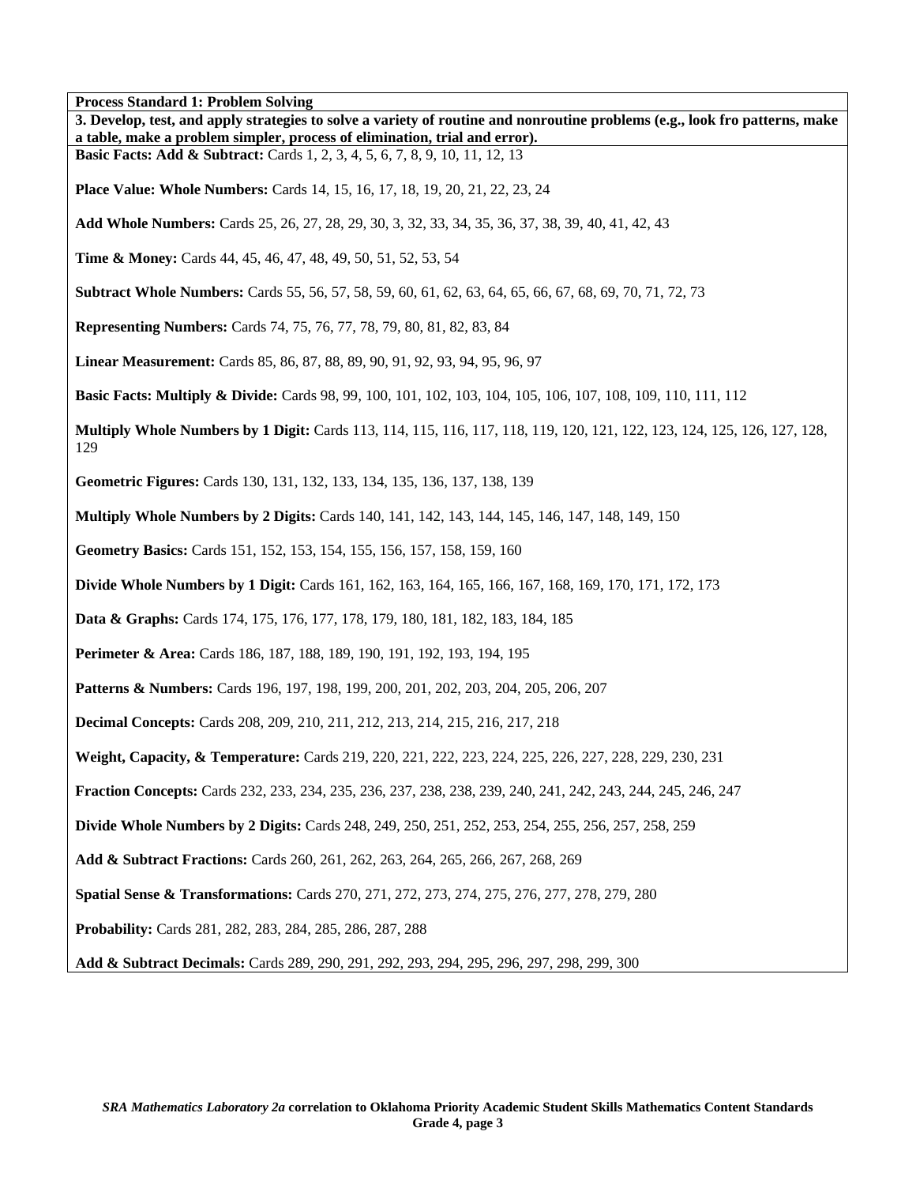**Process Standard 1: Problem Solving**

**3. Develop, test, and apply strategies to solve a variety of routine and nonroutine problems (e.g., look fro patterns, make a table, make a problem simpler, process of elimination, trial and error).**

**Basic Facts: Add & Subtract:** Cards 1, 2, 3, 4, 5, 6, 7, 8, 9, 10, 11, 12, 13

**Place Value: Whole Numbers:** Cards 14, 15, 16, 17, 18, 19, 20, 21, 22, 23, 24

**Add Whole Numbers:** Cards 25, 26, 27, 28, 29, 30, 3, 32, 33, 34, 35, 36, 37, 38, 39, 40, 41, 42, 43

**Time & Money:** Cards 44, 45, 46, 47, 48, 49, 50, 51, 52, 53, 54

**Subtract Whole Numbers:** Cards 55, 56, 57, 58, 59, 60, 61, 62, 63, 64, 65, 66, 67, 68, 69, 70, 71, 72, 73

**Representing Numbers:** Cards 74, 75, 76, 77, 78, 79, 80, 81, 82, 83, 84

**Linear Measurement:** Cards 85, 86, 87, 88, 89, 90, 91, 92, 93, 94, 95, 96, 97

**Basic Facts: Multiply & Divide:** Cards 98, 99, 100, 101, 102, 103, 104, 105, 106, 107, 108, 109, 110, 111, 112

**Multiply Whole Numbers by 1 Digit:** Cards 113, 114, 115, 116, 117, 118, 119, 120, 121, 122, 123, 124, 125, 126, 127, 128, 129

**Geometric Figures:** Cards 130, 131, 132, 133, 134, 135, 136, 137, 138, 139

**Multiply Whole Numbers by 2 Digits:** Cards 140, 141, 142, 143, 144, 145, 146, 147, 148, 149, 150

**Geometry Basics:** Cards 151, 152, 153, 154, 155, 156, 157, 158, 159, 160

**Divide Whole Numbers by 1 Digit:** Cards 161, 162, 163, 164, 165, 166, 167, 168, 169, 170, 171, 172, 173

**Data & Graphs:** Cards 174, 175, 176, 177, 178, 179, 180, 181, 182, 183, 184, 185

**Perimeter & Area:** Cards 186, 187, 188, 189, 190, 191, 192, 193, 194, 195

**Patterns & Numbers:** Cards 196, 197, 198, 199, 200, 201, 202, 203, 204, 205, 206, 207

**Decimal Concepts:** Cards 208, 209, 210, 211, 212, 213, 214, 215, 216, 217, 218

**Weight, Capacity, & Temperature:** Cards 219, 220, 221, 222, 223, 224, 225, 226, 227, 228, 229, 230, 231

**Fraction Concepts:** Cards 232, 233, 234, 235, 236, 237, 238, 238, 239, 240, 241, 242, 243, 244, 245, 246, 247

**Divide Whole Numbers by 2 Digits:** Cards 248, 249, 250, 251, 252, 253, 254, 255, 256, 257, 258, 259

**Add & Subtract Fractions:** Cards 260, 261, 262, 263, 264, 265, 266, 267, 268, 269

**Spatial Sense & Transformations:** Cards 270, 271, 272, 273, 274, 275, 276, 277, 278, 279, 280

**Probability:** Cards 281, 282, 283, 284, 285, 286, 287, 288

**Add & Subtract Decimals:** Cards 289, 290, 291, 292, 293, 294, 295, 296, 297, 298, 299, 300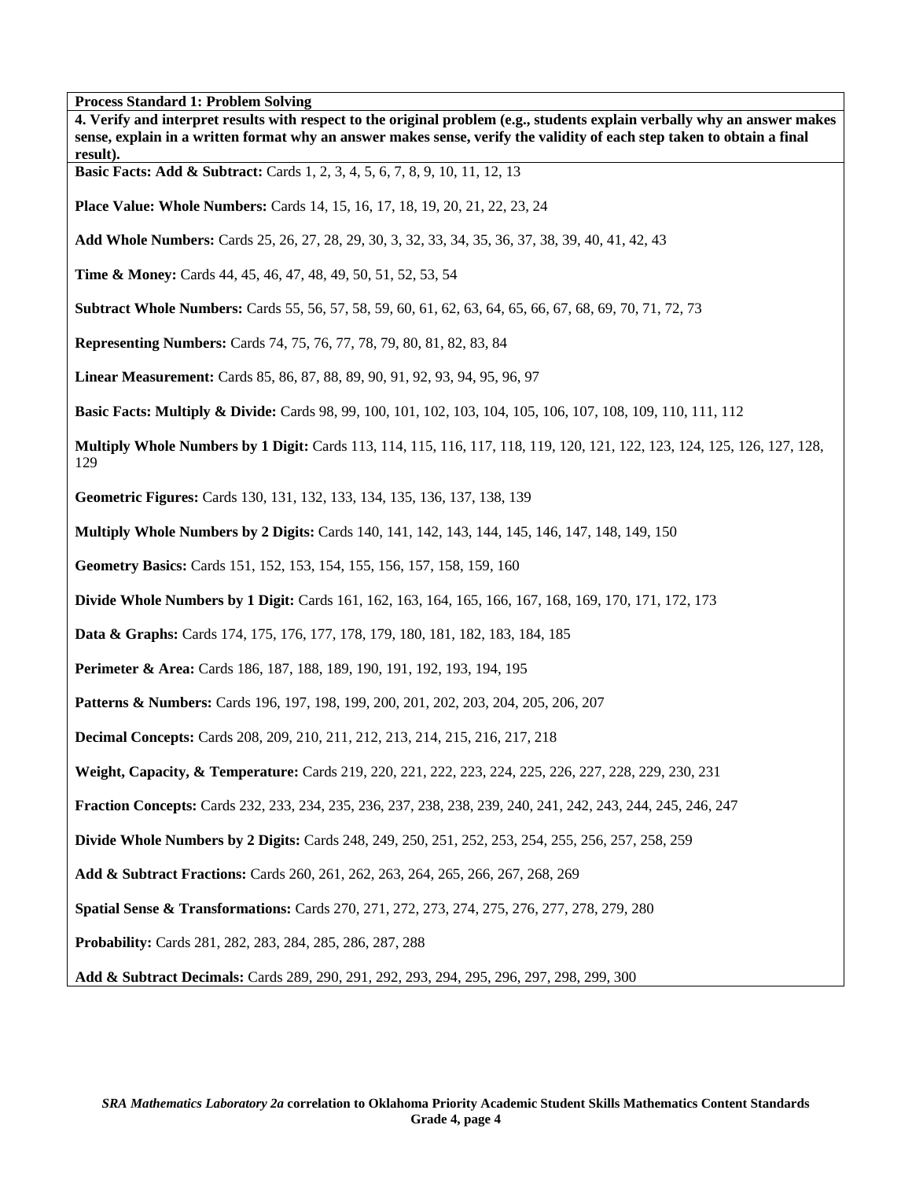**Process Standard 1: Problem Solving**

**4. Verify and interpret results with respect to the original problem (e.g., students explain verbally why an answer makes sense, explain in a written format why an answer makes sense, verify the validity of each step taken to obtain a final result).**

**Basic Facts: Add & Subtract:** Cards 1, 2, 3, 4, 5, 6, 7, 8, 9, 10, 11, 12, 13

**Place Value: Whole Numbers:** Cards 14, 15, 16, 17, 18, 19, 20, 21, 22, 23, 24

**Add Whole Numbers:** Cards 25, 26, 27, 28, 29, 30, 3, 32, 33, 34, 35, 36, 37, 38, 39, 40, 41, 42, 43

**Time & Money:** Cards 44, 45, 46, 47, 48, 49, 50, 51, 52, 53, 54

**Subtract Whole Numbers:** Cards 55, 56, 57, 58, 59, 60, 61, 62, 63, 64, 65, 66, 67, 68, 69, 70, 71, 72, 73

**Representing Numbers:** Cards 74, 75, 76, 77, 78, 79, 80, 81, 82, 83, 84

**Linear Measurement:** Cards 85, 86, 87, 88, 89, 90, 91, 92, 93, 94, 95, 96, 97

**Basic Facts: Multiply & Divide:** Cards 98, 99, 100, 101, 102, 103, 104, 105, 106, 107, 108, 109, 110, 111, 112

**Multiply Whole Numbers by 1 Digit:** Cards 113, 114, 115, 116, 117, 118, 119, 120, 121, 122, 123, 124, 125, 126, 127, 128, 129

**Geometric Figures:** Cards 130, 131, 132, 133, 134, 135, 136, 137, 138, 139

**Multiply Whole Numbers by 2 Digits:** Cards 140, 141, 142, 143, 144, 145, 146, 147, 148, 149, 150

**Geometry Basics:** Cards 151, 152, 153, 154, 155, 156, 157, 158, 159, 160

**Divide Whole Numbers by 1 Digit:** Cards 161, 162, 163, 164, 165, 166, 167, 168, 169, 170, 171, 172, 173

**Data & Graphs:** Cards 174, 175, 176, 177, 178, 179, 180, 181, 182, 183, 184, 185

**Perimeter & Area:** Cards 186, 187, 188, 189, 190, 191, 192, 193, 194, 195

**Patterns & Numbers:** Cards 196, 197, 198, 199, 200, 201, 202, 203, 204, 205, 206, 207

**Decimal Concepts:** Cards 208, 209, 210, 211, 212, 213, 214, 215, 216, 217, 218

**Weight, Capacity, & Temperature:** Cards 219, 220, 221, 222, 223, 224, 225, 226, 227, 228, 229, 230, 231

**Fraction Concepts:** Cards 232, 233, 234, 235, 236, 237, 238, 238, 239, 240, 241, 242, 243, 244, 245, 246, 247

**Divide Whole Numbers by 2 Digits:** Cards 248, 249, 250, 251, 252, 253, 254, 255, 256, 257, 258, 259

**Add & Subtract Fractions:** Cards 260, 261, 262, 263, 264, 265, 266, 267, 268, 269

**Spatial Sense & Transformations:** Cards 270, 271, 272, 273, 274, 275, 276, 277, 278, 279, 280

**Probability:** Cards 281, 282, 283, 284, 285, 286, 287, 288

**Add & Subtract Decimals:** Cards 289, 290, 291, 292, 293, 294, 295, 296, 297, 298, 299, 300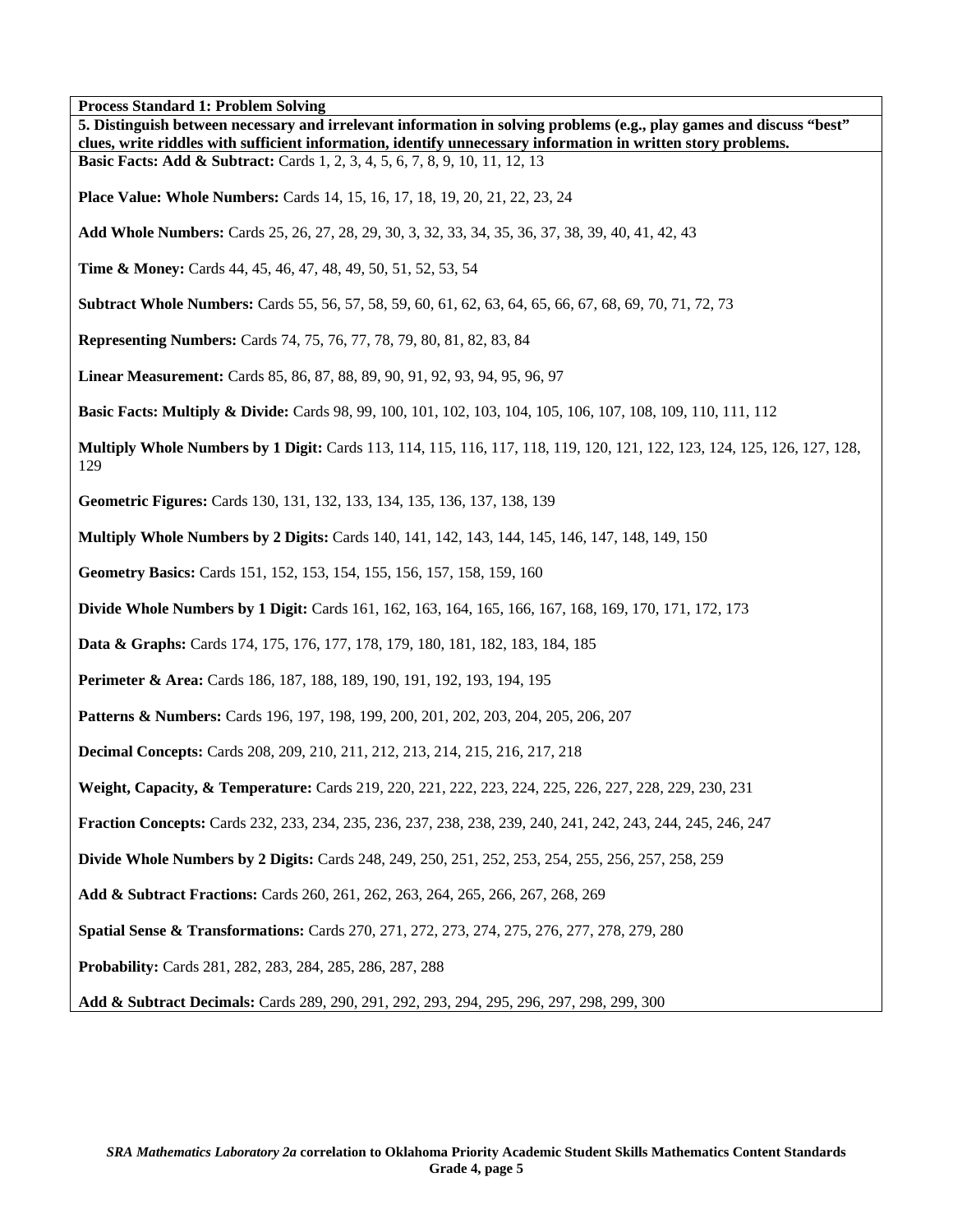**Process Standard 1: Problem Solving**

**5. Distinguish between necessary and irrelevant information in solving problems (e.g., play games and discuss "best" clues, write riddles with sufficient information, identify unnecessary information in written story problems.**

**Basic Facts: Add & Subtract:** Cards 1, 2, 3, 4, 5, 6, 7, 8, 9, 10, 11, 12, 13

**Place Value: Whole Numbers:** Cards 14, 15, 16, 17, 18, 19, 20, 21, 22, 23, 24

**Add Whole Numbers:** Cards 25, 26, 27, 28, 29, 30, 3, 32, 33, 34, 35, 36, 37, 38, 39, 40, 41, 42, 43

**Time & Money:** Cards 44, 45, 46, 47, 48, 49, 50, 51, 52, 53, 54

**Subtract Whole Numbers:** Cards 55, 56, 57, 58, 59, 60, 61, 62, 63, 64, 65, 66, 67, 68, 69, 70, 71, 72, 73

**Representing Numbers:** Cards 74, 75, 76, 77, 78, 79, 80, 81, 82, 83, 84

**Linear Measurement:** Cards 85, 86, 87, 88, 89, 90, 91, 92, 93, 94, 95, 96, 97

**Basic Facts: Multiply & Divide:** Cards 98, 99, 100, 101, 102, 103, 104, 105, 106, 107, 108, 109, 110, 111, 112

**Multiply Whole Numbers by 1 Digit:** Cards 113, 114, 115, 116, 117, 118, 119, 120, 121, 122, 123, 124, 125, 126, 127, 128, 129

**Geometric Figures:** Cards 130, 131, 132, 133, 134, 135, 136, 137, 138, 139

**Multiply Whole Numbers by 2 Digits:** Cards 140, 141, 142, 143, 144, 145, 146, 147, 148, 149, 150

**Geometry Basics:** Cards 151, 152, 153, 154, 155, 156, 157, 158, 159, 160

**Divide Whole Numbers by 1 Digit:** Cards 161, 162, 163, 164, 165, 166, 167, 168, 169, 170, 171, 172, 173

**Data & Graphs:** Cards 174, 175, 176, 177, 178, 179, 180, 181, 182, 183, 184, 185

**Perimeter & Area:** Cards 186, 187, 188, 189, 190, 191, 192, 193, 194, 195

**Patterns & Numbers:** Cards 196, 197, 198, 199, 200, 201, 202, 203, 204, 205, 206, 207

**Decimal Concepts:** Cards 208, 209, 210, 211, 212, 213, 214, 215, 216, 217, 218

**Weight, Capacity, & Temperature:** Cards 219, 220, 221, 222, 223, 224, 225, 226, 227, 228, 229, 230, 231

**Fraction Concepts:** Cards 232, 233, 234, 235, 236, 237, 238, 238, 239, 240, 241, 242, 243, 244, 245, 246, 247

**Divide Whole Numbers by 2 Digits:** Cards 248, 249, 250, 251, 252, 253, 254, 255, 256, 257, 258, 259

**Add & Subtract Fractions:** Cards 260, 261, 262, 263, 264, 265, 266, 267, 268, 269

**Spatial Sense & Transformations:** Cards 270, 271, 272, 273, 274, 275, 276, 277, 278, 279, 280

**Probability:** Cards 281, 282, 283, 284, 285, 286, 287, 288

**Add & Subtract Decimals:** Cards 289, 290, 291, 292, 293, 294, 295, 296, 297, 298, 299, 300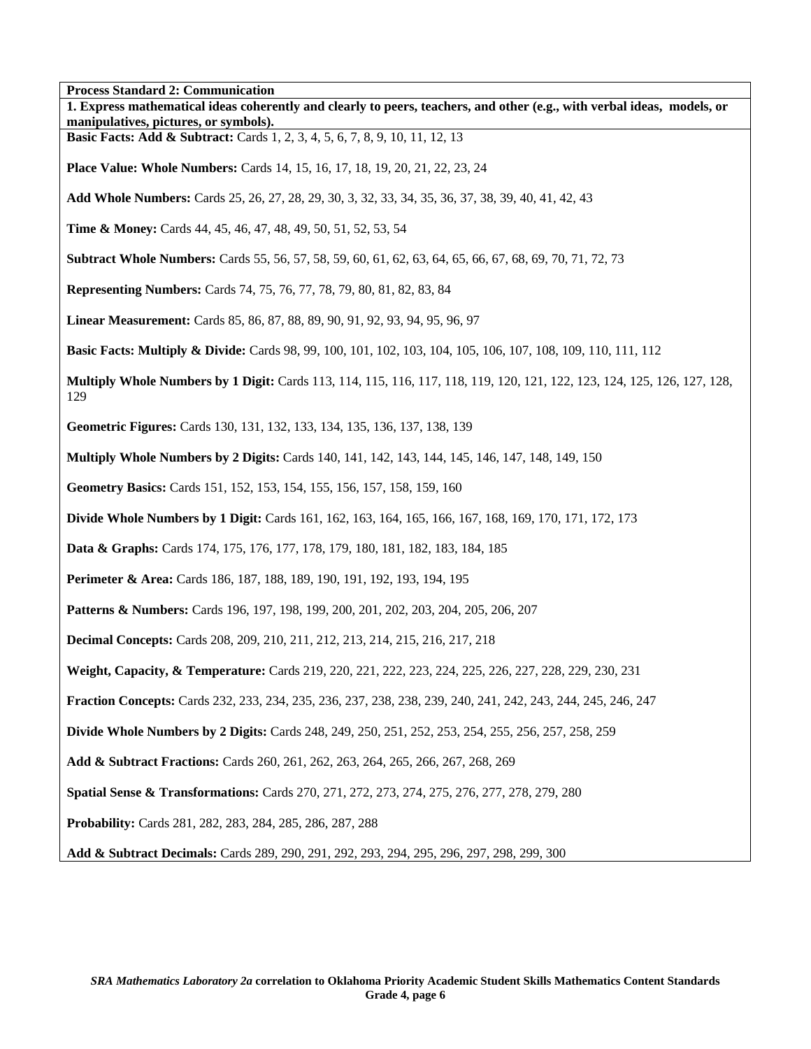**Process Standard 2: Communication**

**1. Express mathematical ideas coherently and clearly to peers, teachers, and other (e.g., with verbal ideas, models, or manipulatives, pictures, or symbols).**

**Basic Facts: Add & Subtract:** Cards 1, 2, 3, 4, 5, 6, 7, 8, 9, 10, 11, 12, 13

**Place Value: Whole Numbers:** Cards 14, 15, 16, 17, 18, 19, 20, 21, 22, 23, 24

**Add Whole Numbers:** Cards 25, 26, 27, 28, 29, 30, 3, 32, 33, 34, 35, 36, 37, 38, 39, 40, 41, 42, 43

**Time & Money:** Cards 44, 45, 46, 47, 48, 49, 50, 51, 52, 53, 54

**Subtract Whole Numbers:** Cards 55, 56, 57, 58, 59, 60, 61, 62, 63, 64, 65, 66, 67, 68, 69, 70, 71, 72, 73

**Representing Numbers:** Cards 74, 75, 76, 77, 78, 79, 80, 81, 82, 83, 84

**Linear Measurement:** Cards 85, 86, 87, 88, 89, 90, 91, 92, 93, 94, 95, 96, 97

**Basic Facts: Multiply & Divide:** Cards 98, 99, 100, 101, 102, 103, 104, 105, 106, 107, 108, 109, 110, 111, 112

**Multiply Whole Numbers by 1 Digit:** Cards 113, 114, 115, 116, 117, 118, 119, 120, 121, 122, 123, 124, 125, 126, 127, 128, 129

**Geometric Figures:** Cards 130, 131, 132, 133, 134, 135, 136, 137, 138, 139

**Multiply Whole Numbers by 2 Digits:** Cards 140, 141, 142, 143, 144, 145, 146, 147, 148, 149, 150

**Geometry Basics:** Cards 151, 152, 153, 154, 155, 156, 157, 158, 159, 160

**Divide Whole Numbers by 1 Digit:** Cards 161, 162, 163, 164, 165, 166, 167, 168, 169, 170, 171, 172, 173

**Data & Graphs:** Cards 174, 175, 176, 177, 178, 179, 180, 181, 182, 183, 184, 185

**Perimeter & Area:** Cards 186, 187, 188, 189, 190, 191, 192, 193, 194, 195

**Patterns & Numbers:** Cards 196, 197, 198, 199, 200, 201, 202, 203, 204, 205, 206, 207

**Decimal Concepts:** Cards 208, 209, 210, 211, 212, 213, 214, 215, 216, 217, 218

**Weight, Capacity, & Temperature:** Cards 219, 220, 221, 222, 223, 224, 225, 226, 227, 228, 229, 230, 231

**Fraction Concepts:** Cards 232, 233, 234, 235, 236, 237, 238, 238, 239, 240, 241, 242, 243, 244, 245, 246, 247

**Divide Whole Numbers by 2 Digits:** Cards 248, 249, 250, 251, 252, 253, 254, 255, 256, 257, 258, 259

**Add & Subtract Fractions:** Cards 260, 261, 262, 263, 264, 265, 266, 267, 268, 269

**Spatial Sense & Transformations:** Cards 270, 271, 272, 273, 274, 275, 276, 277, 278, 279, 280

**Probability:** Cards 281, 282, 283, 284, 285, 286, 287, 288

**Add & Subtract Decimals:** Cards 289, 290, 291, 292, 293, 294, 295, 296, 297, 298, 299, 300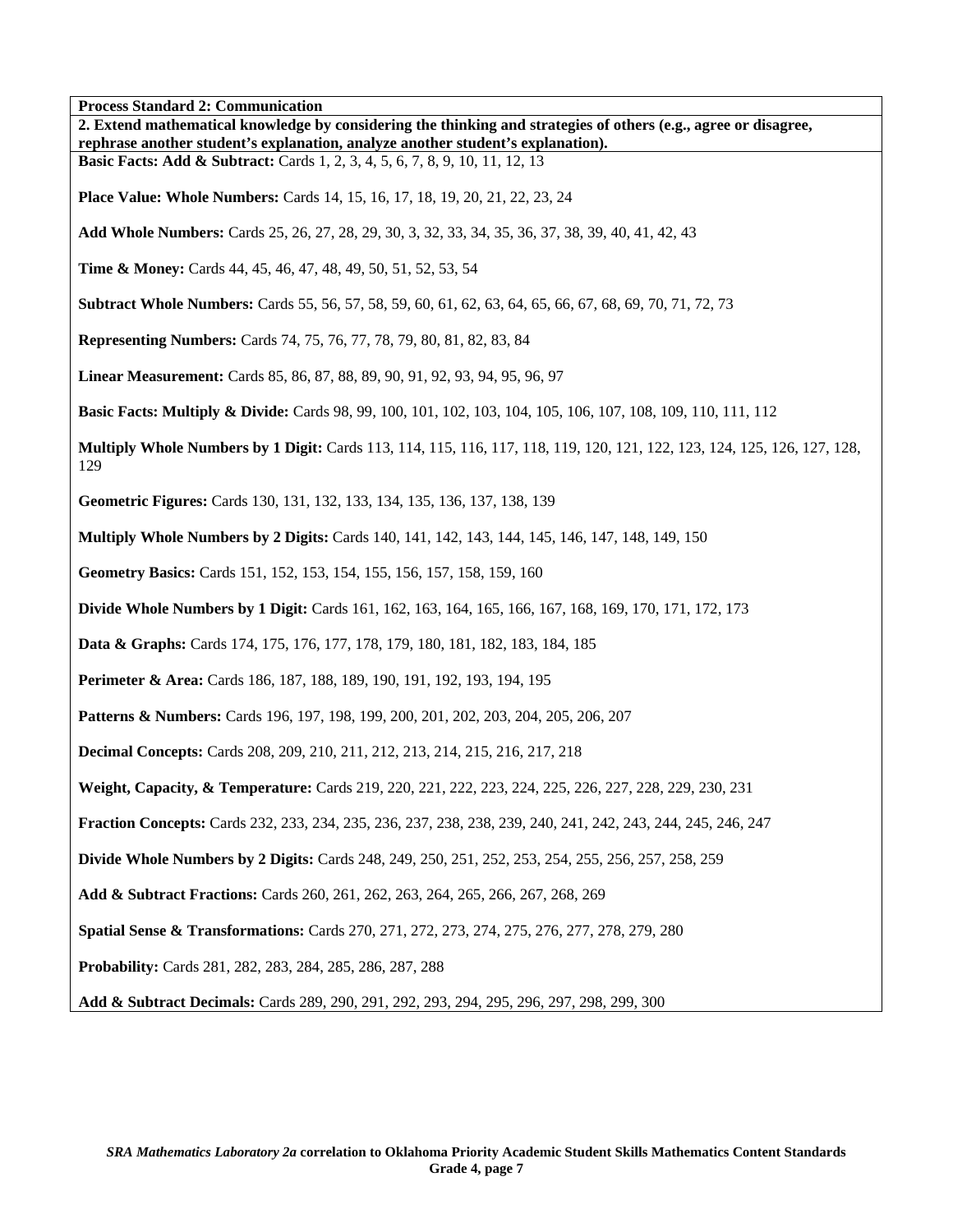**Process Standard 2: Communication**

**2. Extend mathematical knowledge by considering the thinking and strategies of others (e.g., agree or disagree, rephrase another student's explanation, analyze another student's explanation).**

**Basic Facts: Add & Subtract:** Cards 1, 2, 3, 4, 5, 6, 7, 8, 9, 10, 11, 12, 13

**Place Value: Whole Numbers:** Cards 14, 15, 16, 17, 18, 19, 20, 21, 22, 23, 24

**Add Whole Numbers:** Cards 25, 26, 27, 28, 29, 30, 3, 32, 33, 34, 35, 36, 37, 38, 39, 40, 41, 42, 43

**Time & Money:** Cards 44, 45, 46, 47, 48, 49, 50, 51, 52, 53, 54

**Subtract Whole Numbers:** Cards 55, 56, 57, 58, 59, 60, 61, 62, 63, 64, 65, 66, 67, 68, 69, 70, 71, 72, 73

**Representing Numbers:** Cards 74, 75, 76, 77, 78, 79, 80, 81, 82, 83, 84

**Linear Measurement:** Cards 85, 86, 87, 88, 89, 90, 91, 92, 93, 94, 95, 96, 97

**Basic Facts: Multiply & Divide:** Cards 98, 99, 100, 101, 102, 103, 104, 105, 106, 107, 108, 109, 110, 111, 112

**Multiply Whole Numbers by 1 Digit:** Cards 113, 114, 115, 116, 117, 118, 119, 120, 121, 122, 123, 124, 125, 126, 127, 128, 129

**Geometric Figures:** Cards 130, 131, 132, 133, 134, 135, 136, 137, 138, 139

**Multiply Whole Numbers by 2 Digits:** Cards 140, 141, 142, 143, 144, 145, 146, 147, 148, 149, 150

**Geometry Basics:** Cards 151, 152, 153, 154, 155, 156, 157, 158, 159, 160

**Divide Whole Numbers by 1 Digit:** Cards 161, 162, 163, 164, 165, 166, 167, 168, 169, 170, 171, 172, 173

**Data & Graphs:** Cards 174, 175, 176, 177, 178, 179, 180, 181, 182, 183, 184, 185

**Perimeter & Area:** Cards 186, 187, 188, 189, 190, 191, 192, 193, 194, 195

**Patterns & Numbers:** Cards 196, 197, 198, 199, 200, 201, 202, 203, 204, 205, 206, 207

**Decimal Concepts:** Cards 208, 209, 210, 211, 212, 213, 214, 215, 216, 217, 218

**Weight, Capacity, & Temperature:** Cards 219, 220, 221, 222, 223, 224, 225, 226, 227, 228, 229, 230, 231

**Fraction Concepts:** Cards 232, 233, 234, 235, 236, 237, 238, 238, 239, 240, 241, 242, 243, 244, 245, 246, 247

**Divide Whole Numbers by 2 Digits:** Cards 248, 249, 250, 251, 252, 253, 254, 255, 256, 257, 258, 259

**Add & Subtract Fractions:** Cards 260, 261, 262, 263, 264, 265, 266, 267, 268, 269

**Spatial Sense & Transformations:** Cards 270, 271, 272, 273, 274, 275, 276, 277, 278, 279, 280

**Probability:** Cards 281, 282, 283, 284, 285, 286, 287, 288

**Add & Subtract Decimals:** Cards 289, 290, 291, 292, 293, 294, 295, 296, 297, 298, 299, 300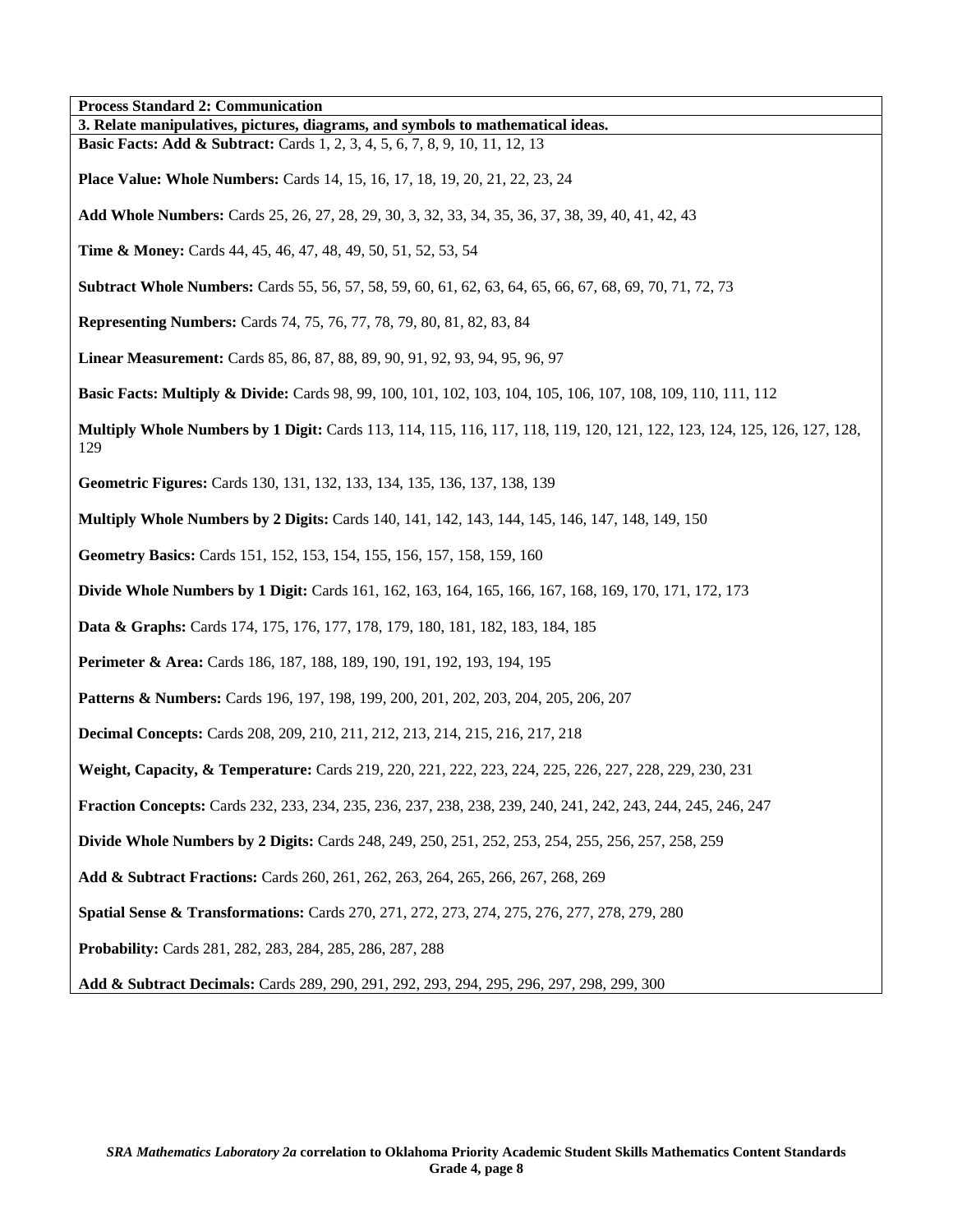**Process Standard 2: Communication**

**3. Relate manipulatives, pictures, diagrams, and symbols to mathematical ideas.**

**Basic Facts: Add & Subtract:** Cards 1, 2, 3, 4, 5, 6, 7, 8, 9, 10, 11, 12, 13

**Place Value: Whole Numbers:** Cards 14, 15, 16, 17, 18, 19, 20, 21, 22, 23, 24

**Add Whole Numbers:** Cards 25, 26, 27, 28, 29, 30, 3, 32, 33, 34, 35, 36, 37, 38, 39, 40, 41, 42, 43

**Time & Money:** Cards 44, 45, 46, 47, 48, 49, 50, 51, 52, 53, 54

**Subtract Whole Numbers:** Cards 55, 56, 57, 58, 59, 60, 61, 62, 63, 64, 65, 66, 67, 68, 69, 70, 71, 72, 73

**Representing Numbers:** Cards 74, 75, 76, 77, 78, 79, 80, 81, 82, 83, 84

**Linear Measurement:** Cards 85, 86, 87, 88, 89, 90, 91, 92, 93, 94, 95, 96, 97

**Basic Facts: Multiply & Divide:** Cards 98, 99, 100, 101, 102, 103, 104, 105, 106, 107, 108, 109, 110, 111, 112

**Multiply Whole Numbers by 1 Digit:** Cards 113, 114, 115, 116, 117, 118, 119, 120, 121, 122, 123, 124, 125, 126, 127, 128, 129

**Geometric Figures:** Cards 130, 131, 132, 133, 134, 135, 136, 137, 138, 139

**Multiply Whole Numbers by 2 Digits:** Cards 140, 141, 142, 143, 144, 145, 146, 147, 148, 149, 150

**Geometry Basics:** Cards 151, 152, 153, 154, 155, 156, 157, 158, 159, 160

**Divide Whole Numbers by 1 Digit:** Cards 161, 162, 163, 164, 165, 166, 167, 168, 169, 170, 171, 172, 173

**Data & Graphs:** Cards 174, 175, 176, 177, 178, 179, 180, 181, 182, 183, 184, 185

**Perimeter & Area:** Cards 186, 187, 188, 189, 190, 191, 192, 193, 194, 195

**Patterns & Numbers:** Cards 196, 197, 198, 199, 200, 201, 202, 203, 204, 205, 206, 207

**Decimal Concepts:** Cards 208, 209, 210, 211, 212, 213, 214, 215, 216, 217, 218

**Weight, Capacity, & Temperature:** Cards 219, 220, 221, 222, 223, 224, 225, 226, 227, 228, 229, 230, 231

**Fraction Concepts:** Cards 232, 233, 234, 235, 236, 237, 238, 238, 239, 240, 241, 242, 243, 244, 245, 246, 247

**Divide Whole Numbers by 2 Digits:** Cards 248, 249, 250, 251, 252, 253, 254, 255, 256, 257, 258, 259

**Add & Subtract Fractions:** Cards 260, 261, 262, 263, 264, 265, 266, 267, 268, 269

**Spatial Sense & Transformations:** Cards 270, 271, 272, 273, 274, 275, 276, 277, 278, 279, 280

**Probability:** Cards 281, 282, 283, 284, 285, 286, 287, 288

**Add & Subtract Decimals:** Cards 289, 290, 291, 292, 293, 294, 295, 296, 297, 298, 299, 300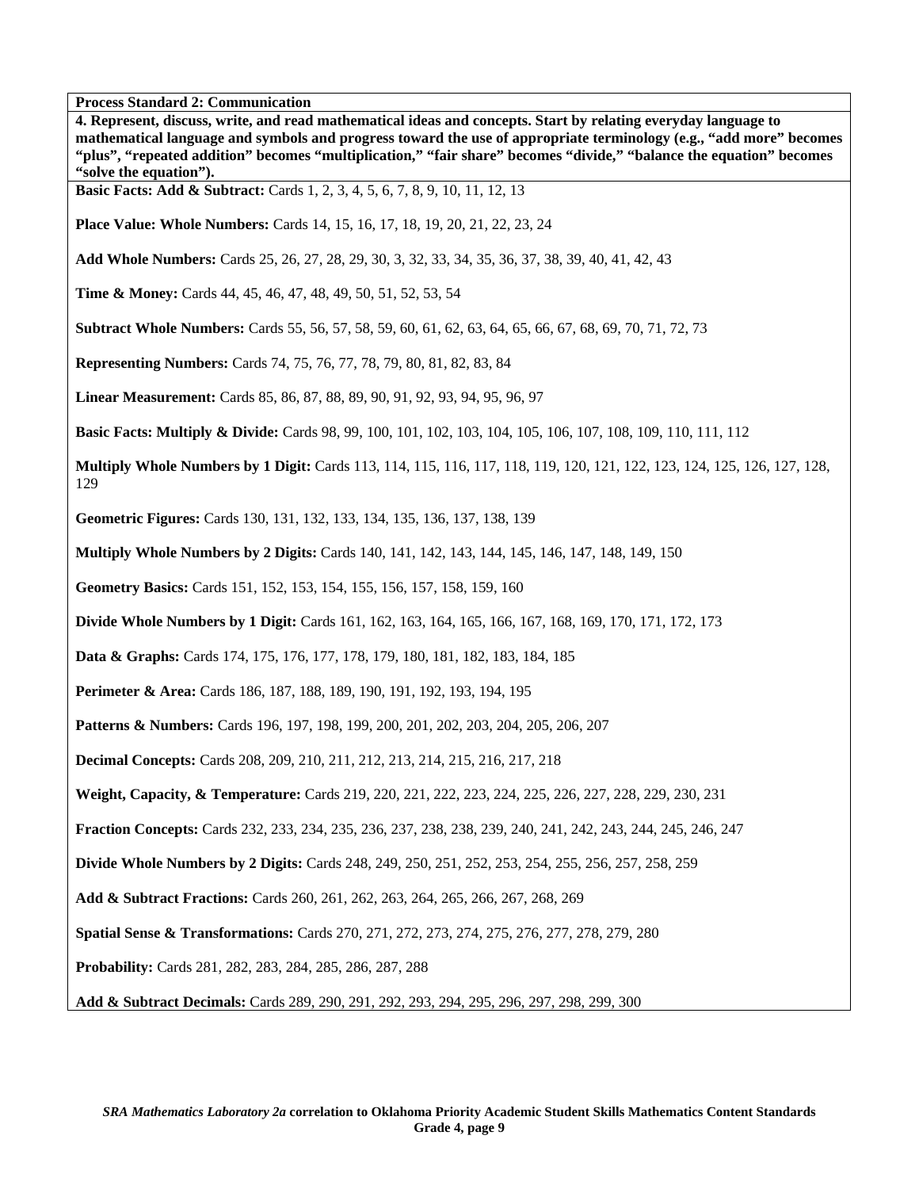**Process Standard 2: Communication**

**4. Represent, discuss, write, and read mathematical ideas and concepts. Start by relating everyday language to mathematical language and symbols and progress toward the use of appropriate terminology (e.g., "add more" becomes "plus", "repeated addition" becomes "multiplication," "fair share" becomes "divide," "balance the equation" becomes "solve the equation").**

**Basic Facts: Add & Subtract:** Cards 1, 2, 3, 4, 5, 6, 7, 8, 9, 10, 11, 12, 13

**Place Value: Whole Numbers:** Cards 14, 15, 16, 17, 18, 19, 20, 21, 22, 23, 24

**Add Whole Numbers:** Cards 25, 26, 27, 28, 29, 30, 3, 32, 33, 34, 35, 36, 37, 38, 39, 40, 41, 42, 43

**Time & Money:** Cards 44, 45, 46, 47, 48, 49, 50, 51, 52, 53, 54

**Subtract Whole Numbers:** Cards 55, 56, 57, 58, 59, 60, 61, 62, 63, 64, 65, 66, 67, 68, 69, 70, 71, 72, 73

**Representing Numbers:** Cards 74, 75, 76, 77, 78, 79, 80, 81, 82, 83, 84

**Linear Measurement:** Cards 85, 86, 87, 88, 89, 90, 91, 92, 93, 94, 95, 96, 97

**Basic Facts: Multiply & Divide:** Cards 98, 99, 100, 101, 102, 103, 104, 105, 106, 107, 108, 109, 110, 111, 112

**Multiply Whole Numbers by 1 Digit:** Cards 113, 114, 115, 116, 117, 118, 119, 120, 121, 122, 123, 124, 125, 126, 127, 128, 129

**Geometric Figures:** Cards 130, 131, 132, 133, 134, 135, 136, 137, 138, 139

**Multiply Whole Numbers by 2 Digits:** Cards 140, 141, 142, 143, 144, 145, 146, 147, 148, 149, 150

**Geometry Basics:** Cards 151, 152, 153, 154, 155, 156, 157, 158, 159, 160

**Divide Whole Numbers by 1 Digit:** Cards 161, 162, 163, 164, 165, 166, 167, 168, 169, 170, 171, 172, 173

**Data & Graphs:** Cards 174, 175, 176, 177, 178, 179, 180, 181, 182, 183, 184, 185

**Perimeter & Area:** Cards 186, 187, 188, 189, 190, 191, 192, 193, 194, 195

**Patterns & Numbers:** Cards 196, 197, 198, 199, 200, 201, 202, 203, 204, 205, 206, 207

**Decimal Concepts:** Cards 208, 209, 210, 211, 212, 213, 214, 215, 216, 217, 218

**Weight, Capacity, & Temperature:** Cards 219, 220, 221, 222, 223, 224, 225, 226, 227, 228, 229, 230, 231

**Fraction Concepts:** Cards 232, 233, 234, 235, 236, 237, 238, 238, 239, 240, 241, 242, 243, 244, 245, 246, 247

**Divide Whole Numbers by 2 Digits:** Cards 248, 249, 250, 251, 252, 253, 254, 255, 256, 257, 258, 259

**Add & Subtract Fractions:** Cards 260, 261, 262, 263, 264, 265, 266, 267, 268, 269

**Spatial Sense & Transformations:** Cards 270, 271, 272, 273, 274, 275, 276, 277, 278, 279, 280

**Probability:** Cards 281, 282, 283, 284, 285, 286, 287, 288

**Add & Subtract Decimals:** Cards 289, 290, 291, 292, 293, 294, 295, 296, 297, 298, 299, 300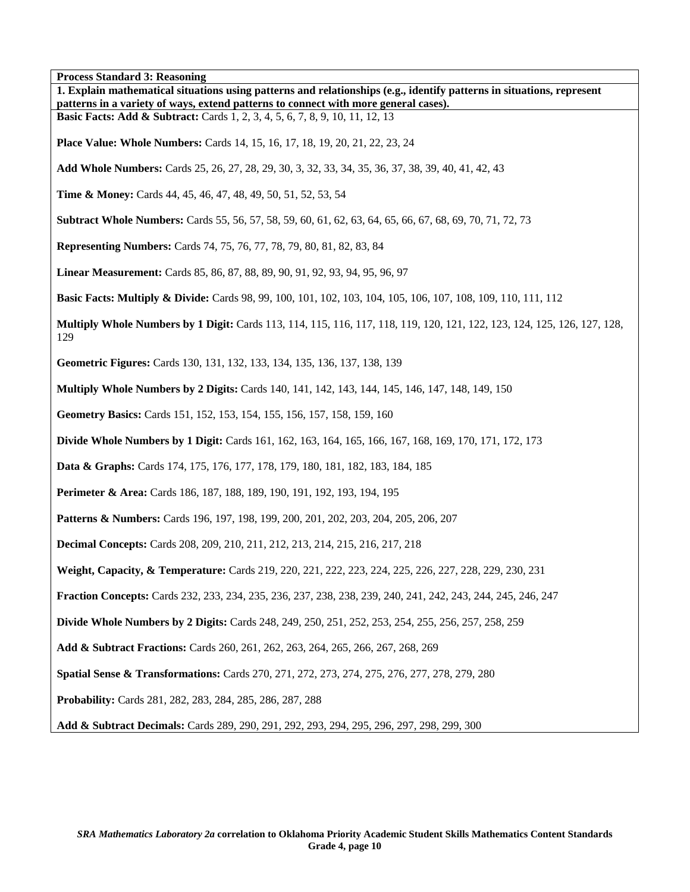**Process Standard 3: Reasoning**

**1. Explain mathematical situations using patterns and relationships (e.g., identify patterns in situations, represent patterns in a variety of ways, extend patterns to connect with more general cases).**

**Basic Facts: Add & Subtract:** Cards 1, 2, 3, 4, 5, 6, 7, 8, 9, 10, 11, 12, 13

**Place Value: Whole Numbers:** Cards 14, 15, 16, 17, 18, 19, 20, 21, 22, 23, 24

**Add Whole Numbers:** Cards 25, 26, 27, 28, 29, 30, 3, 32, 33, 34, 35, 36, 37, 38, 39, 40, 41, 42, 43

**Time & Money:** Cards 44, 45, 46, 47, 48, 49, 50, 51, 52, 53, 54

**Subtract Whole Numbers:** Cards 55, 56, 57, 58, 59, 60, 61, 62, 63, 64, 65, 66, 67, 68, 69, 70, 71, 72, 73

**Representing Numbers:** Cards 74, 75, 76, 77, 78, 79, 80, 81, 82, 83, 84

**Linear Measurement:** Cards 85, 86, 87, 88, 89, 90, 91, 92, 93, 94, 95, 96, 97

**Basic Facts: Multiply & Divide:** Cards 98, 99, 100, 101, 102, 103, 104, 105, 106, 107, 108, 109, 110, 111, 112

**Multiply Whole Numbers by 1 Digit:** Cards 113, 114, 115, 116, 117, 118, 119, 120, 121, 122, 123, 124, 125, 126, 127, 128, 129

**Geometric Figures:** Cards 130, 131, 132, 133, 134, 135, 136, 137, 138, 139

**Multiply Whole Numbers by 2 Digits:** Cards 140, 141, 142, 143, 144, 145, 146, 147, 148, 149, 150

**Geometry Basics:** Cards 151, 152, 153, 154, 155, 156, 157, 158, 159, 160

**Divide Whole Numbers by 1 Digit:** Cards 161, 162, 163, 164, 165, 166, 167, 168, 169, 170, 171, 172, 173

**Data & Graphs:** Cards 174, 175, 176, 177, 178, 179, 180, 181, 182, 183, 184, 185

**Perimeter & Area:** Cards 186, 187, 188, 189, 190, 191, 192, 193, 194, 195

**Patterns & Numbers:** Cards 196, 197, 198, 199, 200, 201, 202, 203, 204, 205, 206, 207

**Decimal Concepts:** Cards 208, 209, 210, 211, 212, 213, 214, 215, 216, 217, 218

**Weight, Capacity, & Temperature:** Cards 219, 220, 221, 222, 223, 224, 225, 226, 227, 228, 229, 230, 231

**Fraction Concepts:** Cards 232, 233, 234, 235, 236, 237, 238, 238, 239, 240, 241, 242, 243, 244, 245, 246, 247

**Divide Whole Numbers by 2 Digits:** Cards 248, 249, 250, 251, 252, 253, 254, 255, 256, 257, 258, 259

**Add & Subtract Fractions:** Cards 260, 261, 262, 263, 264, 265, 266, 267, 268, 269

**Spatial Sense & Transformations:** Cards 270, 271, 272, 273, 274, 275, 276, 277, 278, 279, 280

**Probability:** Cards 281, 282, 283, 284, 285, 286, 287, 288

**Add & Subtract Decimals:** Cards 289, 290, 291, 292, 293, 294, 295, 296, 297, 298, 299, 300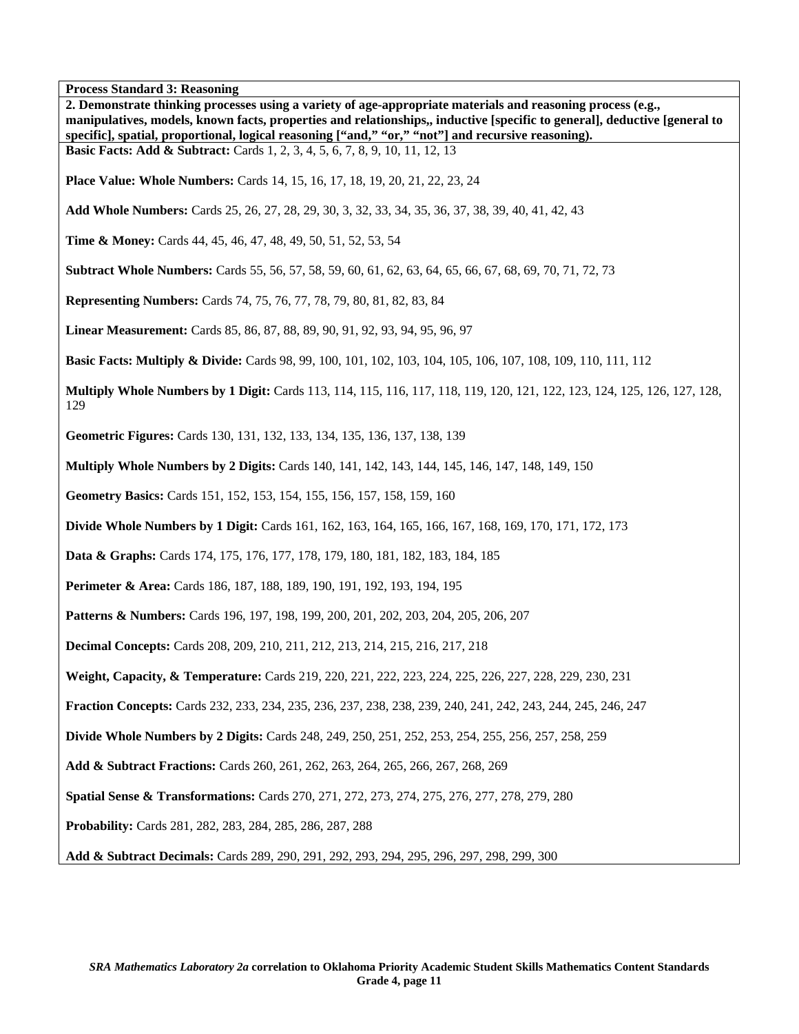**Process Standard 3: Reasoning**

**2. Demonstrate thinking processes using a variety of age-appropriate materials and reasoning process (e.g., manipulatives, models, known facts, properties and relationships,, inductive [specific to general], deductive [general to specific], spatial, proportional, logical reasoning ["and," "or," "not"] and recursive reasoning).**

**Basic Facts: Add & Subtract:** Cards 1, 2, 3, 4, 5, 6, 7, 8, 9, 10, 11, 12, 13

**Place Value: Whole Numbers:** Cards 14, 15, 16, 17, 18, 19, 20, 21, 22, 23, 24

**Add Whole Numbers:** Cards 25, 26, 27, 28, 29, 30, 3, 32, 33, 34, 35, 36, 37, 38, 39, 40, 41, 42, 43

**Time & Money:** Cards 44, 45, 46, 47, 48, 49, 50, 51, 52, 53, 54

**Subtract Whole Numbers:** Cards 55, 56, 57, 58, 59, 60, 61, 62, 63, 64, 65, 66, 67, 68, 69, 70, 71, 72, 73

**Representing Numbers:** Cards 74, 75, 76, 77, 78, 79, 80, 81, 82, 83, 84

**Linear Measurement:** Cards 85, 86, 87, 88, 89, 90, 91, 92, 93, 94, 95, 96, 97

**Basic Facts: Multiply & Divide:** Cards 98, 99, 100, 101, 102, 103, 104, 105, 106, 107, 108, 109, 110, 111, 112

**Multiply Whole Numbers by 1 Digit:** Cards 113, 114, 115, 116, 117, 118, 119, 120, 121, 122, 123, 124, 125, 126, 127, 128, 129

**Geometric Figures:** Cards 130, 131, 132, 133, 134, 135, 136, 137, 138, 139

**Multiply Whole Numbers by 2 Digits:** Cards 140, 141, 142, 143, 144, 145, 146, 147, 148, 149, 150

**Geometry Basics:** Cards 151, 152, 153, 154, 155, 156, 157, 158, 159, 160

**Divide Whole Numbers by 1 Digit:** Cards 161, 162, 163, 164, 165, 166, 167, 168, 169, 170, 171, 172, 173

**Data & Graphs:** Cards 174, 175, 176, 177, 178, 179, 180, 181, 182, 183, 184, 185

**Perimeter & Area:** Cards 186, 187, 188, 189, 190, 191, 192, 193, 194, 195

**Patterns & Numbers:** Cards 196, 197, 198, 199, 200, 201, 202, 203, 204, 205, 206, 207

**Decimal Concepts:** Cards 208, 209, 210, 211, 212, 213, 214, 215, 216, 217, 218

**Weight, Capacity, & Temperature:** Cards 219, 220, 221, 222, 223, 224, 225, 226, 227, 228, 229, 230, 231

**Fraction Concepts:** Cards 232, 233, 234, 235, 236, 237, 238, 238, 239, 240, 241, 242, 243, 244, 245, 246, 247

**Divide Whole Numbers by 2 Digits:** Cards 248, 249, 250, 251, 252, 253, 254, 255, 256, 257, 258, 259

**Add & Subtract Fractions:** Cards 260, 261, 262, 263, 264, 265, 266, 267, 268, 269

**Spatial Sense & Transformations:** Cards 270, 271, 272, 273, 274, 275, 276, 277, 278, 279, 280

**Probability:** Cards 281, 282, 283, 284, 285, 286, 287, 288

**Add & Subtract Decimals:** Cards 289, 290, 291, 292, 293, 294, 295, 296, 297, 298, 299, 300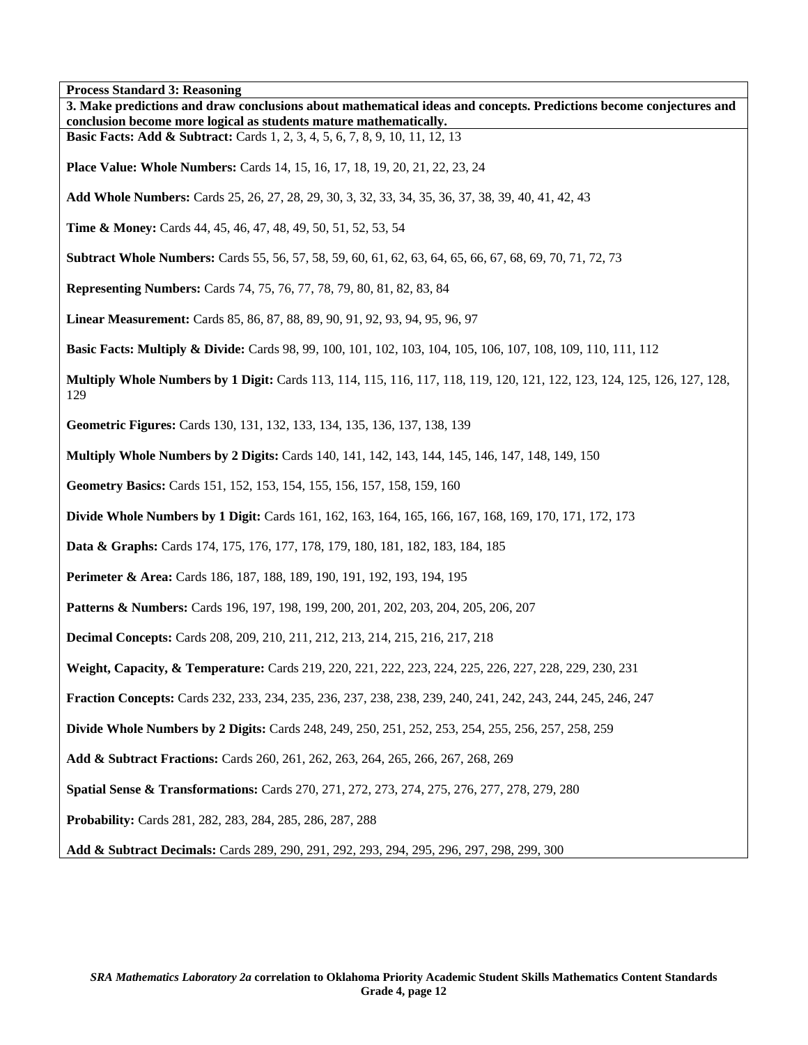**Process Standard 3: Reasoning**

**3. Make predictions and draw conclusions about mathematical ideas and concepts. Predictions become conjectures and conclusion become more logical as students mature mathematically.**

**Basic Facts: Add & Subtract:** Cards 1, 2, 3, 4, 5, 6, 7, 8, 9, 10, 11, 12, 13

**Place Value: Whole Numbers:** Cards 14, 15, 16, 17, 18, 19, 20, 21, 22, 23, 24

**Add Whole Numbers:** Cards 25, 26, 27, 28, 29, 30, 3, 32, 33, 34, 35, 36, 37, 38, 39, 40, 41, 42, 43

**Time & Money:** Cards 44, 45, 46, 47, 48, 49, 50, 51, 52, 53, 54

**Subtract Whole Numbers:** Cards 55, 56, 57, 58, 59, 60, 61, 62, 63, 64, 65, 66, 67, 68, 69, 70, 71, 72, 73

**Representing Numbers:** Cards 74, 75, 76, 77, 78, 79, 80, 81, 82, 83, 84

**Linear Measurement:** Cards 85, 86, 87, 88, 89, 90, 91, 92, 93, 94, 95, 96, 97

**Basic Facts: Multiply & Divide:** Cards 98, 99, 100, 101, 102, 103, 104, 105, 106, 107, 108, 109, 110, 111, 112

**Multiply Whole Numbers by 1 Digit:** Cards 113, 114, 115, 116, 117, 118, 119, 120, 121, 122, 123, 124, 125, 126, 127, 128, 129

**Geometric Figures:** Cards 130, 131, 132, 133, 134, 135, 136, 137, 138, 139

**Multiply Whole Numbers by 2 Digits:** Cards 140, 141, 142, 143, 144, 145, 146, 147, 148, 149, 150

**Geometry Basics:** Cards 151, 152, 153, 154, 155, 156, 157, 158, 159, 160

**Divide Whole Numbers by 1 Digit:** Cards 161, 162, 163, 164, 165, 166, 167, 168, 169, 170, 171, 172, 173

**Data & Graphs:** Cards 174, 175, 176, 177, 178, 179, 180, 181, 182, 183, 184, 185

**Perimeter & Area:** Cards 186, 187, 188, 189, 190, 191, 192, 193, 194, 195

**Patterns & Numbers:** Cards 196, 197, 198, 199, 200, 201, 202, 203, 204, 205, 206, 207

**Decimal Concepts:** Cards 208, 209, 210, 211, 212, 213, 214, 215, 216, 217, 218

**Weight, Capacity, & Temperature:** Cards 219, 220, 221, 222, 223, 224, 225, 226, 227, 228, 229, 230, 231

**Fraction Concepts:** Cards 232, 233, 234, 235, 236, 237, 238, 238, 239, 240, 241, 242, 243, 244, 245, 246, 247

**Divide Whole Numbers by 2 Digits:** Cards 248, 249, 250, 251, 252, 253, 254, 255, 256, 257, 258, 259

**Add & Subtract Fractions:** Cards 260, 261, 262, 263, 264, 265, 266, 267, 268, 269

**Spatial Sense & Transformations:** Cards 270, 271, 272, 273, 274, 275, 276, 277, 278, 279, 280

**Probability:** Cards 281, 282, 283, 284, 285, 286, 287, 288

**Add & Subtract Decimals:** Cards 289, 290, 291, 292, 293, 294, 295, 296, 297, 298, 299, 300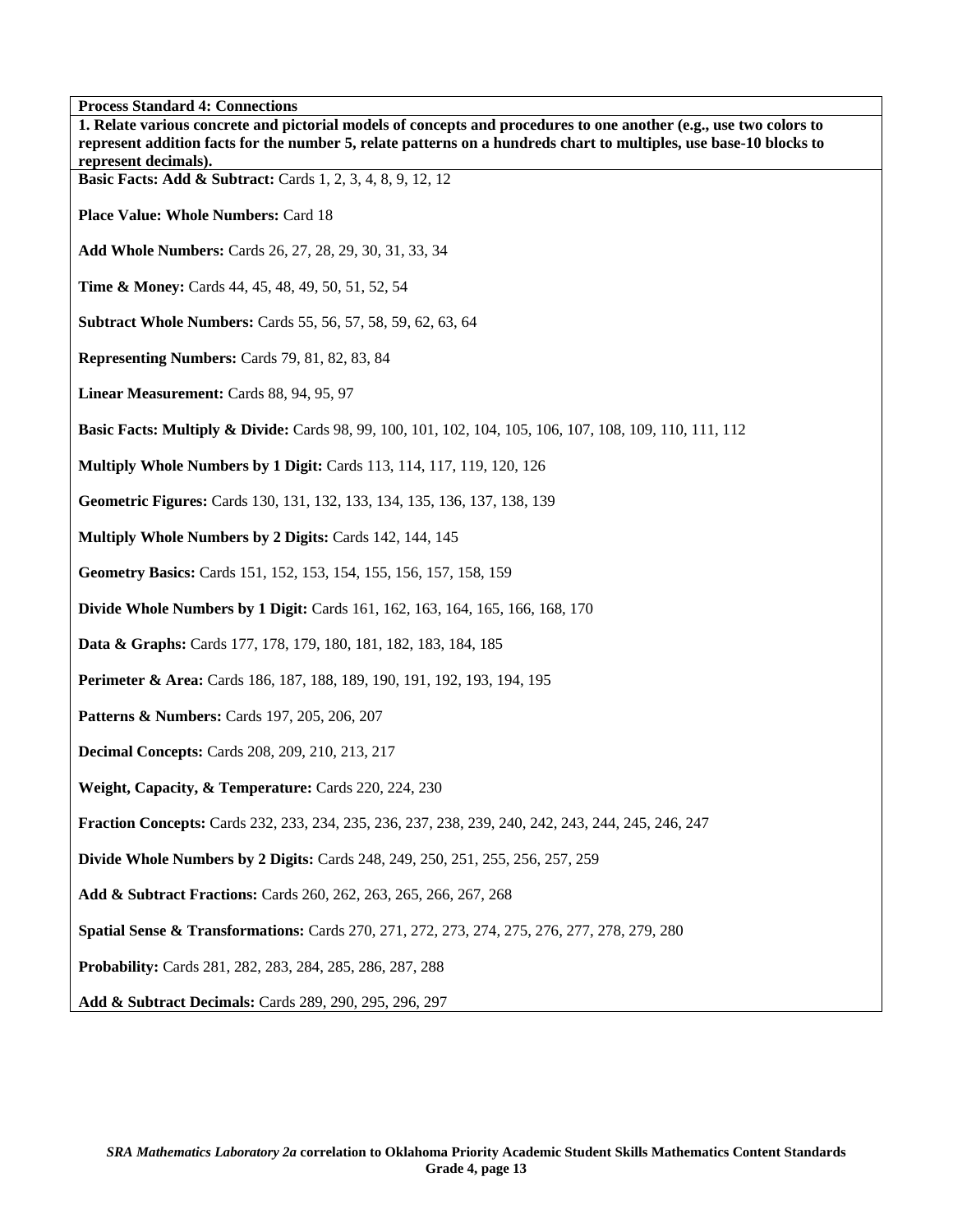**Process Standard 4: Connections**

**1. Relate various concrete and pictorial models of concepts and procedures to one another (e.g., use two colors to represent addition facts for the number 5, relate patterns on a hundreds chart to multiples, use base-10 blocks to represent decimals).**

**Basic Facts: Add & Subtract:** Cards 1, 2, 3, 4, 8, 9, 12, 12

**Place Value: Whole Numbers:** Card 18

**Add Whole Numbers:** Cards 26, 27, 28, 29, 30, 31, 33, 34

**Time & Money:** Cards 44, 45, 48, 49, 50, 51, 52, 54

**Subtract Whole Numbers:** Cards 55, 56, 57, 58, 59, 62, 63, 64

**Representing Numbers:** Cards 79, 81, 82, 83, 84

**Linear Measurement:** Cards 88, 94, 95, 97

**Basic Facts: Multiply & Divide:** Cards 98, 99, 100, 101, 102, 104, 105, 106, 107, 108, 109, 110, 111, 112

**Multiply Whole Numbers by 1 Digit:** Cards 113, 114, 117, 119, 120, 126

**Geometric Figures:** Cards 130, 131, 132, 133, 134, 135, 136, 137, 138, 139

**Multiply Whole Numbers by 2 Digits:** Cards 142, 144, 145

**Geometry Basics:** Cards 151, 152, 153, 154, 155, 156, 157, 158, 159

**Divide Whole Numbers by 1 Digit:** Cards 161, 162, 163, 164, 165, 166, 168, 170

**Data & Graphs:** Cards 177, 178, 179, 180, 181, 182, 183, 184, 185

**Perimeter & Area:** Cards 186, 187, 188, 189, 190, 191, 192, 193, 194, 195

**Patterns & Numbers:** Cards 197, 205, 206, 207

**Decimal Concepts:** Cards 208, 209, 210, 213, 217

**Weight, Capacity, & Temperature:** Cards 220, 224, 230

**Fraction Concepts:** Cards 232, 233, 234, 235, 236, 237, 238, 239, 240, 242, 243, 244, 245, 246, 247

**Divide Whole Numbers by 2 Digits:** Cards 248, 249, 250, 251, 255, 256, 257, 259

**Add & Subtract Fractions:** Cards 260, 262, 263, 265, 266, 267, 268

**Spatial Sense & Transformations:** Cards 270, 271, 272, 273, 274, 275, 276, 277, 278, 279, 280

**Probability:** Cards 281, 282, 283, 284, 285, 286, 287, 288

**Add & Subtract Decimals:** Cards 289, 290, 295, 296, 297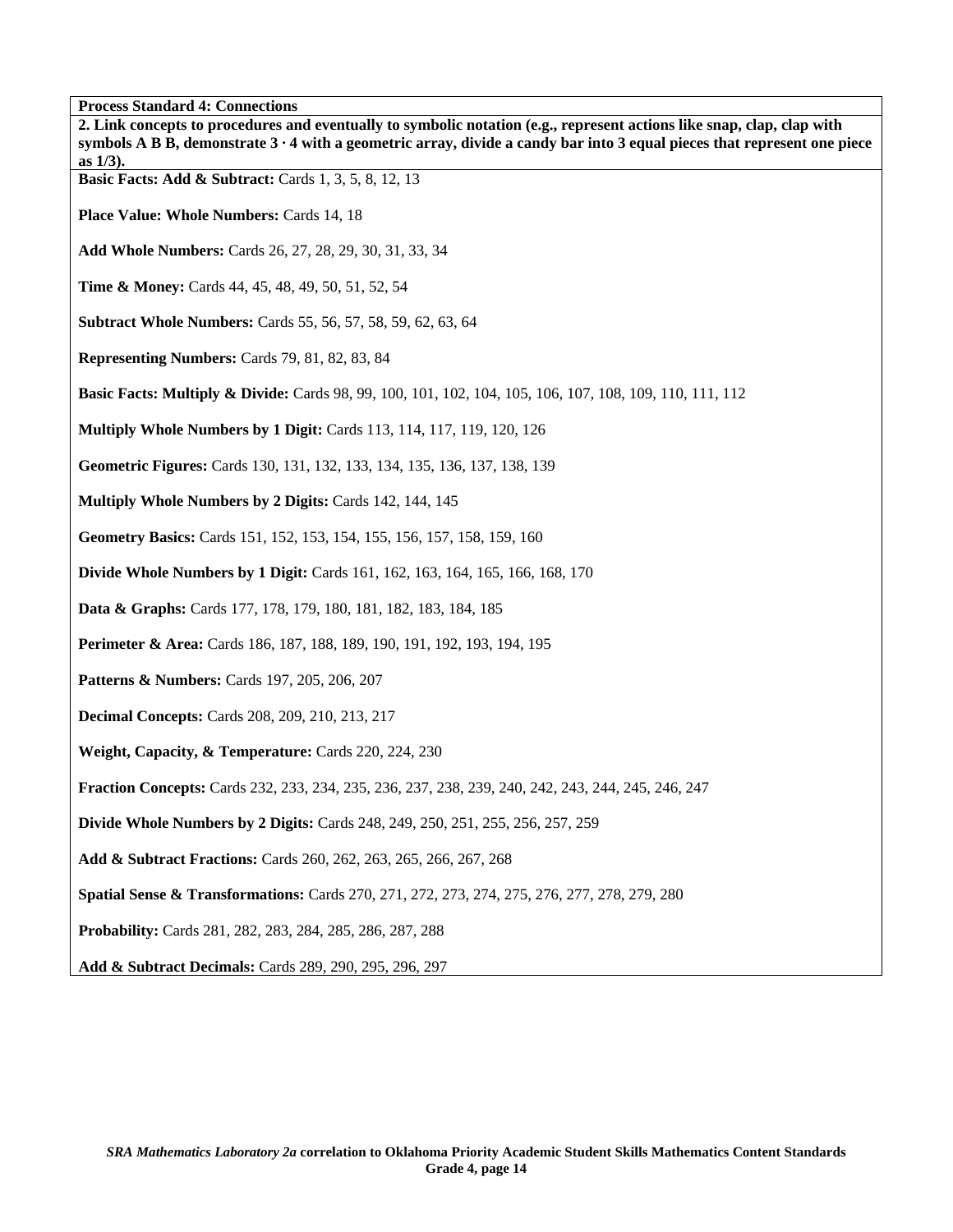**Process Standard 4: Connections**

**2. Link concepts to procedures and eventually to symbolic notation (e.g., represent actions like snap, clap, clap with symbols A B B, demonstrate $3 \cdot 4$ with a geometric array, divide a candy bar into 3 equal pieces that represent one piece as 1/3).**

**Basic Facts: Add & Subtract:** Cards 1, 3, 5, 8, 12, 13

**Place Value: Whole Numbers:** Cards 14, 18

**Add Whole Numbers:** Cards 26, 27, 28, 29, 30, 31, 33, 34

**Time & Money:** Cards 44, 45, 48, 49, 50, 51, 52, 54

**Subtract Whole Numbers:** Cards 55, 56, 57, 58, 59, 62, 63, 64

**Representing Numbers:** Cards 79, 81, 82, 83, 84

**Basic Facts: Multiply & Divide:** Cards 98, 99, 100, 101, 102, 104, 105, 106, 107, 108, 109, 110, 111, 112

**Multiply Whole Numbers by 1 Digit:** Cards 113, 114, 117, 119, 120, 126

**Geometric Figures:** Cards 130, 131, 132, 133, 134, 135, 136, 137, 138, 139

**Multiply Whole Numbers by 2 Digits:** Cards 142, 144, 145

**Geometry Basics:** Cards 151, 152, 153, 154, 155, 156, 157, 158, 159, 160

**Divide Whole Numbers by 1 Digit:** Cards 161, 162, 163, 164, 165, 166, 168, 170

**Data & Graphs:** Cards 177, 178, 179, 180, 181, 182, 183, 184, 185

**Perimeter & Area:** Cards 186, 187, 188, 189, 190, 191, 192, 193, 194, 195

**Patterns & Numbers:** Cards 197, 205, 206, 207

**Decimal Concepts:** Cards 208, 209, 210, 213, 217

**Weight, Capacity, & Temperature:** Cards 220, 224, 230

**Fraction Concepts:** Cards 232, 233, 234, 235, 236, 237, 238, 239, 240, 242, 243, 244, 245, 246, 247

**Divide Whole Numbers by 2 Digits:** Cards 248, 249, 250, 251, 255, 256, 257, 259

**Add & Subtract Fractions:** Cards 260, 262, 263, 265, 266, 267, 268

**Spatial Sense & Transformations:** Cards 270, 271, 272, 273, 274, 275, 276, 277, 278, 279, 280

**Probability:** Cards 281, 282, 283, 284, 285, 286, 287, 288

**Add & Subtract Decimals:** Cards 289, 290, 295, 296, 297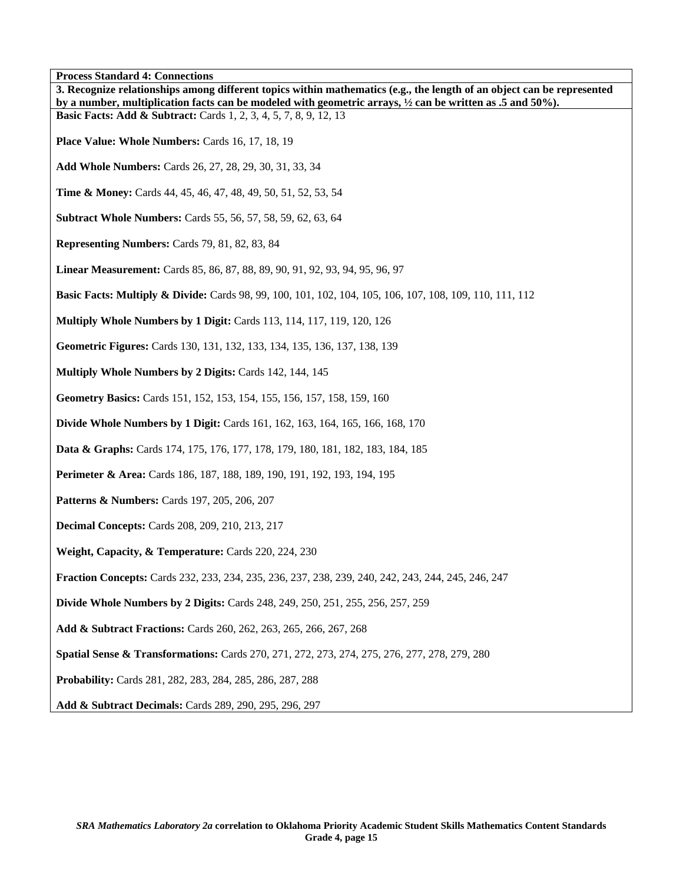**Process Standard 4: Connections**

**3. Recognize relationships among different topics within mathematics (e.g., the length of an object can be represented by a number, multiplication facts can be modeled with geometric arrays, ½ can be written as .5 and 50%).**

**Basic Facts: Add & Subtract:** Cards 1, 2, 3, 4, 5, 7, 8, 9, 12, 13

**Place Value: Whole Numbers:** Cards 16, 17, 18, 19

**Add Whole Numbers:** Cards 26, 27, 28, 29, 30, 31, 33, 34

**Time & Money:** Cards 44, 45, 46, 47, 48, 49, 50, 51, 52, 53, 54

**Subtract Whole Numbers:** Cards 55, 56, 57, 58, 59, 62, 63, 64

**Representing Numbers:** Cards 79, 81, 82, 83, 84

**Linear Measurement:** Cards 85, 86, 87, 88, 89, 90, 91, 92, 93, 94, 95, 96, 97

**Basic Facts: Multiply & Divide:** Cards 98, 99, 100, 101, 102, 104, 105, 106, 107, 108, 109, 110, 111, 112

**Multiply Whole Numbers by 1 Digit:** Cards 113, 114, 117, 119, 120, 126

**Geometric Figures:** Cards 130, 131, 132, 133, 134, 135, 136, 137, 138, 139

**Multiply Whole Numbers by 2 Digits:** Cards 142, 144, 145

**Geometry Basics:** Cards 151, 152, 153, 154, 155, 156, 157, 158, 159, 160

**Divide Whole Numbers by 1 Digit:** Cards 161, 162, 163, 164, 165, 166, 168, 170

**Data & Graphs:** Cards 174, 175, 176, 177, 178, 179, 180, 181, 182, 183, 184, 185

**Perimeter & Area:** Cards 186, 187, 188, 189, 190, 191, 192, 193, 194, 195

**Patterns & Numbers:** Cards 197, 205, 206, 207

**Decimal Concepts:** Cards 208, 209, 210, 213, 217

**Weight, Capacity, & Temperature:** Cards 220, 224, 230

**Fraction Concepts:** Cards 232, 233, 234, 235, 236, 237, 238, 239, 240, 242, 243, 244, 245, 246, 247

**Divide Whole Numbers by 2 Digits:** Cards 248, 249, 250, 251, 255, 256, 257, 259

**Add & Subtract Fractions:** Cards 260, 262, 263, 265, 266, 267, 268

**Spatial Sense & Transformations:** Cards 270, 271, 272, 273, 274, 275, 276, 277, 278, 279, 280

**Probability:** Cards 281, 282, 283, 284, 285, 286, 287, 288

**Add & Subtract Decimals:** Cards 289, 290, 295, 296, 297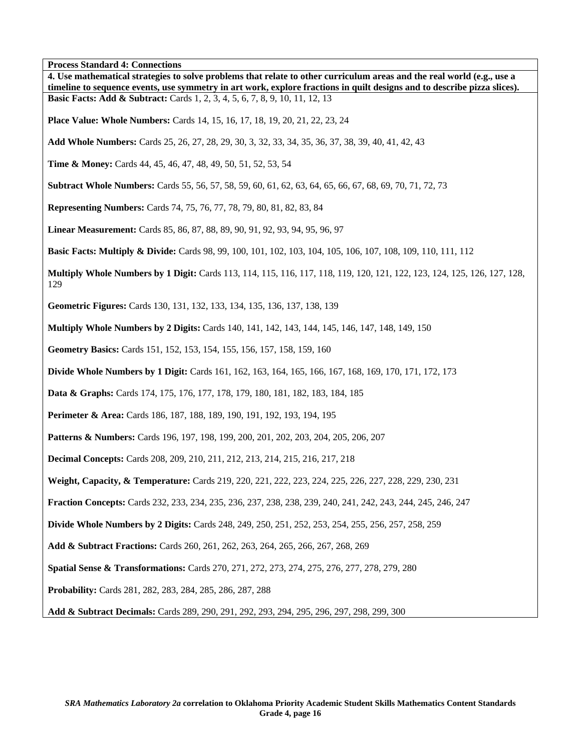**Process Standard 4: Connections**

**4. Use mathematical strategies to solve problems that relate to other curriculum areas and the real world (e.g., use a timeline to sequence events, use symmetry in art work, explore fractions in quilt designs and to describe pizza slices).**

**Basic Facts: Add & Subtract:** Cards 1, 2, 3, 4, 5, 6, 7, 8, 9, 10, 11, 12, 13

**Place Value: Whole Numbers:** Cards 14, 15, 16, 17, 18, 19, 20, 21, 22, 23, 24

**Add Whole Numbers:** Cards 25, 26, 27, 28, 29, 30, 3, 32, 33, 34, 35, 36, 37, 38, 39, 40, 41, 42, 43

**Time & Money:** Cards 44, 45, 46, 47, 48, 49, 50, 51, 52, 53, 54

**Subtract Whole Numbers:** Cards 55, 56, 57, 58, 59, 60, 61, 62, 63, 64, 65, 66, 67, 68, 69, 70, 71, 72, 73

**Representing Numbers:** Cards 74, 75, 76, 77, 78, 79, 80, 81, 82, 83, 84

**Linear Measurement:** Cards 85, 86, 87, 88, 89, 90, 91, 92, 93, 94, 95, 96, 97

**Basic Facts: Multiply & Divide:** Cards 98, 99, 100, 101, 102, 103, 104, 105, 106, 107, 108, 109, 110, 111, 112

**Multiply Whole Numbers by 1 Digit:** Cards 113, 114, 115, 116, 117, 118, 119, 120, 121, 122, 123, 124, 125, 126, 127, 128, 129

**Geometric Figures:** Cards 130, 131, 132, 133, 134, 135, 136, 137, 138, 139

**Multiply Whole Numbers by 2 Digits:** Cards 140, 141, 142, 143, 144, 145, 146, 147, 148, 149, 150

**Geometry Basics:** Cards 151, 152, 153, 154, 155, 156, 157, 158, 159, 160

**Divide Whole Numbers by 1 Digit:** Cards 161, 162, 163, 164, 165, 166, 167, 168, 169, 170, 171, 172, 173

**Data & Graphs:** Cards 174, 175, 176, 177, 178, 179, 180, 181, 182, 183, 184, 185

**Perimeter & Area:** Cards 186, 187, 188, 189, 190, 191, 192, 193, 194, 195

**Patterns & Numbers:** Cards 196, 197, 198, 199, 200, 201, 202, 203, 204, 205, 206, 207

**Decimal Concepts:** Cards 208, 209, 210, 211, 212, 213, 214, 215, 216, 217, 218

**Weight, Capacity, & Temperature:** Cards 219, 220, 221, 222, 223, 224, 225, 226, 227, 228, 229, 230, 231

**Fraction Concepts:** Cards 232, 233, 234, 235, 236, 237, 238, 238, 239, 240, 241, 242, 243, 244, 245, 246, 247

**Divide Whole Numbers by 2 Digits:** Cards 248, 249, 250, 251, 252, 253, 254, 255, 256, 257, 258, 259

**Add & Subtract Fractions:** Cards 260, 261, 262, 263, 264, 265, 266, 267, 268, 269

**Spatial Sense & Transformations:** Cards 270, 271, 272, 273, 274, 275, 276, 277, 278, 279, 280

**Probability:** Cards 281, 282, 283, 284, 285, 286, 287, 288

**Add & Subtract Decimals:** Cards 289, 290, 291, 292, 293, 294, 295, 296, 297, 298, 299, 300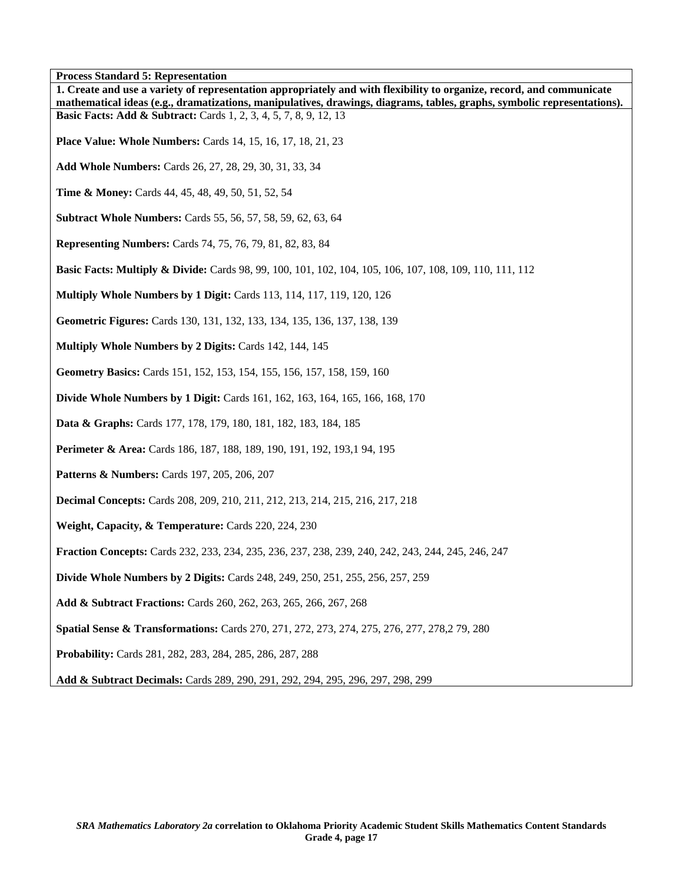**Process Standard 5: Representation**

**1. Create and use a variety of representation appropriately and with flexibility to organize, record, and communicate mathematical ideas (e.g., dramatizations, manipulatives, drawings, diagrams, tables, graphs, symbolic representations).**

**Basic Facts: Add & Subtract:** Cards 1, 2, 3, 4, 5, 7, 8, 9, 12, 13

**Place Value: Whole Numbers:** Cards 14, 15, 16, 17, 18, 21, 23

**Add Whole Numbers:** Cards 26, 27, 28, 29, 30, 31, 33, 34

**Time & Money:** Cards 44, 45, 48, 49, 50, 51, 52, 54

**Subtract Whole Numbers:** Cards 55, 56, 57, 58, 59, 62, 63, 64

**Representing Numbers:** Cards 74, 75, 76, 79, 81, 82, 83, 84

**Basic Facts: Multiply & Divide:** Cards 98, 99, 100, 101, 102, 104, 105, 106, 107, 108, 109, 110, 111, 112

**Multiply Whole Numbers by 1 Digit:** Cards 113, 114, 117, 119, 120, 126

**Geometric Figures:** Cards 130, 131, 132, 133, 134, 135, 136, 137, 138, 139

**Multiply Whole Numbers by 2 Digits:** Cards 142, 144, 145

**Geometry Basics:** Cards 151, 152, 153, 154, 155, 156, 157, 158, 159, 160

**Divide Whole Numbers by 1 Digit:** Cards 161, 162, 163, 164, 165, 166, 168, 170

**Data & Graphs:** Cards 177, 178, 179, 180, 181, 182, 183, 184, 185

**Perimeter & Area:** Cards 186, 187, 188, 189, 190, 191, 192, 193,1 94, 195

**Patterns & Numbers:** Cards 197, 205, 206, 207

**Decimal Concepts:** Cards 208, 209, 210, 211, 212, 213, 214, 215, 216, 217, 218

**Weight, Capacity, & Temperature:** Cards 220, 224, 230

**Fraction Concepts:** Cards 232, 233, 234, 235, 236, 237, 238, 239, 240, 242, 243, 244, 245, 246, 247

**Divide Whole Numbers by 2 Digits:** Cards 248, 249, 250, 251, 255, 256, 257, 259

**Add & Subtract Fractions:** Cards 260, 262, 263, 265, 266, 267, 268

**Spatial Sense & Transformations:** Cards 270, 271, 272, 273, 274, 275, 276, 277, 278,2 79, 280

**Probability:** Cards 281, 282, 283, 284, 285, 286, 287, 288

**Add & Subtract Decimals:** Cards 289, 290, 291, 292, 294, 295, 296, 297, 298, 299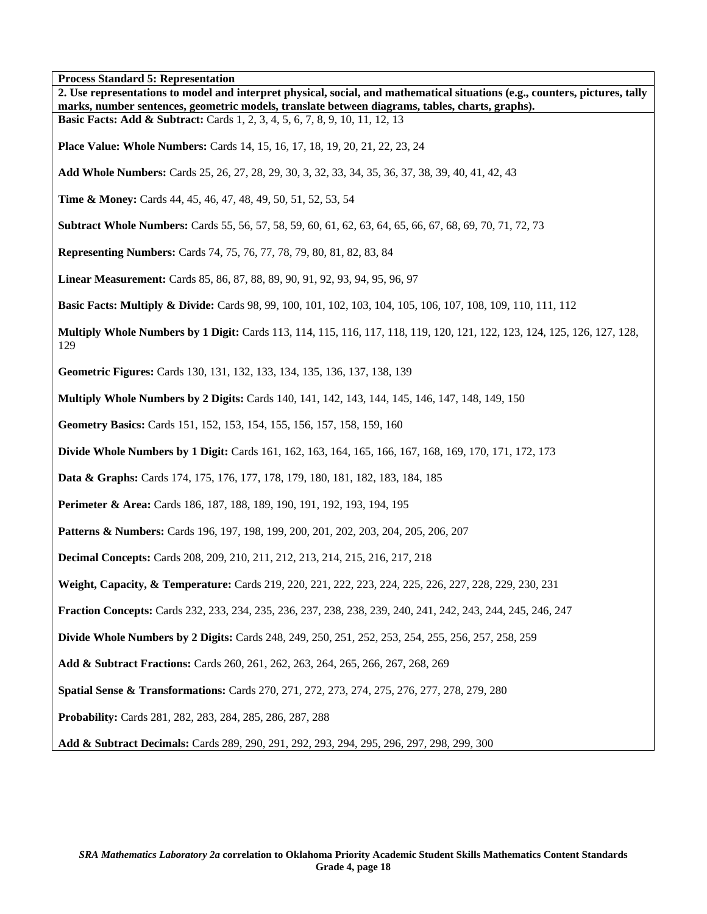**Process Standard 5: Representation**

**2. Use representations to model and interpret physical, social, and mathematical situations (e.g., counters, pictures, tally marks, number sentences, geometric models, translate between diagrams, tables, charts, graphs).**

**Basic Facts: Add & Subtract:** Cards 1, 2, 3, 4, 5, 6, 7, 8, 9, 10, 11, 12, 13

**Place Value: Whole Numbers:** Cards 14, 15, 16, 17, 18, 19, 20, 21, 22, 23, 24

**Add Whole Numbers:** Cards 25, 26, 27, 28, 29, 30, 3, 32, 33, 34, 35, 36, 37, 38, 39, 40, 41, 42, 43

**Time & Money:** Cards 44, 45, 46, 47, 48, 49, 50, 51, 52, 53, 54

**Subtract Whole Numbers:** Cards 55, 56, 57, 58, 59, 60, 61, 62, 63, 64, 65, 66, 67, 68, 69, 70, 71, 72, 73

**Representing Numbers:** Cards 74, 75, 76, 77, 78, 79, 80, 81, 82, 83, 84

**Linear Measurement:** Cards 85, 86, 87, 88, 89, 90, 91, 92, 93, 94, 95, 96, 97

**Basic Facts: Multiply & Divide:** Cards 98, 99, 100, 101, 102, 103, 104, 105, 106, 107, 108, 109, 110, 111, 112

**Multiply Whole Numbers by 1 Digit:** Cards 113, 114, 115, 116, 117, 118, 119, 120, 121, 122, 123, 124, 125, 126, 127, 128, 129

**Geometric Figures:** Cards 130, 131, 132, 133, 134, 135, 136, 137, 138, 139

**Multiply Whole Numbers by 2 Digits:** Cards 140, 141, 142, 143, 144, 145, 146, 147, 148, 149, 150

**Geometry Basics:** Cards 151, 152, 153, 154, 155, 156, 157, 158, 159, 160

**Divide Whole Numbers by 1 Digit:** Cards 161, 162, 163, 164, 165, 166, 167, 168, 169, 170, 171, 172, 173

**Data & Graphs:** Cards 174, 175, 176, 177, 178, 179, 180, 181, 182, 183, 184, 185

**Perimeter & Area:** Cards 186, 187, 188, 189, 190, 191, 192, 193, 194, 195

**Patterns & Numbers:** Cards 196, 197, 198, 199, 200, 201, 202, 203, 204, 205, 206, 207

**Decimal Concepts:** Cards 208, 209, 210, 211, 212, 213, 214, 215, 216, 217, 218

**Weight, Capacity, & Temperature:** Cards 219, 220, 221, 222, 223, 224, 225, 226, 227, 228, 229, 230, 231

**Fraction Concepts:** Cards 232, 233, 234, 235, 236, 237, 238, 238, 239, 240, 241, 242, 243, 244, 245, 246, 247

**Divide Whole Numbers by 2 Digits:** Cards 248, 249, 250, 251, 252, 253, 254, 255, 256, 257, 258, 259

**Add & Subtract Fractions:** Cards 260, 261, 262, 263, 264, 265, 266, 267, 268, 269

**Spatial Sense & Transformations:** Cards 270, 271, 272, 273, 274, 275, 276, 277, 278, 279, 280

**Probability:** Cards 281, 282, 283, 284, 285, 286, 287, 288

**Add & Subtract Decimals:** Cards 289, 290, 291, 292, 293, 294, 295, 296, 297, 298, 299, 300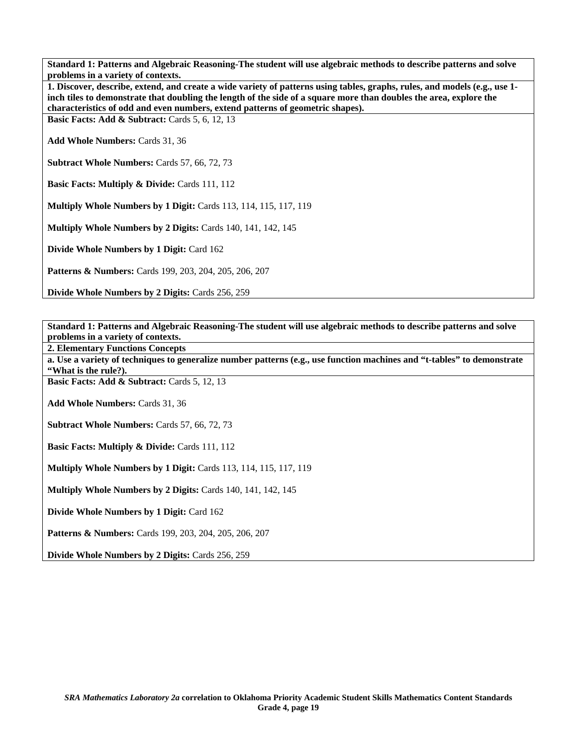**Standard 1: Patterns and Algebraic Reasoning-The student will use algebraic methods to describe patterns and solve problems in a variety of contexts.**

**1. Discover, describe, extend, and create a wide variety of patterns using tables, graphs, rules, and models (e.g., use 1-inch tiles to demonstrate that doubling the length of the side of a square more than doubles the area, explore the characteristics of odd and even numbers, extend patterns of geometric shapes).**

**Basic Facts: Add & Subtract:** Cards 5, 6, 12, 13

**Add Whole Numbers:** Cards 31, 36

**Subtract Whole Numbers:** Cards 57, 66, 72, 73

**Basic Facts: Multiply & Divide:** Cards 111, 112

**Multiply Whole Numbers by 1 Digit:** Cards 113, 114, 115, 117, 119

**Multiply Whole Numbers by 2 Digits:** Cards 140, 141, 142, 145

**Divide Whole Numbers by 1 Digit:** Card 162

**Patterns & Numbers:** Cards 199, 203, 204, 205, 206, 207

**Divide Whole Numbers by 2 Digits:** Cards 256, 259

---

**Standard 1: Patterns and Algebraic Reasoning-The student will use algebraic methods to describe patterns and solve problems in a variety of contexts.**

**2. Elementary Functions Concepts**

**a. Use a variety of techniques to generalize number patterns (e.g., use function machines and "t-tables" to demonstrate "What is the rule?).**

**Basic Facts: Add & Subtract:** Cards 5, 12, 13

**Add Whole Numbers:** Cards 31, 36

**Subtract Whole Numbers:** Cards 57, 66, 72, 73

**Basic Facts: Multiply & Divide:** Cards 111, 112

**Multiply Whole Numbers by 1 Digit:** Cards 113, 114, 115, 117, 119

**Multiply Whole Numbers by 2 Digits:** Cards 140, 141, 142, 145

**Divide Whole Numbers by 1 Digit:** Card 162

**Patterns & Numbers:** Cards 199, 203, 204, 205, 206, 207

**Divide Whole Numbers by 2 Digits:** Cards 256, 259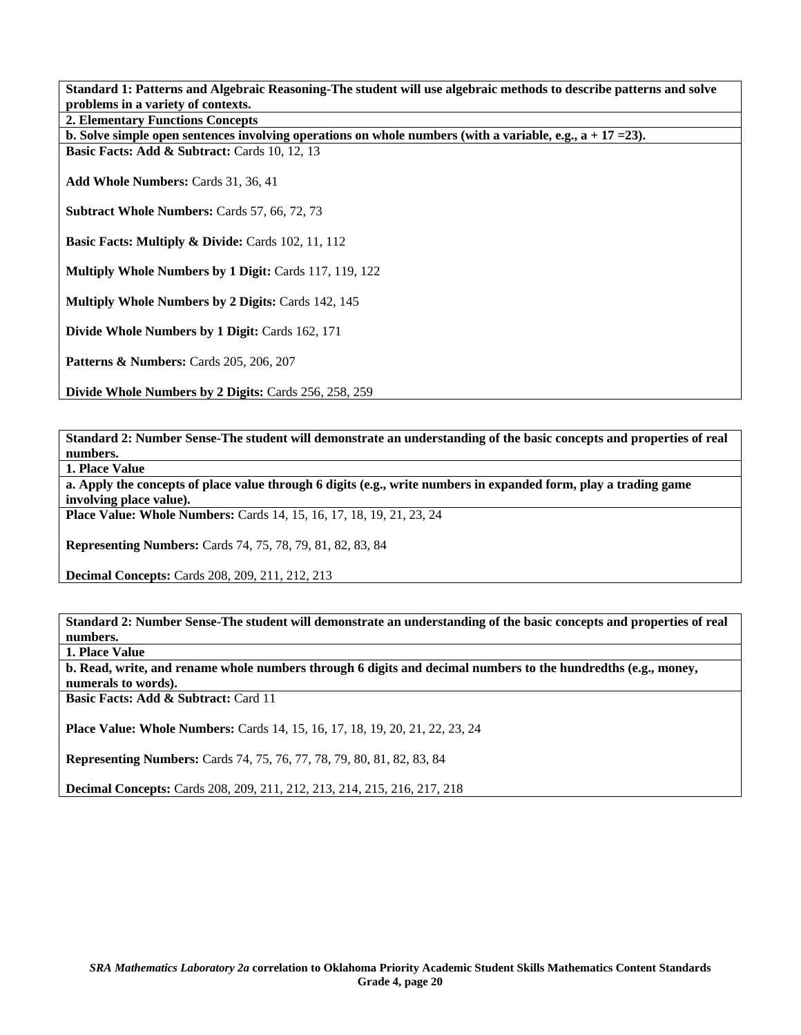**Standard 1: Patterns and Algebraic Reasoning-The student will use algebraic methods to describe patterns and solve problems in a variety of contexts.**

**2. Elementary Functions Concepts**

**b. Solve simple open sentences involving operations on whole numbers (with a variable, e.g., a + 17 =23).**

**Basic Facts: Add & Subtract:** Cards 10, 12, 13

**Add Whole Numbers:** Cards 31, 36, 41

**Subtract Whole Numbers:** Cards 57, 66, 72, 73

**Basic Facts: Multiply & Divide:** Cards 102, 11, 112

**Multiply Whole Numbers by 1 Digit:** Cards 117, 119, 122

**Multiply Whole Numbers by 2 Digits:** Cards 142, 145

**Divide Whole Numbers by 1 Digit:** Cards 162, 171

**Patterns & Numbers:** Cards 205, 206, 207

**Divide Whole Numbers by 2 Digits:** Cards 256, 258, 259

---

**Standard 2: Number Sense-The student will demonstrate an understanding of the basic concepts and properties of real numbers.**

**1. Place Value**

**a. Apply the concepts of place value through 6 digits (e.g., write numbers in expanded form, play a trading game involving place value).**

**Place Value: Whole Numbers:** Cards 14, 15, 16, 17, 18, 19, 21, 23, 24

**Representing Numbers:** Cards 74, 75, 78, 79, 81, 82, 83, 84

**Decimal Concepts:** Cards 208, 209, 211, 212, 213

---

**Standard 2: Number Sense-The student will demonstrate an understanding of the basic concepts and properties of real numbers.**

**1. Place Value**

**b. Read, write, and rename whole numbers through 6 digits and decimal numbers to the hundredths (e.g., money, numerals to words).**

**Basic Facts: Add & Subtract:** Card 11

**Place Value: Whole Numbers:** Cards 14, 15, 16, 17, 18, 19, 20, 21, 22, 23, 24

**Representing Numbers:** Cards 74, 75, 76, 77, 78, 79, 80, 81, 82, 83, 84

**Decimal Concepts:** Cards 208, 209, 211, 212, 213, 214, 215, 216, 217, 218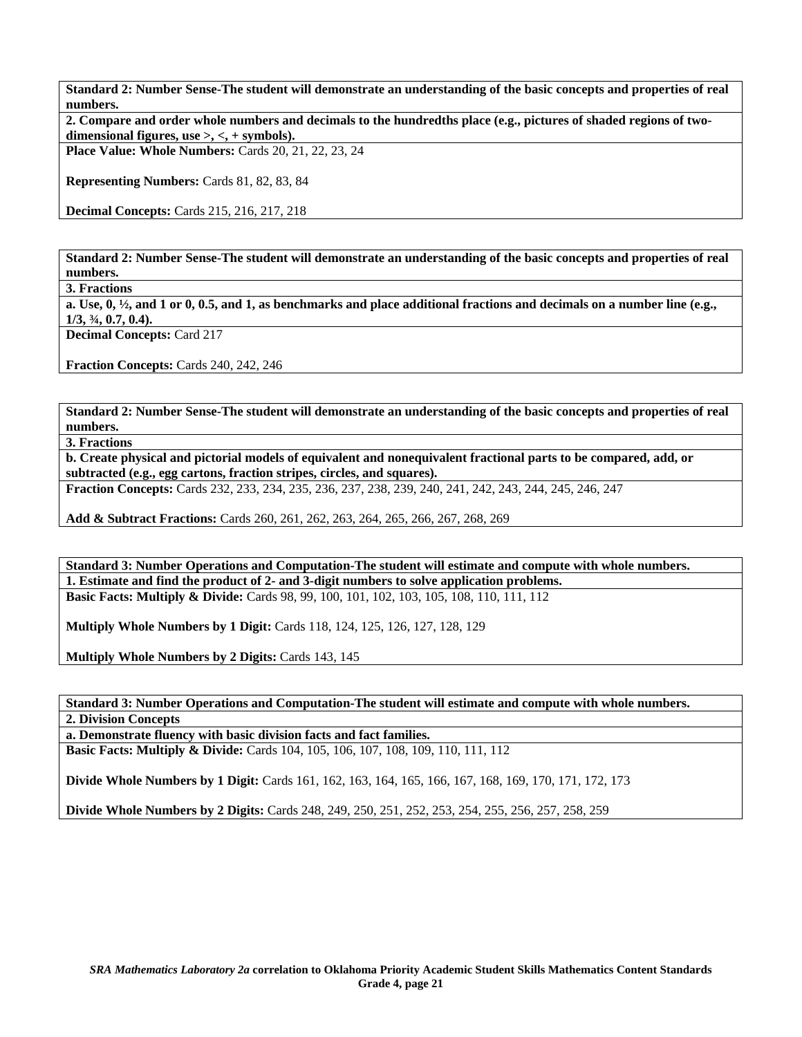**Standard 2: Number Sense-The student will demonstrate an understanding of the basic concepts and properties of real numbers.**

**2. Compare and order whole numbers and decimals to the hundredths place (e.g., pictures of shaded regions of two-dimensional figures, use >, <, + symbols).**

**Place Value: Whole Numbers:** Cards 20, 21, 22, 23, 24

**Representing Numbers:** Cards 81, 82, 83, 84

**Decimal Concepts:** Cards 215, 216, 217, 218

**Standard 2: Number Sense-The student will demonstrate an understanding of the basic concepts and properties of real numbers.**

**3. Fractions**

**a. Use, 0, ½, and 1 or 0, 0.5, and 1, as benchmarks and place additional fractions and decimals on a number line (e.g., 1/3, ¾, 0.7, 0.4).**

**Decimal Concepts:** Card 217

**Fraction Concepts:** Cards 240, 242, 246

**Standard 2: Number Sense-The student will demonstrate an understanding of the basic concepts and properties of real numbers.**

**3. Fractions**

**b. Create physical and pictorial models of equivalent and nonequivalent fractional parts to be compared, add, or subtracted (e.g., egg cartons, fraction stripes, circles, and squares).**

**Fraction Concepts:** Cards 232, 233, 234, 235, 236, 237, 238, 239, 240, 241, 242, 243, 244, 245, 246, 247

**Add & Subtract Fractions:** Cards 260, 261, 262, 263, 264, 265, 266, 267, 268, 269

**Standard 3: Number Operations and Computation-The student will estimate and compute with whole numbers.**

**1. Estimate and find the product of 2- and 3-digit numbers to solve application problems.**

**Basic Facts: Multiply & Divide:** Cards 98, 99, 100, 101, 102, 103, 105, 108, 110, 111, 112

**Multiply Whole Numbers by 1 Digit:** Cards 118, 124, 125, 126, 127, 128, 129

**Multiply Whole Numbers by 2 Digits:** Cards 143, 145

**Standard 3: Number Operations and Computation-The student will estimate and compute with whole numbers.**

**2. Division Concepts**

**a. Demonstrate fluency with basic division facts and fact families.**

**Basic Facts: Multiply & Divide:** Cards 104, 105, 106, 107, 108, 109, 110, 111, 112

**Divide Whole Numbers by 1 Digit:** Cards 161, 162, 163, 164, 165, 166, 167, 168, 169, 170, 171, 172, 173

**Divide Whole Numbers by 2 Digits:** Cards 248, 249, 250, 251, 252, 253, 254, 255, 256, 257, 258, 259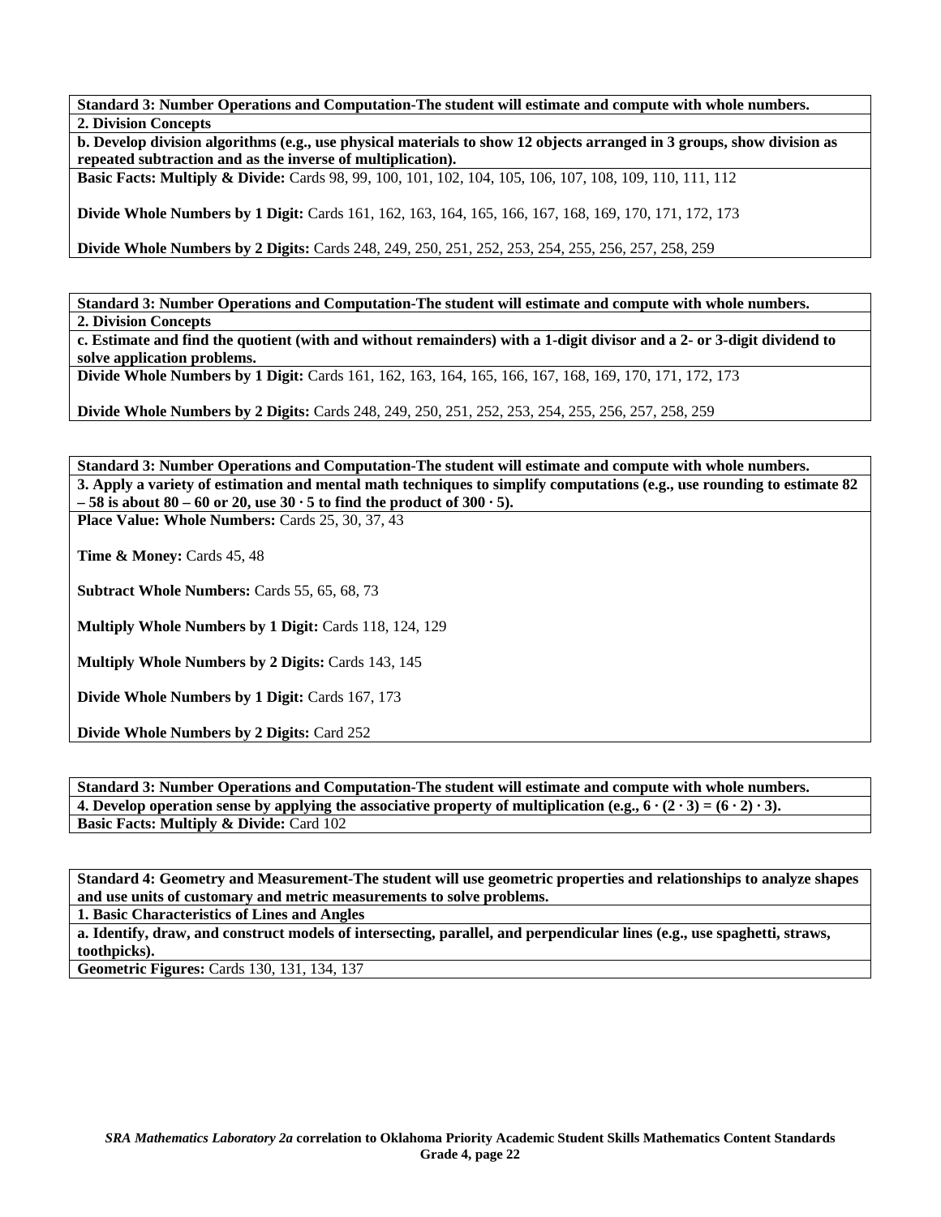**Standard 3: Number Operations and Computation-The student will estimate and compute with whole numbers.**

**2. Division Concepts**

**b. Develop division algorithms (e.g., use physical materials to show 12 objects arranged in 3 groups, show division as repeated subtraction and as the inverse of multiplication).**

**Basic Facts: Multiply & Divide:** Cards 98, 99, 100, 101, 102, 104, 105, 106, 107, 108, 109, 110, 111, 112

**Divide Whole Numbers by 1 Digit:** Cards 161, 162, 163, 164, 165, 166, 167, 168, 169, 170, 171, 172, 173

**Divide Whole Numbers by 2 Digits:** Cards 248, 249, 250, 251, 252, 253, 254, 255, 256, 257, 258, 259

**Standard 3: Number Operations and Computation-The student will estimate and compute with whole numbers.**

**2. Division Concepts**

**c. Estimate and find the quotient (with and without remainders) with a 1-digit divisor and a 2- or 3-digit dividend to solve application problems.**

**Divide Whole Numbers by 1 Digit:** Cards 161, 162, 163, 164, 165, 166, 167, 168, 169, 170, 171, 172, 173

**Divide Whole Numbers by 2 Digits:** Cards 248, 249, 250, 251, 252, 253, 254, 255, 256, 257, 258, 259

**Standard 3: Number Operations and Computation-The student will estimate and compute with whole numbers.**

**3. Apply a variety of estimation and mental math techniques to simplify computations (e.g., use rounding to estimate 82 – 58 is about 80 – 60 or 20, use $30 \cdot 5$ to find the product of $300 \cdot 5$).**

**Place Value: Whole Numbers:** Cards 25, 30, 37, 43

**Time & Money:** Cards 45, 48

**Subtract Whole Numbers:** Cards 55, 65, 68, 73

**Multiply Whole Numbers by 1 Digit:** Cards 118, 124, 129

**Multiply Whole Numbers by 2 Digits:** Cards 143, 145

**Divide Whole Numbers by 1 Digit:** Cards 167, 173

**Divide Whole Numbers by 2 Digits:** Card 252

**Standard 3: Number Operations and Computation-The student will estimate and compute with whole numbers.**

**4. Develop operation sense by applying the associative property of multiplication (e.g., $6 \cdot (2 \cdot 3) = (6 \cdot 2) \cdot 3$).**

**Basic Facts: Multiply & Divide:** Card 102

**Standard 4: Geometry and Measurement-The student will use geometric properties and relationships to analyze shapes and use units of customary and metric measurements to solve problems.**

**1. Basic Characteristics of Lines and Angles**

**a. Identify, draw, and construct models of intersecting, parallel, and perpendicular lines (e.g., use spaghetti, straws, toothpicks).**

**Geometric Figures:** Cards 130, 131, 134, 137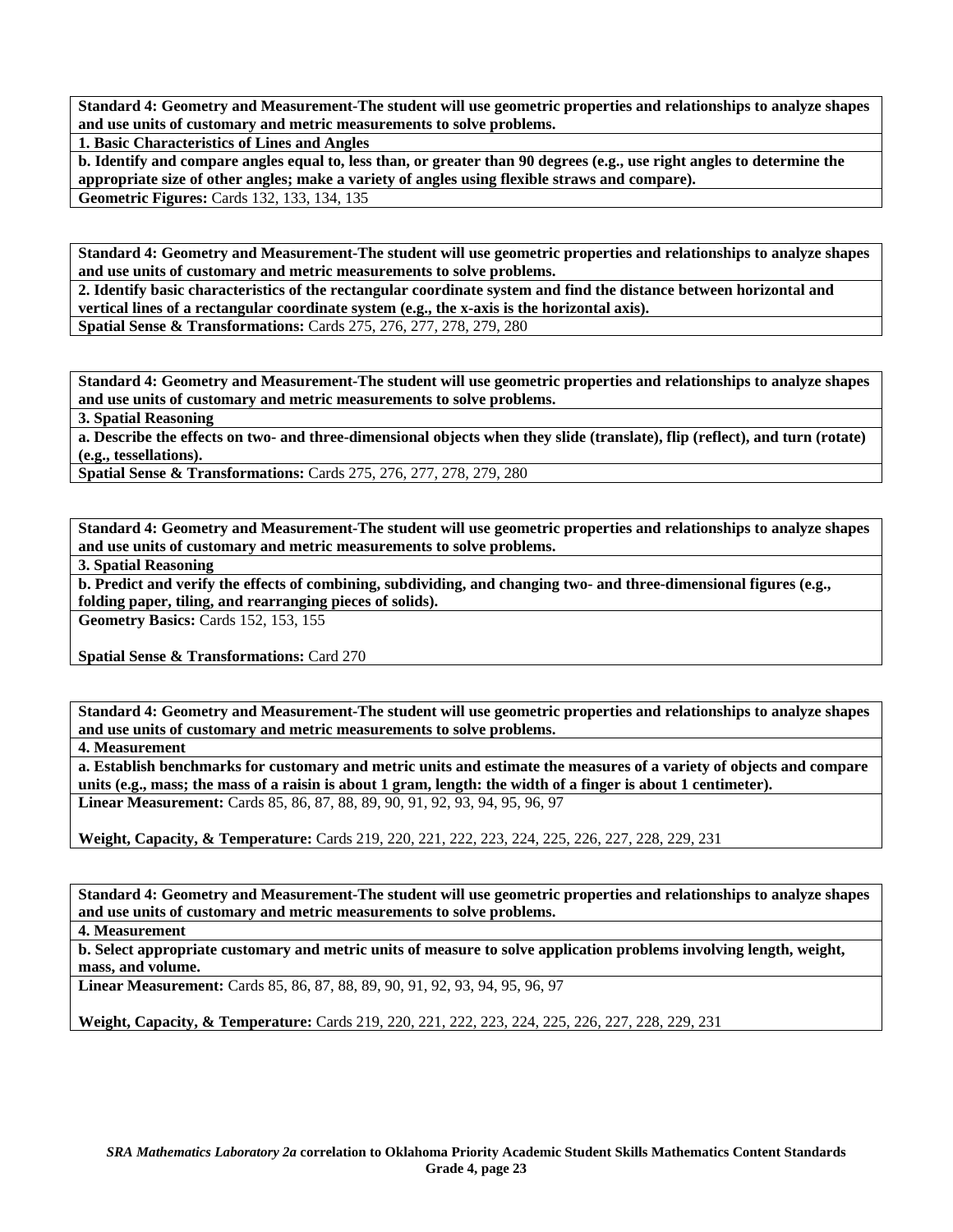**Standard 4: Geometry and Measurement-The student will use geometric properties and relationships to analyze shapes and use units of customary and metric measurements to solve problems.**

**1. Basic Characteristics of Lines and Angles**

**b. Identify and compare angles equal to, less than, or greater than 90 degrees (e.g., use right angles to determine the appropriate size of other angles; make a variety of angles using flexible straws and compare).**

**Geometric Figures:** Cards 132, 133, 134, 135

**Standard 4: Geometry and Measurement-The student will use geometric properties and relationships to analyze shapes and use units of customary and metric measurements to solve problems.**

**2. Identify basic characteristics of the rectangular coordinate system and find the distance between horizontal and vertical lines of a rectangular coordinate system (e.g., the x-axis is the horizontal axis).**

**Spatial Sense & Transformations:** Cards 275, 276, 277, 278, 279, 280

**Standard 4: Geometry and Measurement-The student will use geometric properties and relationships to analyze shapes and use units of customary and metric measurements to solve problems.**

**3. Spatial Reasoning**

**a. Describe the effects on two- and three-dimensional objects when they slide (translate), flip (reflect), and turn (rotate) (e.g., tessellations).**

**Spatial Sense & Transformations:** Cards 275, 276, 277, 278, 279, 280

**Standard 4: Geometry and Measurement-The student will use geometric properties and relationships to analyze shapes and use units of customary and metric measurements to solve problems.**

**3. Spatial Reasoning**

**b. Predict and verify the effects of combining, subdividing, and changing two- and three-dimensional figures (e.g., folding paper, tiling, and rearranging pieces of solids).**

**Geometry Basics:** Cards 152, 153, 155

**Spatial Sense & Transformations:** Card 270

**Standard 4: Geometry and Measurement-The student will use geometric properties and relationships to analyze shapes and use units of customary and metric measurements to solve problems.**

**4. Measurement**

**a. Establish benchmarks for customary and metric units and estimate the measures of a variety of objects and compare units (e.g., mass; the mass of a raisin is about 1 gram, length: the width of a finger is about 1 centimeter).**

**Linear Measurement:** Cards 85, 86, 87, 88, 89, 90, 91, 92, 93, 94, 95, 96, 97

**Weight, Capacity, & Temperature:** Cards 219, 220, 221, 222, 223, 224, 225, 226, 227, 228, 229, 231

**Standard 4: Geometry and Measurement-The student will use geometric properties and relationships to analyze shapes and use units of customary and metric measurements to solve problems.**

**4. Measurement**

**b. Select appropriate customary and metric units of measure to solve application problems involving length, weight, mass, and volume.**

**Linear Measurement:** Cards 85, 86, 87, 88, 89, 90, 91, 92, 93, 94, 95, 96, 97

**Weight, Capacity, & Temperature:** Cards 219, 220, 221, 222, 223, 224, 225, 226, 227, 228, 229, 231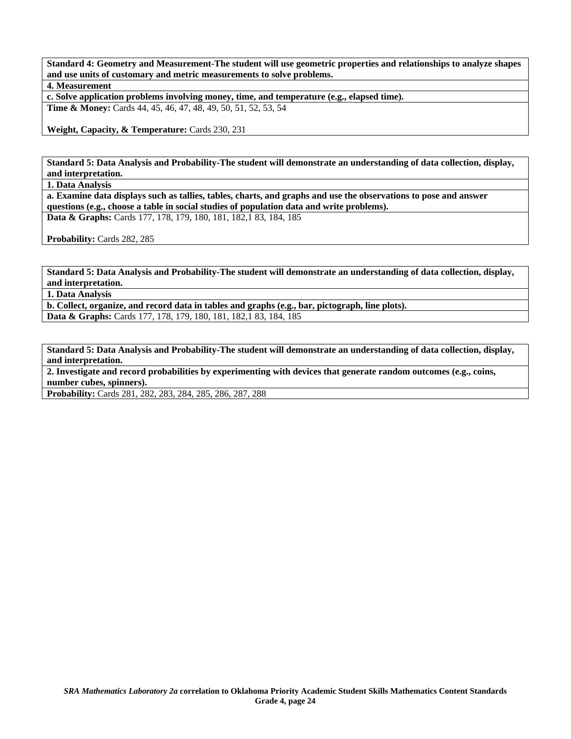**Standard 4: Geometry and Measurement-The student will use geometric properties and relationships to analyze shapes and use units of customary and metric measurements to solve problems.**

**4. Measurement**

**c. Solve application problems involving money, time, and temperature (e.g., elapsed time).**

**Time & Money:** Cards 44, 45, 46, 47, 48, 49, 50, 51, 52, 53, 54

**Weight, Capacity, & Temperature:** Cards 230, 231

**Standard 5: Data Analysis and Probability-The student will demonstrate an understanding of data collection, display, and interpretation.**

**1. Data Analysis**

**a. Examine data displays such as tallies, tables, charts, and graphs and use the observations to pose and answer questions (e.g., choose a table in social studies of population data and write problems).**

**Data & Graphs:** Cards 177, 178, 179, 180, 181, 182,1 83, 184, 185

**Probability:** Cards 282, 285

**Standard 5: Data Analysis and Probability-The student will demonstrate an understanding of data collection, display, and interpretation.**

**1. Data Analysis**

**b. Collect, organize, and record data in tables and graphs (e.g., bar, pictograph, line plots).**

**Data & Graphs:** Cards 177, 178, 179, 180, 181, 182,1 83, 184, 185

**Standard 5: Data Analysis and Probability-The student will demonstrate an understanding of data collection, display, and interpretation.**

**2. Investigate and record probabilities by experimenting with devices that generate random outcomes (e.g., coins, number cubes, spinners).**

**Probability:** Cards 281, 282, 283, 284, 285, 286, 287, 288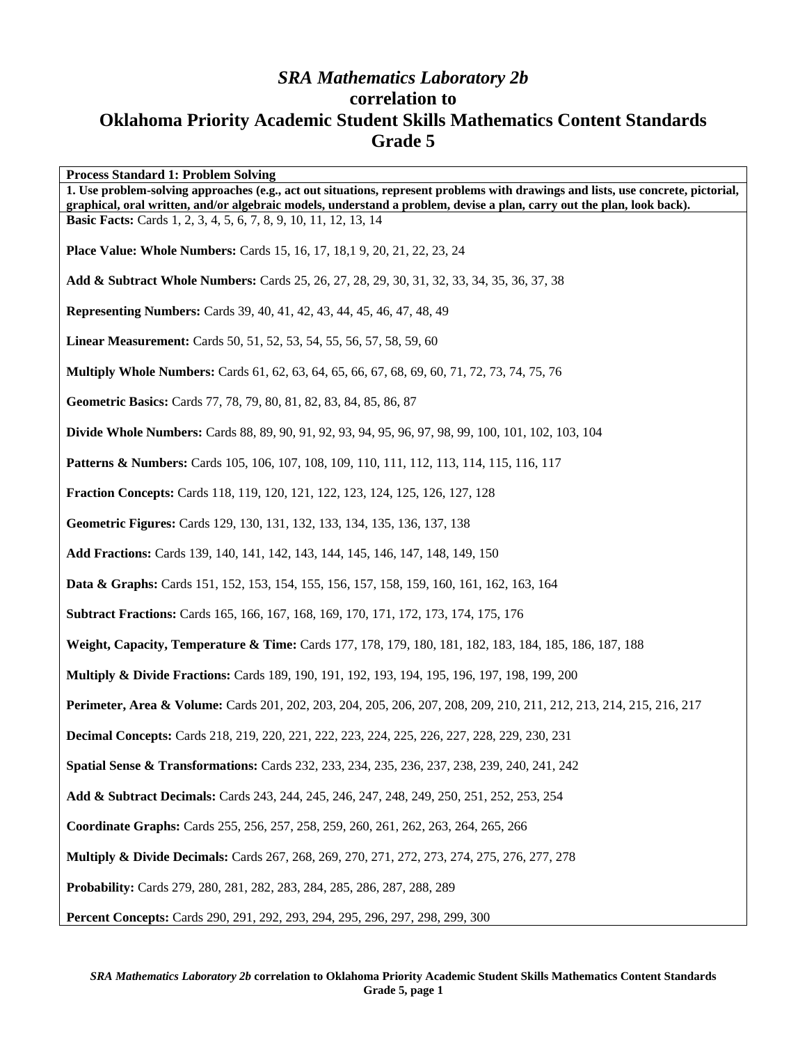# *SRA Mathematics Laboratory 2b* correlation to Oklahoma Priority Academic Student Skills Mathematics Content Standards Grade 5

**Process Standard 1: Problem Solving**

**1. Use problem-solving approaches (e.g., act out situations, represent problems with drawings and lists, use concrete, pictorial, graphical, oral written, and/or algebraic models, understand a problem, devise a plan, carry out the plan, look back).**

**Basic Facts:** Cards 1, 2, 3, 4, 5, 6, 7, 8, 9, 10, 11, 12, 13, 14

**Place Value: Whole Numbers:** Cards 15, 16, 17, 18,1 9, 20, 21, 22, 23, 24

**Add & Subtract Whole Numbers:** Cards 25, 26, 27, 28, 29, 30, 31, 32, 33, 34, 35, 36, 37, 38

**Representing Numbers:** Cards 39, 40, 41, 42, 43, 44, 45, 46, 47, 48, 49

**Linear Measurement:** Cards 50, 51, 52, 53, 54, 55, 56, 57, 58, 59, 60

**Multiply Whole Numbers:** Cards 61, 62, 63, 64, 65, 66, 67, 68, 69, 60, 71, 72, 73, 74, 75, 76

**Geometric Basics:** Cards 77, 78, 79, 80, 81, 82, 83, 84, 85, 86, 87

**Divide Whole Numbers:** Cards 88, 89, 90, 91, 92, 93, 94, 95, 96, 97, 98, 99, 100, 101, 102, 103, 104

**Patterns & Numbers:** Cards 105, 106, 107, 108, 109, 110, 111, 112, 113, 114, 115, 116, 117

**Fraction Concepts:** Cards 118, 119, 120, 121, 122, 123, 124, 125, 126, 127, 128

**Geometric Figures:** Cards 129, 130, 131, 132, 133, 134, 135, 136, 137, 138

**Add Fractions:** Cards 139, 140, 141, 142, 143, 144, 145, 146, 147, 148, 149, 150

**Data & Graphs:** Cards 151, 152, 153, 154, 155, 156, 157, 158, 159, 160, 161, 162, 163, 164

**Subtract Fractions:** Cards 165, 166, 167, 168, 169, 170, 171, 172, 173, 174, 175, 176

**Weight, Capacity, Temperature & Time:** Cards 177, 178, 179, 180, 181, 182, 183, 184, 185, 186, 187, 188

**Multiply & Divide Fractions:** Cards 189, 190, 191, 192, 193, 194, 195, 196, 197, 198, 199, 200

**Perimeter, Area & Volume:** Cards 201, 202, 203, 204, 205, 206, 207, 208, 209, 210, 211, 212, 213, 214, 215, 216, 217

**Decimal Concepts:** Cards 218, 219, 220, 221, 222, 223, 224, 225, 226, 227, 228, 229, 230, 231

**Spatial Sense & Transformations:** Cards 232, 233, 234, 235, 236, 237, 238, 239, 240, 241, 242

**Add & Subtract Decimals:** Cards 243, 244, 245, 246, 247, 248, 249, 250, 251, 252, 253, 254

**Coordinate Graphs:** Cards 255, 256, 257, 258, 259, 260, 261, 262, 263, 264, 265, 266

**Multiply & Divide Decimals:** Cards 267, 268, 269, 270, 271, 272, 273, 274, 275, 276, 277, 278

**Probability:** Cards 279, 280, 281, 282, 283, 284, 285, 286, 287, 288, 289

**Percent Concepts:** Cards 290, 291, 292, 293, 294, 295, 296, 297, 298, 299, 300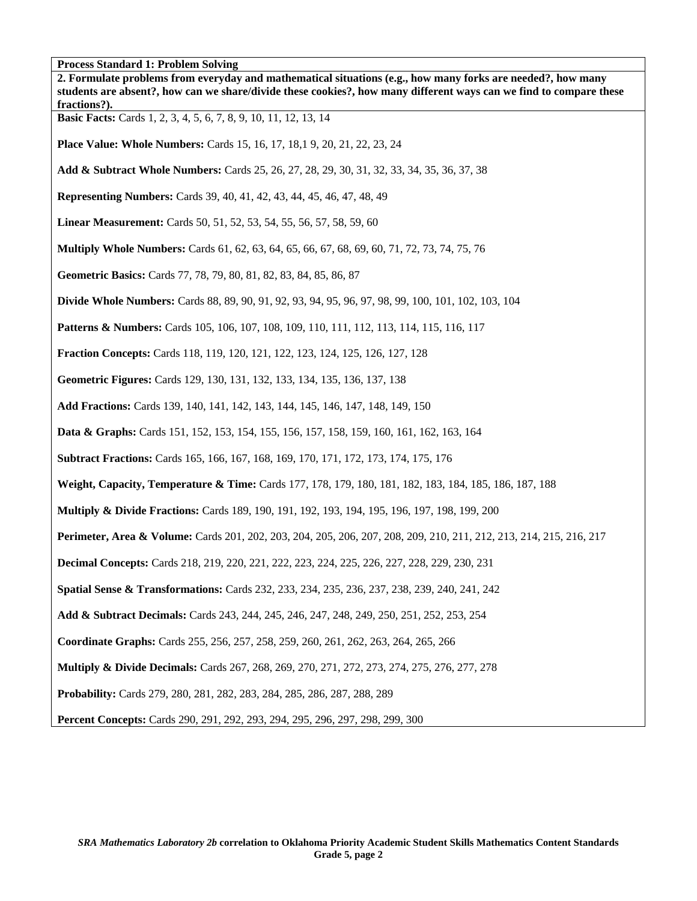**Process Standard 1: Problem Solving**

**2. Formulate problems from everyday and mathematical situations (e.g., how many forks are needed?, how many students are absent?, how can we share/divide these cookies?, how many different ways can we find to compare these fractions?).**

**Basic Facts:** Cards 1, 2, 3, 4, 5, 6, 7, 8, 9, 10, 11, 12, 13, 14

**Place Value: Whole Numbers:** Cards 15, 16, 17, 18,1 9, 20, 21, 22, 23, 24

**Add & Subtract Whole Numbers:** Cards 25, 26, 27, 28, 29, 30, 31, 32, 33, 34, 35, 36, 37, 38

**Representing Numbers:** Cards 39, 40, 41, 42, 43, 44, 45, 46, 47, 48, 49

**Linear Measurement:** Cards 50, 51, 52, 53, 54, 55, 56, 57, 58, 59, 60

**Multiply Whole Numbers:** Cards 61, 62, 63, 64, 65, 66, 67, 68, 69, 60, 71, 72, 73, 74, 75, 76

**Geometric Basics:** Cards 77, 78, 79, 80, 81, 82, 83, 84, 85, 86, 87

**Divide Whole Numbers:** Cards 88, 89, 90, 91, 92, 93, 94, 95, 96, 97, 98, 99, 100, 101, 102, 103, 104

**Patterns & Numbers:** Cards 105, 106, 107, 108, 109, 110, 111, 112, 113, 114, 115, 116, 117

**Fraction Concepts:** Cards 118, 119, 120, 121, 122, 123, 124, 125, 126, 127, 128

**Geometric Figures:** Cards 129, 130, 131, 132, 133, 134, 135, 136, 137, 138

**Add Fractions:** Cards 139, 140, 141, 142, 143, 144, 145, 146, 147, 148, 149, 150

**Data & Graphs:** Cards 151, 152, 153, 154, 155, 156, 157, 158, 159, 160, 161, 162, 163, 164

**Subtract Fractions:** Cards 165, 166, 167, 168, 169, 170, 171, 172, 173, 174, 175, 176

**Weight, Capacity, Temperature & Time:** Cards 177, 178, 179, 180, 181, 182, 183, 184, 185, 186, 187, 188

**Multiply & Divide Fractions:** Cards 189, 190, 191, 192, 193, 194, 195, 196, 197, 198, 199, 200

**Perimeter, Area & Volume:** Cards 201, 202, 203, 204, 205, 206, 207, 208, 209, 210, 211, 212, 213, 214, 215, 216, 217

**Decimal Concepts:** Cards 218, 219, 220, 221, 222, 223, 224, 225, 226, 227, 228, 229, 230, 231

**Spatial Sense & Transformations:** Cards 232, 233, 234, 235, 236, 237, 238, 239, 240, 241, 242

**Add & Subtract Decimals:** Cards 243, 244, 245, 246, 247, 248, 249, 250, 251, 252, 253, 254

**Coordinate Graphs:** Cards 255, 256, 257, 258, 259, 260, 261, 262, 263, 264, 265, 266

**Multiply & Divide Decimals:** Cards 267, 268, 269, 270, 271, 272, 273, 274, 275, 276, 277, 278

**Probability:** Cards 279, 280, 281, 282, 283, 284, 285, 286, 287, 288, 289

**Percent Concepts:** Cards 290, 291, 292, 293, 294, 295, 296, 297, 298, 299, 300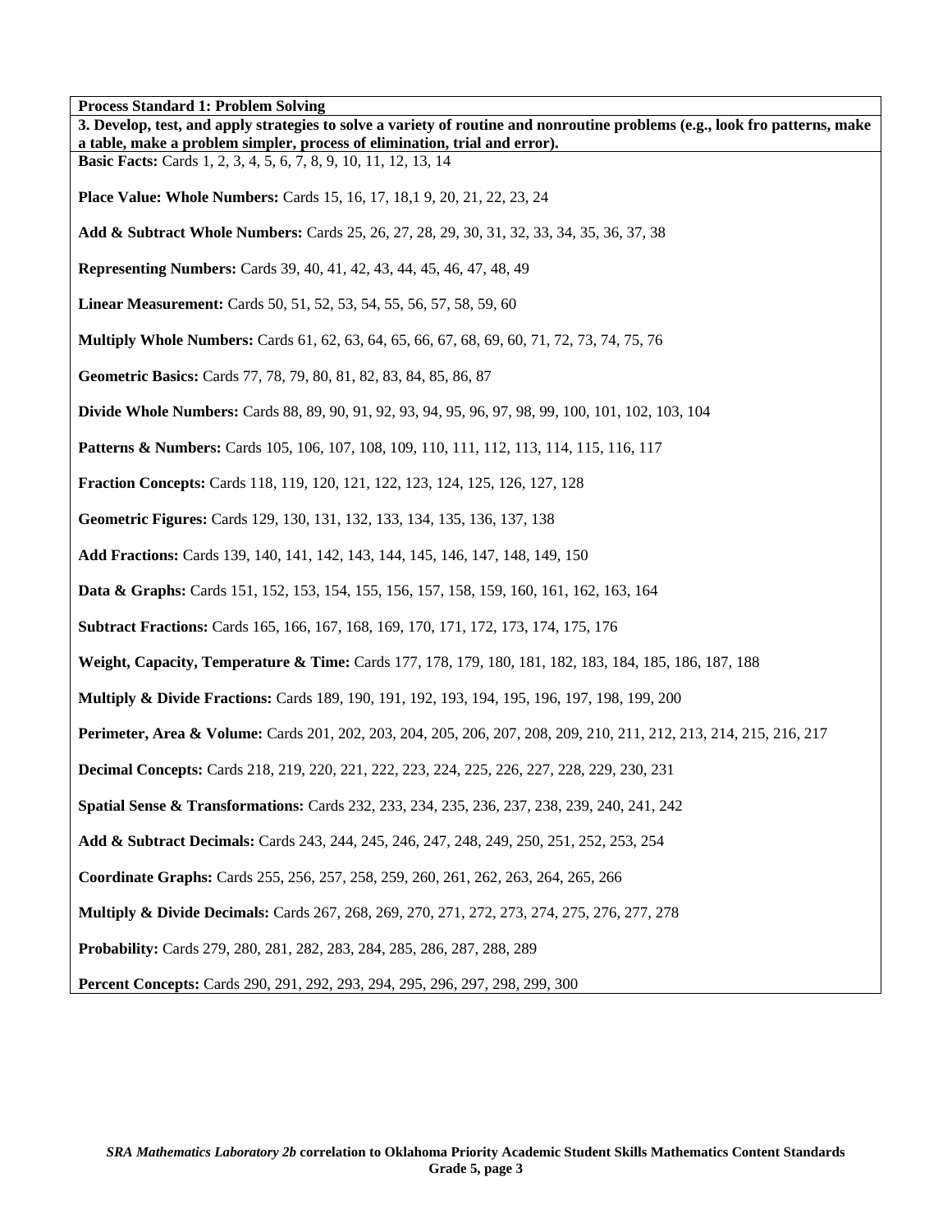**Process Standard 1: Problem Solving**

**3. Develop, test, and apply strategies to solve a variety of routine and nonroutine problems (e.g., look fro patterns, make a table, make a problem simpler, process of elimination, trial and error).**

**Basic Facts:** Cards 1, 2, 3, 4, 5, 6, 7, 8, 9, 10, 11, 12, 13, 14

**Place Value: Whole Numbers:** Cards 15, 16, 17, 18,1 9, 20, 21, 22, 23, 24

**Add & Subtract Whole Numbers:** Cards 25, 26, 27, 28, 29, 30, 31, 32, 33, 34, 35, 36, 37, 38

**Representing Numbers:** Cards 39, 40, 41, 42, 43, 44, 45, 46, 47, 48, 49

**Linear Measurement:** Cards 50, 51, 52, 53, 54, 55, 56, 57, 58, 59, 60

**Multiply Whole Numbers:** Cards 61, 62, 63, 64, 65, 66, 67, 68, 69, 60, 71, 72, 73, 74, 75, 76

**Geometric Basics:** Cards 77, 78, 79, 80, 81, 82, 83, 84, 85, 86, 87

**Divide Whole Numbers:** Cards 88, 89, 90, 91, 92, 93, 94, 95, 96, 97, 98, 99, 100, 101, 102, 103, 104

**Patterns & Numbers:** Cards 105, 106, 107, 108, 109, 110, 111, 112, 113, 114, 115, 116, 117

**Fraction Concepts:** Cards 118, 119, 120, 121, 122, 123, 124, 125, 126, 127, 128

**Geometric Figures:** Cards 129, 130, 131, 132, 133, 134, 135, 136, 137, 138

**Add Fractions:** Cards 139, 140, 141, 142, 143, 144, 145, 146, 147, 148, 149, 150

**Data & Graphs:** Cards 151, 152, 153, 154, 155, 156, 157, 158, 159, 160, 161, 162, 163, 164

**Subtract Fractions:** Cards 165, 166, 167, 168, 169, 170, 171, 172, 173, 174, 175, 176

**Weight, Capacity, Temperature & Time:** Cards 177, 178, 179, 180, 181, 182, 183, 184, 185, 186, 187, 188

**Multiply & Divide Fractions:** Cards 189, 190, 191, 192, 193, 194, 195, 196, 197, 198, 199, 200

**Perimeter, Area & Volume:** Cards 201, 202, 203, 204, 205, 206, 207, 208, 209, 210, 211, 212, 213, 214, 215, 216, 217

**Decimal Concepts:** Cards 218, 219, 220, 221, 222, 223, 224, 225, 226, 227, 228, 229, 230, 231

**Spatial Sense & Transformations:** Cards 232, 233, 234, 235, 236, 237, 238, 239, 240, 241, 242

**Add & Subtract Decimals:** Cards 243, 244, 245, 246, 247, 248, 249, 250, 251, 252, 253, 254

**Coordinate Graphs:** Cards 255, 256, 257, 258, 259, 260, 261, 262, 263, 264, 265, 266

**Multiply & Divide Decimals:** Cards 267, 268, 269, 270, 271, 272, 273, 274, 275, 276, 277, 278

**Probability:** Cards 279, 280, 281, 282, 283, 284, 285, 286, 287, 288, 289

**Percent Concepts:** Cards 290, 291, 292, 293, 294, 295, 296, 297, 298, 299, 300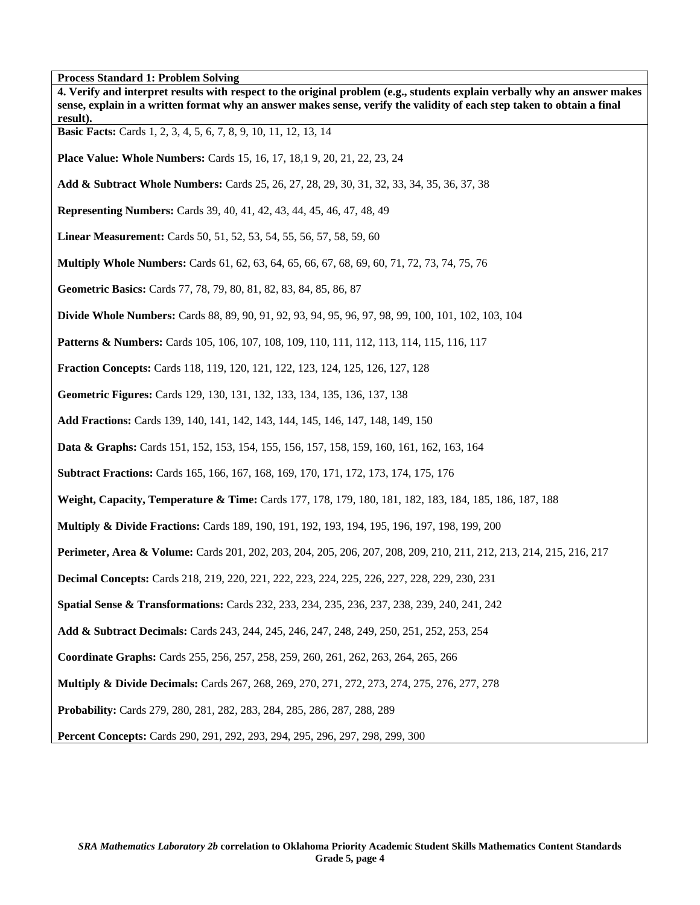**Process Standard 1: Problem Solving**

**4. Verify and interpret results with respect to the original problem (e.g., students explain verbally why an answer makes sense, explain in a written format why an answer makes sense, verify the validity of each step taken to obtain a final result).**

**Basic Facts:** Cards 1, 2, 3, 4, 5, 6, 7, 8, 9, 10, 11, 12, 13, 14

**Place Value: Whole Numbers:** Cards 15, 16, 17, 18,1 9, 20, 21, 22, 23, 24

**Add & Subtract Whole Numbers:** Cards 25, 26, 27, 28, 29, 30, 31, 32, 33, 34, 35, 36, 37, 38

**Representing Numbers:** Cards 39, 40, 41, 42, 43, 44, 45, 46, 47, 48, 49

**Linear Measurement:** Cards 50, 51, 52, 53, 54, 55, 56, 57, 58, 59, 60

**Multiply Whole Numbers:** Cards 61, 62, 63, 64, 65, 66, 67, 68, 69, 60, 71, 72, 73, 74, 75, 76

**Geometric Basics:** Cards 77, 78, 79, 80, 81, 82, 83, 84, 85, 86, 87

**Divide Whole Numbers:** Cards 88, 89, 90, 91, 92, 93, 94, 95, 96, 97, 98, 99, 100, 101, 102, 103, 104

**Patterns & Numbers:** Cards 105, 106, 107, 108, 109, 110, 111, 112, 113, 114, 115, 116, 117

**Fraction Concepts:** Cards 118, 119, 120, 121, 122, 123, 124, 125, 126, 127, 128

**Geometric Figures:** Cards 129, 130, 131, 132, 133, 134, 135, 136, 137, 138

**Add Fractions:** Cards 139, 140, 141, 142, 143, 144, 145, 146, 147, 148, 149, 150

**Data & Graphs:** Cards 151, 152, 153, 154, 155, 156, 157, 158, 159, 160, 161, 162, 163, 164

**Subtract Fractions:** Cards 165, 166, 167, 168, 169, 170, 171, 172, 173, 174, 175, 176

**Weight, Capacity, Temperature & Time:** Cards 177, 178, 179, 180, 181, 182, 183, 184, 185, 186, 187, 188

**Multiply & Divide Fractions:** Cards 189, 190, 191, 192, 193, 194, 195, 196, 197, 198, 199, 200

**Perimeter, Area & Volume:** Cards 201, 202, 203, 204, 205, 206, 207, 208, 209, 210, 211, 212, 213, 214, 215, 216, 217

**Decimal Concepts:** Cards 218, 219, 220, 221, 222, 223, 224, 225, 226, 227, 228, 229, 230, 231

**Spatial Sense & Transformations:** Cards 232, 233, 234, 235, 236, 237, 238, 239, 240, 241, 242

**Add & Subtract Decimals:** Cards 243, 244, 245, 246, 247, 248, 249, 250, 251, 252, 253, 254

**Coordinate Graphs:** Cards 255, 256, 257, 258, 259, 260, 261, 262, 263, 264, 265, 266

**Multiply & Divide Decimals:** Cards 267, 268, 269, 270, 271, 272, 273, 274, 275, 276, 277, 278

**Probability:** Cards 279, 280, 281, 282, 283, 284, 285, 286, 287, 288, 289

**Percent Concepts:** Cards 290, 291, 292, 293, 294, 295, 296, 297, 298, 299, 300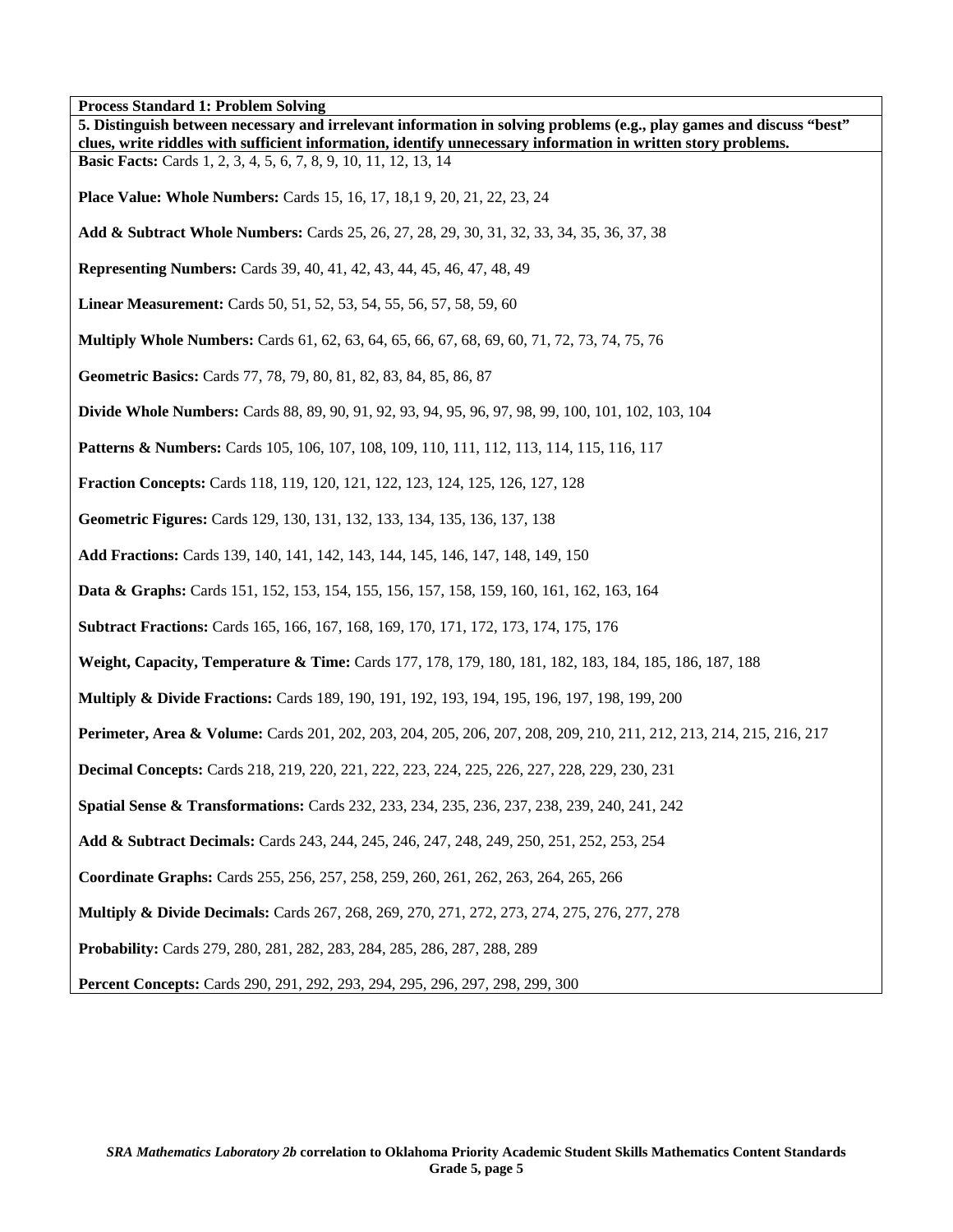**Process Standard 1: Problem Solving**

**5. Distinguish between necessary and irrelevant information in solving problems (e.g., play games and discuss "best" clues, write riddles with sufficient information, identify unnecessary information in written story problems.**

**Basic Facts:** Cards 1, 2, 3, 4, 5, 6, 7, 8, 9, 10, 11, 12, 13, 14

**Place Value: Whole Numbers:** Cards 15, 16, 17, 18,1 9, 20, 21, 22, 23, 24

**Add & Subtract Whole Numbers:** Cards 25, 26, 27, 28, 29, 30, 31, 32, 33, 34, 35, 36, 37, 38

**Representing Numbers:** Cards 39, 40, 41, 42, 43, 44, 45, 46, 47, 48, 49

**Linear Measurement:** Cards 50, 51, 52, 53, 54, 55, 56, 57, 58, 59, 60

**Multiply Whole Numbers:** Cards 61, 62, 63, 64, 65, 66, 67, 68, 69, 60, 71, 72, 73, 74, 75, 76

**Geometric Basics:** Cards 77, 78, 79, 80, 81, 82, 83, 84, 85, 86, 87

**Divide Whole Numbers:** Cards 88, 89, 90, 91, 92, 93, 94, 95, 96, 97, 98, 99, 100, 101, 102, 103, 104

**Patterns & Numbers:** Cards 105, 106, 107, 108, 109, 110, 111, 112, 113, 114, 115, 116, 117

**Fraction Concepts:** Cards 118, 119, 120, 121, 122, 123, 124, 125, 126, 127, 128

**Geometric Figures:** Cards 129, 130, 131, 132, 133, 134, 135, 136, 137, 138

**Add Fractions:** Cards 139, 140, 141, 142, 143, 144, 145, 146, 147, 148, 149, 150

**Data & Graphs:** Cards 151, 152, 153, 154, 155, 156, 157, 158, 159, 160, 161, 162, 163, 164

**Subtract Fractions:** Cards 165, 166, 167, 168, 169, 170, 171, 172, 173, 174, 175, 176

**Weight, Capacity, Temperature & Time:** Cards 177, 178, 179, 180, 181, 182, 183, 184, 185, 186, 187, 188

**Multiply & Divide Fractions:** Cards 189, 190, 191, 192, 193, 194, 195, 196, 197, 198, 199, 200

**Perimeter, Area & Volume:** Cards 201, 202, 203, 204, 205, 206, 207, 208, 209, 210, 211, 212, 213, 214, 215, 216, 217

**Decimal Concepts:** Cards 218, 219, 220, 221, 222, 223, 224, 225, 226, 227, 228, 229, 230, 231

**Spatial Sense & Transformations:** Cards 232, 233, 234, 235, 236, 237, 238, 239, 240, 241, 242

**Add & Subtract Decimals:** Cards 243, 244, 245, 246, 247, 248, 249, 250, 251, 252, 253, 254

**Coordinate Graphs:** Cards 255, 256, 257, 258, 259, 260, 261, 262, 263, 264, 265, 266

**Multiply & Divide Decimals:** Cards 267, 268, 269, 270, 271, 272, 273, 274, 275, 276, 277, 278

**Probability:** Cards 279, 280, 281, 282, 283, 284, 285, 286, 287, 288, 289

**Percent Concepts:** Cards 290, 291, 292, 293, 294, 295, 296, 297, 298, 299, 300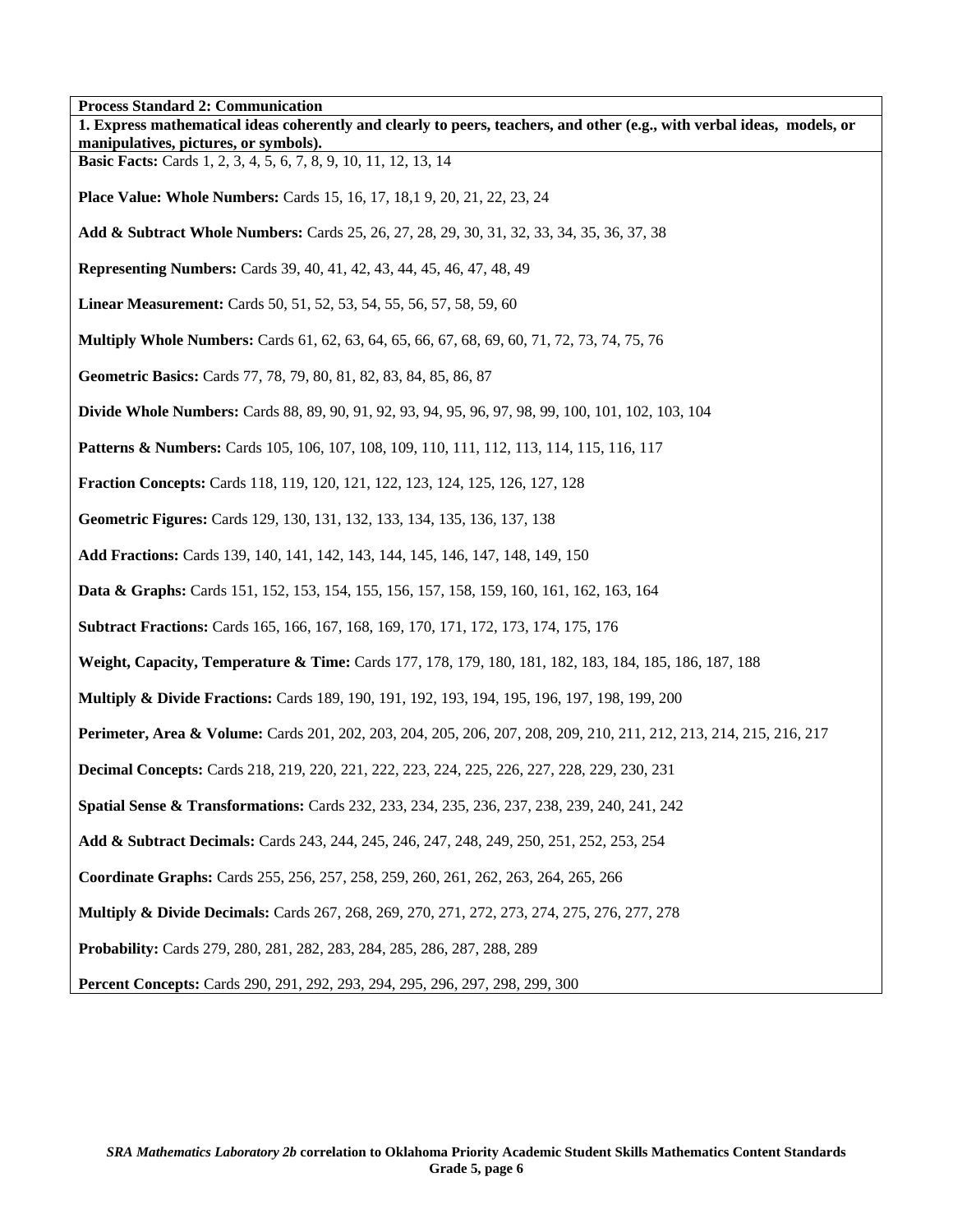| **Process Standard 2: Communication** |
| --- |
| **1. Express mathematical ideas coherently and clearly to peers, teachers, and other (e.g., with verbal ideas, models, or manipulatives, pictures, or symbols).** |
| **Basic Facts:** Cards 1, 2, 3, 4, 5, 6, 7, 8, 9, 10, 11, 12, 13, 14<br><br>**Place Value: Whole Numbers:** Cards 15, 16, 17, 18,1 9, 20, 21, 22, 23, 24<br><br>**Add & Subtract Whole Numbers:** Cards 25, 26, 27, 28, 29, 30, 31, 32, 33, 34, 35, 36, 37, 38<br><br>**Representing Numbers:** Cards 39, 40, 41, 42, 43, 44, 45, 46, 47, 48, 49<br><br>**Linear Measurement:** Cards 50, 51, 52, 53, 54, 55, 56, 57, 58, 59, 60<br><br>**Multiply Whole Numbers:** Cards 61, 62, 63, 64, 65, 66, 67, 68, 69, 60, 71, 72, 73, 74, 75, 76<br><br>**Geometric Basics:** Cards 77, 78, 79, 80, 81, 82, 83, 84, 85, 86, 87<br><br>**Divide Whole Numbers:** Cards 88, 89, 90, 91, 92, 93, 94, 95, 96, 97, 98, 99, 100, 101, 102, 103, 104<br><br>**Patterns & Numbers:** Cards 105, 106, 107, 108, 109, 110, 111, 112, 113, 114, 115, 116, 117<br><br>**Fraction Concepts:** Cards 118, 119, 120, 121, 122, 123, 124, 125, 126, 127, 128<br><br>**Geometric Figures:** Cards 129, 130, 131, 132, 133, 134, 135, 136, 137, 138<br><br>**Add Fractions:** Cards 139, 140, 141, 142, 143, 144, 145, 146, 147, 148, 149, 150<br><br>**Data & Graphs:** Cards 151, 152, 153, 154, 155, 156, 157, 158, 159, 160, 161, 162, 163, 164<br><br>**Subtract Fractions:** Cards 165, 166, 167, 168, 169, 170, 171, 172, 173, 174, 175, 176<br><br>**Weight, Capacity, Temperature & Time:** Cards 177, 178, 179, 180, 181, 182, 183, 184, 185, 186, 187, 188<br><br>**Multiply & Divide Fractions:** Cards 189, 190, 191, 192, 193, 194, 195, 196, 197, 198, 199, 200<br><br>**Perimeter, Area & Volume:** Cards 201, 202, 203, 204, 205, 206, 207, 208, 209, 210, 211, 212, 213, 214, 215, 216, 217<br><br>**Decimal Concepts:** Cards 218, 219, 220, 221, 222, 223, 224, 225, 226, 227, 228, 229, 230, 231<br><br>**Spatial Sense & Transformations:** Cards 232, 233, 234, 235, 236, 237, 238, 239, 240, 241, 242<br><br>**Add & Subtract Decimals:** Cards 243, 244, 245, 246, 247, 248, 249, 250, 251, 252, 253, 254<br><br>**Coordinate Graphs:** Cards 255, 256, 257, 258, 259, 260, 261, 262, 263, 264, 265, 266<br><br>**Multiply & Divide Decimals:** Cards 267, 268, 269, 270, 271, 272, 273, 274, 275, 276, 277, 278<br><br>**Probability:** Cards 279, 280, 281, 282, 283, 284, 285, 286, 287, 288, 289<br><br>**Percent Concepts:** Cards 290, 291, 292, 293, 294, 295, 296, 297, 298, 299, 300 |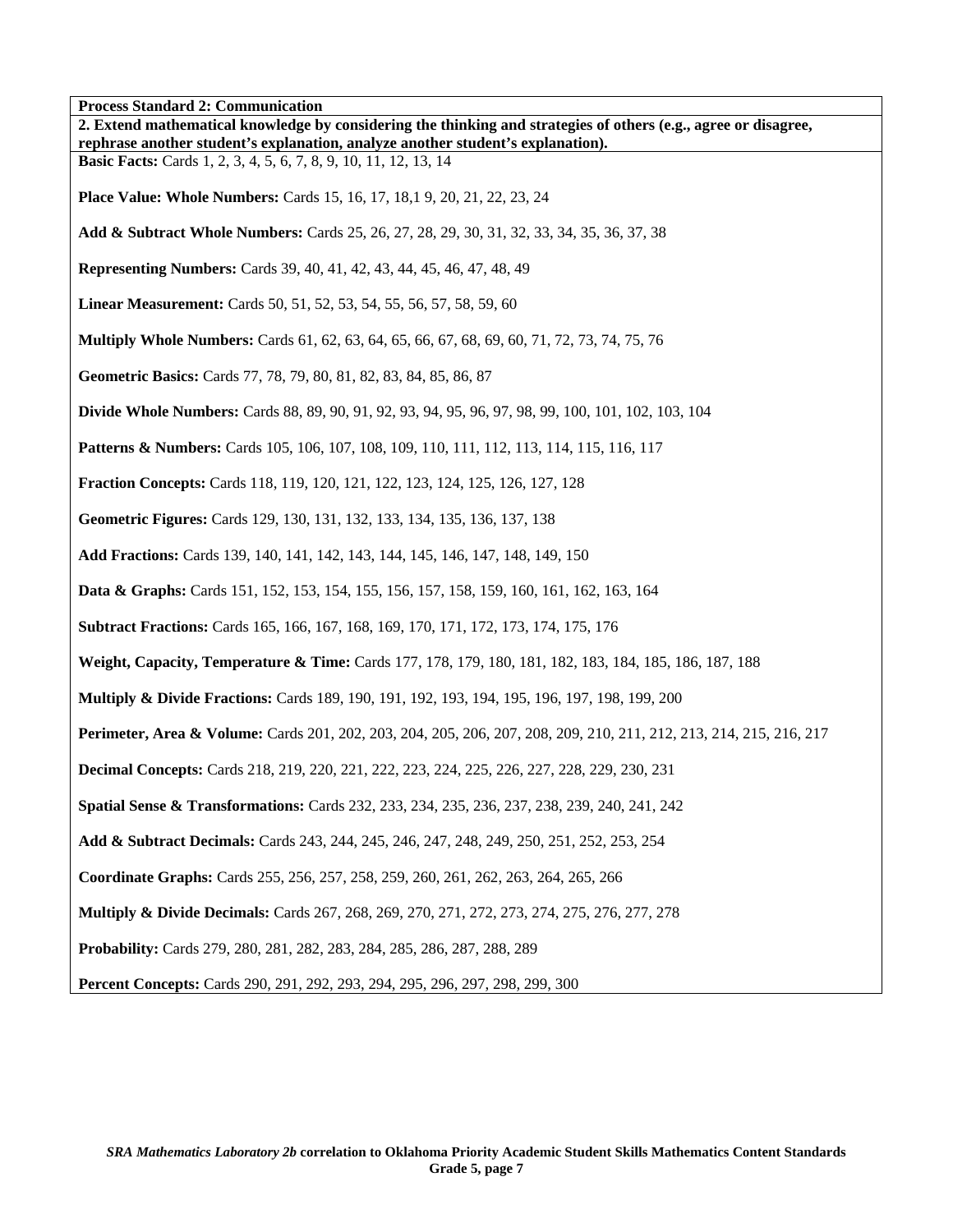**Process Standard 2: Communication**

**2. Extend mathematical knowledge by considering the thinking and strategies of others (e.g., agree or disagree, rephrase another student's explanation, analyze another student's explanation).**

**Basic Facts:** Cards 1, 2, 3, 4, 5, 6, 7, 8, 9, 10, 11, 12, 13, 14

**Place Value: Whole Numbers:** Cards 15, 16, 17, 18,1 9, 20, 21, 22, 23, 24

**Add & Subtract Whole Numbers:** Cards 25, 26, 27, 28, 29, 30, 31, 32, 33, 34, 35, 36, 37, 38

**Representing Numbers:** Cards 39, 40, 41, 42, 43, 44, 45, 46, 47, 48, 49

**Linear Measurement:** Cards 50, 51, 52, 53, 54, 55, 56, 57, 58, 59, 60

**Multiply Whole Numbers:** Cards 61, 62, 63, 64, 65, 66, 67, 68, 69, 60, 71, 72, 73, 74, 75, 76

**Geometric Basics:** Cards 77, 78, 79, 80, 81, 82, 83, 84, 85, 86, 87

**Divide Whole Numbers:** Cards 88, 89, 90, 91, 92, 93, 94, 95, 96, 97, 98, 99, 100, 101, 102, 103, 104

**Patterns & Numbers:** Cards 105, 106, 107, 108, 109, 110, 111, 112, 113, 114, 115, 116, 117

**Fraction Concepts:** Cards 118, 119, 120, 121, 122, 123, 124, 125, 126, 127, 128

**Geometric Figures:** Cards 129, 130, 131, 132, 133, 134, 135, 136, 137, 138

**Add Fractions:** Cards 139, 140, 141, 142, 143, 144, 145, 146, 147, 148, 149, 150

**Data & Graphs:** Cards 151, 152, 153, 154, 155, 156, 157, 158, 159, 160, 161, 162, 163, 164

**Subtract Fractions:** Cards 165, 166, 167, 168, 169, 170, 171, 172, 173, 174, 175, 176

**Weight, Capacity, Temperature & Time:** Cards 177, 178, 179, 180, 181, 182, 183, 184, 185, 186, 187, 188

**Multiply & Divide Fractions:** Cards 189, 190, 191, 192, 193, 194, 195, 196, 197, 198, 199, 200

**Perimeter, Area & Volume:** Cards 201, 202, 203, 204, 205, 206, 207, 208, 209, 210, 211, 212, 213, 214, 215, 216, 217

**Decimal Concepts:** Cards 218, 219, 220, 221, 222, 223, 224, 225, 226, 227, 228, 229, 230, 231

**Spatial Sense & Transformations:** Cards 232, 233, 234, 235, 236, 237, 238, 239, 240, 241, 242

**Add & Subtract Decimals:** Cards 243, 244, 245, 246, 247, 248, 249, 250, 251, 252, 253, 254

**Coordinate Graphs:** Cards 255, 256, 257, 258, 259, 260, 261, 262, 263, 264, 265, 266

**Multiply & Divide Decimals:** Cards 267, 268, 269, 270, 271, 272, 273, 274, 275, 276, 277, 278

**Probability:** Cards 279, 280, 281, 282, 283, 284, 285, 286, 287, 288, 289

**Percent Concepts:** Cards 290, 291, 292, 293, 294, 295, 296, 297, 298, 299, 300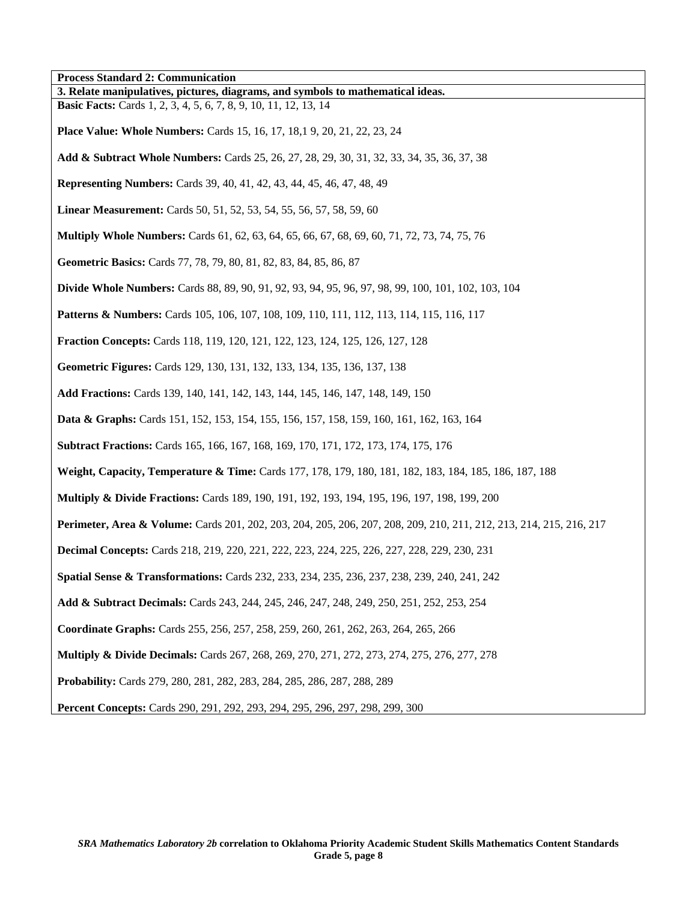**Process Standard 2: Communication**

**3. Relate manipulatives, pictures, diagrams, and symbols to mathematical ideas.**

**Basic Facts:** Cards 1, 2, 3, 4, 5, 6, 7, 8, 9, 10, 11, 12, 13, 14

**Place Value: Whole Numbers:** Cards 15, 16, 17, 18,1 9, 20, 21, 22, 23, 24

**Add & Subtract Whole Numbers:** Cards 25, 26, 27, 28, 29, 30, 31, 32, 33, 34, 35, 36, 37, 38

**Representing Numbers:** Cards 39, 40, 41, 42, 43, 44, 45, 46, 47, 48, 49

**Linear Measurement:** Cards 50, 51, 52, 53, 54, 55, 56, 57, 58, 59, 60

**Multiply Whole Numbers:** Cards 61, 62, 63, 64, 65, 66, 67, 68, 69, 60, 71, 72, 73, 74, 75, 76

**Geometric Basics:** Cards 77, 78, 79, 80, 81, 82, 83, 84, 85, 86, 87

**Divide Whole Numbers:** Cards 88, 89, 90, 91, 92, 93, 94, 95, 96, 97, 98, 99, 100, 101, 102, 103, 104

**Patterns & Numbers:** Cards 105, 106, 107, 108, 109, 110, 111, 112, 113, 114, 115, 116, 117

**Fraction Concepts:** Cards 118, 119, 120, 121, 122, 123, 124, 125, 126, 127, 128

**Geometric Figures:** Cards 129, 130, 131, 132, 133, 134, 135, 136, 137, 138

**Add Fractions:** Cards 139, 140, 141, 142, 143, 144, 145, 146, 147, 148, 149, 150

**Data & Graphs:** Cards 151, 152, 153, 154, 155, 156, 157, 158, 159, 160, 161, 162, 163, 164

**Subtract Fractions:** Cards 165, 166, 167, 168, 169, 170, 171, 172, 173, 174, 175, 176

**Weight, Capacity, Temperature & Time:** Cards 177, 178, 179, 180, 181, 182, 183, 184, 185, 186, 187, 188

**Multiply & Divide Fractions:** Cards 189, 190, 191, 192, 193, 194, 195, 196, 197, 198, 199, 200

**Perimeter, Area & Volume:** Cards 201, 202, 203, 204, 205, 206, 207, 208, 209, 210, 211, 212, 213, 214, 215, 216, 217

**Decimal Concepts:** Cards 218, 219, 220, 221, 222, 223, 224, 225, 226, 227, 228, 229, 230, 231

**Spatial Sense & Transformations:** Cards 232, 233, 234, 235, 236, 237, 238, 239, 240, 241, 242

**Add & Subtract Decimals:** Cards 243, 244, 245, 246, 247, 248, 249, 250, 251, 252, 253, 254

**Coordinate Graphs:** Cards 255, 256, 257, 258, 259, 260, 261, 262, 263, 264, 265, 266

**Multiply & Divide Decimals:** Cards 267, 268, 269, 270, 271, 272, 273, 274, 275, 276, 277, 278

**Probability:** Cards 279, 280, 281, 282, 283, 284, 285, 286, 287, 288, 289

**Percent Concepts:** Cards 290, 291, 292, 293, 294, 295, 296, 297, 298, 299, 300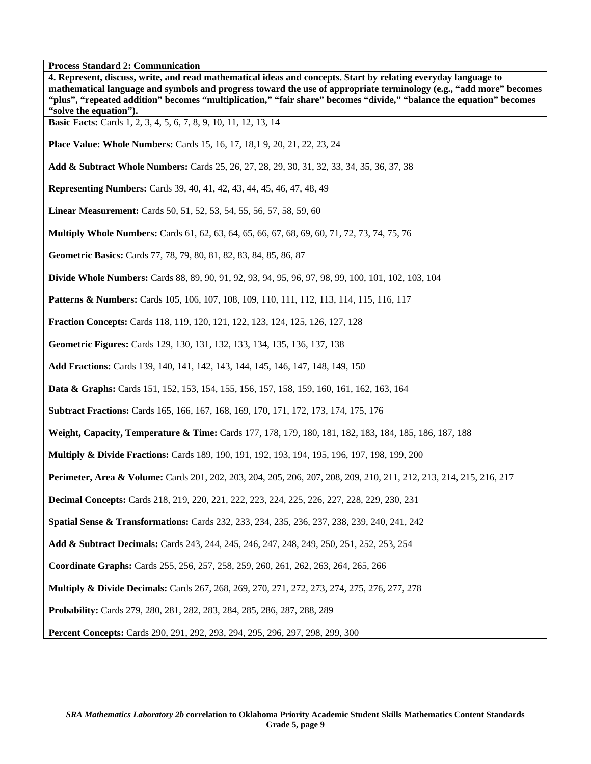**Process Standard 2: Communication**

**4. Represent, discuss, write, and read mathematical ideas and concepts. Start by relating everyday language to mathematical language and symbols and progress toward the use of appropriate terminology (e.g., "add more" becomes "plus", "repeated addition" becomes "multiplication," "fair share" becomes "divide," "balance the equation" becomes "solve the equation").**

**Basic Facts:** Cards 1, 2, 3, 4, 5, 6, 7, 8, 9, 10, 11, 12, 13, 14

**Place Value: Whole Numbers:** Cards 15, 16, 17, 18,1 9, 20, 21, 22, 23, 24

**Add & Subtract Whole Numbers:** Cards 25, 26, 27, 28, 29, 30, 31, 32, 33, 34, 35, 36, 37, 38

**Representing Numbers:** Cards 39, 40, 41, 42, 43, 44, 45, 46, 47, 48, 49

**Linear Measurement:** Cards 50, 51, 52, 53, 54, 55, 56, 57, 58, 59, 60

**Multiply Whole Numbers:** Cards 61, 62, 63, 64, 65, 66, 67, 68, 69, 60, 71, 72, 73, 74, 75, 76

**Geometric Basics:** Cards 77, 78, 79, 80, 81, 82, 83, 84, 85, 86, 87

**Divide Whole Numbers:** Cards 88, 89, 90, 91, 92, 93, 94, 95, 96, 97, 98, 99, 100, 101, 102, 103, 104

**Patterns & Numbers:** Cards 105, 106, 107, 108, 109, 110, 111, 112, 113, 114, 115, 116, 117

**Fraction Concepts:** Cards 118, 119, 120, 121, 122, 123, 124, 125, 126, 127, 128

**Geometric Figures:** Cards 129, 130, 131, 132, 133, 134, 135, 136, 137, 138

**Add Fractions:** Cards 139, 140, 141, 142, 143, 144, 145, 146, 147, 148, 149, 150

**Data & Graphs:** Cards 151, 152, 153, 154, 155, 156, 157, 158, 159, 160, 161, 162, 163, 164

**Subtract Fractions:** Cards 165, 166, 167, 168, 169, 170, 171, 172, 173, 174, 175, 176

**Weight, Capacity, Temperature & Time:** Cards 177, 178, 179, 180, 181, 182, 183, 184, 185, 186, 187, 188

**Multiply & Divide Fractions:** Cards 189, 190, 191, 192, 193, 194, 195, 196, 197, 198, 199, 200

**Perimeter, Area & Volume:** Cards 201, 202, 203, 204, 205, 206, 207, 208, 209, 210, 211, 212, 213, 214, 215, 216, 217

**Decimal Concepts:** Cards 218, 219, 220, 221, 222, 223, 224, 225, 226, 227, 228, 229, 230, 231

**Spatial Sense & Transformations:** Cards 232, 233, 234, 235, 236, 237, 238, 239, 240, 241, 242

**Add & Subtract Decimals:** Cards 243, 244, 245, 246, 247, 248, 249, 250, 251, 252, 253, 254

**Coordinate Graphs:** Cards 255, 256, 257, 258, 259, 260, 261, 262, 263, 264, 265, 266

**Multiply & Divide Decimals:** Cards 267, 268, 269, 270, 271, 272, 273, 274, 275, 276, 277, 278

**Probability:** Cards 279, 280, 281, 282, 283, 284, 285, 286, 287, 288, 289

**Percent Concepts:** Cards 290, 291, 292, 293, 294, 295, 296, 297, 298, 299, 300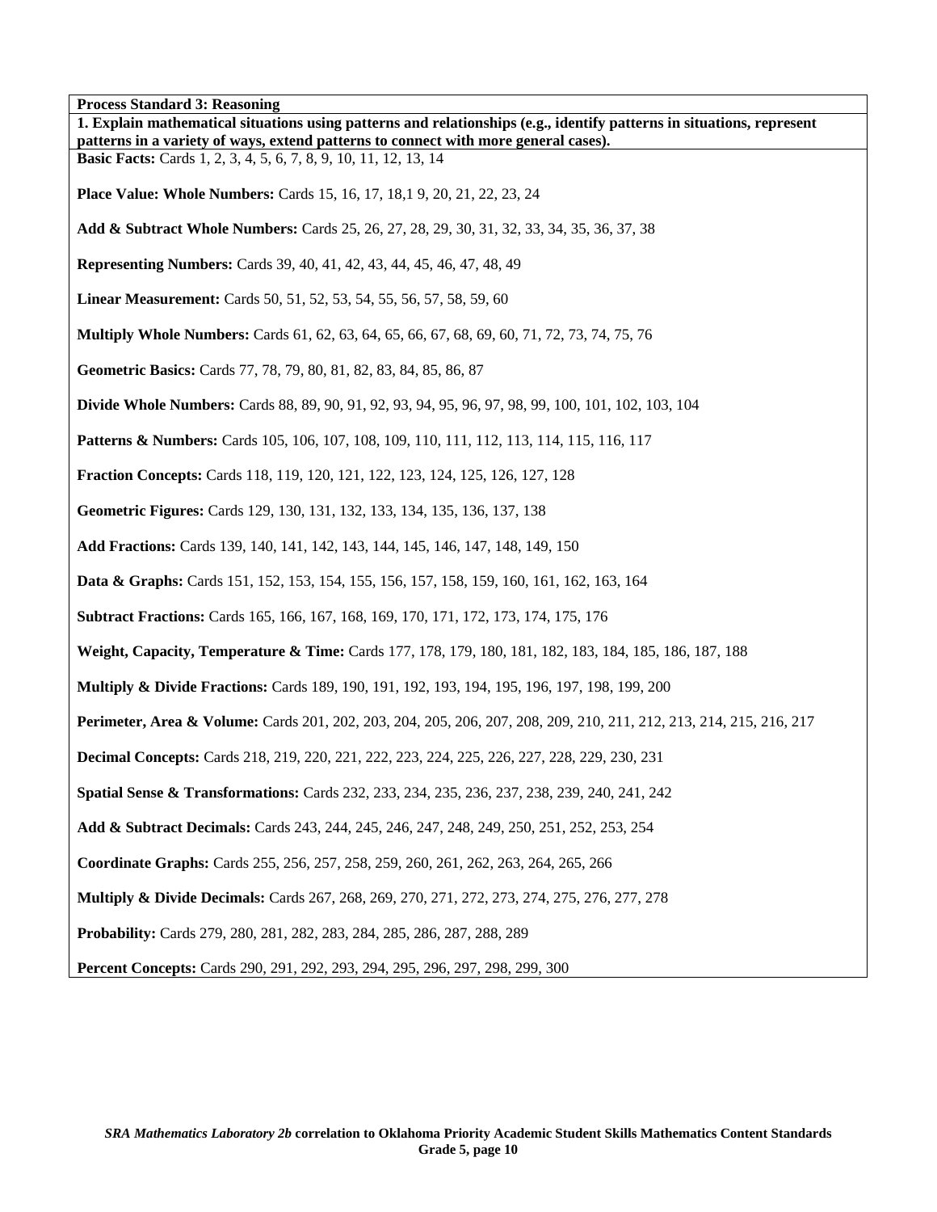**Process Standard 3: Reasoning**

**1. Explain mathematical situations using patterns and relationships (e.g., identify patterns in situations, represent patterns in a variety of ways, extend patterns to connect with more general cases).**

**Basic Facts:** Cards 1, 2, 3, 4, 5, 6, 7, 8, 9, 10, 11, 12, 13, 14

**Place Value: Whole Numbers:** Cards 15, 16, 17, 18,1 9, 20, 21, 22, 23, 24

**Add & Subtract Whole Numbers:** Cards 25, 26, 27, 28, 29, 30, 31, 32, 33, 34, 35, 36, 37, 38

**Representing Numbers:** Cards 39, 40, 41, 42, 43, 44, 45, 46, 47, 48, 49

**Linear Measurement:** Cards 50, 51, 52, 53, 54, 55, 56, 57, 58, 59, 60

**Multiply Whole Numbers:** Cards 61, 62, 63, 64, 65, 66, 67, 68, 69, 60, 71, 72, 73, 74, 75, 76

**Geometric Basics:** Cards 77, 78, 79, 80, 81, 82, 83, 84, 85, 86, 87

**Divide Whole Numbers:** Cards 88, 89, 90, 91, 92, 93, 94, 95, 96, 97, 98, 99, 100, 101, 102, 103, 104

**Patterns & Numbers:** Cards 105, 106, 107, 108, 109, 110, 111, 112, 113, 114, 115, 116, 117

**Fraction Concepts:** Cards 118, 119, 120, 121, 122, 123, 124, 125, 126, 127, 128

**Geometric Figures:** Cards 129, 130, 131, 132, 133, 134, 135, 136, 137, 138

**Add Fractions:** Cards 139, 140, 141, 142, 143, 144, 145, 146, 147, 148, 149, 150

**Data & Graphs:** Cards 151, 152, 153, 154, 155, 156, 157, 158, 159, 160, 161, 162, 163, 164

**Subtract Fractions:** Cards 165, 166, 167, 168, 169, 170, 171, 172, 173, 174, 175, 176

**Weight, Capacity, Temperature & Time:** Cards 177, 178, 179, 180, 181, 182, 183, 184, 185, 186, 187, 188

**Multiply & Divide Fractions:** Cards 189, 190, 191, 192, 193, 194, 195, 196, 197, 198, 199, 200

**Perimeter, Area & Volume:** Cards 201, 202, 203, 204, 205, 206, 207, 208, 209, 210, 211, 212, 213, 214, 215, 216, 217

**Decimal Concepts:** Cards 218, 219, 220, 221, 222, 223, 224, 225, 226, 227, 228, 229, 230, 231

**Spatial Sense & Transformations:** Cards 232, 233, 234, 235, 236, 237, 238, 239, 240, 241, 242

**Add & Subtract Decimals:** Cards 243, 244, 245, 246, 247, 248, 249, 250, 251, 252, 253, 254

**Coordinate Graphs:** Cards 255, 256, 257, 258, 259, 260, 261, 262, 263, 264, 265, 266

**Multiply & Divide Decimals:** Cards 267, 268, 269, 270, 271, 272, 273, 274, 275, 276, 277, 278

**Probability:** Cards 279, 280, 281, 282, 283, 284, 285, 286, 287, 288, 289

**Percent Concepts:** Cards 290, 291, 292, 293, 294, 295, 296, 297, 298, 299, 300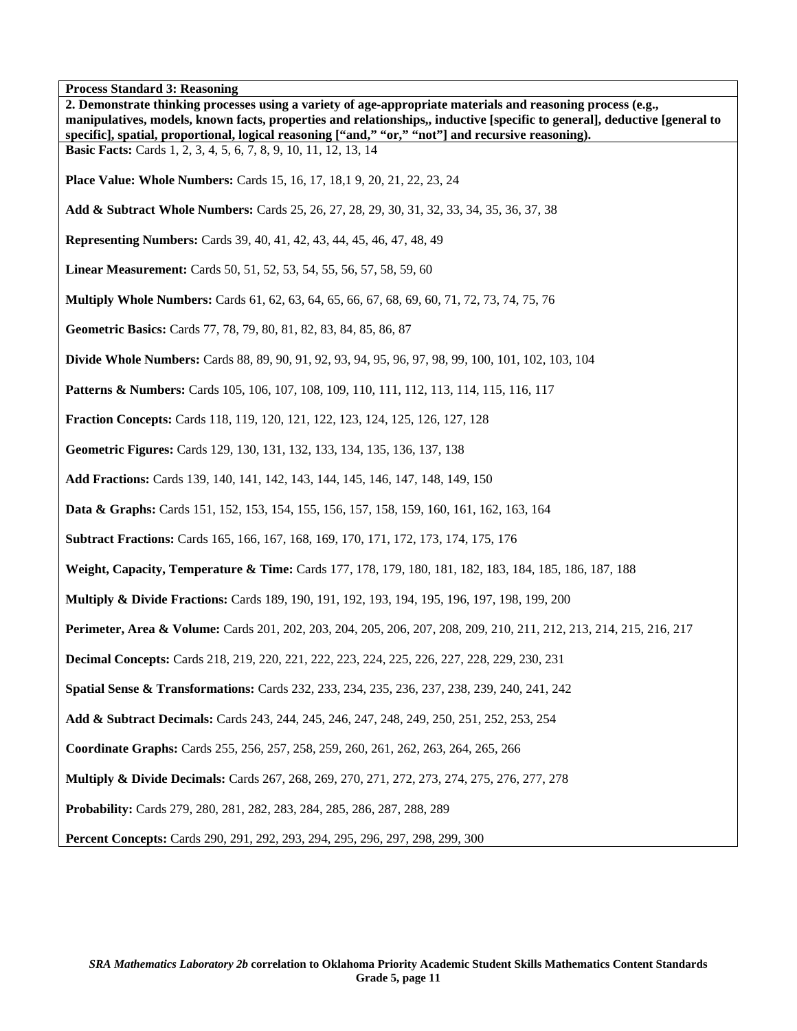**Process Standard 3: Reasoning**

**2. Demonstrate thinking processes using a variety of age-appropriate materials and reasoning process (e.g., manipulatives, models, known facts, properties and relationships,, inductive [specific to general], deductive [general to specific], spatial, proportional, logical reasoning ["and," "or," "not"] and recursive reasoning).**

**Basic Facts:** Cards 1, 2, 3, 4, 5, 6, 7, 8, 9, 10, 11, 12, 13, 14

**Place Value: Whole Numbers:** Cards 15, 16, 17, 18,1 9, 20, 21, 22, 23, 24

**Add & Subtract Whole Numbers:** Cards 25, 26, 27, 28, 29, 30, 31, 32, 33, 34, 35, 36, 37, 38

**Representing Numbers:** Cards 39, 40, 41, 42, 43, 44, 45, 46, 47, 48, 49

**Linear Measurement:** Cards 50, 51, 52, 53, 54, 55, 56, 57, 58, 59, 60

**Multiply Whole Numbers:** Cards 61, 62, 63, 64, 65, 66, 67, 68, 69, 60, 71, 72, 73, 74, 75, 76

**Geometric Basics:** Cards 77, 78, 79, 80, 81, 82, 83, 84, 85, 86, 87

**Divide Whole Numbers:** Cards 88, 89, 90, 91, 92, 93, 94, 95, 96, 97, 98, 99, 100, 101, 102, 103, 104

**Patterns & Numbers:** Cards 105, 106, 107, 108, 109, 110, 111, 112, 113, 114, 115, 116, 117

**Fraction Concepts:** Cards 118, 119, 120, 121, 122, 123, 124, 125, 126, 127, 128

**Geometric Figures:** Cards 129, 130, 131, 132, 133, 134, 135, 136, 137, 138

**Add Fractions:** Cards 139, 140, 141, 142, 143, 144, 145, 146, 147, 148, 149, 150

**Data & Graphs:** Cards 151, 152, 153, 154, 155, 156, 157, 158, 159, 160, 161, 162, 163, 164

**Subtract Fractions:** Cards 165, 166, 167, 168, 169, 170, 171, 172, 173, 174, 175, 176

**Weight, Capacity, Temperature & Time:** Cards 177, 178, 179, 180, 181, 182, 183, 184, 185, 186, 187, 188

**Multiply & Divide Fractions:** Cards 189, 190, 191, 192, 193, 194, 195, 196, 197, 198, 199, 200

**Perimeter, Area & Volume:** Cards 201, 202, 203, 204, 205, 206, 207, 208, 209, 210, 211, 212, 213, 214, 215, 216, 217

**Decimal Concepts:** Cards 218, 219, 220, 221, 222, 223, 224, 225, 226, 227, 228, 229, 230, 231

**Spatial Sense & Transformations:** Cards 232, 233, 234, 235, 236, 237, 238, 239, 240, 241, 242

**Add & Subtract Decimals:** Cards 243, 244, 245, 246, 247, 248, 249, 250, 251, 252, 253, 254

**Coordinate Graphs:** Cards 255, 256, 257, 258, 259, 260, 261, 262, 263, 264, 265, 266

**Multiply & Divide Decimals:** Cards 267, 268, 269, 270, 271, 272, 273, 274, 275, 276, 277, 278

**Probability:** Cards 279, 280, 281, 282, 283, 284, 285, 286, 287, 288, 289

**Percent Concepts:** Cards 290, 291, 292, 293, 294, 295, 296, 297, 298, 299, 300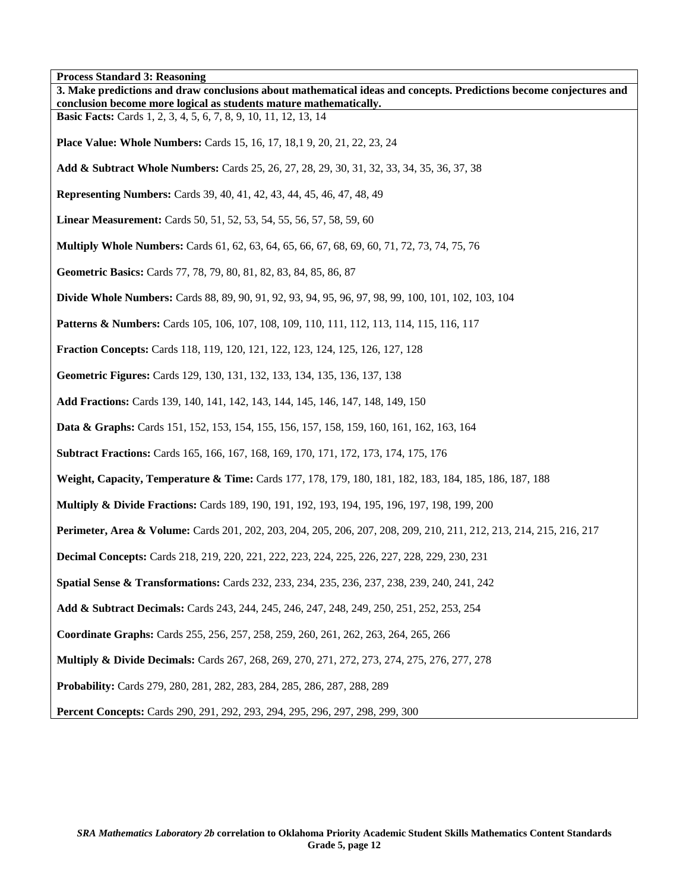**Process Standard 3: Reasoning**

**3. Make predictions and draw conclusions about mathematical ideas and concepts. Predictions become conjectures and conclusion become more logical as students mature mathematically.**

**Basic Facts:** Cards 1, 2, 3, 4, 5, 6, 7, 8, 9, 10, 11, 12, 13, 14

**Place Value: Whole Numbers:** Cards 15, 16, 17, 18,1 9, 20, 21, 22, 23, 24

**Add & Subtract Whole Numbers:** Cards 25, 26, 27, 28, 29, 30, 31, 32, 33, 34, 35, 36, 37, 38

**Representing Numbers:** Cards 39, 40, 41, 42, 43, 44, 45, 46, 47, 48, 49

**Linear Measurement:** Cards 50, 51, 52, 53, 54, 55, 56, 57, 58, 59, 60

**Multiply Whole Numbers:** Cards 61, 62, 63, 64, 65, 66, 67, 68, 69, 60, 71, 72, 73, 74, 75, 76

**Geometric Basics:** Cards 77, 78, 79, 80, 81, 82, 83, 84, 85, 86, 87

**Divide Whole Numbers:** Cards 88, 89, 90, 91, 92, 93, 94, 95, 96, 97, 98, 99, 100, 101, 102, 103, 104

**Patterns & Numbers:** Cards 105, 106, 107, 108, 109, 110, 111, 112, 113, 114, 115, 116, 117

**Fraction Concepts:** Cards 118, 119, 120, 121, 122, 123, 124, 125, 126, 127, 128

**Geometric Figures:** Cards 129, 130, 131, 132, 133, 134, 135, 136, 137, 138

**Add Fractions:** Cards 139, 140, 141, 142, 143, 144, 145, 146, 147, 148, 149, 150

**Data & Graphs:** Cards 151, 152, 153, 154, 155, 156, 157, 158, 159, 160, 161, 162, 163, 164

**Subtract Fractions:** Cards 165, 166, 167, 168, 169, 170, 171, 172, 173, 174, 175, 176

**Weight, Capacity, Temperature & Time:** Cards 177, 178, 179, 180, 181, 182, 183, 184, 185, 186, 187, 188

**Multiply & Divide Fractions:** Cards 189, 190, 191, 192, 193, 194, 195, 196, 197, 198, 199, 200

**Perimeter, Area & Volume:** Cards 201, 202, 203, 204, 205, 206, 207, 208, 209, 210, 211, 212, 213, 214, 215, 216, 217

**Decimal Concepts:** Cards 218, 219, 220, 221, 222, 223, 224, 225, 226, 227, 228, 229, 230, 231

**Spatial Sense & Transformations:** Cards 232, 233, 234, 235, 236, 237, 238, 239, 240, 241, 242

**Add & Subtract Decimals:** Cards 243, 244, 245, 246, 247, 248, 249, 250, 251, 252, 253, 254

**Coordinate Graphs:** Cards 255, 256, 257, 258, 259, 260, 261, 262, 263, 264, 265, 266

**Multiply & Divide Decimals:** Cards 267, 268, 269, 270, 271, 272, 273, 274, 275, 276, 277, 278

**Probability:** Cards 279, 280, 281, 282, 283, 284, 285, 286, 287, 288, 289

**Percent Concepts:** Cards 290, 291, 292, 293, 294, 295, 296, 297, 298, 299, 300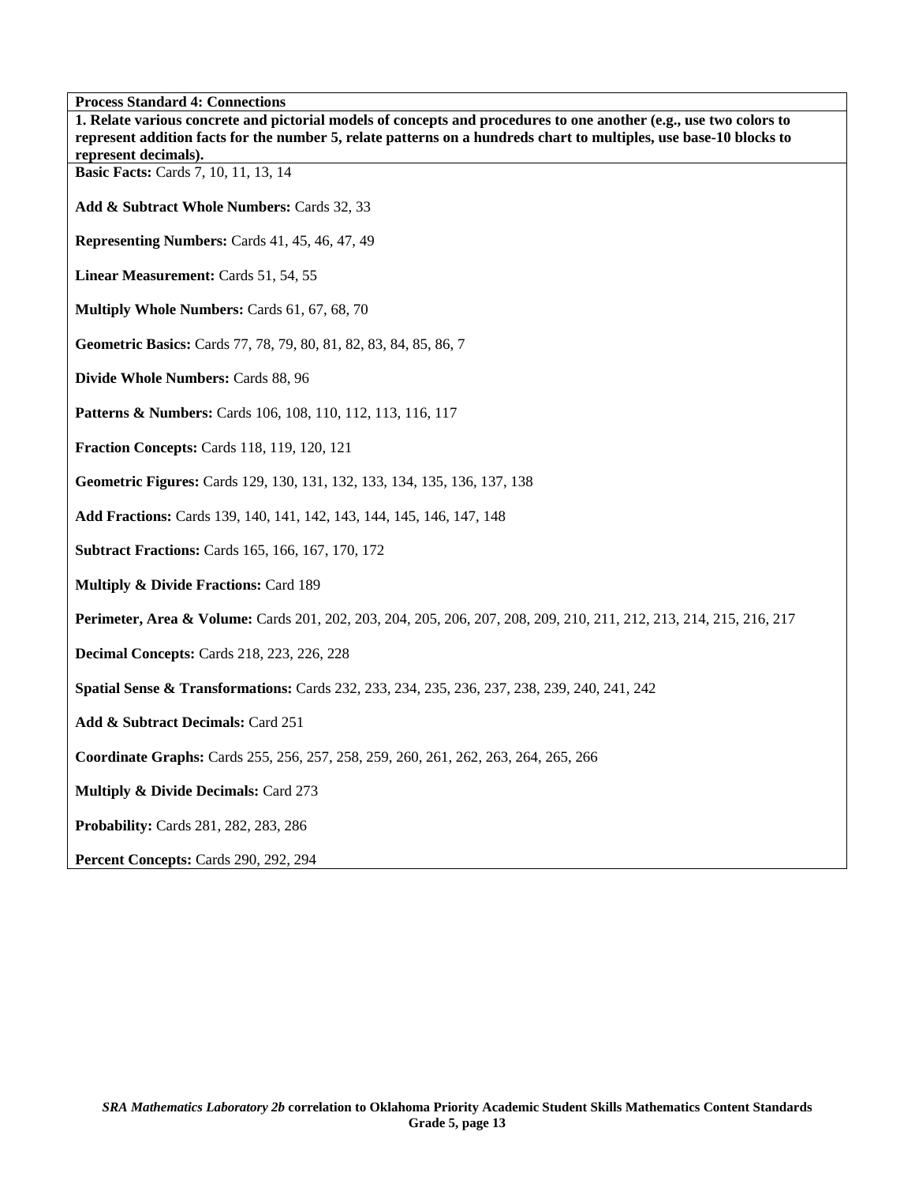**Process Standard 4: Connections**

**1. Relate various concrete and pictorial models of concepts and procedures to one another (e.g., use two colors to represent addition facts for the number 5, relate patterns on a hundreds chart to multiples, use base-10 blocks to represent decimals).**

**Basic Facts:** Cards 7, 10, 11, 13, 14

**Add & Subtract Whole Numbers:** Cards 32, 33

**Representing Numbers:** Cards 41, 45, 46, 47, 49

**Linear Measurement:** Cards 51, 54, 55

**Multiply Whole Numbers:** Cards 61, 67, 68, 70

**Geometric Basics:** Cards 77, 78, 79, 80, 81, 82, 83, 84, 85, 86, 7

**Divide Whole Numbers:** Cards 88, 96

**Patterns & Numbers:** Cards 106, 108, 110, 112, 113, 116, 117

**Fraction Concepts:** Cards 118, 119, 120, 121

**Geometric Figures:** Cards 129, 130, 131, 132, 133, 134, 135, 136, 137, 138

**Add Fractions:** Cards 139, 140, 141, 142, 143, 144, 145, 146, 147, 148

**Subtract Fractions:** Cards 165, 166, 167, 170, 172

**Multiply & Divide Fractions:** Card 189

**Perimeter, Area & Volume:** Cards 201, 202, 203, 204, 205, 206, 207, 208, 209, 210, 211, 212, 213, 214, 215, 216, 217

**Decimal Concepts:** Cards 218, 223, 226, 228

**Spatial Sense & Transformations:** Cards 232, 233, 234, 235, 236, 237, 238, 239, 240, 241, 242

**Add & Subtract Decimals:** Card 251

**Coordinate Graphs:** Cards 255, 256, 257, 258, 259, 260, 261, 262, 263, 264, 265, 266

**Multiply & Divide Decimals:** Card 273

**Probability:** Cards 281, 282, 283, 286

**Percent Concepts:** Cards 290, 292, 294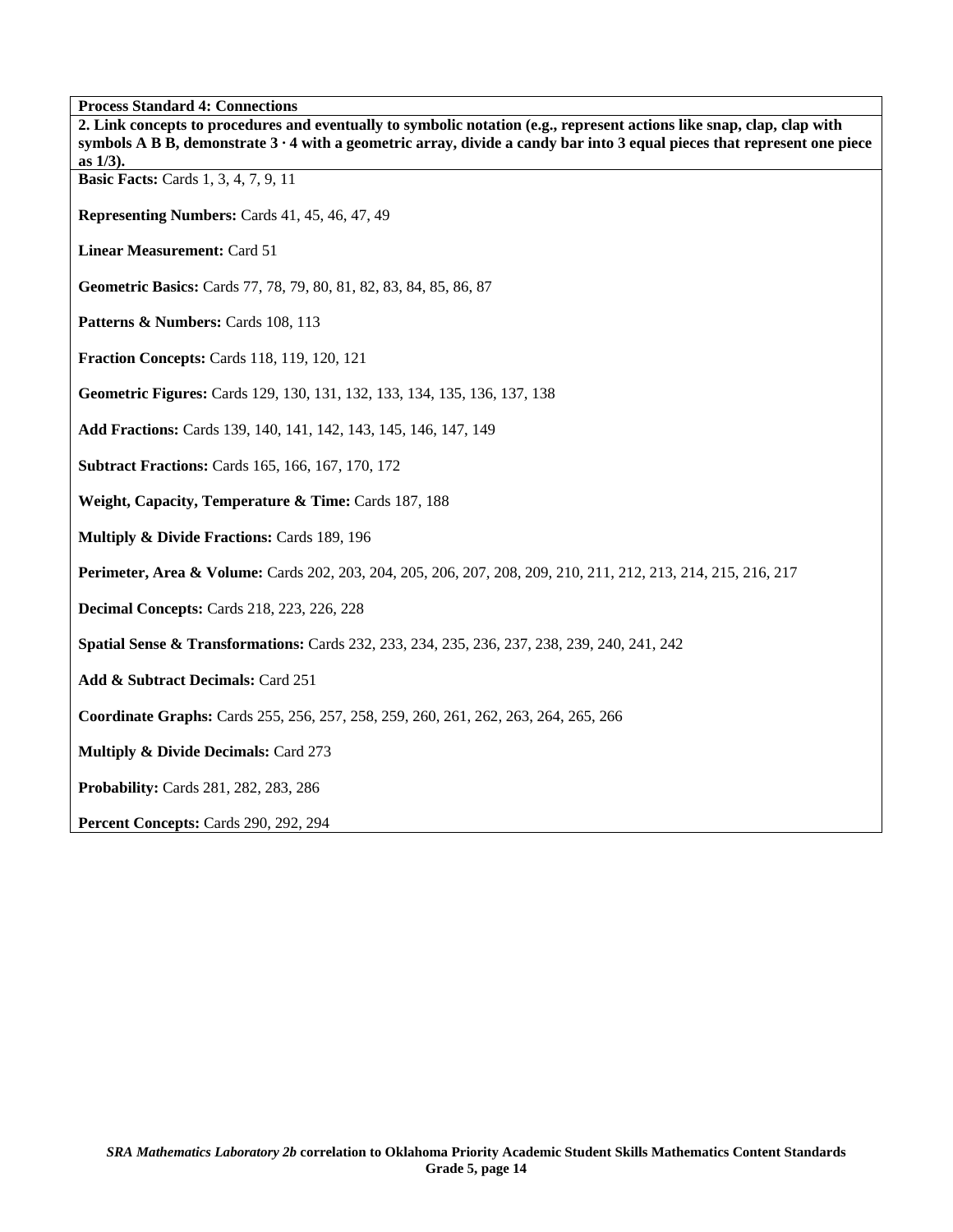**Process Standard 4: Connections**

**2. Link concepts to procedures and eventually to symbolic notation (e.g., represent actions like snap, clap, clap with symbols A B B, demonstrate 3 · 4 with a geometric array, divide a candy bar into 3 equal pieces that represent one piece as 1/3).**

**Basic Facts:** Cards 1, 3, 4, 7, 9, 11

**Representing Numbers:** Cards 41, 45, 46, 47, 49

**Linear Measurement:** Card 51

**Geometric Basics:** Cards 77, 78, 79, 80, 81, 82, 83, 84, 85, 86, 87

**Patterns & Numbers:** Cards 108, 113

**Fraction Concepts:** Cards 118, 119, 120, 121

**Geometric Figures:** Cards 129, 130, 131, 132, 133, 134, 135, 136, 137, 138

**Add Fractions:** Cards 139, 140, 141, 142, 143, 145, 146, 147, 149

**Subtract Fractions:** Cards 165, 166, 167, 170, 172

**Weight, Capacity, Temperature & Time:** Cards 187, 188

**Multiply & Divide Fractions:** Cards 189, 196

**Perimeter, Area & Volume:** Cards 202, 203, 204, 205, 206, 207, 208, 209, 210, 211, 212, 213, 214, 215, 216, 217

**Decimal Concepts:** Cards 218, 223, 226, 228

**Spatial Sense & Transformations:** Cards 232, 233, 234, 235, 236, 237, 238, 239, 240, 241, 242

**Add & Subtract Decimals:** Card 251

**Coordinate Graphs:** Cards 255, 256, 257, 258, 259, 260, 261, 262, 263, 264, 265, 266

**Multiply & Divide Decimals:** Card 273

**Probability:** Cards 281, 282, 283, 286

**Percent Concepts:** Cards 290, 292, 294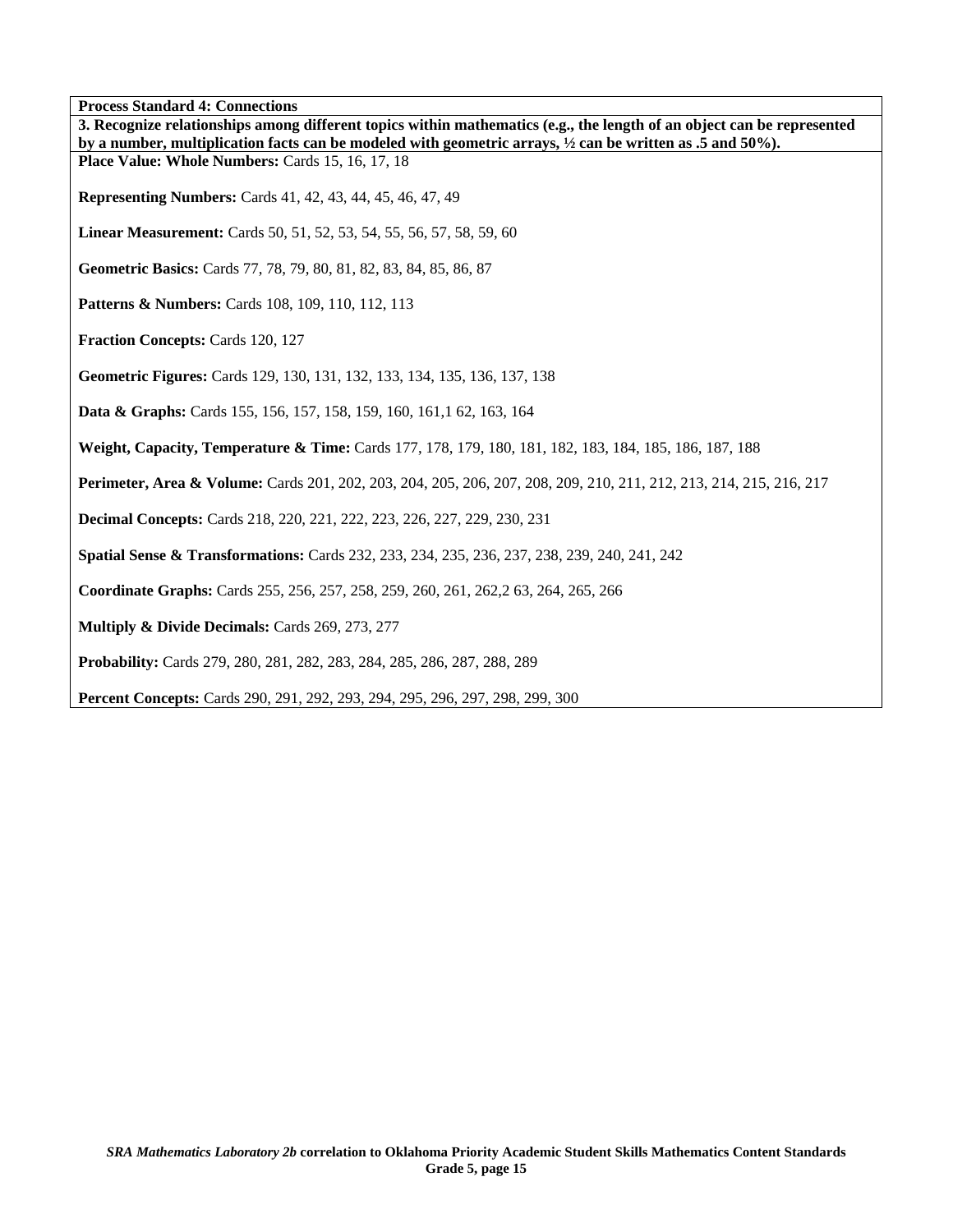**Process Standard 4: Connections**

**3. Recognize relationships among different topics within mathematics (e.g., the length of an object can be represented by a number, multiplication facts can be modeled with geometric arrays, ½ can be written as .5 and 50%).**

**Place Value: Whole Numbers:** Cards 15, 16, 17, 18

**Representing Numbers:** Cards 41, 42, 43, 44, 45, 46, 47, 49

**Linear Measurement:** Cards 50, 51, 52, 53, 54, 55, 56, 57, 58, 59, 60

**Geometric Basics:** Cards 77, 78, 79, 80, 81, 82, 83, 84, 85, 86, 87

**Patterns & Numbers:** Cards 108, 109, 110, 112, 113

**Fraction Concepts:** Cards 120, 127

**Geometric Figures:** Cards 129, 130, 131, 132, 133, 134, 135, 136, 137, 138

**Data & Graphs:** Cards 155, 156, 157, 158, 159, 160, 161,1 62, 163, 164

**Weight, Capacity, Temperature & Time:** Cards 177, 178, 179, 180, 181, 182, 183, 184, 185, 186, 187, 188

**Perimeter, Area & Volume:** Cards 201, 202, 203, 204, 205, 206, 207, 208, 209, 210, 211, 212, 213, 214, 215, 216, 217

**Decimal Concepts:** Cards 218, 220, 221, 222, 223, 226, 227, 229, 230, 231

**Spatial Sense & Transformations:** Cards 232, 233, 234, 235, 236, 237, 238, 239, 240, 241, 242

**Coordinate Graphs:** Cards 255, 256, 257, 258, 259, 260, 261, 262,2 63, 264, 265, 266

**Multiply & Divide Decimals:** Cards 269, 273, 277

**Probability:** Cards 279, 280, 281, 282, 283, 284, 285, 286, 287, 288, 289

**Percent Concepts:** Cards 290, 291, 292, 293, 294, 295, 296, 297, 298, 299, 300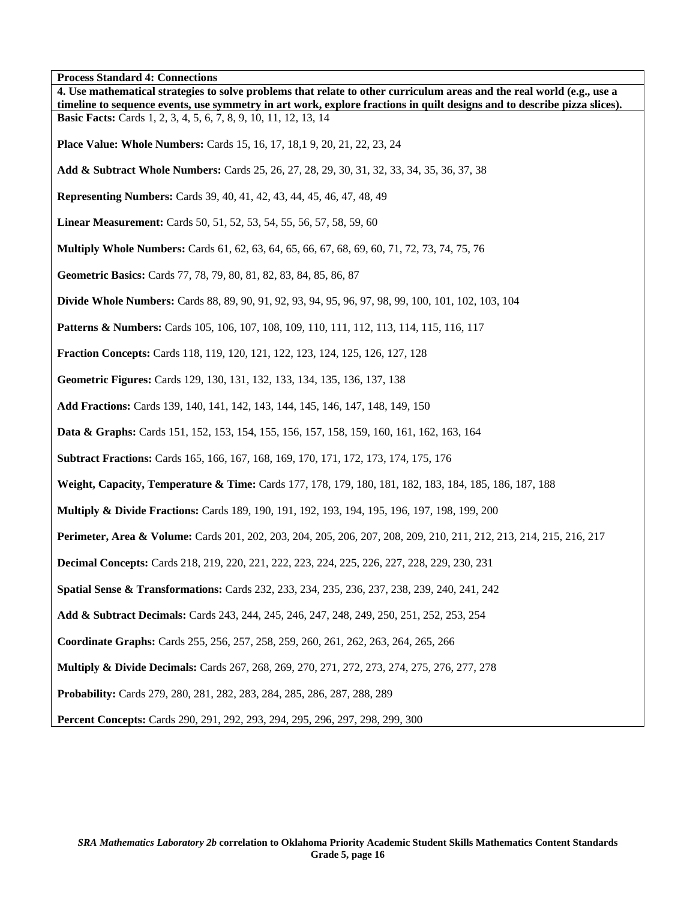**Process Standard 4: Connections**

**4. Use mathematical strategies to solve problems that relate to other curriculum areas and the real world (e.g., use a timeline to sequence events, use symmetry in art work, explore fractions in quilt designs and to describe pizza slices).**

**Basic Facts:** Cards 1, 2, 3, 4, 5, 6, 7, 8, 9, 10, 11, 12, 13, 14

**Place Value: Whole Numbers:** Cards 15, 16, 17, 18,1 9, 20, 21, 22, 23, 24

**Add & Subtract Whole Numbers:** Cards 25, 26, 27, 28, 29, 30, 31, 32, 33, 34, 35, 36, 37, 38

**Representing Numbers:** Cards 39, 40, 41, 42, 43, 44, 45, 46, 47, 48, 49

**Linear Measurement:** Cards 50, 51, 52, 53, 54, 55, 56, 57, 58, 59, 60

**Multiply Whole Numbers:** Cards 61, 62, 63, 64, 65, 66, 67, 68, 69, 60, 71, 72, 73, 74, 75, 76

**Geometric Basics:** Cards 77, 78, 79, 80, 81, 82, 83, 84, 85, 86, 87

**Divide Whole Numbers:** Cards 88, 89, 90, 91, 92, 93, 94, 95, 96, 97, 98, 99, 100, 101, 102, 103, 104

**Patterns & Numbers:** Cards 105, 106, 107, 108, 109, 110, 111, 112, 113, 114, 115, 116, 117

**Fraction Concepts:** Cards 118, 119, 120, 121, 122, 123, 124, 125, 126, 127, 128

**Geometric Figures:** Cards 129, 130, 131, 132, 133, 134, 135, 136, 137, 138

**Add Fractions:** Cards 139, 140, 141, 142, 143, 144, 145, 146, 147, 148, 149, 150

**Data & Graphs:** Cards 151, 152, 153, 154, 155, 156, 157, 158, 159, 160, 161, 162, 163, 164

**Subtract Fractions:** Cards 165, 166, 167, 168, 169, 170, 171, 172, 173, 174, 175, 176

**Weight, Capacity, Temperature & Time:** Cards 177, 178, 179, 180, 181, 182, 183, 184, 185, 186, 187, 188

**Multiply & Divide Fractions:** Cards 189, 190, 191, 192, 193, 194, 195, 196, 197, 198, 199, 200

**Perimeter, Area & Volume:** Cards 201, 202, 203, 204, 205, 206, 207, 208, 209, 210, 211, 212, 213, 214, 215, 216, 217

**Decimal Concepts:** Cards 218, 219, 220, 221, 222, 223, 224, 225, 226, 227, 228, 229, 230, 231

**Spatial Sense & Transformations:** Cards 232, 233, 234, 235, 236, 237, 238, 239, 240, 241, 242

**Add & Subtract Decimals:** Cards 243, 244, 245, 246, 247, 248, 249, 250, 251, 252, 253, 254

**Coordinate Graphs:** Cards 255, 256, 257, 258, 259, 260, 261, 262, 263, 264, 265, 266

**Multiply & Divide Decimals:** Cards 267, 268, 269, 270, 271, 272, 273, 274, 275, 276, 277, 278

**Probability:** Cards 279, 280, 281, 282, 283, 284, 285, 286, 287, 288, 289

**Percent Concepts:** Cards 290, 291, 292, 293, 294, 295, 296, 297, 298, 299, 300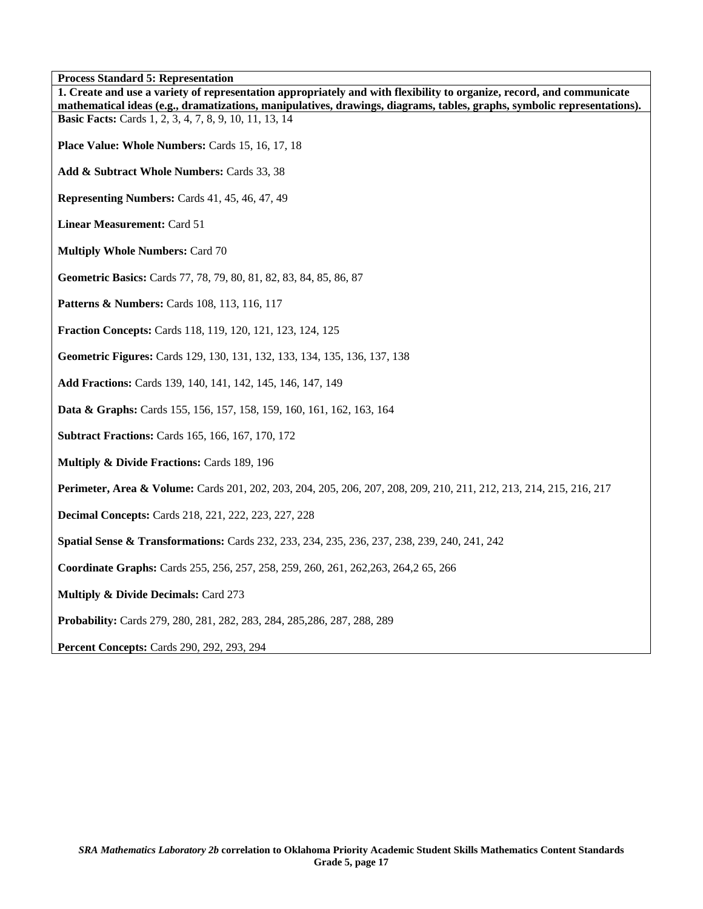**Process Standard 5: Representation**

**1. Create and use a variety of representation appropriately and with flexibility to organize, record, and communicate mathematical ideas (e.g., dramatizations, manipulatives, drawings, diagrams, tables, graphs, symbolic representations).**

**Basic Facts:** Cards 1, 2, 3, 4, 7, 8, 9, 10, 11, 13, 14

**Place Value: Whole Numbers:** Cards 15, 16, 17, 18

**Add & Subtract Whole Numbers:** Cards 33, 38

**Representing Numbers:** Cards 41, 45, 46, 47, 49

**Linear Measurement:** Card 51

**Multiply Whole Numbers:** Card 70

**Geometric Basics:** Cards 77, 78, 79, 80, 81, 82, 83, 84, 85, 86, 87

**Patterns & Numbers:** Cards 108, 113, 116, 117

**Fraction Concepts:** Cards 118, 119, 120, 121, 123, 124, 125

**Geometric Figures:** Cards 129, 130, 131, 132, 133, 134, 135, 136, 137, 138

**Add Fractions:** Cards 139, 140, 141, 142, 145, 146, 147, 149

**Data & Graphs:** Cards 155, 156, 157, 158, 159, 160, 161, 162, 163, 164

**Subtract Fractions:** Cards 165, 166, 167, 170, 172

**Multiply & Divide Fractions:** Cards 189, 196

**Perimeter, Area & Volume:** Cards 201, 202, 203, 204, 205, 206, 207, 208, 209, 210, 211, 212, 213, 214, 215, 216, 217

**Decimal Concepts:** Cards 218, 221, 222, 223, 227, 228

**Spatial Sense & Transformations:** Cards 232, 233, 234, 235, 236, 237, 238, 239, 240, 241, 242

**Coordinate Graphs:** Cards 255, 256, 257, 258, 259, 260, 261, 262,263, 264,2 65, 266

**Multiply & Divide Decimals:** Card 273

**Probability:** Cards 279, 280, 281, 282, 283, 284, 285,286, 287, 288, 289

**Percent Concepts:** Cards 290, 292, 293, 294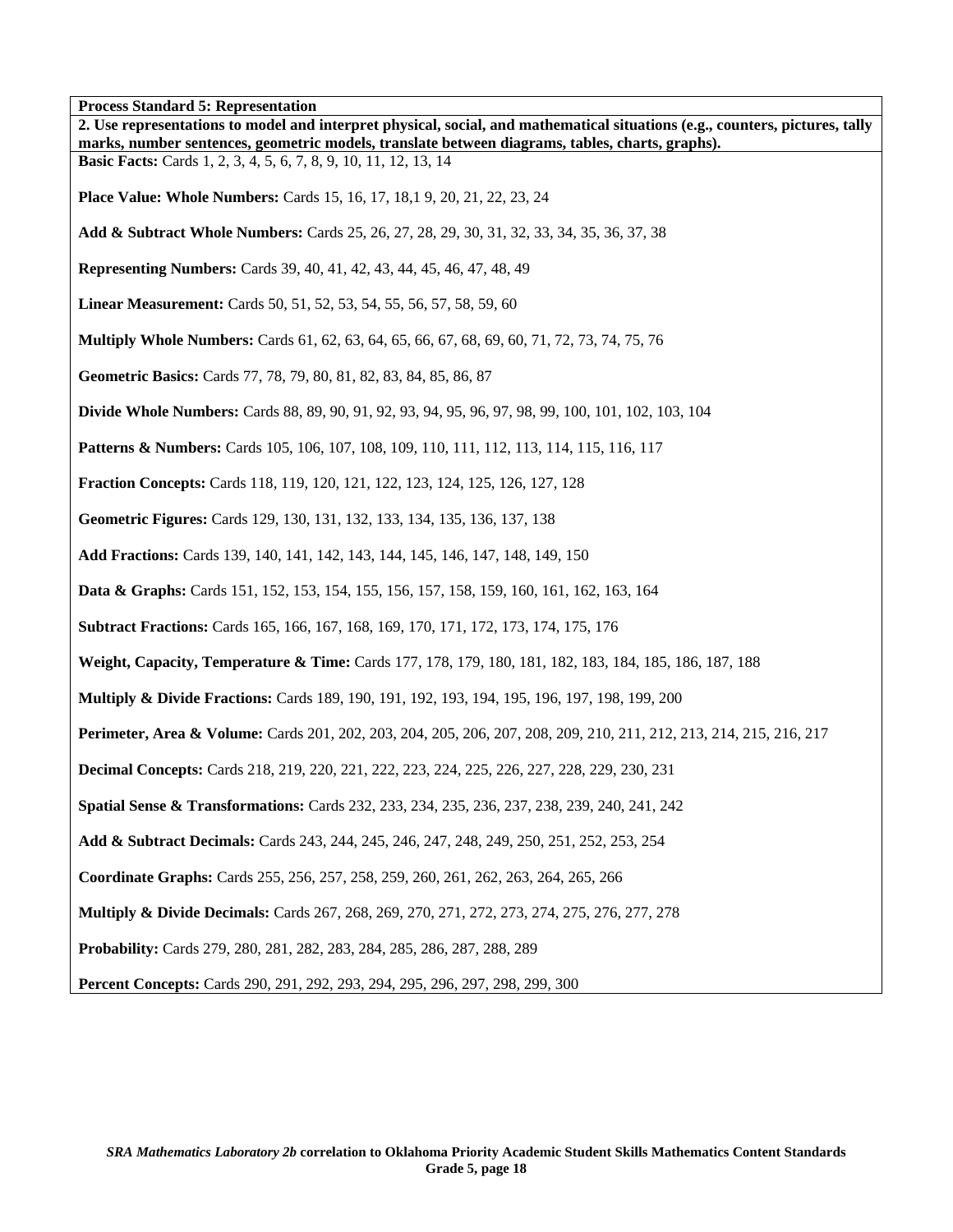**Process Standard 5: Representation**

**2. Use representations to model and interpret physical, social, and mathematical situations (e.g., counters, pictures, tally marks, number sentences, geometric models, translate between diagrams, tables, charts, graphs).**

**Basic Facts:** Cards 1, 2, 3, 4, 5, 6, 7, 8, 9, 10, 11, 12, 13, 14

**Place Value: Whole Numbers:** Cards 15, 16, 17, 18,1 9, 20, 21, 22, 23, 24

**Add & Subtract Whole Numbers:** Cards 25, 26, 27, 28, 29, 30, 31, 32, 33, 34, 35, 36, 37, 38

**Representing Numbers:** Cards 39, 40, 41, 42, 43, 44, 45, 46, 47, 48, 49

**Linear Measurement:** Cards 50, 51, 52, 53, 54, 55, 56, 57, 58, 59, 60

**Multiply Whole Numbers:** Cards 61, 62, 63, 64, 65, 66, 67, 68, 69, 60, 71, 72, 73, 74, 75, 76

**Geometric Basics:** Cards 77, 78, 79, 80, 81, 82, 83, 84, 85, 86, 87

**Divide Whole Numbers:** Cards 88, 89, 90, 91, 92, 93, 94, 95, 96, 97, 98, 99, 100, 101, 102, 103, 104

**Patterns & Numbers:** Cards 105, 106, 107, 108, 109, 110, 111, 112, 113, 114, 115, 116, 117

**Fraction Concepts:** Cards 118, 119, 120, 121, 122, 123, 124, 125, 126, 127, 128

**Geometric Figures:** Cards 129, 130, 131, 132, 133, 134, 135, 136, 137, 138

**Add Fractions:** Cards 139, 140, 141, 142, 143, 144, 145, 146, 147, 148, 149, 150

**Data & Graphs:** Cards 151, 152, 153, 154, 155, 156, 157, 158, 159, 160, 161, 162, 163, 164

**Subtract Fractions:** Cards 165, 166, 167, 168, 169, 170, 171, 172, 173, 174, 175, 176

**Weight, Capacity, Temperature & Time:** Cards 177, 178, 179, 180, 181, 182, 183, 184, 185, 186, 187, 188

**Multiply & Divide Fractions:** Cards 189, 190, 191, 192, 193, 194, 195, 196, 197, 198, 199, 200

**Perimeter, Area & Volume:** Cards 201, 202, 203, 204, 205, 206, 207, 208, 209, 210, 211, 212, 213, 214, 215, 216, 217

**Decimal Concepts:** Cards 218, 219, 220, 221, 222, 223, 224, 225, 226, 227, 228, 229, 230, 231

**Spatial Sense & Transformations:** Cards 232, 233, 234, 235, 236, 237, 238, 239, 240, 241, 242

**Add & Subtract Decimals:** Cards 243, 244, 245, 246, 247, 248, 249, 250, 251, 252, 253, 254

**Coordinate Graphs:** Cards 255, 256, 257, 258, 259, 260, 261, 262, 263, 264, 265, 266

**Multiply & Divide Decimals:** Cards 267, 268, 269, 270, 271, 272, 273, 274, 275, 276, 277, 278

**Probability:** Cards 279, 280, 281, 282, 283, 284, 285, 286, 287, 288, 289

**Percent Concepts:** Cards 290, 291, 292, 293, 294, 295, 296, 297, 298, 299, 300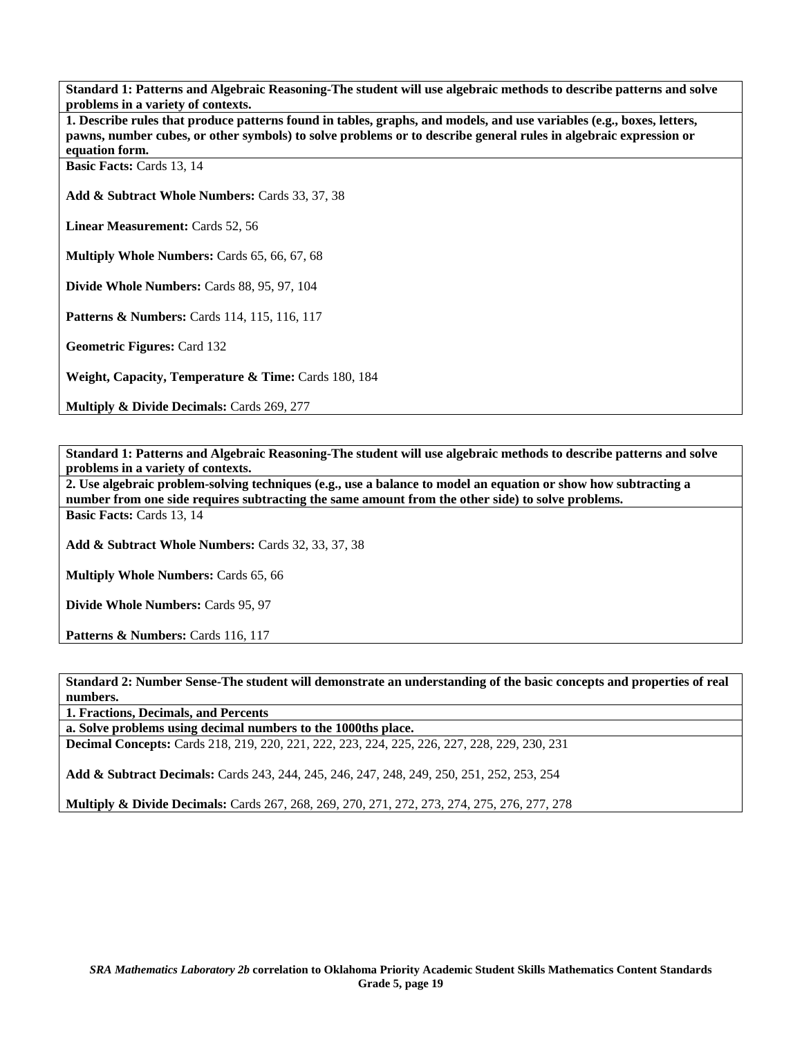**Standard 1: Patterns and Algebraic Reasoning-The student will use algebraic methods to describe patterns and solve problems in a variety of contexts.**

**1. Describe rules that produce patterns found in tables, graphs, and models, and use variables (e.g., boxes, letters, pawns, number cubes, or other symbols) to solve problems or to describe general rules in algebraic expression or equation form.**

**Basic Facts:** Cards 13, 14

**Add & Subtract Whole Numbers:** Cards 33, 37, 38

**Linear Measurement:** Cards 52, 56

**Multiply Whole Numbers:** Cards 65, 66, 67, 68

**Divide Whole Numbers:** Cards 88, 95, 97, 104

**Patterns & Numbers:** Cards 114, 115, 116, 117

**Geometric Figures:** Card 132

**Weight, Capacity, Temperature & Time:** Cards 180, 184

**Multiply & Divide Decimals:** Cards 269, 277

**Standard 1: Patterns and Algebraic Reasoning-The student will use algebraic methods to describe patterns and solve problems in a variety of contexts.**

**2. Use algebraic problem-solving techniques (e.g., use a balance to model an equation or show how subtracting a number from one side requires subtracting the same amount from the other side) to solve problems.**

**Basic Facts:** Cards 13, 14

**Add & Subtract Whole Numbers:** Cards 32, 33, 37, 38

**Multiply Whole Numbers:** Cards 65, 66

**Divide Whole Numbers:** Cards 95, 97

**Patterns & Numbers:** Cards 116, 117

**Standard 2: Number Sense-The student will demonstrate an understanding of the basic concepts and properties of real numbers.**

**1. Fractions, Decimals, and Percents**

**a. Solve problems using decimal numbers to the 1000ths place.**

**Decimal Concepts:** Cards 218, 219, 220, 221, 222, 223, 224, 225, 226, 227, 228, 229, 230, 231

**Add & Subtract Decimals:** Cards 243, 244, 245, 246, 247, 248, 249, 250, 251, 252, 253, 254

**Multiply & Divide Decimals:** Cards 267, 268, 269, 270, 271, 272, 273, 274, 275, 276, 277, 278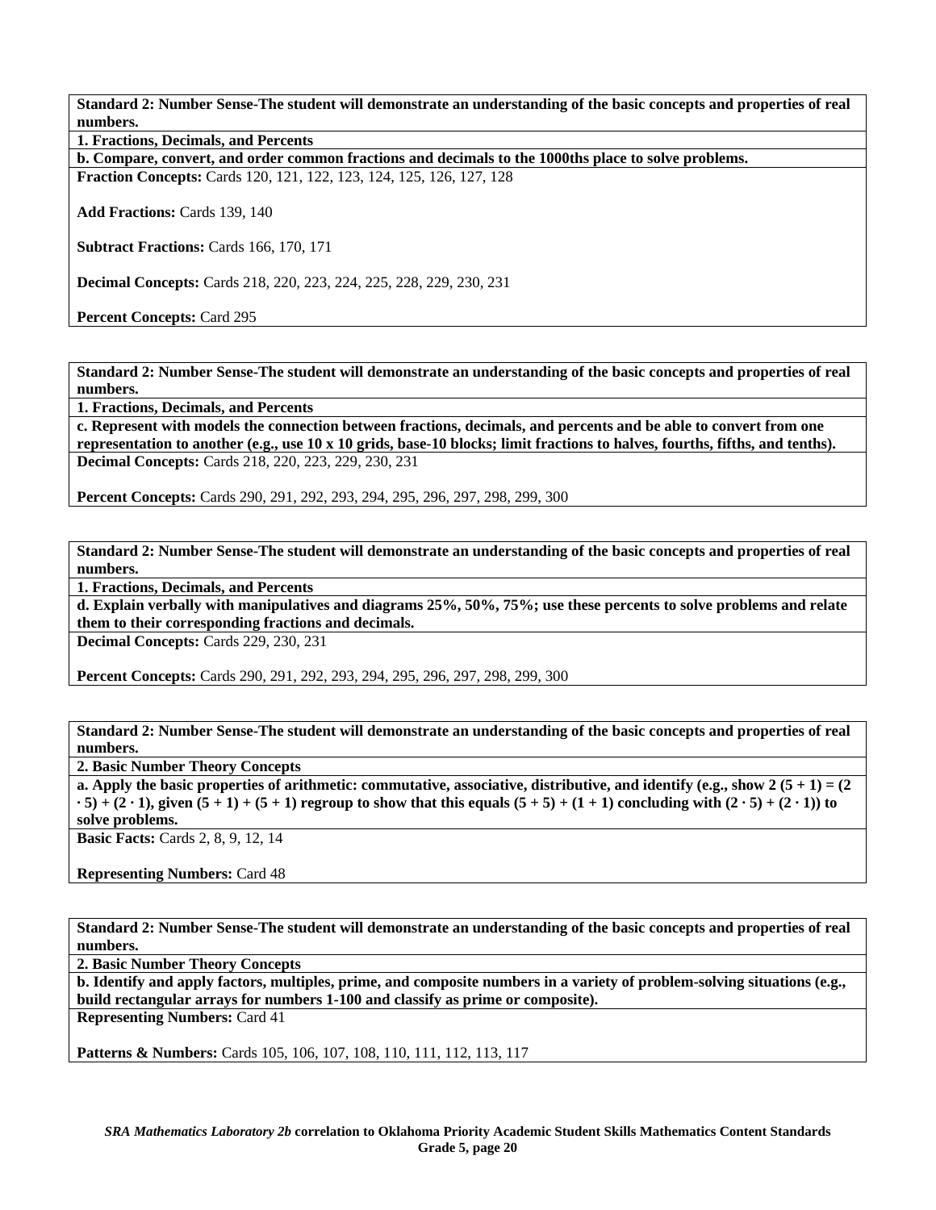**Standard 2: Number Sense-The student will demonstrate an understanding of the basic concepts and properties of real numbers.**

**1. Fractions, Decimals, and Percents**

**b. Compare, convert, and order common fractions and decimals to the 1000ths place to solve problems.**

**Fraction Concepts:** Cards 120, 121, 122, 123, 124, 125, 126, 127, 128

**Add Fractions:** Cards 139, 140

**Subtract Fractions:** Cards 166, 170, 171

**Decimal Concepts:** Cards 218, 220, 223, 224, 225, 228, 229, 230, 231

**Percent Concepts:** Card 295

**Standard 2: Number Sense-The student will demonstrate an understanding of the basic concepts and properties of real numbers.**

**1. Fractions, Decimals, and Percents**

**c. Represent with models the connection between fractions, decimals, and percents and be able to convert from one representation to another (e.g., use 10 x 10 grids, base-10 blocks; limit fractions to halves, fourths, fifths, and tenths).**

**Decimal Concepts:** Cards 218, 220, 223, 229, 230, 231

**Percent Concepts:** Cards 290, 291, 292, 293, 294, 295, 296, 297, 298, 299, 300

**Standard 2: Number Sense-The student will demonstrate an understanding of the basic concepts and properties of real numbers.**

**1. Fractions, Decimals, and Percents**

**d. Explain verbally with manipulatives and diagrams 25%, 50%, 75%; use these percents to solve problems and relate them to their corresponding fractions and decimals.**

**Decimal Concepts:** Cards 229, 230, 231

**Percent Concepts:** Cards 290, 291, 292, 293, 294, 295, 296, 297, 298, 299, 300

**Standard 2: Number Sense-The student will demonstrate an understanding of the basic concepts and properties of real numbers.**

**2. Basic Number Theory Concepts**

**a. Apply the basic properties of arithmetic: commutative, associative, distributive, and identify (e.g., show $2 (5 + 1) = (2 \cdot 5) + (2 \cdot 1)$, given $(5 + 1) + (5 + 1)$ regroup to show that this equals $(5 + 5) + (1 + 1)$ concluding with $(2 \cdot 5) + (2 \cdot 1)$) to solve problems.**

**Basic Facts:** Cards 2, 8, 9, 12, 14

**Representing Numbers:** Card 48

**Standard 2: Number Sense-The student will demonstrate an understanding of the basic concepts and properties of real numbers.**

**2. Basic Number Theory Concepts**

**b. Identify and apply factors, multiples, prime, and composite numbers in a variety of problem-solving situations (e.g., build rectangular arrays for numbers 1-100 and classify as prime or composite).**

**Representing Numbers:** Card 41

**Patterns & Numbers:** Cards 105, 106, 107, 108, 110, 111, 112, 113, 117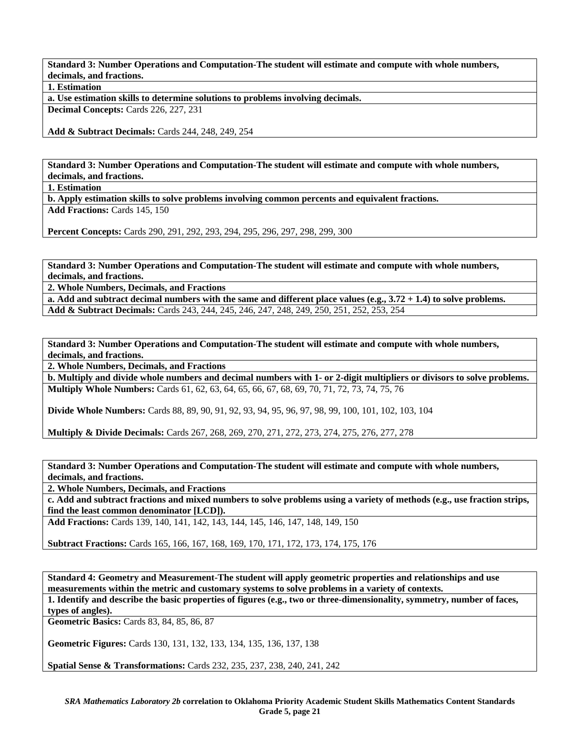**Standard 3: Number Operations and Computation-The student will estimate and compute with whole numbers, decimals, and fractions.**

**1. Estimation**

**a. Use estimation skills to determine solutions to problems involving decimals.**

**Decimal Concepts:** Cards 226, 227, 231

**Add & Subtract Decimals:** Cards 244, 248, 249, 254

**Standard 3: Number Operations and Computation-The student will estimate and compute with whole numbers, decimals, and fractions.**

**1. Estimation**

**b. Apply estimation skills to solve problems involving common percents and equivalent fractions.**

**Add Fractions:** Cards 145, 150

**Percent Concepts:** Cards 290, 291, 292, 293, 294, 295, 296, 297, 298, 299, 300

**Standard 3: Number Operations and Computation-The student will estimate and compute with whole numbers, decimals, and fractions.**

**2. Whole Numbers, Decimals, and Fractions**

**a. Add and subtract decimal numbers with the same and different place values (e.g., 3.72 + 1.4) to solve problems.**

**Add & Subtract Decimals:** Cards 243, 244, 245, 246, 247, 248, 249, 250, 251, 252, 253, 254

**Standard 3: Number Operations and Computation-The student will estimate and compute with whole numbers, decimals, and fractions.**

**2. Whole Numbers, Decimals, and Fractions**

**b. Multiply and divide whole numbers and decimal numbers with 1- or 2-digit multipliers or divisors to solve problems.**

**Multiply Whole Numbers:** Cards 61, 62, 63, 64, 65, 66, 67, 68, 69, 70, 71, 72, 73, 74, 75, 76

**Divide Whole Numbers:** Cards 88, 89, 90, 91, 92, 93, 94, 95, 96, 97, 98, 99, 100, 101, 102, 103, 104

**Multiply & Divide Decimals:** Cards 267, 268, 269, 270, 271, 272, 273, 274, 275, 276, 277, 278

**Standard 3: Number Operations and Computation-The student will estimate and compute with whole numbers, decimals, and fractions.**

**2. Whole Numbers, Decimals, and Fractions**

**c. Add and subtract fractions and mixed numbers to solve problems using a variety of methods (e.g., use fraction strips, find the least common denominator [LCD]).**

**Add Fractions:** Cards 139, 140, 141, 142, 143, 144, 145, 146, 147, 148, 149, 150

**Subtract Fractions:** Cards 165, 166, 167, 168, 169, 170, 171, 172, 173, 174, 175, 176

**Standard 4: Geometry and Measurement-The student will apply geometric properties and relationships and use measurements within the metric and customary systems to solve problems in a variety of contexts.**

**1. Identify and describe the basic properties of figures (e.g., two or three-dimensionality, symmetry, number of faces, types of angles).**

**Geometric Basics:** Cards 83, 84, 85, 86, 87

**Geometric Figures:** Cards 130, 131, 132, 133, 134, 135, 136, 137, 138

**Spatial Sense & Transformations:** Cards 232, 235, 237, 238, 240, 241, 242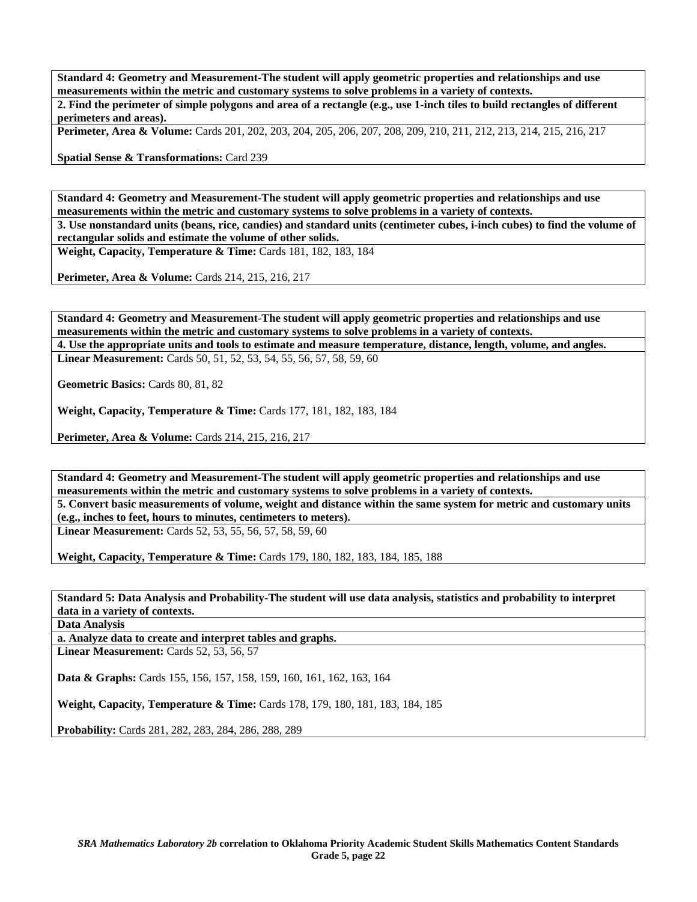**Standard 4: Geometry and Measurement-The student will apply geometric properties and relationships and use measurements within the metric and customary systems to solve problems in a variety of contexts.**

**2. Find the perimeter of simple polygons and area of a rectangle (e.g., use 1-inch tiles to build rectangles of different perimeters and areas).**

**Perimeter, Area & Volume:** Cards 201, 202, 203, 204, 205, 206, 207, 208, 209, 210, 211, 212, 213, 214, 215, 216, 217

**Spatial Sense & Transformations:** Card 239

**Standard 4: Geometry and Measurement-The student will apply geometric properties and relationships and use measurements within the metric and customary systems to solve problems in a variety of contexts.**

**3. Use nonstandard units (beans, rice, candies) and standard units (centimeter cubes, i-inch cubes) to find the volume of rectangular solids and estimate the volume of other solids.**

**Weight, Capacity, Temperature & Time:** Cards 181, 182, 183, 184

**Perimeter, Area & Volume:** Cards 214, 215, 216, 217

**Standard 4: Geometry and Measurement-The student will apply geometric properties and relationships and use measurements within the metric and customary systems to solve problems in a variety of contexts.**

**4. Use the appropriate units and tools to estimate and measure temperature, distance, length, volume, and angles.**

**Linear Measurement:** Cards 50, 51, 52, 53, 54, 55, 56, 57, 58, 59, 60

**Geometric Basics:** Cards 80, 81, 82

**Weight, Capacity, Temperature & Time:** Cards 177, 181, 182, 183, 184

**Perimeter, Area & Volume:** Cards 214, 215, 216, 217

**Standard 4: Geometry and Measurement-The student will apply geometric properties and relationships and use measurements within the metric and customary systems to solve problems in a variety of contexts.**

**5. Convert basic measurements of volume, weight and distance within the same system for metric and customary units (e.g., inches to feet, hours to minutes, centimeters to meters).**

**Linear Measurement:** Cards 52, 53, 55, 56, 57, 58, 59, 60

**Weight, Capacity, Temperature & Time:** Cards 179, 180, 182, 183, 184, 185, 188

**Standard 5: Data Analysis and Probability-The student will use data analysis, statistics and probability to interpret data in a variety of contexts.**

**Data Analysis**

**a. Analyze data to create and interpret tables and graphs.**

**Linear Measurement:** Cards 52, 53, 56, 57

**Data & Graphs:** Cards 155, 156, 157, 158, 159, 160, 161, 162, 163, 164

**Weight, Capacity, Temperature & Time:** Cards 178, 179, 180, 181, 183, 184, 185

**Probability:** Cards 281, 282, 283, 284, 286, 288, 289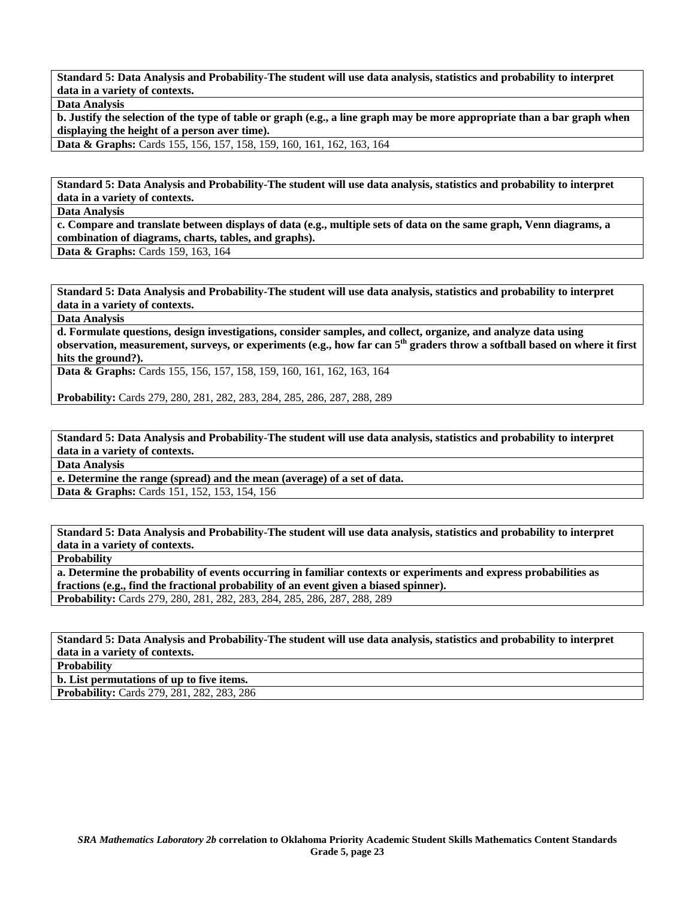| **Standard 5: Data Analysis and Probability-The student will use data analysis, statistics and probability to interpret data in a variety of contexts.** |
|---|
| **Data Analysis** |
| **b. Justify the selection of the type of table or graph (e.g., a line graph may be more appropriate than a bar graph when displaying the height of a person aver time).** |
| **Data & Graphs:** Cards 155, 156, 157, 158, 159, 160, 161, 162, 163, 164 |

| **Standard 5: Data Analysis and Probability-The student will use data analysis, statistics and probability to interpret data in a variety of contexts.** |
|---|
| **Data Analysis** |
| **c. Compare and translate between displays of data (e.g., multiple sets of data on the same graph, Venn diagrams, a combination of diagrams, charts, tables, and graphs).** |
| **Data & Graphs:** Cards 159, 163, 164 |

| **Standard 5: Data Analysis and Probability-The student will use data analysis, statistics and probability to interpret data in a variety of contexts.** |
|---|
| **Data Analysis** |
| **d. Formulate questions, design investigations, consider samples, and collect, organize, and analyze data using observation, measurement, surveys, or experiments (e.g., how far can 5th graders throw a softball based on where it first hits the ground?).** |
| **Data & Graphs:** Cards 155, 156, 157, 158, 159, 160, 161, 162, 163, 164<br><br>**Probability:** Cards 279, 280, 281, 282, 283, 284, 285, 286, 287, 288, 289 |

| **Standard 5: Data Analysis and Probability-The student will use data analysis, statistics and probability to interpret data in a variety of contexts.** |
|---|
| **Data Analysis** |
| **e. Determine the range (spread) and the mean (average) of a set of data.** |
| **Data & Graphs:** Cards 151, 152, 153, 154, 156 |

| **Standard 5: Data Analysis and Probability-The student will use data analysis, statistics and probability to interpret data in a variety of contexts.** |
|---|
| **Probability** |
| **a. Determine the probability of events occurring in familiar contexts or experiments and express probabilities as fractions (e.g., find the fractional probability of an event given a biased spinner).** |
| **Probability:** Cards 279, 280, 281, 282, 283, 284, 285, 286, 287, 288, 289 |

| **Standard 5: Data Analysis and Probability-The student will use data analysis, statistics and probability to interpret data in a variety of contexts.** |
|---|
| **Probability** |
| **b. List permutations of up to five items.** |
| **Probability:** Cards 279, 281, 282, 283, 286 |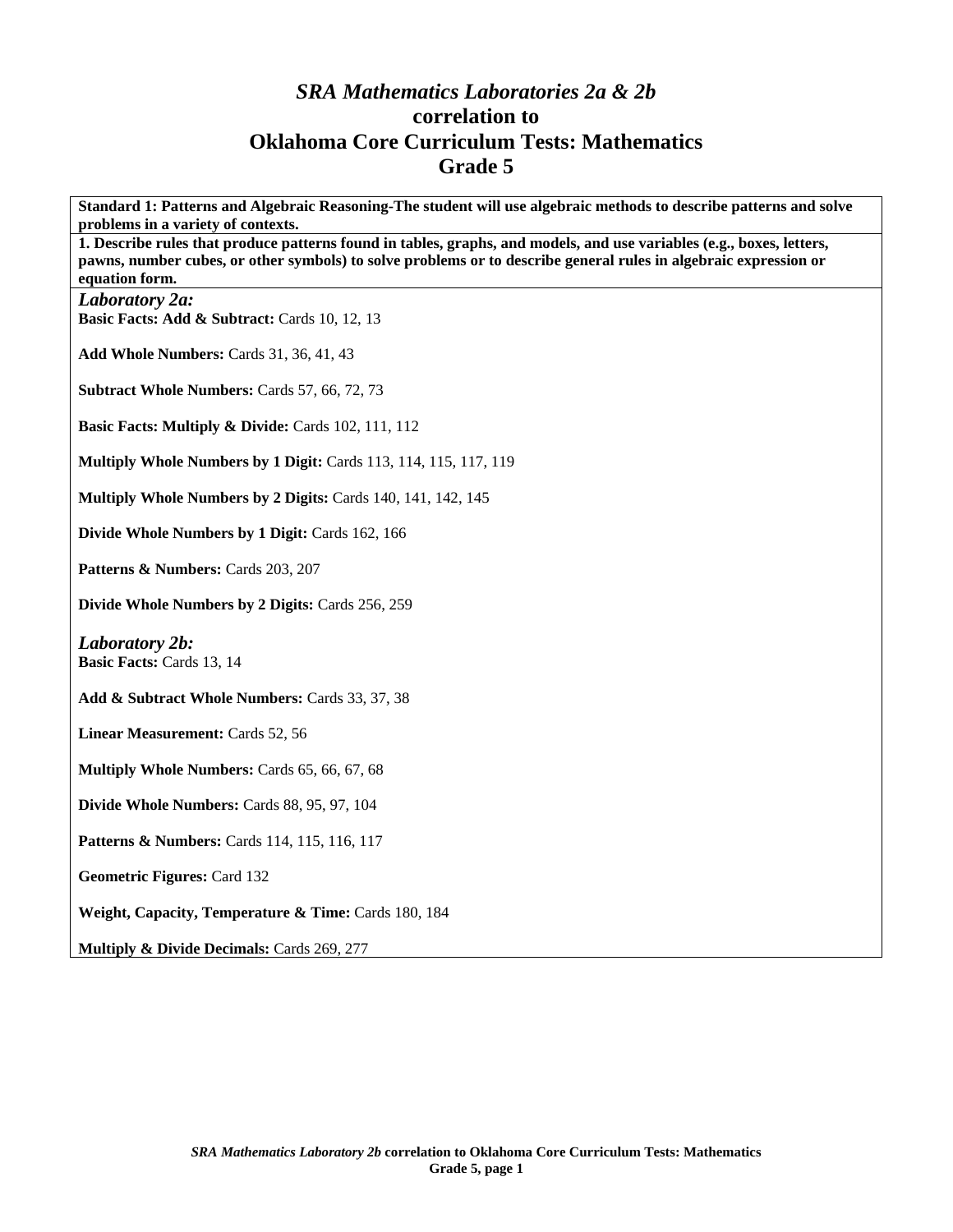# *SRA Mathematics Laboratories 2a & 2b*
# correlation to
# Oklahoma Core Curriculum Tests: Mathematics
# Grade 5

**Standard 1: Patterns and Algebraic Reasoning-The student will use algebraic methods to describe patterns and solve problems in a variety of contexts.**

**1. Describe rules that produce patterns found in tables, graphs, and models, and use variables (e.g., boxes, letters, pawns, number cubes, or other symbols) to solve problems or to describe general rules in algebraic expression or equation form.**

***Laboratory 2a:***

**Basic Facts: Add & Subtract:** Cards 10, 12, 13

**Add Whole Numbers:** Cards 31, 36, 41, 43

**Subtract Whole Numbers:** Cards 57, 66, 72, 73

**Basic Facts: Multiply & Divide:** Cards 102, 111, 112

**Multiply Whole Numbers by 1 Digit:** Cards 113, 114, 115, 117, 119

**Multiply Whole Numbers by 2 Digits:** Cards 140, 141, 142, 145

**Divide Whole Numbers by 1 Digit:** Cards 162, 166

**Patterns & Numbers:** Cards 203, 207

**Divide Whole Numbers by 2 Digits:** Cards 256, 259

***Laboratory 2b:***

**Basic Facts:** Cards 13, 14

**Add & Subtract Whole Numbers:** Cards 33, 37, 38

**Linear Measurement:** Cards 52, 56

**Multiply Whole Numbers:** Cards 65, 66, 67, 68

**Divide Whole Numbers:** Cards 88, 95, 97, 104

**Patterns & Numbers:** Cards 114, 115, 116, 117

**Geometric Figures:** Card 132

**Weight, Capacity, Temperature & Time:** Cards 180, 184

**Multiply & Divide Decimals:** Cards 269, 277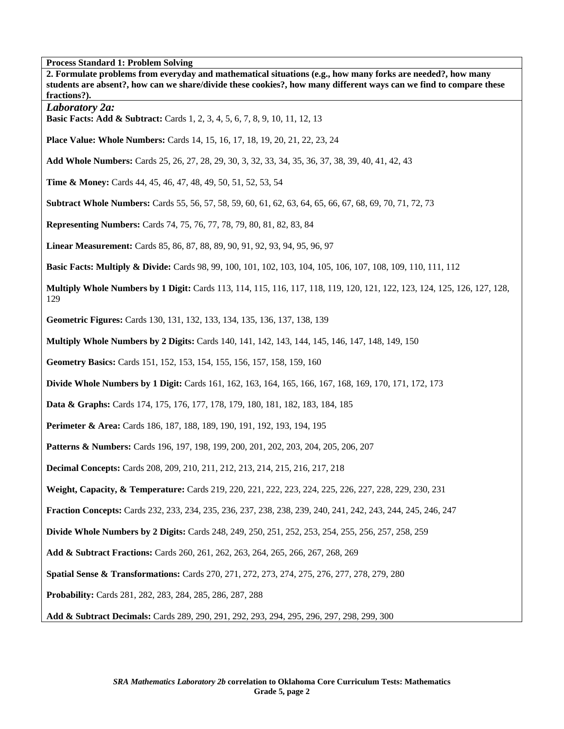**Process Standard 1: Problem Solving**

**2. Formulate problems from everyday and mathematical situations (e.g., how many forks are needed?, how many students are absent?, how can we share/divide these cookies?, how many different ways can we find to compare these fractions?).**

***Laboratory 2a:***

**Basic Facts: Add & Subtract:** Cards 1, 2, 3, 4, 5, 6, 7, 8, 9, 10, 11, 12, 13

**Place Value: Whole Numbers:** Cards 14, 15, 16, 17, 18, 19, 20, 21, 22, 23, 24

**Add Whole Numbers:** Cards 25, 26, 27, 28, 29, 30, 3, 32, 33, 34, 35, 36, 37, 38, 39, 40, 41, 42, 43

**Time & Money:** Cards 44, 45, 46, 47, 48, 49, 50, 51, 52, 53, 54

**Subtract Whole Numbers:** Cards 55, 56, 57, 58, 59, 60, 61, 62, 63, 64, 65, 66, 67, 68, 69, 70, 71, 72, 73

**Representing Numbers:** Cards 74, 75, 76, 77, 78, 79, 80, 81, 82, 83, 84

**Linear Measurement:** Cards 85, 86, 87, 88, 89, 90, 91, 92, 93, 94, 95, 96, 97

**Basic Facts: Multiply & Divide:** Cards 98, 99, 100, 101, 102, 103, 104, 105, 106, 107, 108, 109, 110, 111, 112

**Multiply Whole Numbers by 1 Digit:** Cards 113, 114, 115, 116, 117, 118, 119, 120, 121, 122, 123, 124, 125, 126, 127, 128, 129

**Geometric Figures:** Cards 130, 131, 132, 133, 134, 135, 136, 137, 138, 139

**Multiply Whole Numbers by 2 Digits:** Cards 140, 141, 142, 143, 144, 145, 146, 147, 148, 149, 150

**Geometry Basics:** Cards 151, 152, 153, 154, 155, 156, 157, 158, 159, 160

**Divide Whole Numbers by 1 Digit:** Cards 161, 162, 163, 164, 165, 166, 167, 168, 169, 170, 171, 172, 173

**Data & Graphs:** Cards 174, 175, 176, 177, 178, 179, 180, 181, 182, 183, 184, 185

**Perimeter & Area:** Cards 186, 187, 188, 189, 190, 191, 192, 193, 194, 195

**Patterns & Numbers:** Cards 196, 197, 198, 199, 200, 201, 202, 203, 204, 205, 206, 207

**Decimal Concepts:** Cards 208, 209, 210, 211, 212, 213, 214, 215, 216, 217, 218

**Weight, Capacity, & Temperature:** Cards 219, 220, 221, 222, 223, 224, 225, 226, 227, 228, 229, 230, 231

**Fraction Concepts:** Cards 232, 233, 234, 235, 236, 237, 238, 238, 239, 240, 241, 242, 243, 244, 245, 246, 247

**Divide Whole Numbers by 2 Digits:** Cards 248, 249, 250, 251, 252, 253, 254, 255, 256, 257, 258, 259

**Add & Subtract Fractions:** Cards 260, 261, 262, 263, 264, 265, 266, 267, 268, 269

**Spatial Sense & Transformations:** Cards 270, 271, 272, 273, 274, 275, 276, 277, 278, 279, 280

**Probability:** Cards 281, 282, 283, 284, 285, 286, 287, 288

**Add & Subtract Decimals:** Cards 289, 290, 291, 292, 293, 294, 295, 296, 297, 298, 299, 300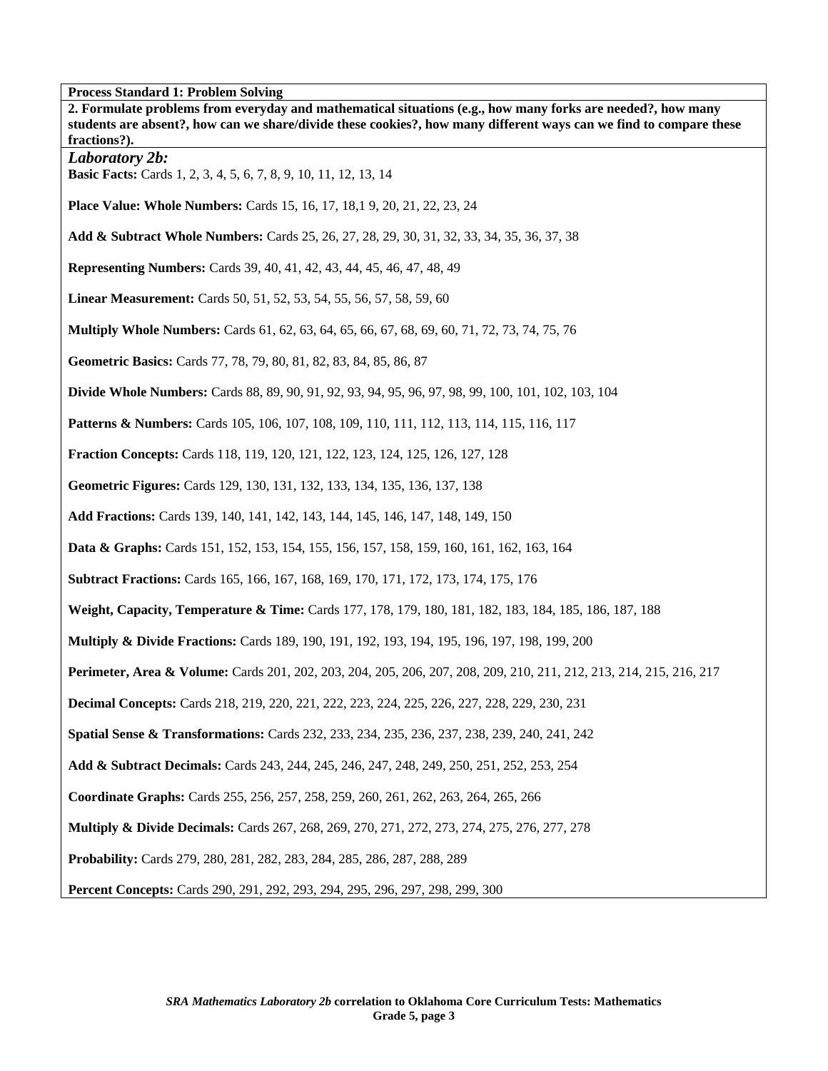**Process Standard 1: Problem Solving**

**2. Formulate problems from everyday and mathematical situations (e.g., how many forks are needed?, how many students are absent?, how can we share/divide these cookies?, how many different ways can we find to compare these fractions?).**

***Laboratory 2b:***

**Basic Facts:** Cards 1, 2, 3, 4, 5, 6, 7, 8, 9, 10, 11, 12, 13, 14

**Place Value: Whole Numbers:** Cards 15, 16, 17, 18,1 9, 20, 21, 22, 23, 24

**Add & Subtract Whole Numbers:** Cards 25, 26, 27, 28, 29, 30, 31, 32, 33, 34, 35, 36, 37, 38

**Representing Numbers:** Cards 39, 40, 41, 42, 43, 44, 45, 46, 47, 48, 49

**Linear Measurement:** Cards 50, 51, 52, 53, 54, 55, 56, 57, 58, 59, 60

**Multiply Whole Numbers:** Cards 61, 62, 63, 64, 65, 66, 67, 68, 69, 60, 71, 72, 73, 74, 75, 76

**Geometric Basics:** Cards 77, 78, 79, 80, 81, 82, 83, 84, 85, 86, 87

**Divide Whole Numbers:** Cards 88, 89, 90, 91, 92, 93, 94, 95, 96, 97, 98, 99, 100, 101, 102, 103, 104

**Patterns & Numbers:** Cards 105, 106, 107, 108, 109, 110, 111, 112, 113, 114, 115, 116, 117

**Fraction Concepts:** Cards 118, 119, 120, 121, 122, 123, 124, 125, 126, 127, 128

**Geometric Figures:** Cards 129, 130, 131, 132, 133, 134, 135, 136, 137, 138

**Add Fractions:** Cards 139, 140, 141, 142, 143, 144, 145, 146, 147, 148, 149, 150

**Data & Graphs:** Cards 151, 152, 153, 154, 155, 156, 157, 158, 159, 160, 161, 162, 163, 164

**Subtract Fractions:** Cards 165, 166, 167, 168, 169, 170, 171, 172, 173, 174, 175, 176

**Weight, Capacity, Temperature & Time:** Cards 177, 178, 179, 180, 181, 182, 183, 184, 185, 186, 187, 188

**Multiply & Divide Fractions:** Cards 189, 190, 191, 192, 193, 194, 195, 196, 197, 198, 199, 200

**Perimeter, Area & Volume:** Cards 201, 202, 203, 204, 205, 206, 207, 208, 209, 210, 211, 212, 213, 214, 215, 216, 217

**Decimal Concepts:** Cards 218, 219, 220, 221, 222, 223, 224, 225, 226, 227, 228, 229, 230, 231

**Spatial Sense & Transformations:** Cards 232, 233, 234, 235, 236, 237, 238, 239, 240, 241, 242

**Add & Subtract Decimals:** Cards 243, 244, 245, 246, 247, 248, 249, 250, 251, 252, 253, 254

**Coordinate Graphs:** Cards 255, 256, 257, 258, 259, 260, 261, 262, 263, 264, 265, 266

**Multiply & Divide Decimals:** Cards 267, 268, 269, 270, 271, 272, 273, 274, 275, 276, 277, 278

**Probability:** Cards 279, 280, 281, 282, 283, 284, 285, 286, 287, 288, 289

**Percent Concepts:** Cards 290, 291, 292, 293, 294, 295, 296, 297, 298, 299, 300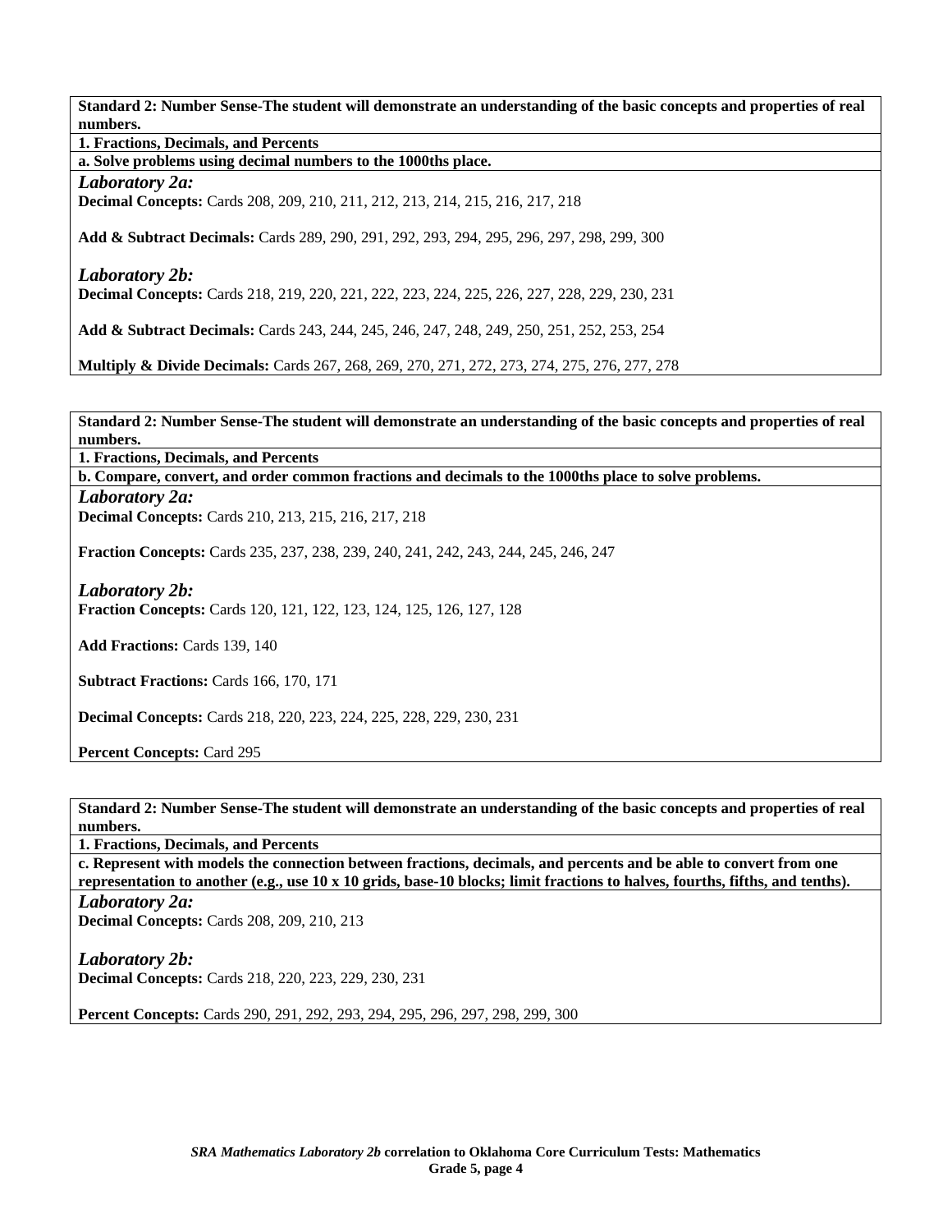**Standard 2: Number Sense-The student will demonstrate an understanding of the basic concepts and properties of real numbers.**

**1. Fractions, Decimals, and Percents**

**a. Solve problems using decimal numbers to the 1000ths place.**

***Laboratory 2a:***

**Decimal Concepts:** Cards 208, 209, 210, 211, 212, 213, 214, 215, 216, 217, 218

**Add & Subtract Decimals:** Cards 289, 290, 291, 292, 293, 294, 295, 296, 297, 298, 299, 300

***Laboratory 2b:***

**Decimal Concepts:** Cards 218, 219, 220, 221, 222, 223, 224, 225, 226, 227, 228, 229, 230, 231

**Add & Subtract Decimals:** Cards 243, 244, 245, 246, 247, 248, 249, 250, 251, 252, 253, 254

**Multiply & Divide Decimals:** Cards 267, 268, 269, 270, 271, 272, 273, 274, 275, 276, 277, 278

**Standard 2: Number Sense-The student will demonstrate an understanding of the basic concepts and properties of real numbers.**

**1. Fractions, Decimals, and Percents**

**b. Compare, convert, and order common fractions and decimals to the 1000ths place to solve problems.**

***Laboratory 2a:***

**Decimal Concepts:** Cards 210, 213, 215, 216, 217, 218

**Fraction Concepts:** Cards 235, 237, 238, 239, 240, 241, 242, 243, 244, 245, 246, 247

***Laboratory 2b:***

**Fraction Concepts:** Cards 120, 121, 122, 123, 124, 125, 126, 127, 128

**Add Fractions:** Cards 139, 140

**Subtract Fractions:** Cards 166, 170, 171

**Decimal Concepts:** Cards 218, 220, 223, 224, 225, 228, 229, 230, 231

**Percent Concepts:** Card 295

**Standard 2: Number Sense-The student will demonstrate an understanding of the basic concepts and properties of real numbers.**

**1. Fractions, Decimals, and Percents**

**c. Represent with models the connection between fractions, decimals, and percents and be able to convert from one representation to another (e.g., use 10 x 10 grids, base-10 blocks; limit fractions to halves, fourths, fifths, and tenths).**

***Laboratory 2a:***

**Decimal Concepts:** Cards 208, 209, 210, 213

***Laboratory 2b:***

**Decimal Concepts:** Cards 218, 220, 223, 229, 230, 231

**Percent Concepts:** Cards 290, 291, 292, 293, 294, 295, 296, 297, 298, 299, 300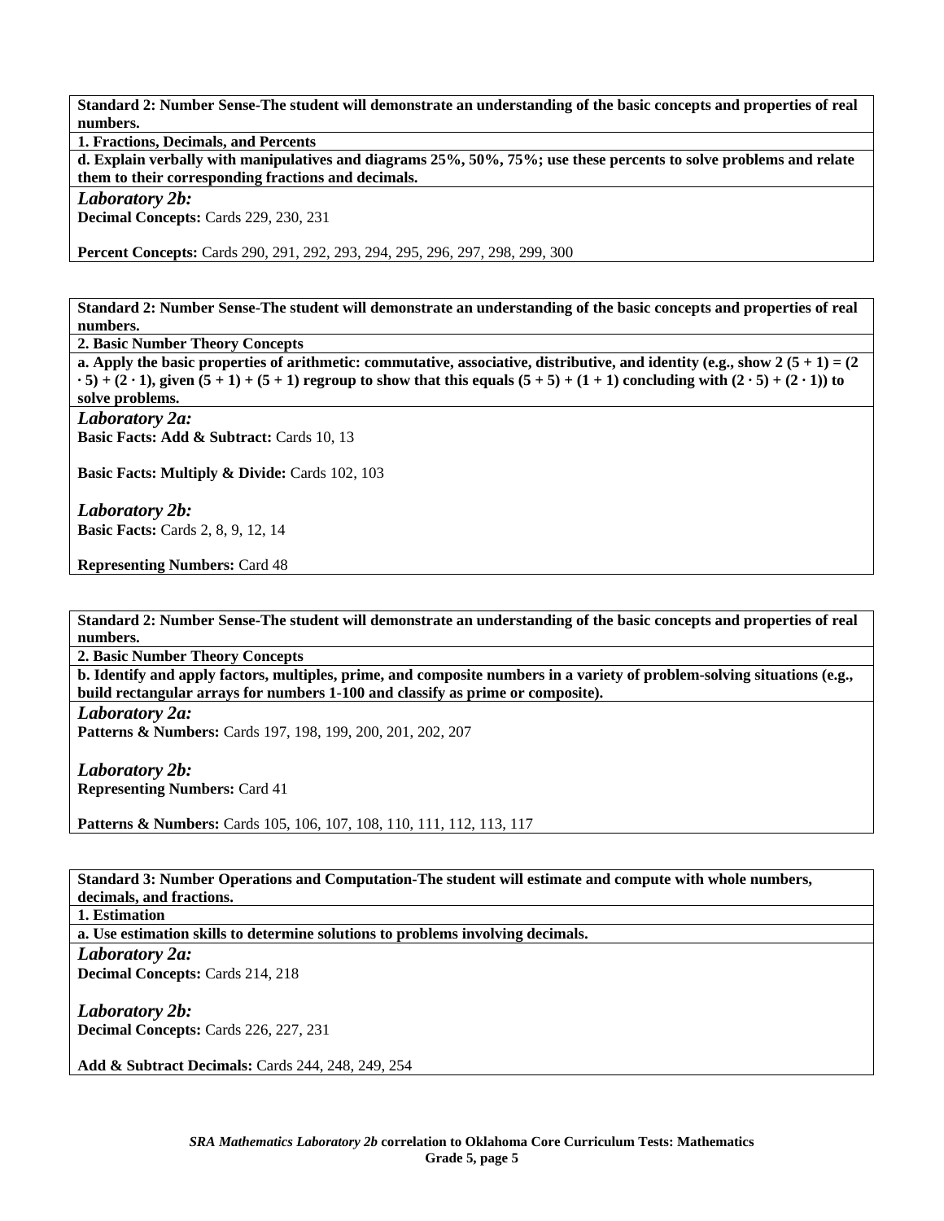**Standard 2: Number Sense-The student will demonstrate an understanding of the basic concepts and properties of real numbers.**

**1. Fractions, Decimals, and Percents**

**d. Explain verbally with manipulatives and diagrams 25%, 50%, 75%; use these percents to solve problems and relate them to their corresponding fractions and decimals.**

*Laboratory 2b:*

**Decimal Concepts:** Cards 229, 230, 231

**Percent Concepts:** Cards 290, 291, 292, 293, 294, 295, 296, 297, 298, 299, 300

---

**Standard 2: Number Sense-The student will demonstrate an understanding of the basic concepts and properties of real numbers.**

**2. Basic Number Theory Concepts**

**a. Apply the basic properties of arithmetic: commutative, associative, distributive, and identity (e.g., show $2(5 + 1) = (2 \cdot 5) + (2 \cdot 1)$, given $(5 + 1) + (5 + 1)$ regroup to show that this equals $(5 + 5) + (1 + 1)$ concluding with $(2 \cdot 5) + (2 \cdot 1)$) to solve problems.**

*Laboratory 2a:*

**Basic Facts: Add & Subtract:** Cards 10, 13

**Basic Facts: Multiply & Divide:** Cards 102, 103

*Laboratory 2b:*

**Basic Facts:** Cards 2, 8, 9, 12, 14

**Representing Numbers:** Card 48

---

**Standard 2: Number Sense-The student will demonstrate an understanding of the basic concepts and properties of real numbers.**

**2. Basic Number Theory Concepts**

**b. Identify and apply factors, multiples, prime, and composite numbers in a variety of problem-solving situations (e.g., build rectangular arrays for numbers 1-100 and classify as prime or composite).**

*Laboratory 2a:*

**Patterns & Numbers:** Cards 197, 198, 199, 200, 201, 202, 207

*Laboratory 2b:*

**Representing Numbers:** Card 41

**Patterns & Numbers:** Cards 105, 106, 107, 108, 110, 111, 112, 113, 117

---

**Standard 3: Number Operations and Computation-The student will estimate and compute with whole numbers, decimals, and fractions.**

**1. Estimation**

**a. Use estimation skills to determine solutions to problems involving decimals.**

*Laboratory 2a:*

**Decimal Concepts:** Cards 214, 218

*Laboratory 2b:*

**Decimal Concepts:** Cards 226, 227, 231

**Add & Subtract Decimals:** Cards 244, 248, 249, 254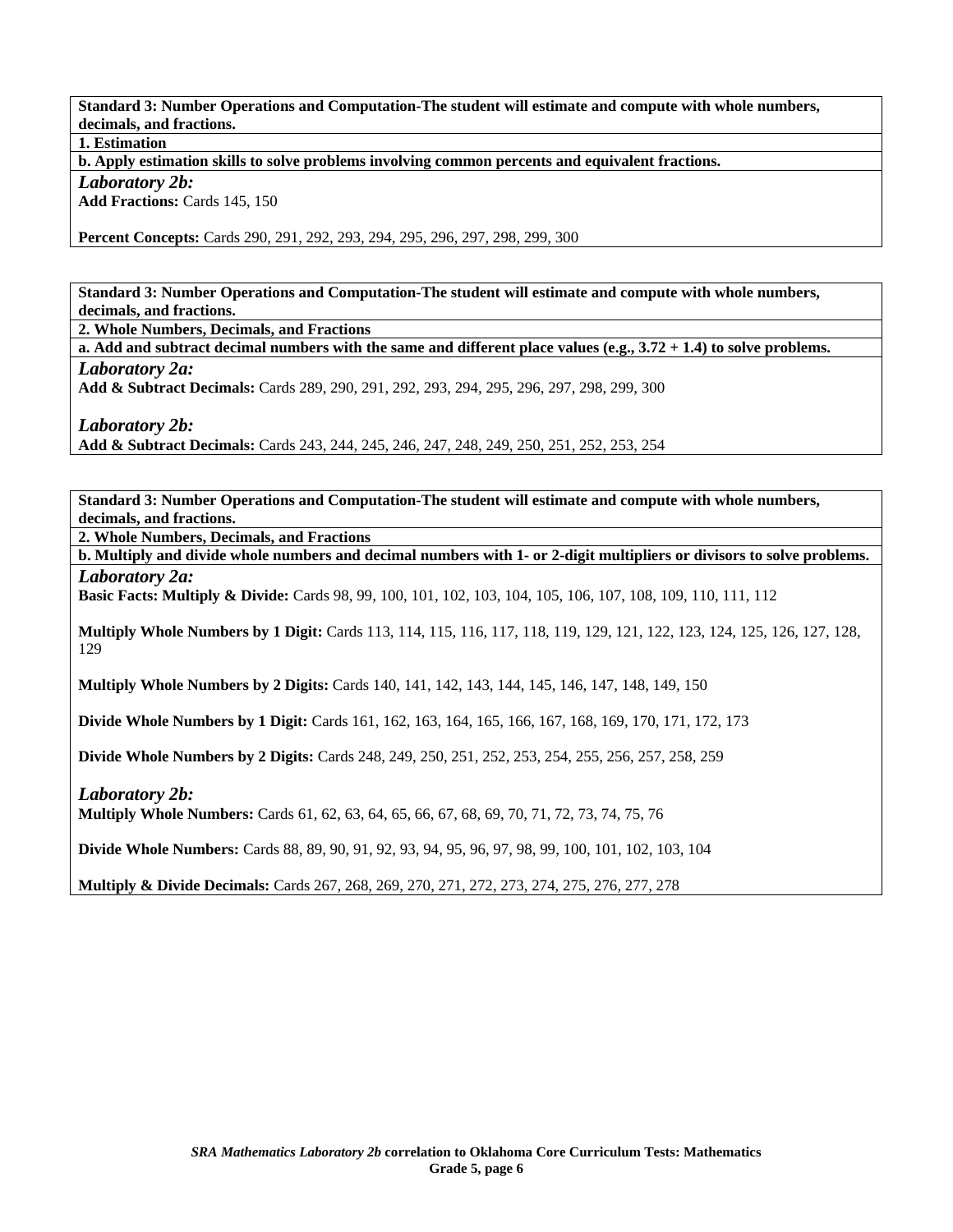**Standard 3: Number Operations and Computation-The student will estimate and compute with whole numbers, decimals, and fractions.**

**1. Estimation**

**b. Apply estimation skills to solve problems involving common percents and equivalent fractions.**

***Laboratory 2b:***

**Add Fractions:** Cards 145, 150

**Percent Concepts:** Cards 290, 291, 292, 293, 294, 295, 296, 297, 298, 299, 300

---

**Standard 3: Number Operations and Computation-The student will estimate and compute with whole numbers, decimals, and fractions.**

**2. Whole Numbers, Decimals, and Fractions**

**a. Add and subtract decimal numbers with the same and different place values (e.g., 3.72 + 1.4) to solve problems.**

***Laboratory 2a:***

**Add & Subtract Decimals:** Cards 289, 290, 291, 292, 293, 294, 295, 296, 297, 298, 299, 300

***Laboratory 2b:***

**Add & Subtract Decimals:** Cards 243, 244, 245, 246, 247, 248, 249, 250, 251, 252, 253, 254

---

**Standard 3: Number Operations and Computation-The student will estimate and compute with whole numbers, decimals, and fractions.**

**2. Whole Numbers, Decimals, and Fractions**

**b. Multiply and divide whole numbers and decimal numbers with 1- or 2-digit multipliers or divisors to solve problems.**

***Laboratory 2a:***

**Basic Facts: Multiply & Divide:** Cards 98, 99, 100, 101, 102, 103, 104, 105, 106, 107, 108, 109, 110, 111, 112

**Multiply Whole Numbers by 1 Digit:** Cards 113, 114, 115, 116, 117, 118, 119, 129, 121, 122, 123, 124, 125, 126, 127, 128, 129

**Multiply Whole Numbers by 2 Digits:** Cards 140, 141, 142, 143, 144, 145, 146, 147, 148, 149, 150

**Divide Whole Numbers by 1 Digit:** Cards 161, 162, 163, 164, 165, 166, 167, 168, 169, 170, 171, 172, 173

**Divide Whole Numbers by 2 Digits:** Cards 248, 249, 250, 251, 252, 253, 254, 255, 256, 257, 258, 259

***Laboratory 2b:***

**Multiply Whole Numbers:** Cards 61, 62, 63, 64, 65, 66, 67, 68, 69, 70, 71, 72, 73, 74, 75, 76

**Divide Whole Numbers:** Cards 88, 89, 90, 91, 92, 93, 94, 95, 96, 97, 98, 99, 100, 101, 102, 103, 104

**Multiply & Divide Decimals:** Cards 267, 268, 269, 270, 271, 272, 273, 274, 275, 276, 277, 278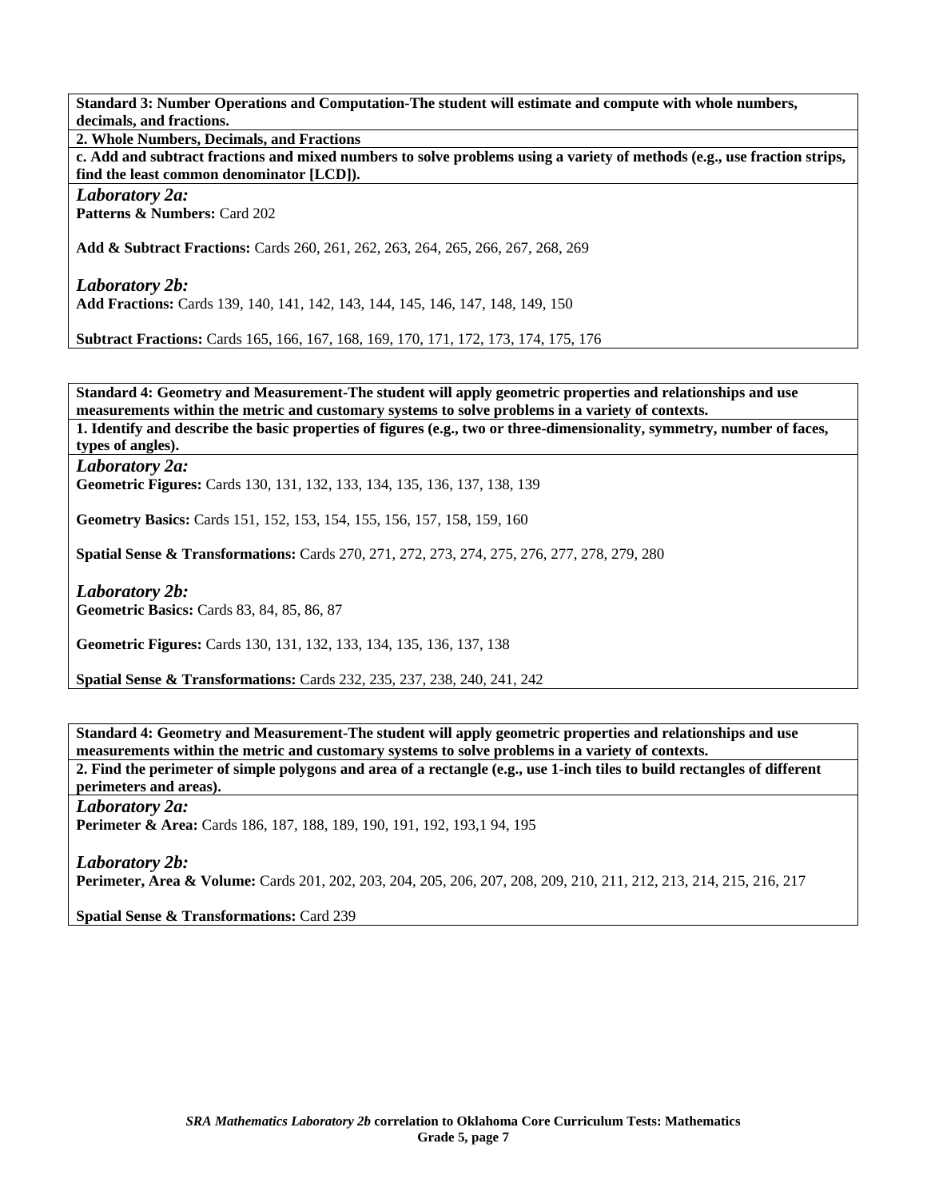**Standard 3: Number Operations and Computation-The student will estimate and compute with whole numbers, decimals, and fractions.**

**2. Whole Numbers, Decimals, and Fractions**

**c. Add and subtract fractions and mixed numbers to solve problems using a variety of methods (e.g., use fraction strips, find the least common denominator [LCD]).**

*Laboratory 2a:*

**Patterns & Numbers:** Card 202

**Add & Subtract Fractions:** Cards 260, 261, 262, 263, 264, 265, 266, 267, 268, 269

*Laboratory 2b:*

**Add Fractions:** Cards 139, 140, 141, 142, 143, 144, 145, 146, 147, 148, 149, 150

**Subtract Fractions:** Cards 165, 166, 167, 168, 169, 170, 171, 172, 173, 174, 175, 176

**Standard 4: Geometry and Measurement-The student will apply geometric properties and relationships and use measurements within the metric and customary systems to solve problems in a variety of contexts.**

**1. Identify and describe the basic properties of figures (e.g., two or three-dimensionality, symmetry, number of faces, types of angles).**

*Laboratory 2a:*

**Geometric Figures:** Cards 130, 131, 132, 133, 134, 135, 136, 137, 138, 139

**Geometry Basics:** Cards 151, 152, 153, 154, 155, 156, 157, 158, 159, 160

**Spatial Sense & Transformations:** Cards 270, 271, 272, 273, 274, 275, 276, 277, 278, 279, 280

*Laboratory 2b:*

**Geometric Basics:** Cards 83, 84, 85, 86, 87

**Geometric Figures:** Cards 130, 131, 132, 133, 134, 135, 136, 137, 138

**Spatial Sense & Transformations:** Cards 232, 235, 237, 238, 240, 241, 242

**Standard 4: Geometry and Measurement-The student will apply geometric properties and relationships and use measurements within the metric and customary systems to solve problems in a variety of contexts.**

**2. Find the perimeter of simple polygons and area of a rectangle (e.g., use 1-inch tiles to build rectangles of different perimeters and areas).**

*Laboratory 2a:*

**Perimeter & Area:** Cards 186, 187, 188, 189, 190, 191, 192, 193,1 94, 195

*Laboratory 2b:*

**Perimeter, Area & Volume:** Cards 201, 202, 203, 204, 205, 206, 207, 208, 209, 210, 211, 212, 213, 214, 215, 216, 217

**Spatial Sense & Transformations:** Card 239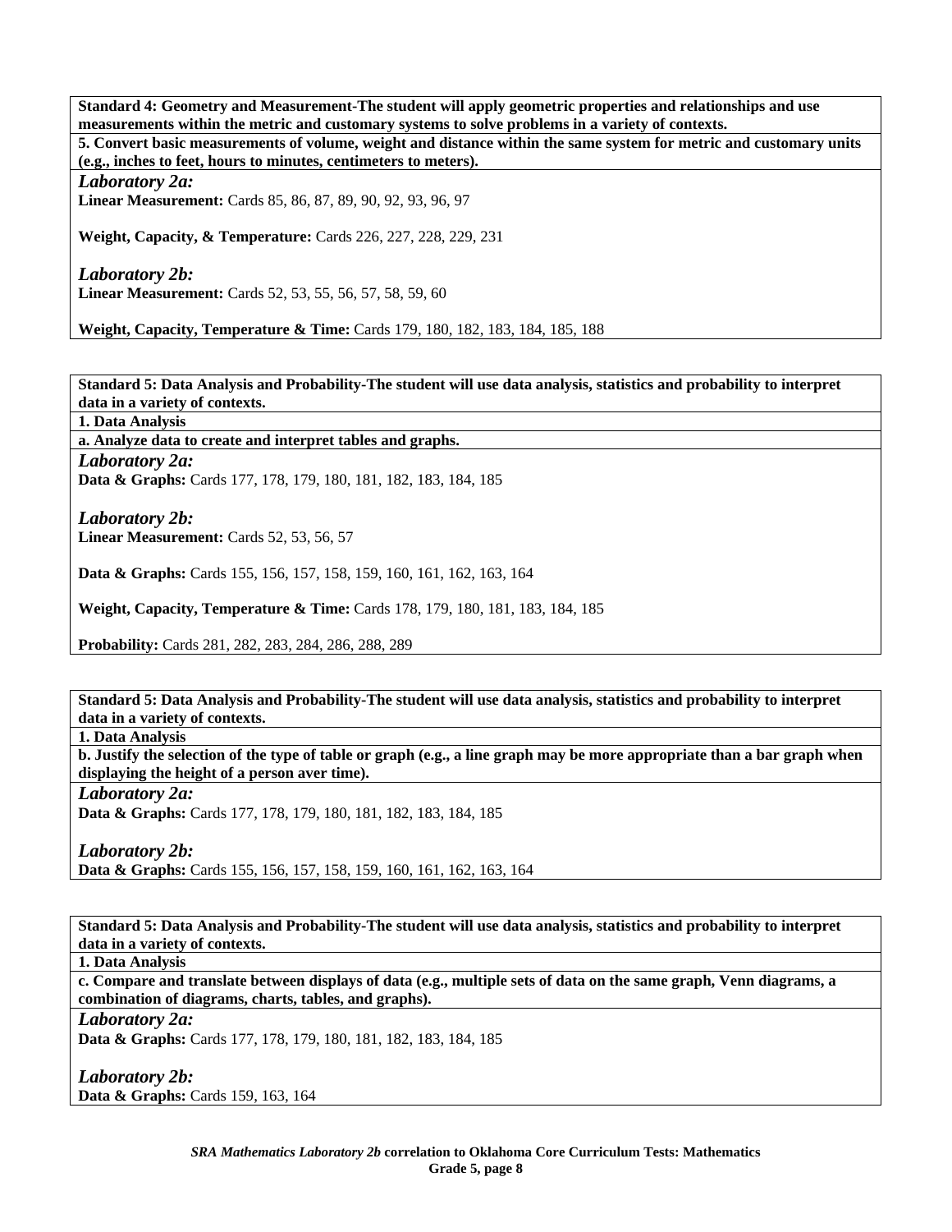**Standard 4: Geometry and Measurement-The student will apply geometric properties and relationships and use measurements within the metric and customary systems to solve problems in a variety of contexts.**

**5. Convert basic measurements of volume, weight and distance within the same system for metric and customary units (e.g., inches to feet, hours to minutes, centimeters to meters).**

***Laboratory 2a:***

**Linear Measurement:** Cards 85, 86, 87, 89, 90, 92, 93, 96, 97

**Weight, Capacity, & Temperature:** Cards 226, 227, 228, 229, 231

***Laboratory 2b:***

**Linear Measurement:** Cards 52, 53, 55, 56, 57, 58, 59, 60

**Weight, Capacity, Temperature & Time:** Cards 179, 180, 182, 183, 184, 185, 188

---

**Standard 5: Data Analysis and Probability-The student will use data analysis, statistics and probability to interpret data in a variety of contexts.**

**1. Data Analysis**

**a. Analyze data to create and interpret tables and graphs.**

***Laboratory 2a:***

**Data & Graphs:** Cards 177, 178, 179, 180, 181, 182, 183, 184, 185

***Laboratory 2b:***

**Linear Measurement:** Cards 52, 53, 56, 57

**Data & Graphs:** Cards 155, 156, 157, 158, 159, 160, 161, 162, 163, 164

**Weight, Capacity, Temperature & Time:** Cards 178, 179, 180, 181, 183, 184, 185

**Probability:** Cards 281, 282, 283, 284, 286, 288, 289

---

**Standard 5: Data Analysis and Probability-The student will use data analysis, statistics and probability to interpret data in a variety of contexts.**

**1. Data Analysis**

**b. Justify the selection of the type of table or graph (e.g., a line graph may be more appropriate than a bar graph when displaying the height of a person aver time).**

***Laboratory 2a:***

**Data & Graphs:** Cards 177, 178, 179, 180, 181, 182, 183, 184, 185

***Laboratory 2b:***

**Data & Graphs:** Cards 155, 156, 157, 158, 159, 160, 161, 162, 163, 164

---

**Standard 5: Data Analysis and Probability-The student will use data analysis, statistics and probability to interpret data in a variety of contexts.**

**1. Data Analysis**

**c. Compare and translate between displays of data (e.g., multiple sets of data on the same graph, Venn diagrams, a combination of diagrams, charts, tables, and graphs).**

***Laboratory 2a:***

**Data & Graphs:** Cards 177, 178, 179, 180, 181, 182, 183, 184, 185

***Laboratory 2b:***

**Data & Graphs:** Cards 159, 163, 164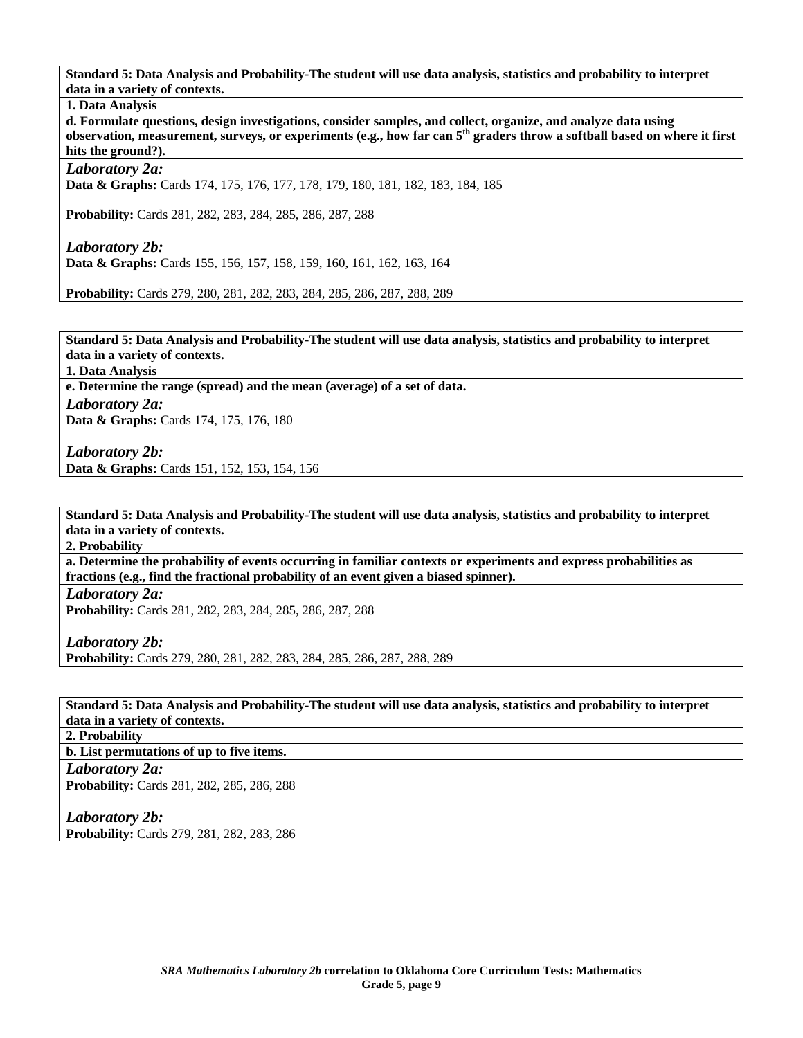**Standard 5: Data Analysis and Probability-The student will use data analysis, statistics and probability to interpret data in a variety of contexts.**

**1. Data Analysis**

**d. Formulate questions, design investigations, consider samples, and collect, organize, and analyze data using observation, measurement, surveys, or experiments (e.g., how far can 5th graders throw a softball based on where it first hits the ground?).**

*Laboratory 2a:*

**Data & Graphs:** Cards 174, 175, 176, 177, 178, 179, 180, 181, 182, 183, 184, 185

**Probability:** Cards 281, 282, 283, 284, 285, 286, 287, 288

*Laboratory 2b:*

**Data & Graphs:** Cards 155, 156, 157, 158, 159, 160, 161, 162, 163, 164

**Probability:** Cards 279, 280, 281, 282, 283, 284, 285, 286, 287, 288, 289

**Standard 5: Data Analysis and Probability-The student will use data analysis, statistics and probability to interpret data in a variety of contexts.**

**1. Data Analysis**

**e. Determine the range (spread) and the mean (average) of a set of data.**

*Laboratory 2a:*

**Data & Graphs:** Cards 174, 175, 176, 180

*Laboratory 2b:*

**Data & Graphs:** Cards 151, 152, 153, 154, 156

**Standard 5: Data Analysis and Probability-The student will use data analysis, statistics and probability to interpret data in a variety of contexts.**

**2. Probability**

**a. Determine the probability of events occurring in familiar contexts or experiments and express probabilities as fractions (e.g., find the fractional probability of an event given a biased spinner).**

*Laboratory 2a:*

**Probability:** Cards 281, 282, 283, 284, 285, 286, 287, 288

*Laboratory 2b:*

**Probability:** Cards 279, 280, 281, 282, 283, 284, 285, 286, 287, 288, 289

**Standard 5: Data Analysis and Probability-The student will use data analysis, statistics and probability to interpret data in a variety of contexts.**

**2. Probability**

**b. List permutations of up to five items.**

*Laboratory 2a:*

**Probability:** Cards 281, 282, 285, 286, 288

*Laboratory 2b:*

**Probability:** Cards 279, 281, 282, 283, 286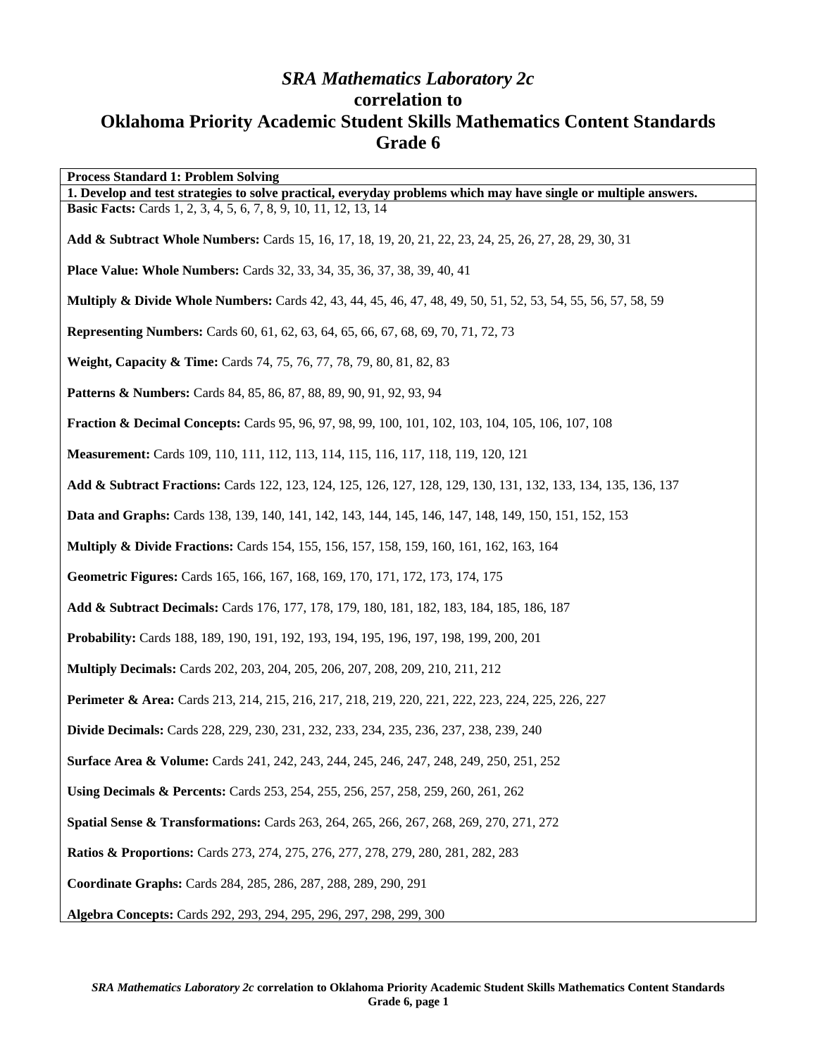# *SRA Mathematics Laboratory 2c* correlation to Oklahoma Priority Academic Student Skills Mathematics Content Standards Grade 6

| **Process Standard 1: Problem Solving** |
|---|
| **1. Develop and test strategies to solve practical, everyday problems which may have single or multiple answers.** |
| **Basic Facts:** Cards 1, 2, 3, 4, 5, 6, 7, 8, 9, 10, 11, 12, 13, 14<br><br>**Add & Subtract Whole Numbers:** Cards 15, 16, 17, 18, 19, 20, 21, 22, 23, 24, 25, 26, 27, 28, 29, 30, 31<br><br>**Place Value: Whole Numbers:** Cards 32, 33, 34, 35, 36, 37, 38, 39, 40, 41<br><br>**Multiply & Divide Whole Numbers:** Cards 42, 43, 44, 45, 46, 47, 48, 49, 50, 51, 52, 53, 54, 55, 56, 57, 58, 59<br><br>**Representing Numbers:** Cards 60, 61, 62, 63, 64, 65, 66, 67, 68, 69, 70, 71, 72, 73<br><br>**Weight, Capacity & Time:** Cards 74, 75, 76, 77, 78, 79, 80, 81, 82, 83<br><br>**Patterns & Numbers:** Cards 84, 85, 86, 87, 88, 89, 90, 91, 92, 93, 94<br><br>**Fraction & Decimal Concepts:** Cards 95, 96, 97, 98, 99, 100, 101, 102, 103, 104, 105, 106, 107, 108<br><br>**Measurement:** Cards 109, 110, 111, 112, 113, 114, 115, 116, 117, 118, 119, 120, 121<br><br>**Add & Subtract Fractions:** Cards 122, 123, 124, 125, 126, 127, 128, 129, 130, 131, 132, 133, 134, 135, 136, 137<br><br>**Data and Graphs:** Cards 138, 139, 140, 141, 142, 143, 144, 145, 146, 147, 148, 149, 150, 151, 152, 153<br><br>**Multiply & Divide Fractions:** Cards 154, 155, 156, 157, 158, 159, 160, 161, 162, 163, 164<br><br>**Geometric Figures:** Cards 165, 166, 167, 168, 169, 170, 171, 172, 173, 174, 175<br><br>**Add & Subtract Decimals:** Cards 176, 177, 178, 179, 180, 181, 182, 183, 184, 185, 186, 187<br><br>**Probability:** Cards 188, 189, 190, 191, 192, 193, 194, 195, 196, 197, 198, 199, 200, 201<br><br>**Multiply Decimals:** Cards 202, 203, 204, 205, 206, 207, 208, 209, 210, 211, 212<br><br>**Perimeter & Area:** Cards 213, 214, 215, 216, 217, 218, 219, 220, 221, 222, 223, 224, 225, 226, 227<br><br>**Divide Decimals:** Cards 228, 229, 230, 231, 232, 233, 234, 235, 236, 237, 238, 239, 240<br><br>**Surface Area & Volume:** Cards 241, 242, 243, 244, 245, 246, 247, 248, 249, 250, 251, 252<br><br>**Using Decimals & Percents:** Cards 253, 254, 255, 256, 257, 258, 259, 260, 261, 262<br><br>**Spatial Sense & Transformations:** Cards 263, 264, 265, 266, 267, 268, 269, 270, 271, 272<br><br>**Ratios & Proportions:** Cards 273, 274, 275, 276, 277, 278, 279, 280, 281, 282, 283<br><br>**Coordinate Graphs:** Cards 284, 285, 286, 287, 288, 289, 290, 291<br><br>**Algebra Concepts:** Cards 292, 293, 294, 295, 296, 297, 298, 299, 300 |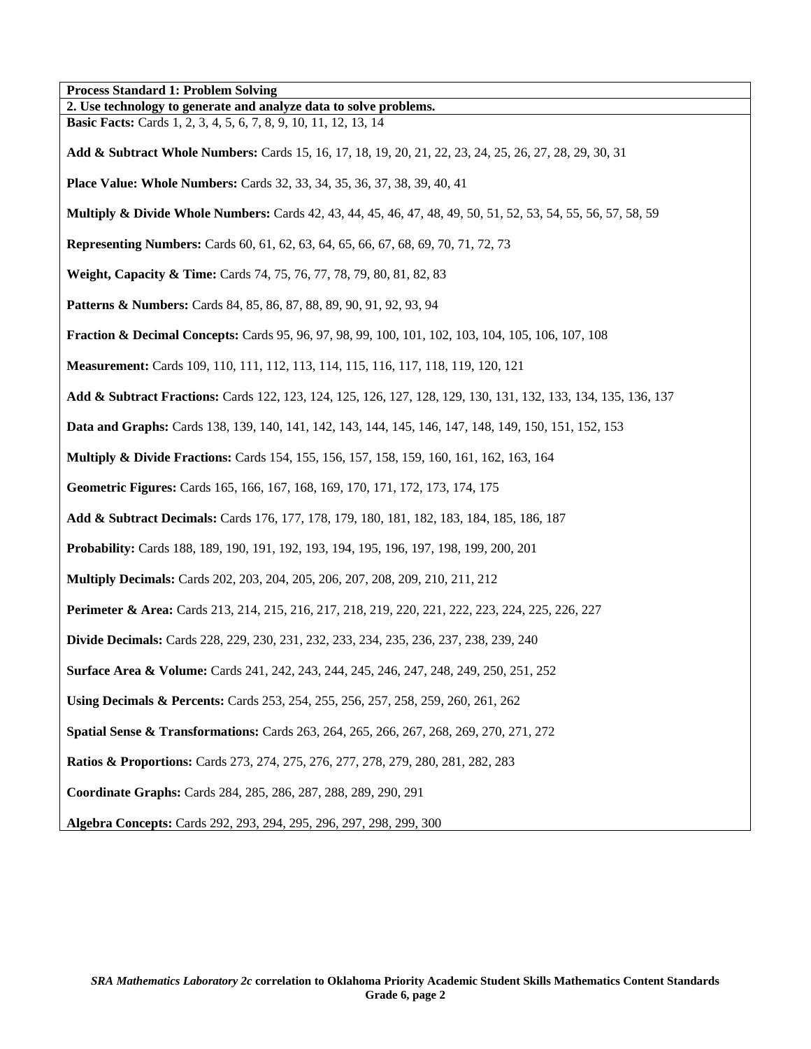**Process Standard 1: Problem Solving**

**2. Use technology to generate and analyze data to solve problems.**

**Basic Facts:** Cards 1, 2, 3, 4, 5, 6, 7, 8, 9, 10, 11, 12, 13, 14

**Add & Subtract Whole Numbers:** Cards 15, 16, 17, 18, 19, 20, 21, 22, 23, 24, 25, 26, 27, 28, 29, 30, 31

**Place Value: Whole Numbers:** Cards 32, 33, 34, 35, 36, 37, 38, 39, 40, 41

**Multiply & Divide Whole Numbers:** Cards 42, 43, 44, 45, 46, 47, 48, 49, 50, 51, 52, 53, 54, 55, 56, 57, 58, 59

**Representing Numbers:** Cards 60, 61, 62, 63, 64, 65, 66, 67, 68, 69, 70, 71, 72, 73

**Weight, Capacity & Time:** Cards 74, 75, 76, 77, 78, 79, 80, 81, 82, 83

**Patterns & Numbers:** Cards 84, 85, 86, 87, 88, 89, 90, 91, 92, 93, 94

**Fraction & Decimal Concepts:** Cards 95, 96, 97, 98, 99, 100, 101, 102, 103, 104, 105, 106, 107, 108

**Measurement:** Cards 109, 110, 111, 112, 113, 114, 115, 116, 117, 118, 119, 120, 121

**Add & Subtract Fractions:** Cards 122, 123, 124, 125, 126, 127, 128, 129, 130, 131, 132, 133, 134, 135, 136, 137

**Data and Graphs:** Cards 138, 139, 140, 141, 142, 143, 144, 145, 146, 147, 148, 149, 150, 151, 152, 153

**Multiply & Divide Fractions:** Cards 154, 155, 156, 157, 158, 159, 160, 161, 162, 163, 164

**Geometric Figures:** Cards 165, 166, 167, 168, 169, 170, 171, 172, 173, 174, 175

**Add & Subtract Decimals:** Cards 176, 177, 178, 179, 180, 181, 182, 183, 184, 185, 186, 187

**Probability:** Cards 188, 189, 190, 191, 192, 193, 194, 195, 196, 197, 198, 199, 200, 201

**Multiply Decimals:** Cards 202, 203, 204, 205, 206, 207, 208, 209, 210, 211, 212

**Perimeter & Area:** Cards 213, 214, 215, 216, 217, 218, 219, 220, 221, 222, 223, 224, 225, 226, 227

**Divide Decimals:** Cards 228, 229, 230, 231, 232, 233, 234, 235, 236, 237, 238, 239, 240

**Surface Area & Volume:** Cards 241, 242, 243, 244, 245, 246, 247, 248, 249, 250, 251, 252

**Using Decimals & Percents:** Cards 253, 254, 255, 256, 257, 258, 259, 260, 261, 262

**Spatial Sense & Transformations:** Cards 263, 264, 265, 266, 267, 268, 269, 270, 271, 272

**Ratios & Proportions:** Cards 273, 274, 275, 276, 277, 278, 279, 280, 281, 282, 283

**Coordinate Graphs:** Cards 284, 285, 286, 287, 288, 289, 290, 291

**Algebra Concepts:** Cards 292, 293, 294, 295, 296, 297, 298, 299, 300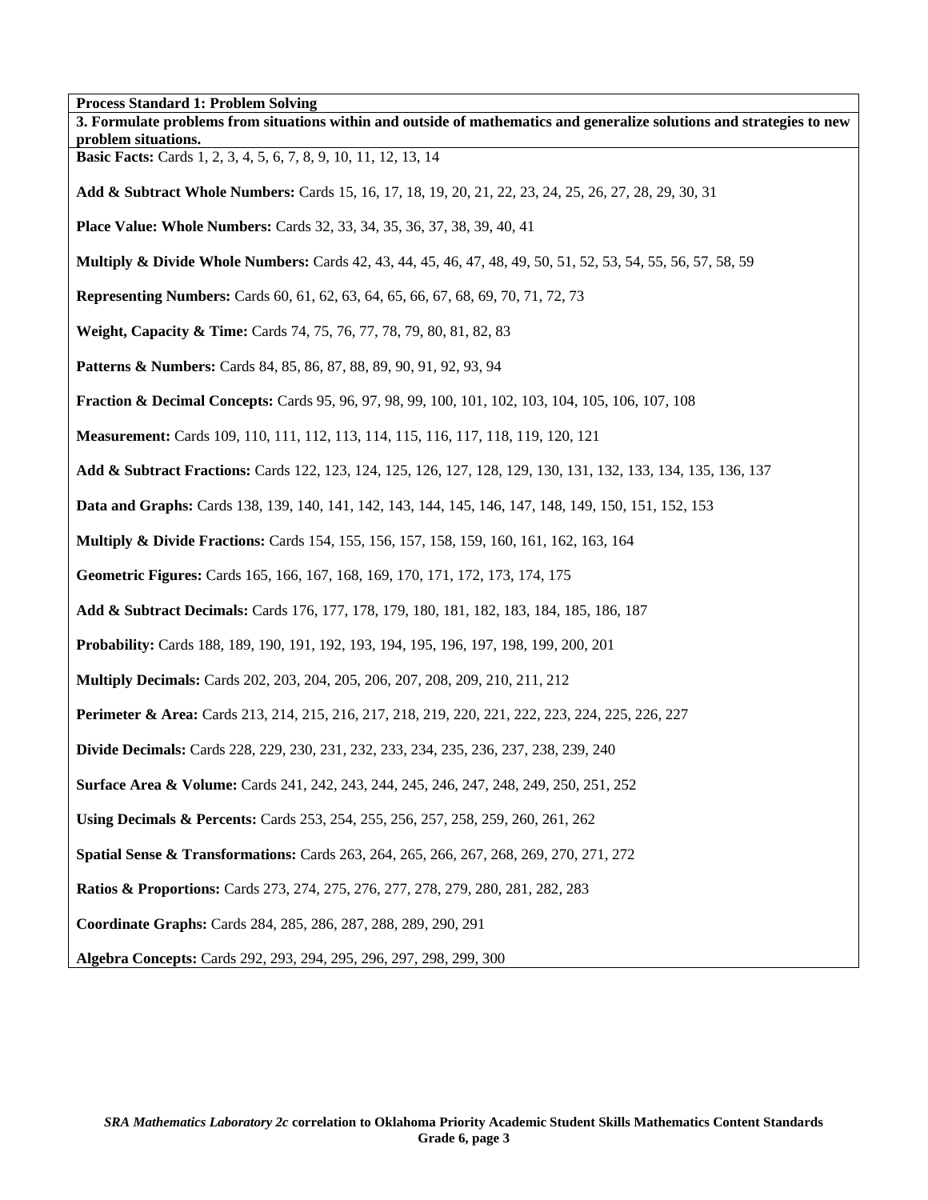**Process Standard 1: Problem Solving**

**3. Formulate problems from situations within and outside of mathematics and generalize solutions and strategies to new problem situations.**

**Basic Facts:** Cards 1, 2, 3, 4, 5, 6, 7, 8, 9, 10, 11, 12, 13, 14

**Add & Subtract Whole Numbers:** Cards 15, 16, 17, 18, 19, 20, 21, 22, 23, 24, 25, 26, 27, 28, 29, 30, 31

**Place Value: Whole Numbers:** Cards 32, 33, 34, 35, 36, 37, 38, 39, 40, 41

**Multiply & Divide Whole Numbers:** Cards 42, 43, 44, 45, 46, 47, 48, 49, 50, 51, 52, 53, 54, 55, 56, 57, 58, 59

**Representing Numbers:** Cards 60, 61, 62, 63, 64, 65, 66, 67, 68, 69, 70, 71, 72, 73

**Weight, Capacity & Time:** Cards 74, 75, 76, 77, 78, 79, 80, 81, 82, 83

**Patterns & Numbers:** Cards 84, 85, 86, 87, 88, 89, 90, 91, 92, 93, 94

**Fraction & Decimal Concepts:** Cards 95, 96, 97, 98, 99, 100, 101, 102, 103, 104, 105, 106, 107, 108

**Measurement:** Cards 109, 110, 111, 112, 113, 114, 115, 116, 117, 118, 119, 120, 121

**Add & Subtract Fractions:** Cards 122, 123, 124, 125, 126, 127, 128, 129, 130, 131, 132, 133, 134, 135, 136, 137

**Data and Graphs:** Cards 138, 139, 140, 141, 142, 143, 144, 145, 146, 147, 148, 149, 150, 151, 152, 153

**Multiply & Divide Fractions:** Cards 154, 155, 156, 157, 158, 159, 160, 161, 162, 163, 164

**Geometric Figures:** Cards 165, 166, 167, 168, 169, 170, 171, 172, 173, 174, 175

**Add & Subtract Decimals:** Cards 176, 177, 178, 179, 180, 181, 182, 183, 184, 185, 186, 187

**Probability:** Cards 188, 189, 190, 191, 192, 193, 194, 195, 196, 197, 198, 199, 200, 201

**Multiply Decimals:** Cards 202, 203, 204, 205, 206, 207, 208, 209, 210, 211, 212

**Perimeter & Area:** Cards 213, 214, 215, 216, 217, 218, 219, 220, 221, 222, 223, 224, 225, 226, 227

**Divide Decimals:** Cards 228, 229, 230, 231, 232, 233, 234, 235, 236, 237, 238, 239, 240

**Surface Area & Volume:** Cards 241, 242, 243, 244, 245, 246, 247, 248, 249, 250, 251, 252

**Using Decimals & Percents:** Cards 253, 254, 255, 256, 257, 258, 259, 260, 261, 262

**Spatial Sense & Transformations:** Cards 263, 264, 265, 266, 267, 268, 269, 270, 271, 272

**Ratios & Proportions:** Cards 273, 274, 275, 276, 277, 278, 279, 280, 281, 282, 283

**Coordinate Graphs:** Cards 284, 285, 286, 287, 288, 289, 290, 291

**Algebra Concepts:** Cards 292, 293, 294, 295, 296, 297, 298, 299, 300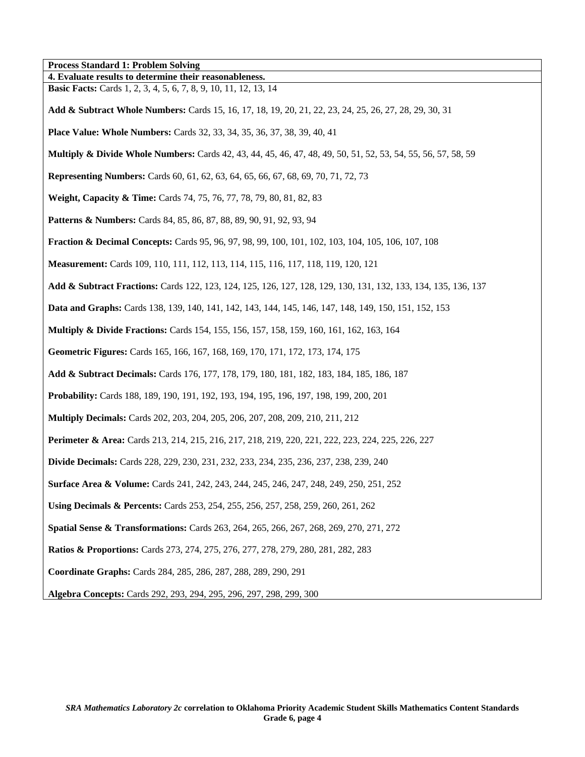**Process Standard 1: Problem Solving**

**4. Evaluate results to determine their reasonableness.**

**Basic Facts:** Cards 1, 2, 3, 4, 5, 6, 7, 8, 9, 10, 11, 12, 13, 14

**Add & Subtract Whole Numbers:** Cards 15, 16, 17, 18, 19, 20, 21, 22, 23, 24, 25, 26, 27, 28, 29, 30, 31

**Place Value: Whole Numbers:** Cards 32, 33, 34, 35, 36, 37, 38, 39, 40, 41

**Multiply & Divide Whole Numbers:** Cards 42, 43, 44, 45, 46, 47, 48, 49, 50, 51, 52, 53, 54, 55, 56, 57, 58, 59

**Representing Numbers:** Cards 60, 61, 62, 63, 64, 65, 66, 67, 68, 69, 70, 71, 72, 73

**Weight, Capacity & Time:** Cards 74, 75, 76, 77, 78, 79, 80, 81, 82, 83

**Patterns & Numbers:** Cards 84, 85, 86, 87, 88, 89, 90, 91, 92, 93, 94

**Fraction & Decimal Concepts:** Cards 95, 96, 97, 98, 99, 100, 101, 102, 103, 104, 105, 106, 107, 108

**Measurement:** Cards 109, 110, 111, 112, 113, 114, 115, 116, 117, 118, 119, 120, 121

**Add & Subtract Fractions:** Cards 122, 123, 124, 125, 126, 127, 128, 129, 130, 131, 132, 133, 134, 135, 136, 137

**Data and Graphs:** Cards 138, 139, 140, 141, 142, 143, 144, 145, 146, 147, 148, 149, 150, 151, 152, 153

**Multiply & Divide Fractions:** Cards 154, 155, 156, 157, 158, 159, 160, 161, 162, 163, 164

**Geometric Figures:** Cards 165, 166, 167, 168, 169, 170, 171, 172, 173, 174, 175

**Add & Subtract Decimals:** Cards 176, 177, 178, 179, 180, 181, 182, 183, 184, 185, 186, 187

**Probability:** Cards 188, 189, 190, 191, 192, 193, 194, 195, 196, 197, 198, 199, 200, 201

**Multiply Decimals:** Cards 202, 203, 204, 205, 206, 207, 208, 209, 210, 211, 212

**Perimeter & Area:** Cards 213, 214, 215, 216, 217, 218, 219, 220, 221, 222, 223, 224, 225, 226, 227

**Divide Decimals:** Cards 228, 229, 230, 231, 232, 233, 234, 235, 236, 237, 238, 239, 240

**Surface Area & Volume:** Cards 241, 242, 243, 244, 245, 246, 247, 248, 249, 250, 251, 252

**Using Decimals & Percents:** Cards 253, 254, 255, 256, 257, 258, 259, 260, 261, 262

**Spatial Sense & Transformations:** Cards 263, 264, 265, 266, 267, 268, 269, 270, 271, 272

**Ratios & Proportions:** Cards 273, 274, 275, 276, 277, 278, 279, 280, 281, 282, 283

**Coordinate Graphs:** Cards 284, 285, 286, 287, 288, 289, 290, 291

**Algebra Concepts:** Cards 292, 293, 294, 295, 296, 297, 298, 299, 300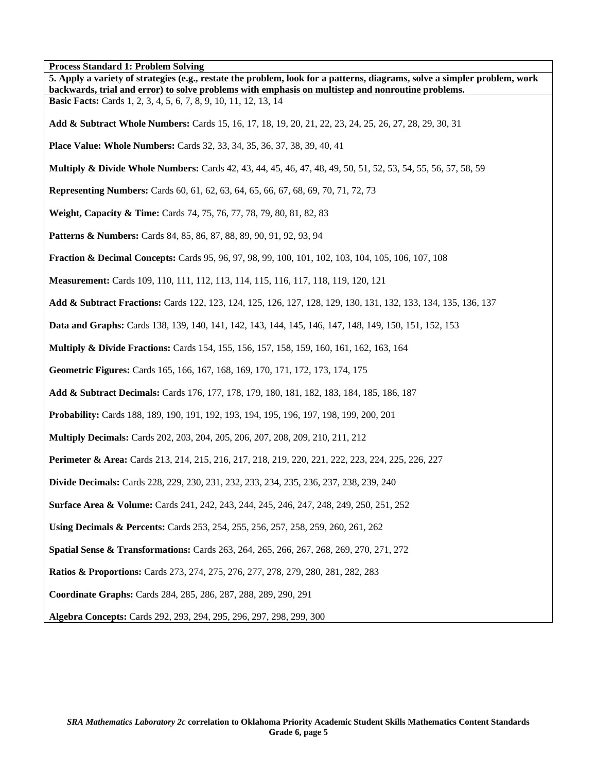**Process Standard 1: Problem Solving**

**5. Apply a variety of strategies (e.g., restate the problem, look for a patterns, diagrams, solve a simpler problem, work backwards, trial and error) to solve problems with emphasis on multistep and nonroutine problems.**

**Basic Facts:** Cards 1, 2, 3, 4, 5, 6, 7, 8, 9, 10, 11, 12, 13, 14

**Add & Subtract Whole Numbers:** Cards 15, 16, 17, 18, 19, 20, 21, 22, 23, 24, 25, 26, 27, 28, 29, 30, 31

**Place Value: Whole Numbers:** Cards 32, 33, 34, 35, 36, 37, 38, 39, 40, 41

**Multiply & Divide Whole Numbers:** Cards 42, 43, 44, 45, 46, 47, 48, 49, 50, 51, 52, 53, 54, 55, 56, 57, 58, 59

**Representing Numbers:** Cards 60, 61, 62, 63, 64, 65, 66, 67, 68, 69, 70, 71, 72, 73

**Weight, Capacity & Time:** Cards 74, 75, 76, 77, 78, 79, 80, 81, 82, 83

**Patterns & Numbers:** Cards 84, 85, 86, 87, 88, 89, 90, 91, 92, 93, 94

**Fraction & Decimal Concepts:** Cards 95, 96, 97, 98, 99, 100, 101, 102, 103, 104, 105, 106, 107, 108

**Measurement:** Cards 109, 110, 111, 112, 113, 114, 115, 116, 117, 118, 119, 120, 121

**Add & Subtract Fractions:** Cards 122, 123, 124, 125, 126, 127, 128, 129, 130, 131, 132, 133, 134, 135, 136, 137

**Data and Graphs:** Cards 138, 139, 140, 141, 142, 143, 144, 145, 146, 147, 148, 149, 150, 151, 152, 153

**Multiply & Divide Fractions:** Cards 154, 155, 156, 157, 158, 159, 160, 161, 162, 163, 164

**Geometric Figures:** Cards 165, 166, 167, 168, 169, 170, 171, 172, 173, 174, 175

**Add & Subtract Decimals:** Cards 176, 177, 178, 179, 180, 181, 182, 183, 184, 185, 186, 187

**Probability:** Cards 188, 189, 190, 191, 192, 193, 194, 195, 196, 197, 198, 199, 200, 201

**Multiply Decimals:** Cards 202, 203, 204, 205, 206, 207, 208, 209, 210, 211, 212

**Perimeter & Area:** Cards 213, 214, 215, 216, 217, 218, 219, 220, 221, 222, 223, 224, 225, 226, 227

**Divide Decimals:** Cards 228, 229, 230, 231, 232, 233, 234, 235, 236, 237, 238, 239, 240

**Surface Area & Volume:** Cards 241, 242, 243, 244, 245, 246, 247, 248, 249, 250, 251, 252

**Using Decimals & Percents:** Cards 253, 254, 255, 256, 257, 258, 259, 260, 261, 262

**Spatial Sense & Transformations:** Cards 263, 264, 265, 266, 267, 268, 269, 270, 271, 272

**Ratios & Proportions:** Cards 273, 274, 275, 276, 277, 278, 279, 280, 281, 282, 283

**Coordinate Graphs:** Cards 284, 285, 286, 287, 288, 289, 290, 291

**Algebra Concepts:** Cards 292, 293, 294, 295, 296, 297, 298, 299, 300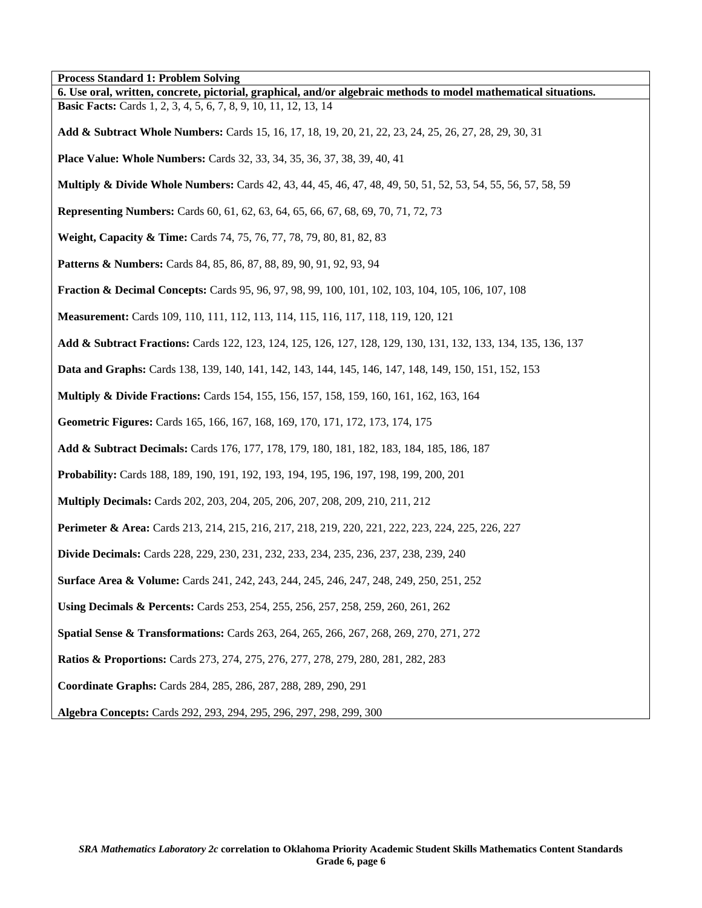**Process Standard 1: Problem Solving**

**6. Use oral, written, concrete, pictorial, graphical, and/or algebraic methods to model mathematical situations.**

**Basic Facts:** Cards 1, 2, 3, 4, 5, 6, 7, 8, 9, 10, 11, 12, 13, 14

**Add & Subtract Whole Numbers:** Cards 15, 16, 17, 18, 19, 20, 21, 22, 23, 24, 25, 26, 27, 28, 29, 30, 31

**Place Value: Whole Numbers:** Cards 32, 33, 34, 35, 36, 37, 38, 39, 40, 41

**Multiply & Divide Whole Numbers:** Cards 42, 43, 44, 45, 46, 47, 48, 49, 50, 51, 52, 53, 54, 55, 56, 57, 58, 59

**Representing Numbers:** Cards 60, 61, 62, 63, 64, 65, 66, 67, 68, 69, 70, 71, 72, 73

**Weight, Capacity & Time:** Cards 74, 75, 76, 77, 78, 79, 80, 81, 82, 83

**Patterns & Numbers:** Cards 84, 85, 86, 87, 88, 89, 90, 91, 92, 93, 94

**Fraction & Decimal Concepts:** Cards 95, 96, 97, 98, 99, 100, 101, 102, 103, 104, 105, 106, 107, 108

**Measurement:** Cards 109, 110, 111, 112, 113, 114, 115, 116, 117, 118, 119, 120, 121

**Add & Subtract Fractions:** Cards 122, 123, 124, 125, 126, 127, 128, 129, 130, 131, 132, 133, 134, 135, 136, 137

**Data and Graphs:** Cards 138, 139, 140, 141, 142, 143, 144, 145, 146, 147, 148, 149, 150, 151, 152, 153

**Multiply & Divide Fractions:** Cards 154, 155, 156, 157, 158, 159, 160, 161, 162, 163, 164

**Geometric Figures:** Cards 165, 166, 167, 168, 169, 170, 171, 172, 173, 174, 175

**Add & Subtract Decimals:** Cards 176, 177, 178, 179, 180, 181, 182, 183, 184, 185, 186, 187

**Probability:** Cards 188, 189, 190, 191, 192, 193, 194, 195, 196, 197, 198, 199, 200, 201

**Multiply Decimals:** Cards 202, 203, 204, 205, 206, 207, 208, 209, 210, 211, 212

**Perimeter & Area:** Cards 213, 214, 215, 216, 217, 218, 219, 220, 221, 222, 223, 224, 225, 226, 227

**Divide Decimals:** Cards 228, 229, 230, 231, 232, 233, 234, 235, 236, 237, 238, 239, 240

**Surface Area & Volume:** Cards 241, 242, 243, 244, 245, 246, 247, 248, 249, 250, 251, 252

**Using Decimals & Percents:** Cards 253, 254, 255, 256, 257, 258, 259, 260, 261, 262

**Spatial Sense & Transformations:** Cards 263, 264, 265, 266, 267, 268, 269, 270, 271, 272

**Ratios & Proportions:** Cards 273, 274, 275, 276, 277, 278, 279, 280, 281, 282, 283

**Coordinate Graphs:** Cards 284, 285, 286, 287, 288, 289, 290, 291

**Algebra Concepts:** Cards 292, 293, 294, 295, 296, 297, 298, 299, 300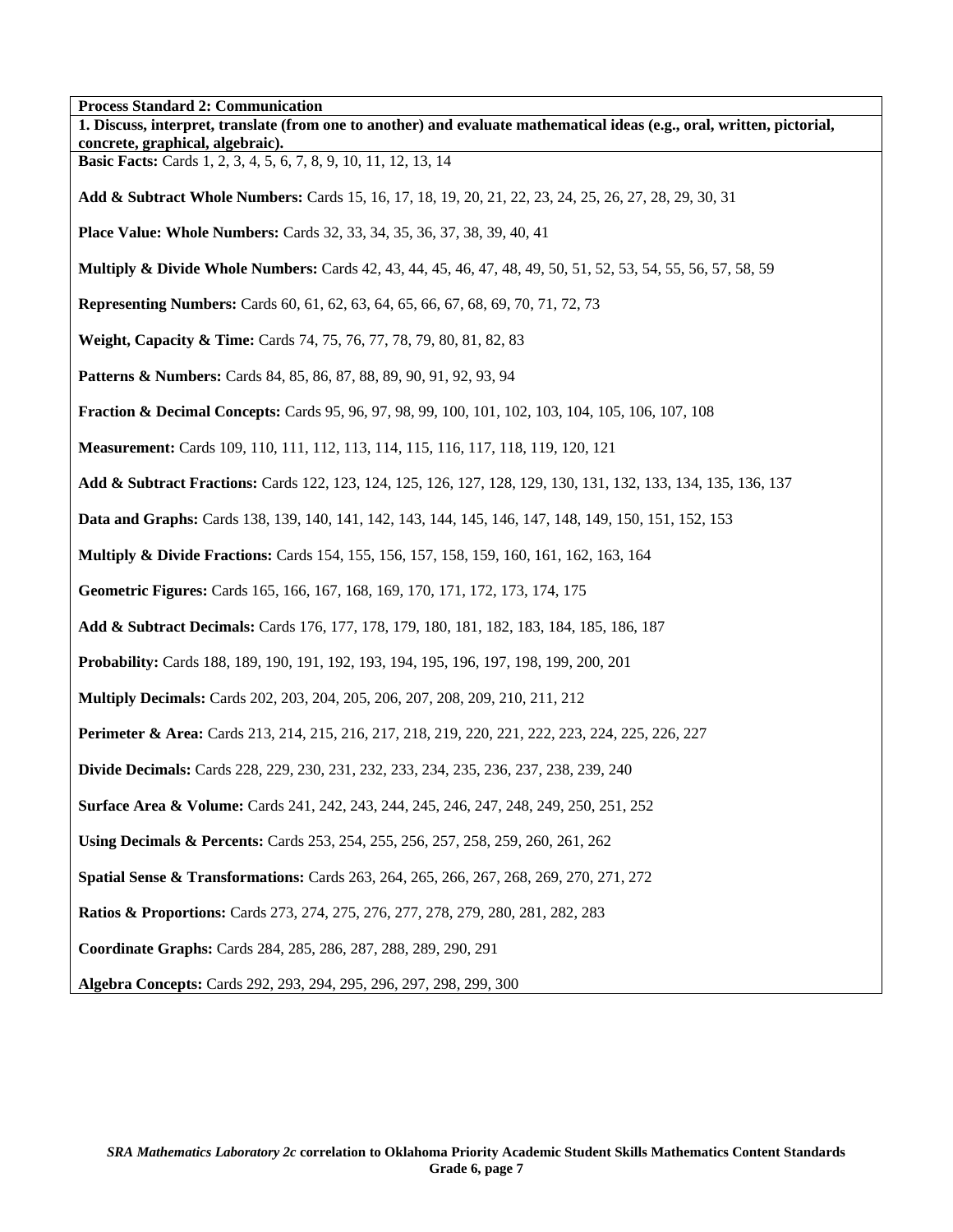**Process Standard 2: Communication**

**1. Discuss, interpret, translate (from one to another) and evaluate mathematical ideas (e.g., oral, written, pictorial, concrete, graphical, algebraic).**

**Basic Facts:** Cards 1, 2, 3, 4, 5, 6, 7, 8, 9, 10, 11, 12, 13, 14

**Add & Subtract Whole Numbers:** Cards 15, 16, 17, 18, 19, 20, 21, 22, 23, 24, 25, 26, 27, 28, 29, 30, 31

**Place Value: Whole Numbers:** Cards 32, 33, 34, 35, 36, 37, 38, 39, 40, 41

**Multiply & Divide Whole Numbers:** Cards 42, 43, 44, 45, 46, 47, 48, 49, 50, 51, 52, 53, 54, 55, 56, 57, 58, 59

**Representing Numbers:** Cards 60, 61, 62, 63, 64, 65, 66, 67, 68, 69, 70, 71, 72, 73

**Weight, Capacity & Time:** Cards 74, 75, 76, 77, 78, 79, 80, 81, 82, 83

**Patterns & Numbers:** Cards 84, 85, 86, 87, 88, 89, 90, 91, 92, 93, 94

**Fraction & Decimal Concepts:** Cards 95, 96, 97, 98, 99, 100, 101, 102, 103, 104, 105, 106, 107, 108

**Measurement:** Cards 109, 110, 111, 112, 113, 114, 115, 116, 117, 118, 119, 120, 121

**Add & Subtract Fractions:** Cards 122, 123, 124, 125, 126, 127, 128, 129, 130, 131, 132, 133, 134, 135, 136, 137

**Data and Graphs:** Cards 138, 139, 140, 141, 142, 143, 144, 145, 146, 147, 148, 149, 150, 151, 152, 153

**Multiply & Divide Fractions:** Cards 154, 155, 156, 157, 158, 159, 160, 161, 162, 163, 164

**Geometric Figures:** Cards 165, 166, 167, 168, 169, 170, 171, 172, 173, 174, 175

**Add & Subtract Decimals:** Cards 176, 177, 178, 179, 180, 181, 182, 183, 184, 185, 186, 187

**Probability:** Cards 188, 189, 190, 191, 192, 193, 194, 195, 196, 197, 198, 199, 200, 201

**Multiply Decimals:** Cards 202, 203, 204, 205, 206, 207, 208, 209, 210, 211, 212

**Perimeter & Area:** Cards 213, 214, 215, 216, 217, 218, 219, 220, 221, 222, 223, 224, 225, 226, 227

**Divide Decimals:** Cards 228, 229, 230, 231, 232, 233, 234, 235, 236, 237, 238, 239, 240

**Surface Area & Volume:** Cards 241, 242, 243, 244, 245, 246, 247, 248, 249, 250, 251, 252

**Using Decimals & Percents:** Cards 253, 254, 255, 256, 257, 258, 259, 260, 261, 262

**Spatial Sense & Transformations:** Cards 263, 264, 265, 266, 267, 268, 269, 270, 271, 272

**Ratios & Proportions:** Cards 273, 274, 275, 276, 277, 278, 279, 280, 281, 282, 283

**Coordinate Graphs:** Cards 284, 285, 286, 287, 288, 289, 290, 291

**Algebra Concepts:** Cards 292, 293, 294, 295, 296, 297, 298, 299, 300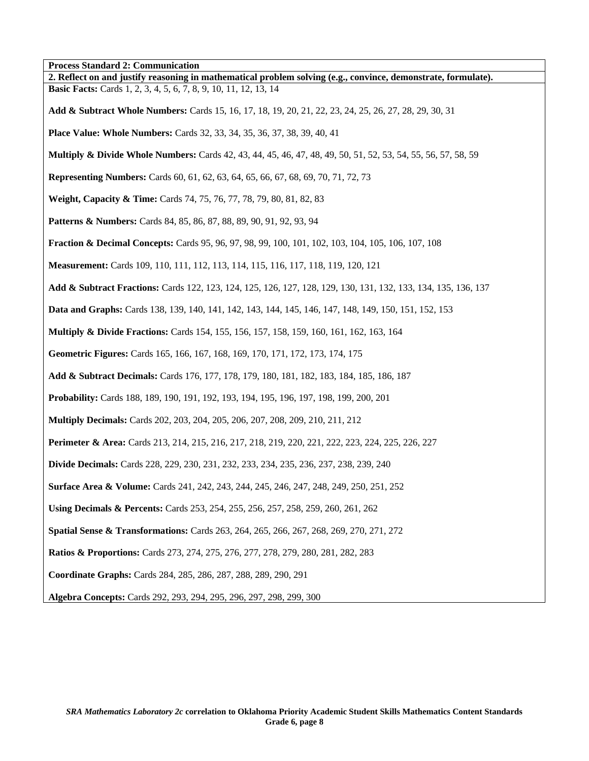**Process Standard 2: Communication**

**2. Reflect on and justify reasoning in mathematical problem solving (e.g., convince, demonstrate, formulate).**

**Basic Facts:** Cards 1, 2, 3, 4, 5, 6, 7, 8, 9, 10, 11, 12, 13, 14

**Add & Subtract Whole Numbers:** Cards 15, 16, 17, 18, 19, 20, 21, 22, 23, 24, 25, 26, 27, 28, 29, 30, 31

**Place Value: Whole Numbers:** Cards 32, 33, 34, 35, 36, 37, 38, 39, 40, 41

**Multiply & Divide Whole Numbers:** Cards 42, 43, 44, 45, 46, 47, 48, 49, 50, 51, 52, 53, 54, 55, 56, 57, 58, 59

**Representing Numbers:** Cards 60, 61, 62, 63, 64, 65, 66, 67, 68, 69, 70, 71, 72, 73

**Weight, Capacity & Time:** Cards 74, 75, 76, 77, 78, 79, 80, 81, 82, 83

**Patterns & Numbers:** Cards 84, 85, 86, 87, 88, 89, 90, 91, 92, 93, 94

**Fraction & Decimal Concepts:** Cards 95, 96, 97, 98, 99, 100, 101, 102, 103, 104, 105, 106, 107, 108

**Measurement:** Cards 109, 110, 111, 112, 113, 114, 115, 116, 117, 118, 119, 120, 121

**Add & Subtract Fractions:** Cards 122, 123, 124, 125, 126, 127, 128, 129, 130, 131, 132, 133, 134, 135, 136, 137

**Data and Graphs:** Cards 138, 139, 140, 141, 142, 143, 144, 145, 146, 147, 148, 149, 150, 151, 152, 153

**Multiply & Divide Fractions:** Cards 154, 155, 156, 157, 158, 159, 160, 161, 162, 163, 164

**Geometric Figures:** Cards 165, 166, 167, 168, 169, 170, 171, 172, 173, 174, 175

**Add & Subtract Decimals:** Cards 176, 177, 178, 179, 180, 181, 182, 183, 184, 185, 186, 187

**Probability:** Cards 188, 189, 190, 191, 192, 193, 194, 195, 196, 197, 198, 199, 200, 201

**Multiply Decimals:** Cards 202, 203, 204, 205, 206, 207, 208, 209, 210, 211, 212

**Perimeter & Area:** Cards 213, 214, 215, 216, 217, 218, 219, 220, 221, 222, 223, 224, 225, 226, 227

**Divide Decimals:** Cards 228, 229, 230, 231, 232, 233, 234, 235, 236, 237, 238, 239, 240

**Surface Area & Volume:** Cards 241, 242, 243, 244, 245, 246, 247, 248, 249, 250, 251, 252

**Using Decimals & Percents:** Cards 253, 254, 255, 256, 257, 258, 259, 260, 261, 262

**Spatial Sense & Transformations:** Cards 263, 264, 265, 266, 267, 268, 269, 270, 271, 272

**Ratios & Proportions:** Cards 273, 274, 275, 276, 277, 278, 279, 280, 281, 282, 283

**Coordinate Graphs:** Cards 284, 285, 286, 287, 288, 289, 290, 291

**Algebra Concepts:** Cards 292, 293, 294, 295, 296, 297, 298, 299, 300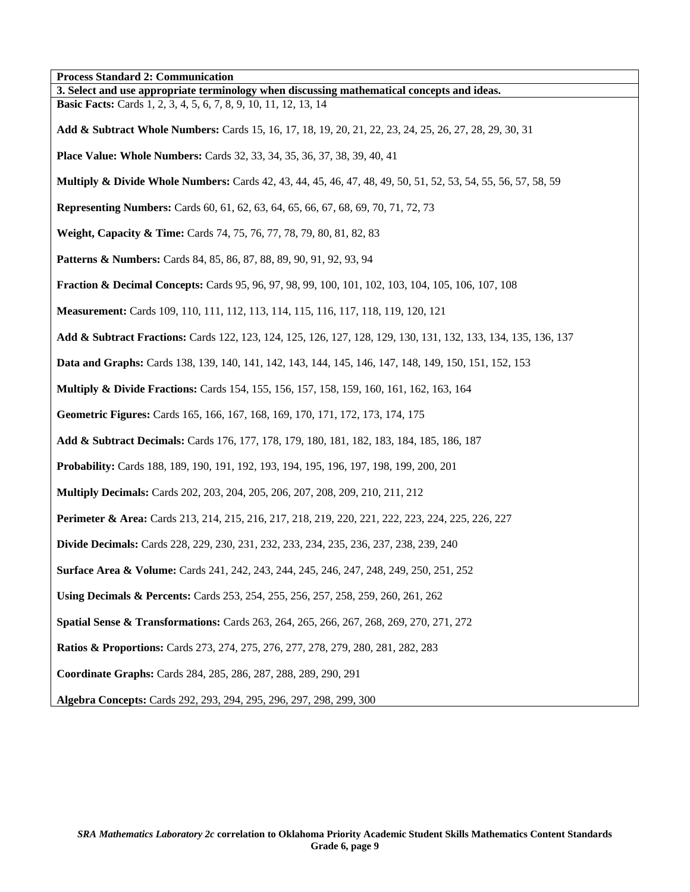**Process Standard 2: Communication**

**3. Select and use appropriate terminology when discussing mathematical concepts and ideas.**

**Basic Facts:** Cards 1, 2, 3, 4, 5, 6, 7, 8, 9, 10, 11, 12, 13, 14

**Add & Subtract Whole Numbers:** Cards 15, 16, 17, 18, 19, 20, 21, 22, 23, 24, 25, 26, 27, 28, 29, 30, 31

**Place Value: Whole Numbers:** Cards 32, 33, 34, 35, 36, 37, 38, 39, 40, 41

**Multiply & Divide Whole Numbers:** Cards 42, 43, 44, 45, 46, 47, 48, 49, 50, 51, 52, 53, 54, 55, 56, 57, 58, 59

**Representing Numbers:** Cards 60, 61, 62, 63, 64, 65, 66, 67, 68, 69, 70, 71, 72, 73

**Weight, Capacity & Time:** Cards 74, 75, 76, 77, 78, 79, 80, 81, 82, 83

**Patterns & Numbers:** Cards 84, 85, 86, 87, 88, 89, 90, 91, 92, 93, 94

**Fraction & Decimal Concepts:** Cards 95, 96, 97, 98, 99, 100, 101, 102, 103, 104, 105, 106, 107, 108

**Measurement:** Cards 109, 110, 111, 112, 113, 114, 115, 116, 117, 118, 119, 120, 121

**Add & Subtract Fractions:** Cards 122, 123, 124, 125, 126, 127, 128, 129, 130, 131, 132, 133, 134, 135, 136, 137

**Data and Graphs:** Cards 138, 139, 140, 141, 142, 143, 144, 145, 146, 147, 148, 149, 150, 151, 152, 153

**Multiply & Divide Fractions:** Cards 154, 155, 156, 157, 158, 159, 160, 161, 162, 163, 164

**Geometric Figures:** Cards 165, 166, 167, 168, 169, 170, 171, 172, 173, 174, 175

**Add & Subtract Decimals:** Cards 176, 177, 178, 179, 180, 181, 182, 183, 184, 185, 186, 187

**Probability:** Cards 188, 189, 190, 191, 192, 193, 194, 195, 196, 197, 198, 199, 200, 201

**Multiply Decimals:** Cards 202, 203, 204, 205, 206, 207, 208, 209, 210, 211, 212

**Perimeter & Area:** Cards 213, 214, 215, 216, 217, 218, 219, 220, 221, 222, 223, 224, 225, 226, 227

**Divide Decimals:** Cards 228, 229, 230, 231, 232, 233, 234, 235, 236, 237, 238, 239, 240

**Surface Area & Volume:** Cards 241, 242, 243, 244, 245, 246, 247, 248, 249, 250, 251, 252

**Using Decimals & Percents:** Cards 253, 254, 255, 256, 257, 258, 259, 260, 261, 262

**Spatial Sense & Transformations:** Cards 263, 264, 265, 266, 267, 268, 269, 270, 271, 272

**Ratios & Proportions:** Cards 273, 274, 275, 276, 277, 278, 279, 280, 281, 282, 283

**Coordinate Graphs:** Cards 284, 285, 286, 287, 288, 289, 290, 291

**Algebra Concepts:** Cards 292, 293, 294, 295, 296, 297, 298, 299, 300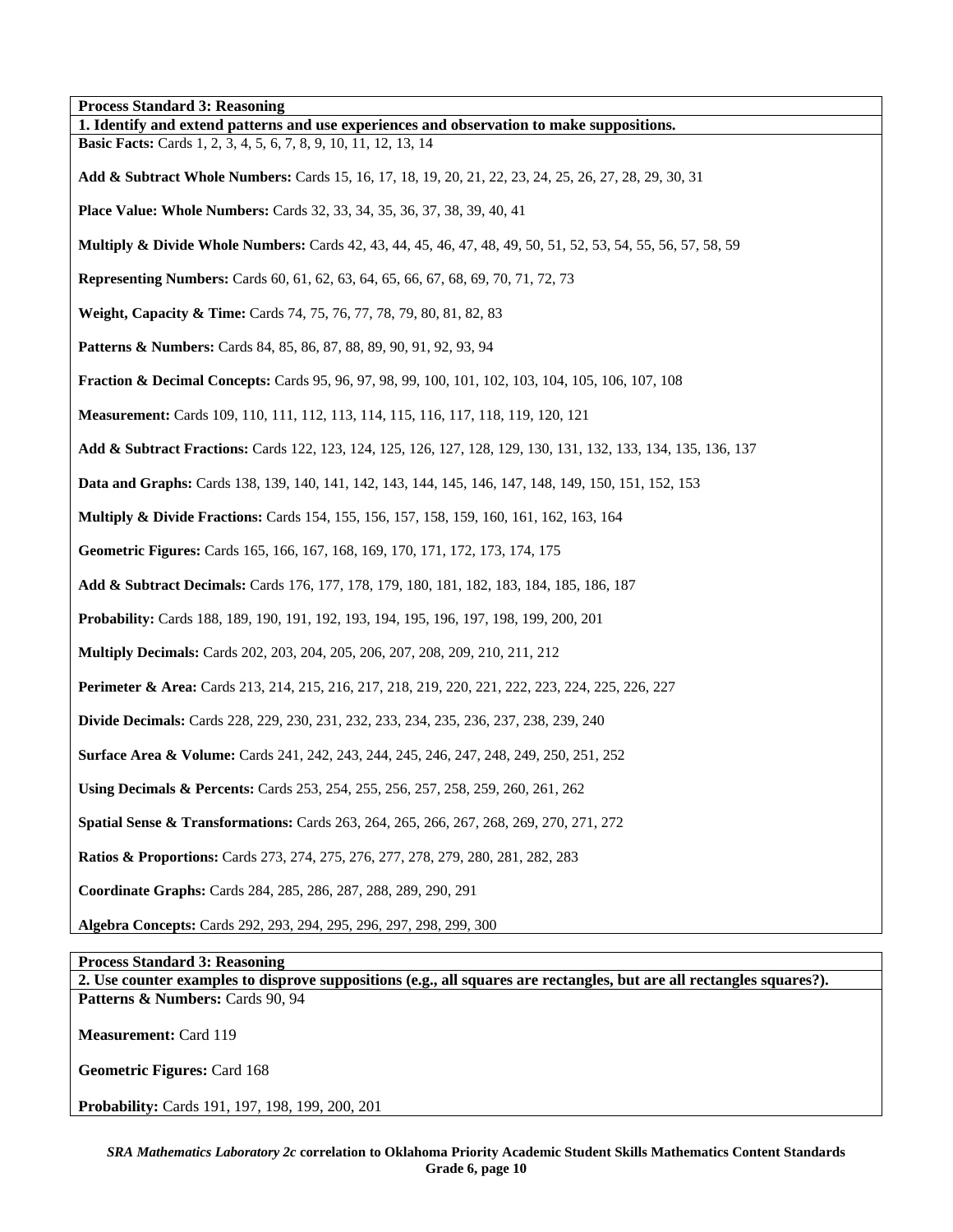**Process Standard 3: Reasoning**

**1. Identify and extend patterns and use experiences and observation to make suppositions.**

**Basic Facts:** Cards 1, 2, 3, 4, 5, 6, 7, 8, 9, 10, 11, 12, 13, 14

**Add & Subtract Whole Numbers:** Cards 15, 16, 17, 18, 19, 20, 21, 22, 23, 24, 25, 26, 27, 28, 29, 30, 31

**Place Value: Whole Numbers:** Cards 32, 33, 34, 35, 36, 37, 38, 39, 40, 41

**Multiply & Divide Whole Numbers:** Cards 42, 43, 44, 45, 46, 47, 48, 49, 50, 51, 52, 53, 54, 55, 56, 57, 58, 59

**Representing Numbers:** Cards 60, 61, 62, 63, 64, 65, 66, 67, 68, 69, 70, 71, 72, 73

**Weight, Capacity & Time:** Cards 74, 75, 76, 77, 78, 79, 80, 81, 82, 83

**Patterns & Numbers:** Cards 84, 85, 86, 87, 88, 89, 90, 91, 92, 93, 94

**Fraction & Decimal Concepts:** Cards 95, 96, 97, 98, 99, 100, 101, 102, 103, 104, 105, 106, 107, 108

**Measurement:** Cards 109, 110, 111, 112, 113, 114, 115, 116, 117, 118, 119, 120, 121

**Add & Subtract Fractions:** Cards 122, 123, 124, 125, 126, 127, 128, 129, 130, 131, 132, 133, 134, 135, 136, 137

**Data and Graphs:** Cards 138, 139, 140, 141, 142, 143, 144, 145, 146, 147, 148, 149, 150, 151, 152, 153

**Multiply & Divide Fractions:** Cards 154, 155, 156, 157, 158, 159, 160, 161, 162, 163, 164

**Geometric Figures:** Cards 165, 166, 167, 168, 169, 170, 171, 172, 173, 174, 175

**Add & Subtract Decimals:** Cards 176, 177, 178, 179, 180, 181, 182, 183, 184, 185, 186, 187

**Probability:** Cards 188, 189, 190, 191, 192, 193, 194, 195, 196, 197, 198, 199, 200, 201

**Multiply Decimals:** Cards 202, 203, 204, 205, 206, 207, 208, 209, 210, 211, 212

**Perimeter & Area:** Cards 213, 214, 215, 216, 217, 218, 219, 220, 221, 222, 223, 224, 225, 226, 227

**Divide Decimals:** Cards 228, 229, 230, 231, 232, 233, 234, 235, 236, 237, 238, 239, 240

**Surface Area & Volume:** Cards 241, 242, 243, 244, 245, 246, 247, 248, 249, 250, 251, 252

**Using Decimals & Percents:** Cards 253, 254, 255, 256, 257, 258, 259, 260, 261, 262

**Spatial Sense & Transformations:** Cards 263, 264, 265, 266, 267, 268, 269, 270, 271, 272

**Ratios & Proportions:** Cards 273, 274, 275, 276, 277, 278, 279, 280, 281, 282, 283

**Coordinate Graphs:** Cards 284, 285, 286, 287, 288, 289, 290, 291

**Algebra Concepts:** Cards 292, 293, 294, 295, 296, 297, 298, 299, 300

**Process Standard 3: Reasoning**

**2. Use counter examples to disprove suppositions (e.g., all squares are rectangles, but are all rectangles squares?).**

**Patterns & Numbers:** Cards 90, 94

**Measurement:** Card 119

**Geometric Figures:** Card 168

**Probability:** Cards 191, 197, 198, 199, 200, 201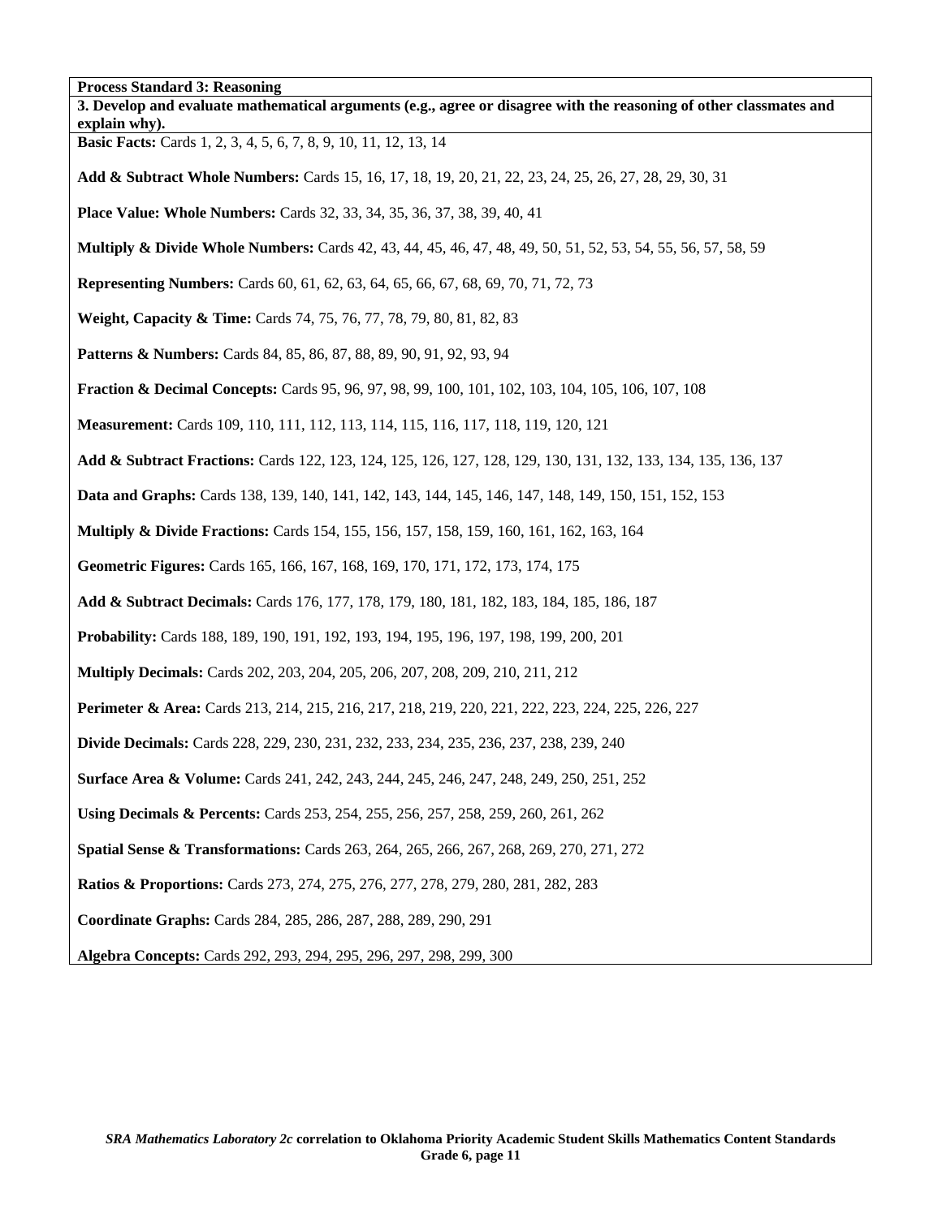**Process Standard 3: Reasoning**

**3. Develop and evaluate mathematical arguments (e.g., agree or disagree with the reasoning of other classmates and explain why).**

**Basic Facts:** Cards 1, 2, 3, 4, 5, 6, 7, 8, 9, 10, 11, 12, 13, 14

**Add & Subtract Whole Numbers:** Cards 15, 16, 17, 18, 19, 20, 21, 22, 23, 24, 25, 26, 27, 28, 29, 30, 31

**Place Value: Whole Numbers:** Cards 32, 33, 34, 35, 36, 37, 38, 39, 40, 41

**Multiply & Divide Whole Numbers:** Cards 42, 43, 44, 45, 46, 47, 48, 49, 50, 51, 52, 53, 54, 55, 56, 57, 58, 59

**Representing Numbers:** Cards 60, 61, 62, 63, 64, 65, 66, 67, 68, 69, 70, 71, 72, 73

**Weight, Capacity & Time:** Cards 74, 75, 76, 77, 78, 79, 80, 81, 82, 83

**Patterns & Numbers:** Cards 84, 85, 86, 87, 88, 89, 90, 91, 92, 93, 94

**Fraction & Decimal Concepts:** Cards 95, 96, 97, 98, 99, 100, 101, 102, 103, 104, 105, 106, 107, 108

**Measurement:** Cards 109, 110, 111, 112, 113, 114, 115, 116, 117, 118, 119, 120, 121

**Add & Subtract Fractions:** Cards 122, 123, 124, 125, 126, 127, 128, 129, 130, 131, 132, 133, 134, 135, 136, 137

**Data and Graphs:** Cards 138, 139, 140, 141, 142, 143, 144, 145, 146, 147, 148, 149, 150, 151, 152, 153

**Multiply & Divide Fractions:** Cards 154, 155, 156, 157, 158, 159, 160, 161, 162, 163, 164

**Geometric Figures:** Cards 165, 166, 167, 168, 169, 170, 171, 172, 173, 174, 175

**Add & Subtract Decimals:** Cards 176, 177, 178, 179, 180, 181, 182, 183, 184, 185, 186, 187

**Probability:** Cards 188, 189, 190, 191, 192, 193, 194, 195, 196, 197, 198, 199, 200, 201

**Multiply Decimals:** Cards 202, 203, 204, 205, 206, 207, 208, 209, 210, 211, 212

**Perimeter & Area:** Cards 213, 214, 215, 216, 217, 218, 219, 220, 221, 222, 223, 224, 225, 226, 227

**Divide Decimals:** Cards 228, 229, 230, 231, 232, 233, 234, 235, 236, 237, 238, 239, 240

**Surface Area & Volume:** Cards 241, 242, 243, 244, 245, 246, 247, 248, 249, 250, 251, 252

**Using Decimals & Percents:** Cards 253, 254, 255, 256, 257, 258, 259, 260, 261, 262

**Spatial Sense & Transformations:** Cards 263, 264, 265, 266, 267, 268, 269, 270, 271, 272

**Ratios & Proportions:** Cards 273, 274, 275, 276, 277, 278, 279, 280, 281, 282, 283

**Coordinate Graphs:** Cards 284, 285, 286, 287, 288, 289, 290, 291

**Algebra Concepts:** Cards 292, 293, 294, 295, 296, 297, 298, 299, 300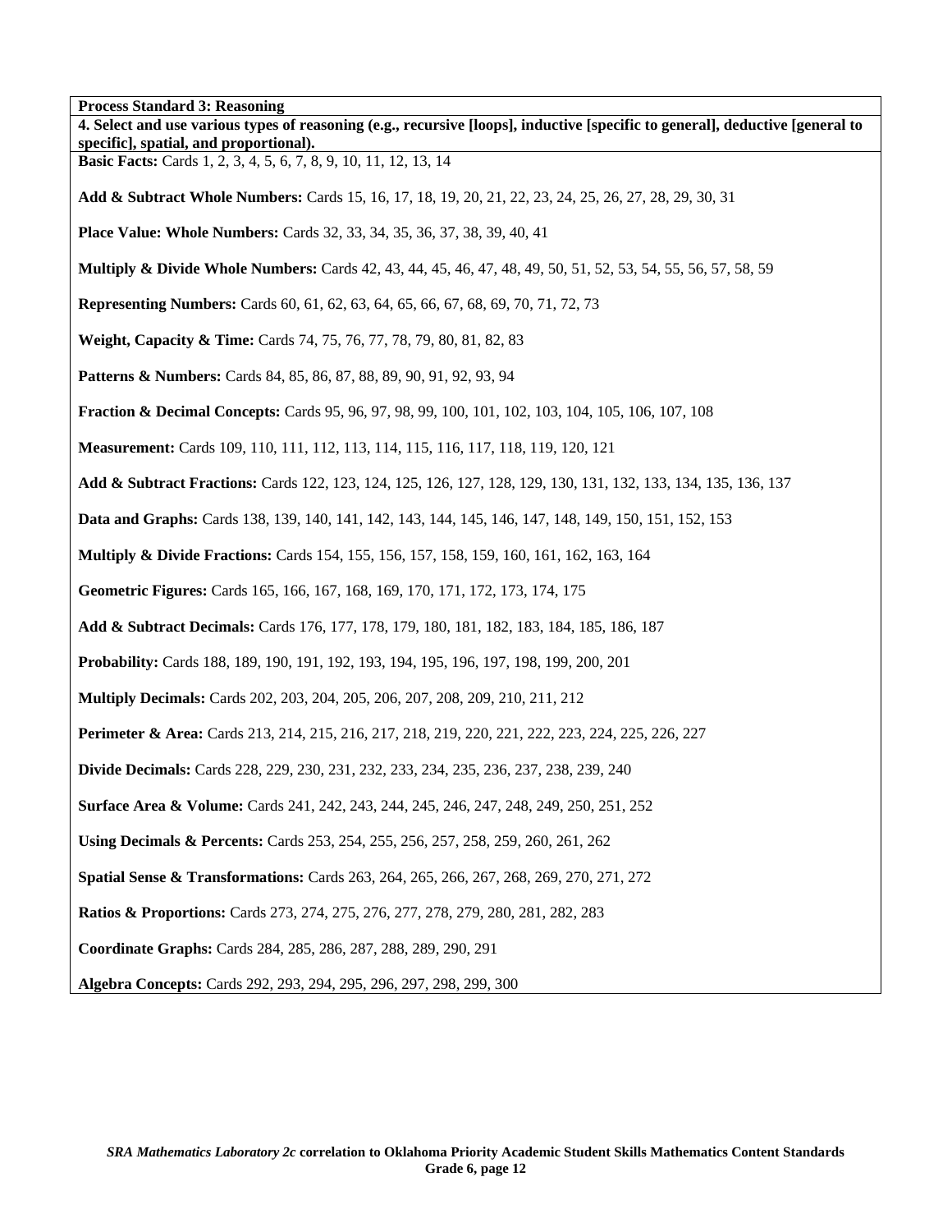**Process Standard 3: Reasoning**

**4. Select and use various types of reasoning (e.g., recursive [loops], inductive [specific to general], deductive [general to specific], spatial, and proportional).**

**Basic Facts:** Cards 1, 2, 3, 4, 5, 6, 7, 8, 9, 10, 11, 12, 13, 14

**Add & Subtract Whole Numbers:** Cards 15, 16, 17, 18, 19, 20, 21, 22, 23, 24, 25, 26, 27, 28, 29, 30, 31

**Place Value: Whole Numbers:** Cards 32, 33, 34, 35, 36, 37, 38, 39, 40, 41

**Multiply & Divide Whole Numbers:** Cards 42, 43, 44, 45, 46, 47, 48, 49, 50, 51, 52, 53, 54, 55, 56, 57, 58, 59

**Representing Numbers:** Cards 60, 61, 62, 63, 64, 65, 66, 67, 68, 69, 70, 71, 72, 73

**Weight, Capacity & Time:** Cards 74, 75, 76, 77, 78, 79, 80, 81, 82, 83

**Patterns & Numbers:** Cards 84, 85, 86, 87, 88, 89, 90, 91, 92, 93, 94

**Fraction & Decimal Concepts:** Cards 95, 96, 97, 98, 99, 100, 101, 102, 103, 104, 105, 106, 107, 108

**Measurement:** Cards 109, 110, 111, 112, 113, 114, 115, 116, 117, 118, 119, 120, 121

**Add & Subtract Fractions:** Cards 122, 123, 124, 125, 126, 127, 128, 129, 130, 131, 132, 133, 134, 135, 136, 137

**Data and Graphs:** Cards 138, 139, 140, 141, 142, 143, 144, 145, 146, 147, 148, 149, 150, 151, 152, 153

**Multiply & Divide Fractions:** Cards 154, 155, 156, 157, 158, 159, 160, 161, 162, 163, 164

**Geometric Figures:** Cards 165, 166, 167, 168, 169, 170, 171, 172, 173, 174, 175

**Add & Subtract Decimals:** Cards 176, 177, 178, 179, 180, 181, 182, 183, 184, 185, 186, 187

**Probability:** Cards 188, 189, 190, 191, 192, 193, 194, 195, 196, 197, 198, 199, 200, 201

**Multiply Decimals:** Cards 202, 203, 204, 205, 206, 207, 208, 209, 210, 211, 212

**Perimeter & Area:** Cards 213, 214, 215, 216, 217, 218, 219, 220, 221, 222, 223, 224, 225, 226, 227

**Divide Decimals:** Cards 228, 229, 230, 231, 232, 233, 234, 235, 236, 237, 238, 239, 240

**Surface Area & Volume:** Cards 241, 242, 243, 244, 245, 246, 247, 248, 249, 250, 251, 252

**Using Decimals & Percents:** Cards 253, 254, 255, 256, 257, 258, 259, 260, 261, 262

**Spatial Sense & Transformations:** Cards 263, 264, 265, 266, 267, 268, 269, 270, 271, 272

**Ratios & Proportions:** Cards 273, 274, 275, 276, 277, 278, 279, 280, 281, 282, 283

**Coordinate Graphs:** Cards 284, 285, 286, 287, 288, 289, 290, 291

**Algebra Concepts:** Cards 292, 293, 294, 295, 296, 297, 298, 299, 300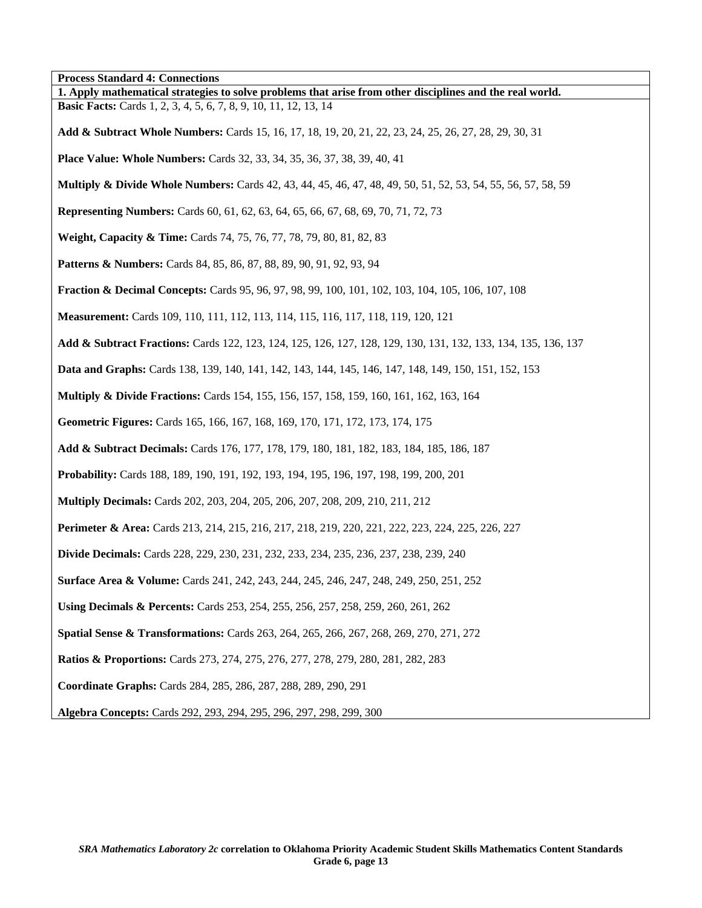**Process Standard 4: Connections**

**1. Apply mathematical strategies to solve problems that arise from other disciplines and the real world.**

**Basic Facts:** Cards 1, 2, 3, 4, 5, 6, 7, 8, 9, 10, 11, 12, 13, 14

**Add & Subtract Whole Numbers:** Cards 15, 16, 17, 18, 19, 20, 21, 22, 23, 24, 25, 26, 27, 28, 29, 30, 31

**Place Value: Whole Numbers:** Cards 32, 33, 34, 35, 36, 37, 38, 39, 40, 41

**Multiply & Divide Whole Numbers:** Cards 42, 43, 44, 45, 46, 47, 48, 49, 50, 51, 52, 53, 54, 55, 56, 57, 58, 59

**Representing Numbers:** Cards 60, 61, 62, 63, 64, 65, 66, 67, 68, 69, 70, 71, 72, 73

**Weight, Capacity & Time:** Cards 74, 75, 76, 77, 78, 79, 80, 81, 82, 83

**Patterns & Numbers:** Cards 84, 85, 86, 87, 88, 89, 90, 91, 92, 93, 94

**Fraction & Decimal Concepts:** Cards 95, 96, 97, 98, 99, 100, 101, 102, 103, 104, 105, 106, 107, 108

**Measurement:** Cards 109, 110, 111, 112, 113, 114, 115, 116, 117, 118, 119, 120, 121

**Add & Subtract Fractions:** Cards 122, 123, 124, 125, 126, 127, 128, 129, 130, 131, 132, 133, 134, 135, 136, 137

**Data and Graphs:** Cards 138, 139, 140, 141, 142, 143, 144, 145, 146, 147, 148, 149, 150, 151, 152, 153

**Multiply & Divide Fractions:** Cards 154, 155, 156, 157, 158, 159, 160, 161, 162, 163, 164

**Geometric Figures:** Cards 165, 166, 167, 168, 169, 170, 171, 172, 173, 174, 175

**Add & Subtract Decimals:** Cards 176, 177, 178, 179, 180, 181, 182, 183, 184, 185, 186, 187

**Probability:** Cards 188, 189, 190, 191, 192, 193, 194, 195, 196, 197, 198, 199, 200, 201

**Multiply Decimals:** Cards 202, 203, 204, 205, 206, 207, 208, 209, 210, 211, 212

**Perimeter & Area:** Cards 213, 214, 215, 216, 217, 218, 219, 220, 221, 222, 223, 224, 225, 226, 227

**Divide Decimals:** Cards 228, 229, 230, 231, 232, 233, 234, 235, 236, 237, 238, 239, 240

**Surface Area & Volume:** Cards 241, 242, 243, 244, 245, 246, 247, 248, 249, 250, 251, 252

**Using Decimals & Percents:** Cards 253, 254, 255, 256, 257, 258, 259, 260, 261, 262

**Spatial Sense & Transformations:** Cards 263, 264, 265, 266, 267, 268, 269, 270, 271, 272

**Ratios & Proportions:** Cards 273, 274, 275, 276, 277, 278, 279, 280, 281, 282, 283

**Coordinate Graphs:** Cards 284, 285, 286, 287, 288, 289, 290, 291

**Algebra Concepts:** Cards 292, 293, 294, 295, 296, 297, 298, 299, 300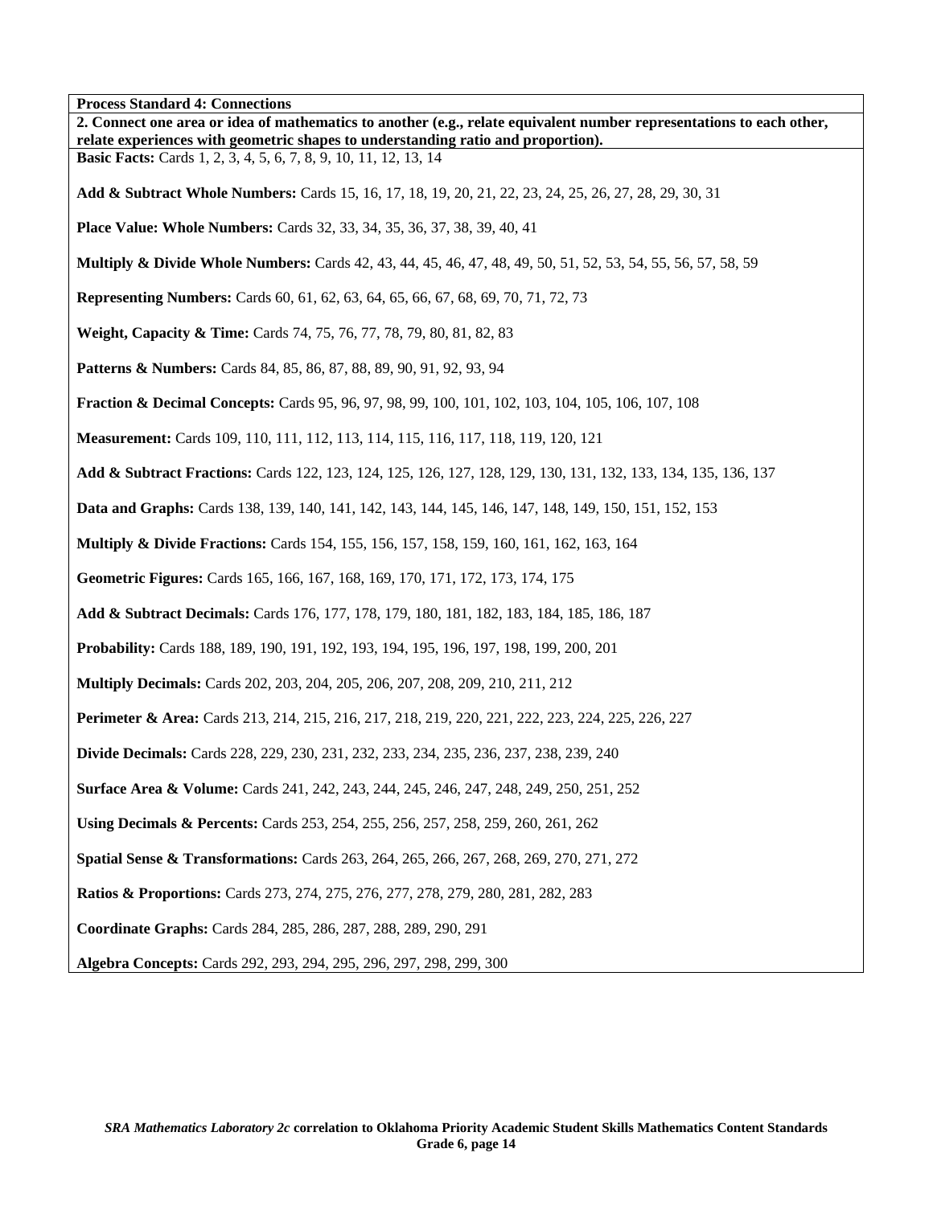**Process Standard 4: Connections**

**2. Connect one area or idea of mathematics to another (e.g., relate equivalent number representations to each other, relate experiences with geometric shapes to understanding ratio and proportion).**

**Basic Facts:** Cards 1, 2, 3, 4, 5, 6, 7, 8, 9, 10, 11, 12, 13, 14

**Add & Subtract Whole Numbers:** Cards 15, 16, 17, 18, 19, 20, 21, 22, 23, 24, 25, 26, 27, 28, 29, 30, 31

**Place Value: Whole Numbers:** Cards 32, 33, 34, 35, 36, 37, 38, 39, 40, 41

**Multiply & Divide Whole Numbers:** Cards 42, 43, 44, 45, 46, 47, 48, 49, 50, 51, 52, 53, 54, 55, 56, 57, 58, 59

**Representing Numbers:** Cards 60, 61, 62, 63, 64, 65, 66, 67, 68, 69, 70, 71, 72, 73

**Weight, Capacity & Time:** Cards 74, 75, 76, 77, 78, 79, 80, 81, 82, 83

**Patterns & Numbers:** Cards 84, 85, 86, 87, 88, 89, 90, 91, 92, 93, 94

**Fraction & Decimal Concepts:** Cards 95, 96, 97, 98, 99, 100, 101, 102, 103, 104, 105, 106, 107, 108

**Measurement:** Cards 109, 110, 111, 112, 113, 114, 115, 116, 117, 118, 119, 120, 121

**Add & Subtract Fractions:** Cards 122, 123, 124, 125, 126, 127, 128, 129, 130, 131, 132, 133, 134, 135, 136, 137

**Data and Graphs:** Cards 138, 139, 140, 141, 142, 143, 144, 145, 146, 147, 148, 149, 150, 151, 152, 153

**Multiply & Divide Fractions:** Cards 154, 155, 156, 157, 158, 159, 160, 161, 162, 163, 164

**Geometric Figures:** Cards 165, 166, 167, 168, 169, 170, 171, 172, 173, 174, 175

**Add & Subtract Decimals:** Cards 176, 177, 178, 179, 180, 181, 182, 183, 184, 185, 186, 187

**Probability:** Cards 188, 189, 190, 191, 192, 193, 194, 195, 196, 197, 198, 199, 200, 201

**Multiply Decimals:** Cards 202, 203, 204, 205, 206, 207, 208, 209, 210, 211, 212

**Perimeter & Area:** Cards 213, 214, 215, 216, 217, 218, 219, 220, 221, 222, 223, 224, 225, 226, 227

**Divide Decimals:** Cards 228, 229, 230, 231, 232, 233, 234, 235, 236, 237, 238, 239, 240

**Surface Area & Volume:** Cards 241, 242, 243, 244, 245, 246, 247, 248, 249, 250, 251, 252

**Using Decimals & Percents:** Cards 253, 254, 255, 256, 257, 258, 259, 260, 261, 262

**Spatial Sense & Transformations:** Cards 263, 264, 265, 266, 267, 268, 269, 270, 271, 272

**Ratios & Proportions:** Cards 273, 274, 275, 276, 277, 278, 279, 280, 281, 282, 283

**Coordinate Graphs:** Cards 284, 285, 286, 287, 288, 289, 290, 291

**Algebra Concepts:** Cards 292, 293, 294, 295, 296, 297, 298, 299, 300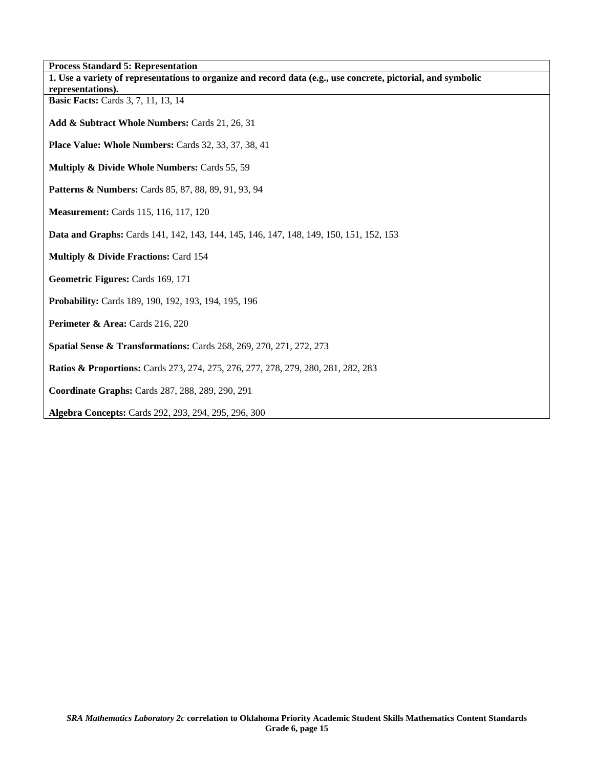**Process Standard 5: Representation**

**1. Use a variety of representations to organize and record data (e.g., use concrete, pictorial, and symbolic representations).**

**Basic Facts:** Cards 3, 7, 11, 13, 14

**Add & Subtract Whole Numbers:** Cards 21, 26, 31

**Place Value: Whole Numbers:** Cards 32, 33, 37, 38, 41

**Multiply & Divide Whole Numbers:** Cards 55, 59

**Patterns & Numbers:** Cards 85, 87, 88, 89, 91, 93, 94

**Measurement:** Cards 115, 116, 117, 120

**Data and Graphs:** Cards 141, 142, 143, 144, 145, 146, 147, 148, 149, 150, 151, 152, 153

**Multiply & Divide Fractions:** Card 154

**Geometric Figures:** Cards 169, 171

**Probability:** Cards 189, 190, 192, 193, 194, 195, 196

**Perimeter & Area:** Cards 216, 220

**Spatial Sense & Transformations:** Cards 268, 269, 270, 271, 272, 273

**Ratios & Proportions:** Cards 273, 274, 275, 276, 277, 278, 279, 280, 281, 282, 283

**Coordinate Graphs:** Cards 287, 288, 289, 290, 291

**Algebra Concepts:** Cards 292, 293, 294, 295, 296, 300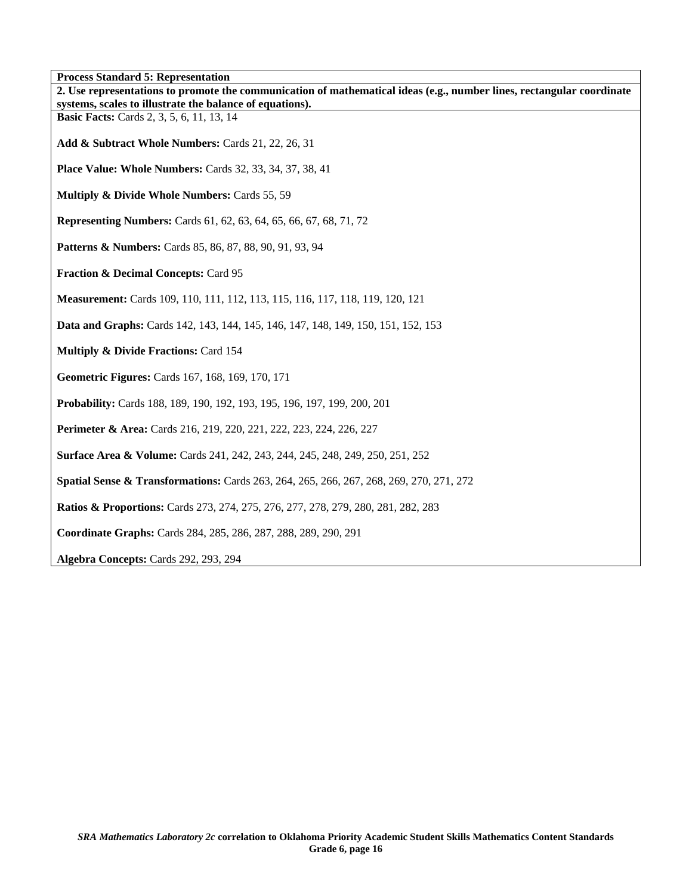**Process Standard 5: Representation**

**2. Use representations to promote the communication of mathematical ideas (e.g., number lines, rectangular coordinate systems, scales to illustrate the balance of equations).**

**Basic Facts:** Cards 2, 3, 5, 6, 11, 13, 14

**Add & Subtract Whole Numbers:** Cards 21, 22, 26, 31

**Place Value: Whole Numbers:** Cards 32, 33, 34, 37, 38, 41

**Multiply & Divide Whole Numbers:** Cards 55, 59

**Representing Numbers:** Cards 61, 62, 63, 64, 65, 66, 67, 68, 71, 72

**Patterns & Numbers:** Cards 85, 86, 87, 88, 90, 91, 93, 94

**Fraction & Decimal Concepts:** Card 95

**Measurement:** Cards 109, 110, 111, 112, 113, 115, 116, 117, 118, 119, 120, 121

**Data and Graphs:** Cards 142, 143, 144, 145, 146, 147, 148, 149, 150, 151, 152, 153

**Multiply & Divide Fractions:** Card 154

**Geometric Figures:** Cards 167, 168, 169, 170, 171

**Probability:** Cards 188, 189, 190, 192, 193, 195, 196, 197, 199, 200, 201

**Perimeter & Area:** Cards 216, 219, 220, 221, 222, 223, 224, 226, 227

**Surface Area & Volume:** Cards 241, 242, 243, 244, 245, 248, 249, 250, 251, 252

**Spatial Sense & Transformations:** Cards 263, 264, 265, 266, 267, 268, 269, 270, 271, 272

**Ratios & Proportions:** Cards 273, 274, 275, 276, 277, 278, 279, 280, 281, 282, 283

**Coordinate Graphs:** Cards 284, 285, 286, 287, 288, 289, 290, 291

**Algebra Concepts:** Cards 292, 293, 294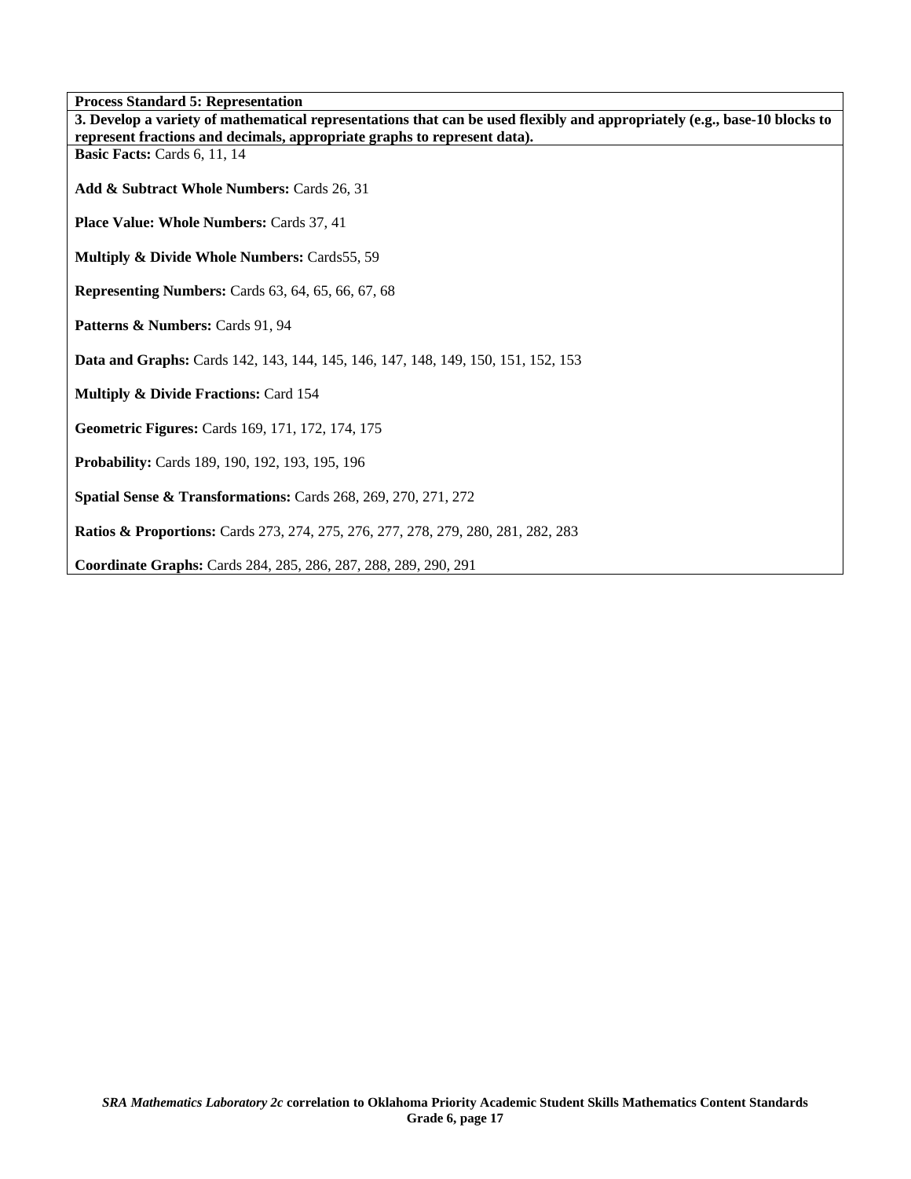**Process Standard 5: Representation**

**3. Develop a variety of mathematical representations that can be used flexibly and appropriately (e.g., base-10 blocks to represent fractions and decimals, appropriate graphs to represent data).**

**Basic Facts:** Cards 6, 11, 14

**Add & Subtract Whole Numbers:** Cards 26, 31

**Place Value: Whole Numbers:** Cards 37, 41

**Multiply & Divide Whole Numbers:** Cards55, 59

**Representing Numbers:** Cards 63, 64, 65, 66, 67, 68

**Patterns & Numbers:** Cards 91, 94

**Data and Graphs:** Cards 142, 143, 144, 145, 146, 147, 148, 149, 150, 151, 152, 153

**Multiply & Divide Fractions:** Card 154

**Geometric Figures:** Cards 169, 171, 172, 174, 175

**Probability:** Cards 189, 190, 192, 193, 195, 196

**Spatial Sense & Transformations:** Cards 268, 269, 270, 271, 272

**Ratios & Proportions:** Cards 273, 274, 275, 276, 277, 278, 279, 280, 281, 282, 283

**Coordinate Graphs:** Cards 284, 285, 286, 287, 288, 289, 290, 291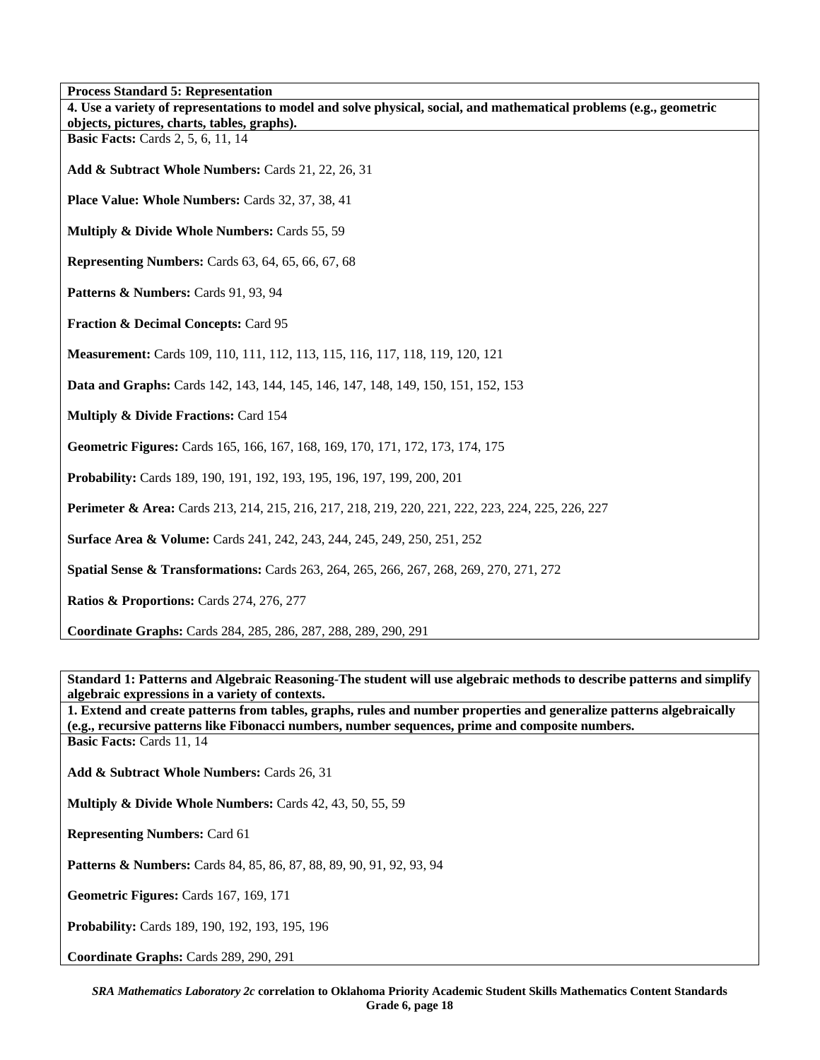**Process Standard 5: Representation**

**4. Use a variety of representations to model and solve physical, social, and mathematical problems (e.g., geometric objects, pictures, charts, tables, graphs).**

**Basic Facts:** Cards 2, 5, 6, 11, 14

**Add & Subtract Whole Numbers:** Cards 21, 22, 26, 31

**Place Value: Whole Numbers:** Cards 32, 37, 38, 41

**Multiply & Divide Whole Numbers:** Cards 55, 59

**Representing Numbers:** Cards 63, 64, 65, 66, 67, 68

**Patterns & Numbers:** Cards 91, 93, 94

**Fraction & Decimal Concepts:** Card 95

**Measurement:** Cards 109, 110, 111, 112, 113, 115, 116, 117, 118, 119, 120, 121

**Data and Graphs:** Cards 142, 143, 144, 145, 146, 147, 148, 149, 150, 151, 152, 153

**Multiply & Divide Fractions:** Card 154

**Geometric Figures:** Cards 165, 166, 167, 168, 169, 170, 171, 172, 173, 174, 175

**Probability:** Cards 189, 190, 191, 192, 193, 195, 196, 197, 199, 200, 201

**Perimeter & Area:** Cards 213, 214, 215, 216, 217, 218, 219, 220, 221, 222, 223, 224, 225, 226, 227

**Surface Area & Volume:** Cards 241, 242, 243, 244, 245, 249, 250, 251, 252

**Spatial Sense & Transformations:** Cards 263, 264, 265, 266, 267, 268, 269, 270, 271, 272

**Ratios & Proportions:** Cards 274, 276, 277

**Coordinate Graphs:** Cards 284, 285, 286, 287, 288, 289, 290, 291

**Standard 1: Patterns and Algebraic Reasoning-The student will use algebraic methods to describe patterns and simplify algebraic expressions in a variety of contexts.**

**1. Extend and create patterns from tables, graphs, rules and number properties and generalize patterns algebraically (e.g., recursive patterns like Fibonacci numbers, number sequences, prime and composite numbers.**

**Basic Facts:** Cards 11, 14

**Add & Subtract Whole Numbers:** Cards 26, 31

**Multiply & Divide Whole Numbers:** Cards 42, 43, 50, 55, 59

**Representing Numbers:** Card 61

**Patterns & Numbers:** Cards 84, 85, 86, 87, 88, 89, 90, 91, 92, 93, 94

**Geometric Figures:** Cards 167, 169, 171

**Probability:** Cards 189, 190, 192, 193, 195, 196

**Coordinate Graphs:** Cards 289, 290, 291

***SRA Mathematics Laboratory 2c* correlation to Oklahoma Priority Academic Student Skills Mathematics Content Standards Grade 6, page 18**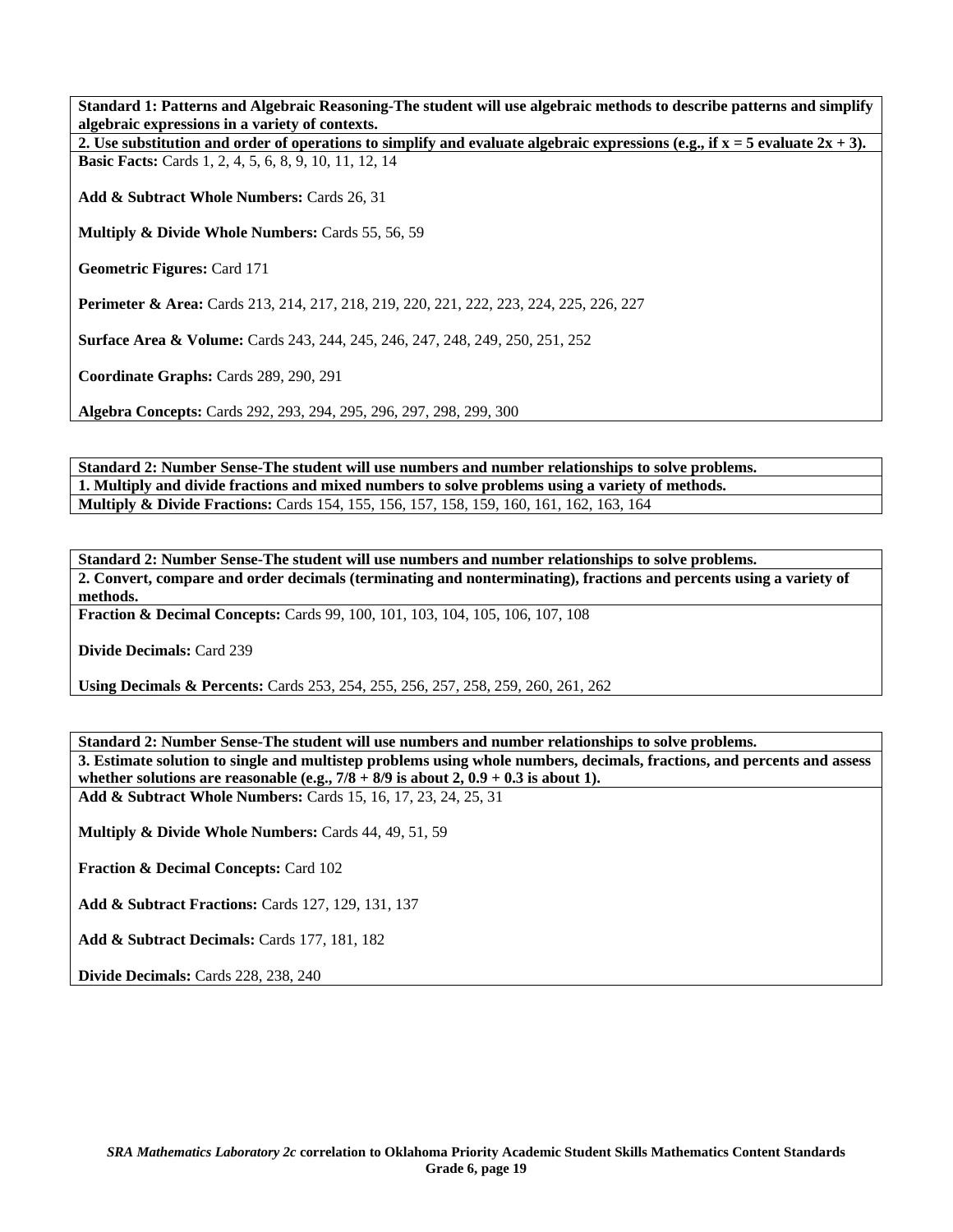| **Standard 1: Patterns and Algebraic Reasoning-The student will use algebraic methods to describe patterns and simplify algebraic expressions in a variety of contexts.** |
|---|
| **2. Use substitution and order of operations to simplify and evaluate algebraic expressions (e.g., if $x = 5$ evaluate $2x + 3$).** |
| **Basic Facts:** Cards 1, 2, 4, 5, 6, 8, 9, 10, 11, 12, 14<br><br>**Add & Subtract Whole Numbers:** Cards 26, 31<br><br>**Multiply & Divide Whole Numbers:** Cards 55, 56, 59<br><br>**Geometric Figures:** Card 171<br><br>**Perimeter & Area:** Cards 213, 214, 217, 218, 219, 220, 221, 222, 223, 224, 225, 226, 227<br><br>**Surface Area & Volume:** Cards 243, 244, 245, 246, 247, 248, 249, 250, 251, 252<br><br>**Coordinate Graphs:** Cards 289, 290, 291<br><br>**Algebra Concepts:** Cards 292, 293, 294, 295, 296, 297, 298, 299, 300 |

| **Standard 2: Number Sense-The student will use numbers and number relationships to solve problems.** |
|---|
| **1. Multiply and divide fractions and mixed numbers to solve problems using a variety of methods.** |
| **Multiply & Divide Fractions:** Cards 154, 155, 156, 157, 158, 159, 160, 161, 162, 163, 164 |

| **Standard 2: Number Sense-The student will use numbers and number relationships to solve problems.** |
|---|
| **2. Convert, compare and order decimals (terminating and nonterminating), fractions and percents using a variety of methods.** |
| **Fraction & Decimal Concepts:** Cards 99, 100, 101, 103, 104, 105, 106, 107, 108<br><br>**Divide Decimals:** Card 239<br><br>**Using Decimals & Percents:** Cards 253, 254, 255, 256, 257, 258, 259, 260, 261, 262 |

| **Standard 2: Number Sense-The student will use numbers and number relationships to solve problems.** |
|---|
| **3. Estimate solution to single and multistep problems using whole numbers, decimals, fractions, and percents and assess whether solutions are reasonable (e.g., $7/8 + 8/9$ is about 2, $0.9 + 0.3$ is about 1).** |
| **Add & Subtract Whole Numbers:** Cards 15, 16, 17, 23, 24, 25, 31<br><br>**Multiply & Divide Whole Numbers:** Cards 44, 49, 51, 59<br><br>**Fraction & Decimal Concepts:** Card 102<br><br>**Add & Subtract Fractions:** Cards 127, 129, 131, 137<br><br>**Add & Subtract Decimals:** Cards 177, 181, 182<br><br>**Divide Decimals:** Cards 228, 238, 240 |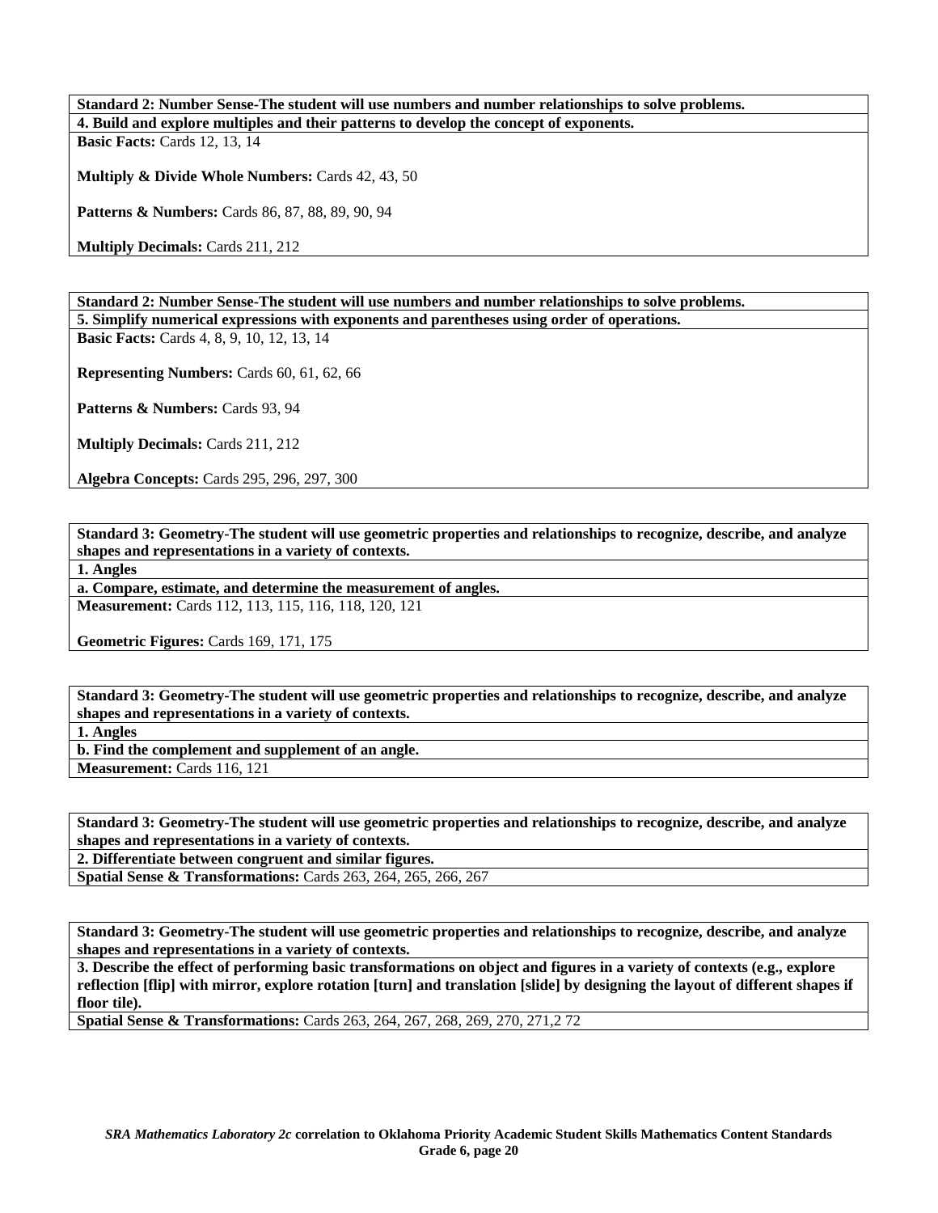**Standard 2: Number Sense-The student will use numbers and number relationships to solve problems.**

**4. Build and explore multiples and their patterns to develop the concept of exponents.**

**Basic Facts:** Cards 12, 13, 14

**Multiply & Divide Whole Numbers:** Cards 42, 43, 50

**Patterns & Numbers:** Cards 86, 87, 88, 89, 90, 94

**Multiply Decimals:** Cards 211, 212

**Standard 2: Number Sense-The student will use numbers and number relationships to solve problems.**

**5. Simplify numerical expressions with exponents and parentheses using order of operations.**

**Basic Facts:** Cards 4, 8, 9, 10, 12, 13, 14

**Representing Numbers:** Cards 60, 61, 62, 66

**Patterns & Numbers:** Cards 93, 94

**Multiply Decimals:** Cards 211, 212

**Algebra Concepts:** Cards 295, 296, 297, 300

**Standard 3: Geometry-The student will use geometric properties and relationships to recognize, describe, and analyze shapes and representations in a variety of contexts.**

**1. Angles**

**a. Compare, estimate, and determine the measurement of angles.**

**Measurement:** Cards 112, 113, 115, 116, 118, 120, 121

**Geometric Figures:** Cards 169, 171, 175

**Standard 3: Geometry-The student will use geometric properties and relationships to recognize, describe, and analyze shapes and representations in a variety of contexts.**

**1. Angles**

**b. Find the complement and supplement of an angle.**

**Measurement:** Cards 116, 121

**Standard 3: Geometry-The student will use geometric properties and relationships to recognize, describe, and analyze shapes and representations in a variety of contexts.**

**2. Differentiate between congruent and similar figures.**

**Spatial Sense & Transformations:** Cards 263, 264, 265, 266, 267

**Standard 3: Geometry-The student will use geometric properties and relationships to recognize, describe, and analyze shapes and representations in a variety of contexts.**

**3. Describe the effect of performing basic transformations on object and figures in a variety of contexts (e.g., explore reflection [flip] with mirror, explore rotation [turn] and translation [slide] by designing the layout of different shapes if floor tile).**

**Spatial Sense & Transformations:** Cards 263, 264, 267, 268, 269, 270, 271,2 72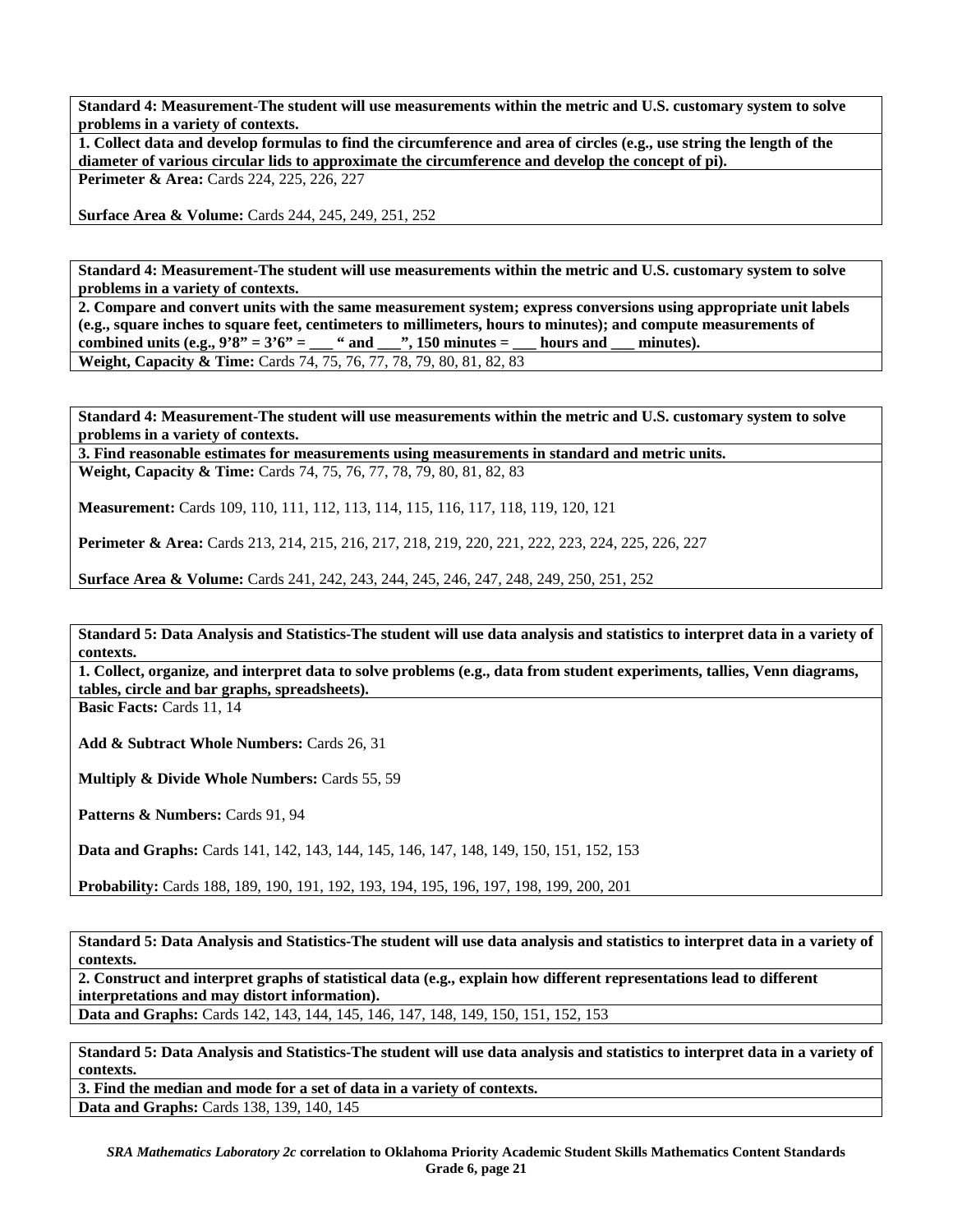**Standard 4: Measurement-The student will use measurements within the metric and U.S. customary system to solve problems in a variety of contexts.**

**1. Collect data and develop formulas to find the circumference and area of circles (e.g., use string the length of the diameter of various circular lids to approximate the circumference and develop the concept of pi).**

**Perimeter & Area:** Cards 224, 225, 226, 227

**Surface Area & Volume:** Cards 244, 245, 249, 251, 252

**Standard 4: Measurement-The student will use measurements within the metric and U.S. customary system to solve problems in a variety of contexts.**

**2. Compare and convert units with the same measurement system; express conversions using appropriate unit labels (e.g., square inches to square feet, centimeters to millimeters, hours to minutes); and compute measurements of combined units (e.g., 9'8" = 3'6" = ___ " and ___", 150 minutes = ___ hours and ___ minutes).**

**Weight, Capacity & Time:** Cards 74, 75, 76, 77, 78, 79, 80, 81, 82, 83

**Standard 4: Measurement-The student will use measurements within the metric and U.S. customary system to solve problems in a variety of contexts.**

**3. Find reasonable estimates for measurements using measurements in standard and metric units.**

**Weight, Capacity & Time:** Cards 74, 75, 76, 77, 78, 79, 80, 81, 82, 83

**Measurement:** Cards 109, 110, 111, 112, 113, 114, 115, 116, 117, 118, 119, 120, 121

**Perimeter & Area:** Cards 213, 214, 215, 216, 217, 218, 219, 220, 221, 222, 223, 224, 225, 226, 227

**Surface Area & Volume:** Cards 241, 242, 243, 244, 245, 246, 247, 248, 249, 250, 251, 252

**Standard 5: Data Analysis and Statistics-The student will use data analysis and statistics to interpret data in a variety of contexts.**

**1. Collect, organize, and interpret data to solve problems (e.g., data from student experiments, tallies, Venn diagrams, tables, circle and bar graphs, spreadsheets).**

**Basic Facts:** Cards 11, 14

**Add & Subtract Whole Numbers:** Cards 26, 31

**Multiply & Divide Whole Numbers:** Cards 55, 59

**Patterns & Numbers:** Cards 91, 94

**Data and Graphs:** Cards 141, 142, 143, 144, 145, 146, 147, 148, 149, 150, 151, 152, 153

**Probability:** Cards 188, 189, 190, 191, 192, 193, 194, 195, 196, 197, 198, 199, 200, 201

**Standard 5: Data Analysis and Statistics-The student will use data analysis and statistics to interpret data in a variety of contexts.**

**2. Construct and interpret graphs of statistical data (e.g., explain how different representations lead to different interpretations and may distort information).**

**Data and Graphs:** Cards 142, 143, 144, 145, 146, 147, 148, 149, 150, 151, 152, 153

**Standard 5: Data Analysis and Statistics-The student will use data analysis and statistics to interpret data in a variety of contexts.**

**3. Find the median and mode for a set of data in a variety of contexts.**

**Data and Graphs:** Cards 138, 139, 140, 145

***SRA Mathematics Laboratory 2c* correlation to Oklahoma Priority Academic Student Skills Mathematics Content Standards**
**Grade 6, page 21**